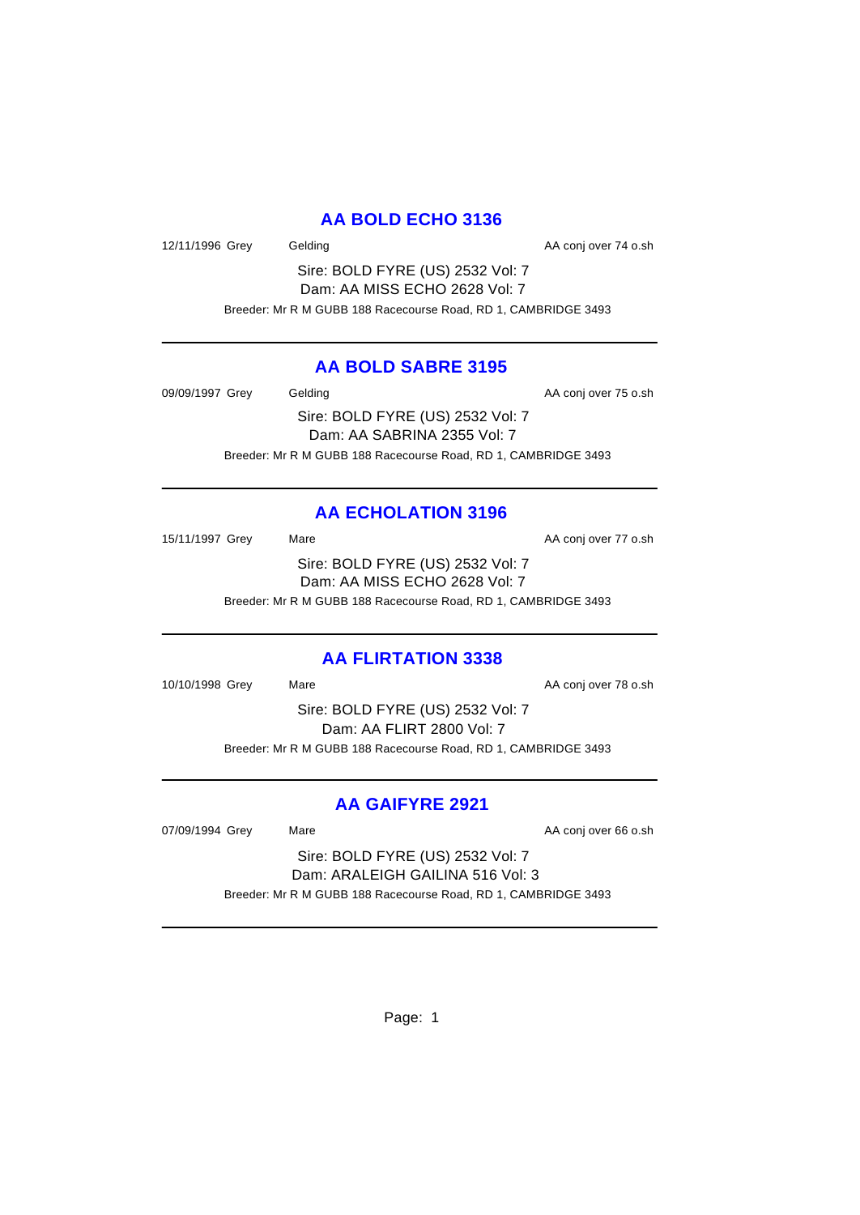## AA BOLD ECHO 3136

12/11/1996 Grey Gelding AA conj over 74 o.sh

Sire: BOLD FYRE (US) 2532 Vol: 7
Dam: AA MISS ECHO 2628 Vol: 7

Breeder: Mr R M GUBB 188 Racecourse Road, RD 1, CAMBRIDGE 3493

---

## AA BOLD SABRE 3195

09/09/1997 Grey Gelding AA conj over 75 o.sh

Sire: BOLD FYRE (US) 2532 Vol: 7
Dam: AA SABRINA 2355 Vol: 7

Breeder: Mr R M GUBB 188 Racecourse Road, RD 1, CAMBRIDGE 3493

---

## AA ECHOLATION 3196

15/11/1997 Grey Mare AA conj over 77 o.sh

Sire: BOLD FYRE (US) 2532 Vol: 7
Dam: AA MISS ECHO 2628 Vol: 7

Breeder: Mr R M GUBB 188 Racecourse Road, RD 1, CAMBRIDGE 3493

---

## AA FLIRTATION 3338

10/10/1998 Grey Mare AA conj over 78 o.sh

Sire: BOLD FYRE (US) 2532 Vol: 7
Dam: AA FLIRT 2800 Vol: 7

Breeder: Mr R M GUBB 188 Racecourse Road, RD 1, CAMBRIDGE 3493

---

## AA GAIFYRE 2921

07/09/1994 Grey Mare AA conj over 66 o.sh

Sire: BOLD FYRE (US) 2532 Vol: 7
Dam: ARALEIGH GAILINA 516 Vol: 3

Breeder: Mr R M GUBB 188 Racecourse Road, RD 1, CAMBRIDGE 3493

---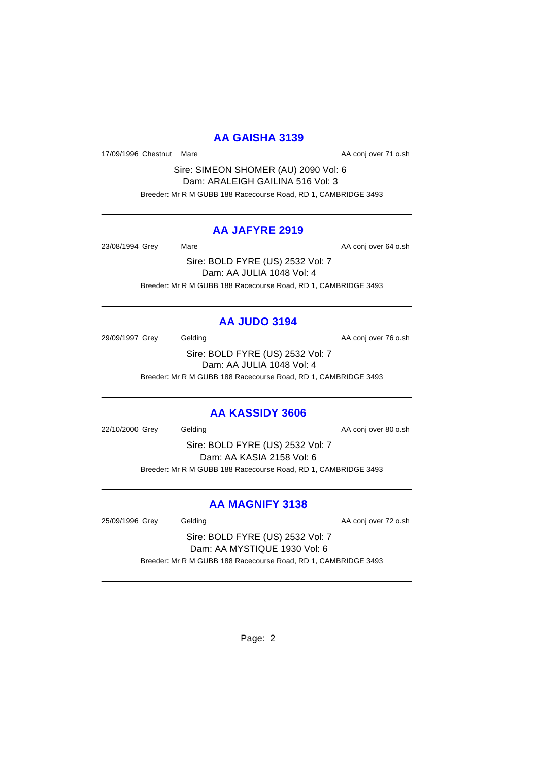## AA GAISHA 3139

17/09/1996 Chestnut Mare AA conj over 71 o.sh

Sire: SIMEON SHOMER (AU) 2090 Vol: 6
Dam: ARALEIGH GAILINA 516 Vol: 3

Breeder: Mr R M GUBB 188 Racecourse Road, RD 1, CAMBRIDGE 3493

---

## AA JAFYRE 2919

23/08/1994 Grey Mare AA conj over 64 o.sh

Sire: BOLD FYRE (US) 2532 Vol: 7
Dam: AA JULIA 1048 Vol: 4

Breeder: Mr R M GUBB 188 Racecourse Road, RD 1, CAMBRIDGE 3493

---

## AA JUDO 3194

29/09/1997 Grey Gelding AA conj over 76 o.sh

Sire: BOLD FYRE (US) 2532 Vol: 7
Dam: AA JULIA 1048 Vol: 4

Breeder: Mr R M GUBB 188 Racecourse Road, RD 1, CAMBRIDGE 3493

---

## AA KASSIDY 3606

22/10/2000 Grey Gelding AA conj over 80 o.sh

Sire: BOLD FYRE (US) 2532 Vol: 7
Dam: AA KASIA 2158 Vol: 6

Breeder: Mr R M GUBB 188 Racecourse Road, RD 1, CAMBRIDGE 3493

---

## AA MAGNIFY 3138

25/09/1996 Grey Gelding AA conj over 72 o.sh

Sire: BOLD FYRE (US) 2532 Vol: 7
Dam: AA MYSTIQUE 1930 Vol: 6

Breeder: Mr R M GUBB 188 Racecourse Road, RD 1, CAMBRIDGE 3493

---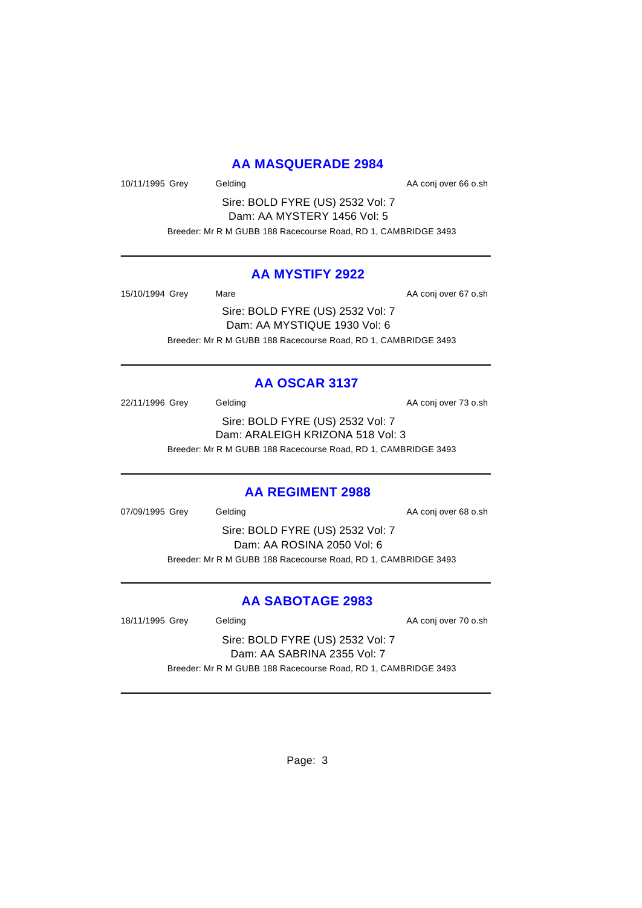## AA MASQUERADE 2984

10/11/1995 Grey Gelding AA conj over 66 o.sh

Sire: BOLD FYRE (US) 2532 Vol: 7
Dam: AA MYSTERY 1456 Vol: 5

Breeder: Mr R M GUBB 188 Racecourse Road, RD 1, CAMBRIDGE 3493

---

## AA MYSTIFY 2922

15/10/1994 Grey Mare AA conj over 67 o.sh

Sire: BOLD FYRE (US) 2532 Vol: 7
Dam: AA MYSTIQUE 1930 Vol: 6

Breeder: Mr R M GUBB 188 Racecourse Road, RD 1, CAMBRIDGE 3493

---

## AA OSCAR 3137

22/11/1996 Grey Gelding AA conj over 73 o.sh

Sire: BOLD FYRE (US) 2532 Vol: 7
Dam: ARALEIGH KRIZONA 518 Vol: 3

Breeder: Mr R M GUBB 188 Racecourse Road, RD 1, CAMBRIDGE 3493

---

## AA REGIMENT 2988

07/09/1995 Grey Gelding AA conj over 68 o.sh

Sire: BOLD FYRE (US) 2532 Vol: 7
Dam: AA ROSINA 2050 Vol: 6

Breeder: Mr R M GUBB 188 Racecourse Road, RD 1, CAMBRIDGE 3493

---

## AA SABOTAGE 2983

18/11/1995 Grey Gelding AA conj over 70 o.sh

Sire: BOLD FYRE (US) 2532 Vol: 7
Dam: AA SABRINA 2355 Vol: 7

Breeder: Mr R M GUBB 188 Racecourse Road, RD 1, CAMBRIDGE 3493

---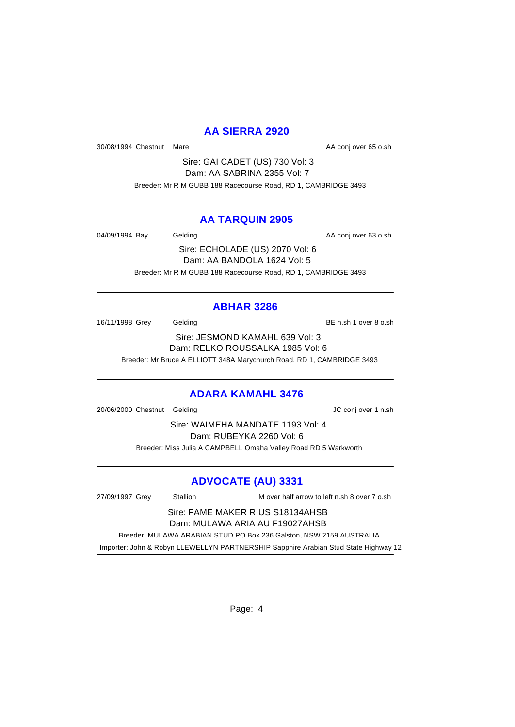## AA SIERRA 2920

30/08/1994 Chestnut Mare AA conj over 65 o.sh

Sire: GAI CADET (US) 730 Vol: 3
Dam: AA SABRINA 2355 Vol: 7

Breeder: Mr R M GUBB 188 Racecourse Road, RD 1, CAMBRIDGE 3493

---

## AA TARQUIN 2905

04/09/1994 Bay Gelding AA conj over 63 o.sh

Sire: ECHOLADE (US) 2070 Vol: 6
Dam: AA BANDOLA 1624 Vol: 5

Breeder: Mr R M GUBB 188 Racecourse Road, RD 1, CAMBRIDGE 3493

---

## ABHAR 3286

16/11/1998 Grey Gelding BE n.sh 1 over 8 o.sh

Sire: JESMOND KAMAHL 639 Vol: 3
Dam: RELKO ROUSSALKA 1985 Vol: 6

Breeder: Mr Bruce A ELLIOTT 348A Marychurch Road, RD 1, CAMBRIDGE 3493

---

## ADARA KAMAHL 3476

20/06/2000 Chestnut Gelding JC conj over 1 n.sh

Sire: WAIMEHA MANDATE 1193 Vol: 4
Dam: RUBEYKA 2260 Vol: 6

Breeder: Miss Julia A CAMPBELL Omaha Valley Road RD 5 Warkworth

---

## ADVOCATE (AU) 3331

27/09/1997 Grey Stallion M over half arrow to left n.sh 8 over 7 o.sh

Sire: FAME MAKER R US S18134AHSB
Dam: MULAWA ARIA AU F19027AHSB

Breeder: MULAWA ARABIAN STUD PO Box 236 Galston, NSW 2159 AUSTRALIA

Importer: John & Robyn LLEWELLYN PARTNERSHIP Sapphire Arabian Stud State Highway 12

---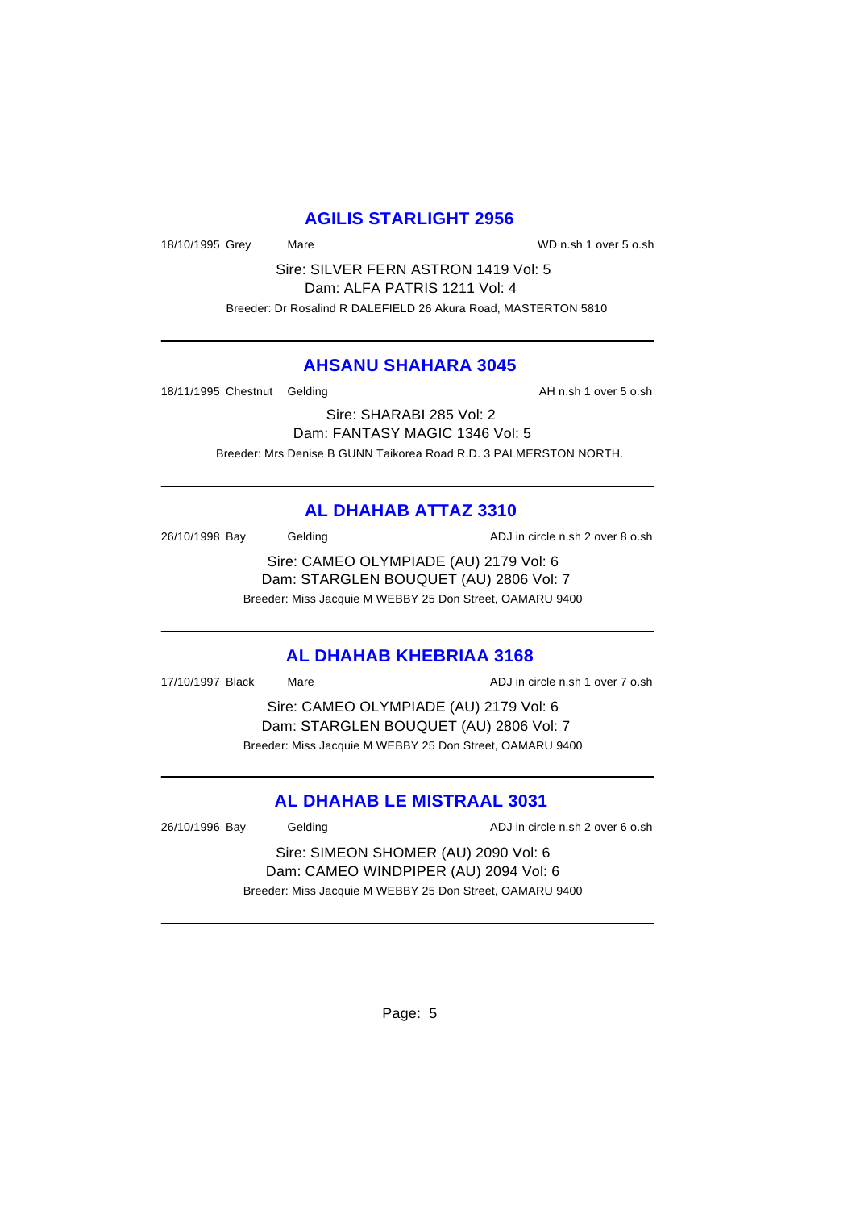## AGILIS STARLIGHT 2956

18/10/1995 Grey Mare WD n.sh 1 over 5 o.sh

Sire: SILVER FERN ASTRON 1419 Vol: 5
Dam: ALFA PATRIS 1211 Vol: 4
Breeder: Dr Rosalind R DALEFIELD 26 Akura Road, MASTERTON 5810

---

## AHSANU SHAHARA 3045

18/11/1995 Chestnut Gelding AH n.sh 1 over 5 o.sh

Sire: SHARABI 285 Vol: 2
Dam: FANTASY MAGIC 1346 Vol: 5
Breeder: Mrs Denise B GUNN Taikorea Road R.D. 3 PALMERSTON NORTH.

---

## AL DHAHAB ATTAZ 3310

26/10/1998 Bay Gelding ADJ in circle n.sh 2 over 8 o.sh

Sire: CAMEO OLYMPIADE (AU) 2179 Vol: 6
Dam: STARGLEN BOUQUET (AU) 2806 Vol: 7
Breeder: Miss Jacquie M WEBBY 25 Don Street, OAMARU 9400

---

## AL DHAHAB KHEBRIAA 3168

17/10/1997 Black Mare ADJ in circle n.sh 1 over 7 o.sh

Sire: CAMEO OLYMPIADE (AU) 2179 Vol: 6
Dam: STARGLEN BOUQUET (AU) 2806 Vol: 7
Breeder: Miss Jacquie M WEBBY 25 Don Street, OAMARU 9400

---

## AL DHAHAB LE MISTRAAL 3031

26/10/1996 Bay Gelding ADJ in circle n.sh 2 over 6 o.sh

Sire: SIMEON SHOMER (AU) 2090 Vol: 6
Dam: CAMEO WINDPIPER (AU) 2094 Vol: 6
Breeder: Miss Jacquie M WEBBY 25 Don Street, OAMARU 9400

---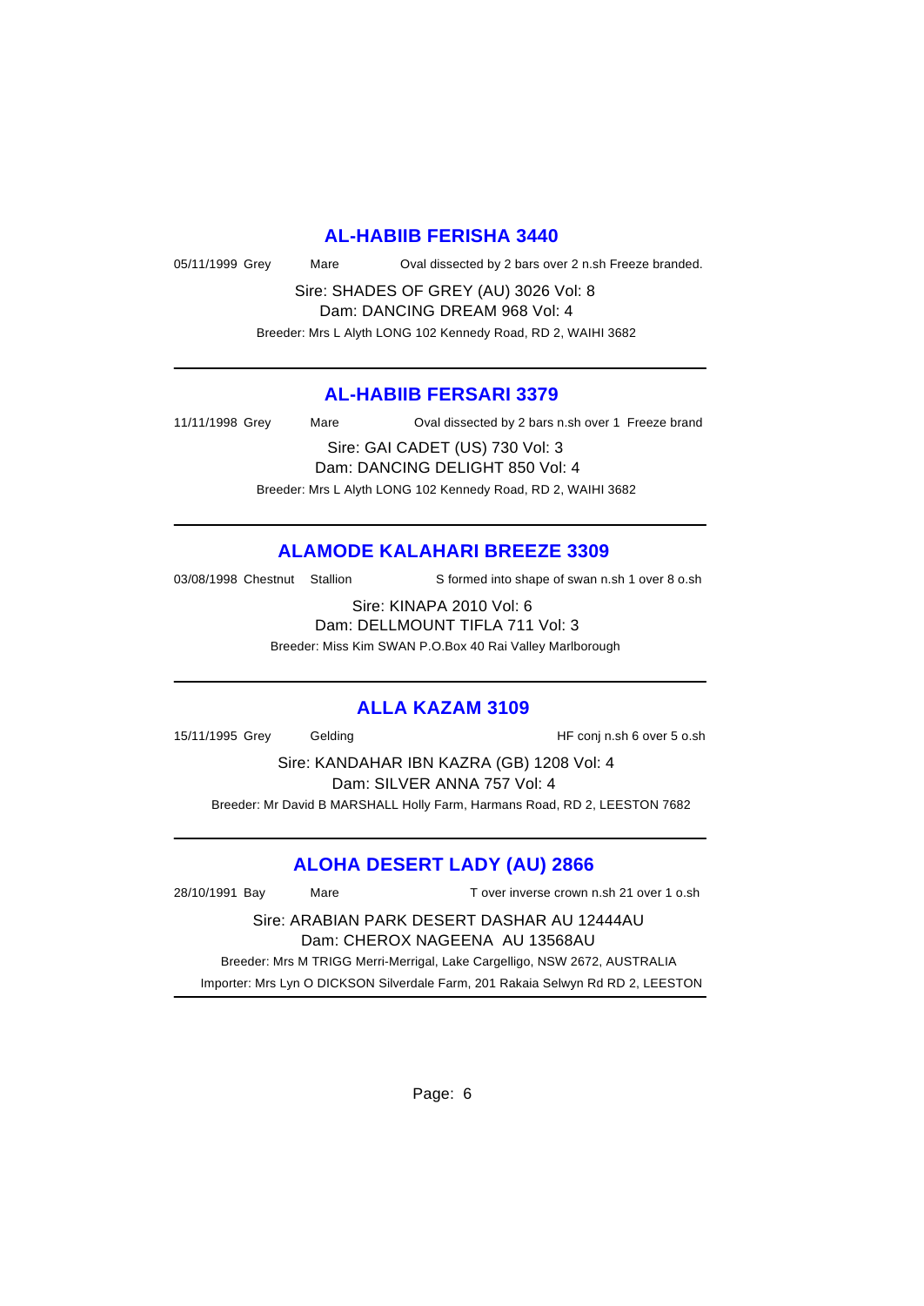## AL-HABIIB FERISHA 3440

05/11/1999 Grey Mare Oval dissected by 2 bars over 2 n.sh Freeze branded.

Sire: SHADES OF GREY (AU) 3026 Vol: 8
Dam: DANCING DREAM 968 Vol: 4

Breeder: Mrs L Alyth LONG 102 Kennedy Road, RD 2, WAIHI 3682

---

## AL-HABIIB FERSARI 3379

11/11/1998 Grey Mare Oval dissected by 2 bars n.sh over 1 Freeze brand

Sire: GAI CADET (US) 730 Vol: 3
Dam: DANCING DELIGHT 850 Vol: 4

Breeder: Mrs L Alyth LONG 102 Kennedy Road, RD 2, WAIHI 3682

---

## ALAMODE KALAHARI BREEZE 3309

03/08/1998 Chestnut Stallion S formed into shape of swan n.sh 1 over 8 o.sh

Sire: KINAPA 2010 Vol: 6
Dam: DELLMOUNT TIFLA 711 Vol: 3

Breeder: Miss Kim SWAN P.O.Box 40 Rai Valley Marlborough

---

## ALLA KAZAM 3109

15/11/1995 Grey Gelding HF conj n.sh 6 over 5 o.sh

Sire: KANDAHAR IBN KAZRA (GB) 1208 Vol: 4
Dam: SILVER ANNA 757 Vol: 4

Breeder: Mr David B MARSHALL Holly Farm, Harmans Road, RD 2, LEESTON 7682

---

## ALOHA DESERT LADY (AU) 2866

28/10/1991 Bay Mare T over inverse crown n.sh 21 over 1 o.sh

Sire: ARABIAN PARK DESERT DASHAR AU 12444AU
Dam: CHEROX NAGEENA AU 13568AU

Breeder: Mrs M TRIGG Merri-Merrigal, Lake Cargelligo, NSW 2672, AUSTRALIA

Importer: Mrs Lyn O DICKSON Silverdale Farm, 201 Rakaia Selwyn Rd RD 2, LEESTON

---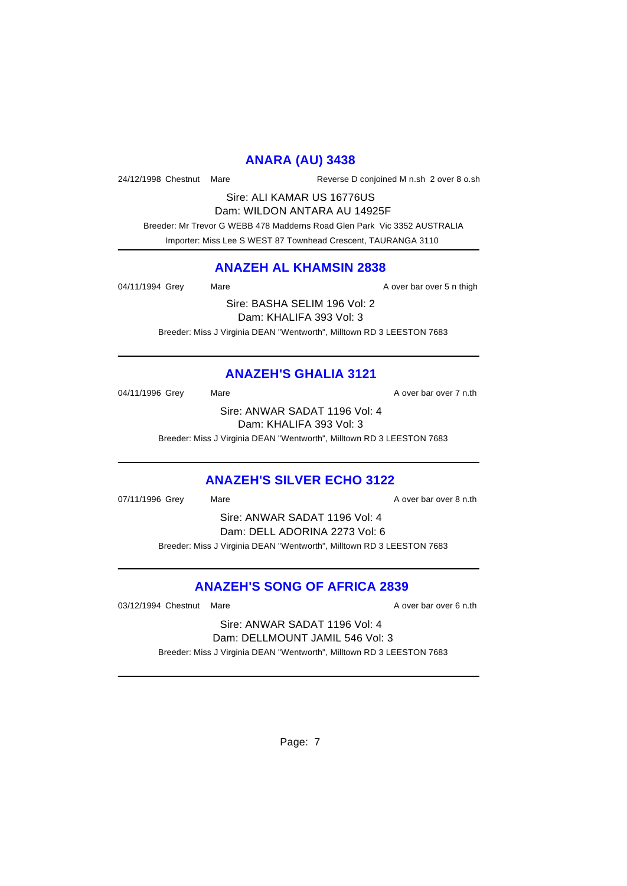## ANARA (AU) 3438

24/12/1998 Chestnut Mare Reverse D conjoined M n.sh 2 over 8 o.sh

Sire: ALI KAMAR US 16776US
Dam: WILDON ANTARA AU 14925F

Breeder: Mr Trevor G WEBB 478 Madderns Road Glen Park Vic 3352 AUSTRALIA
Importer: Miss Lee S WEST 87 Townhead Crescent, TAURANGA 3110

---

## ANAZEH AL KHAMSIN 2838

04/11/1994 Grey Mare A over bar over 5 n thigh

Sire: BASHA SELIM 196 Vol: 2
Dam: KHALIFA 393 Vol: 3

Breeder: Miss J Virginia DEAN "Wentworth", Milltown RD 3 LEESTON 7683

---

## ANAZEH'S GHALIA 3121

04/11/1996 Grey Mare A over bar over 7 n.th

Sire: ANWAR SADAT 1196 Vol: 4
Dam: KHALIFA 393 Vol: 3

Breeder: Miss J Virginia DEAN "Wentworth", Milltown RD 3 LEESTON 7683

---

## ANAZEH'S SILVER ECHO 3122

07/11/1996 Grey Mare A over bar over 8 n.th

Sire: ANWAR SADAT 1196 Vol: 4
Dam: DELL ADORINA 2273 Vol: 6

Breeder: Miss J Virginia DEAN "Wentworth", Milltown RD 3 LEESTON 7683

---

## ANAZEH'S SONG OF AFRICA 2839

03/12/1994 Chestnut Mare A over bar over 6 n.th

Sire: ANWAR SADAT 1196 Vol: 4
Dam: DELLMOUNT JAMIL 546 Vol: 3

Breeder: Miss J Virginia DEAN "Wentworth", Milltown RD 3 LEESTON 7683

---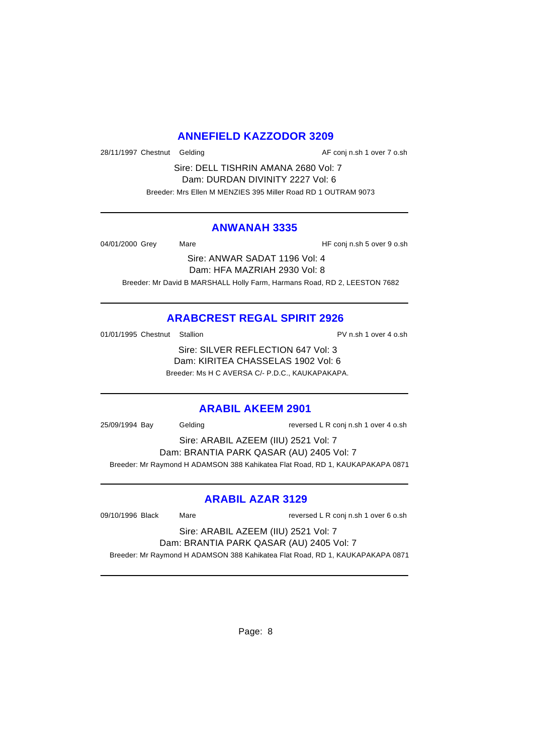## ANNEFIELD KAZZODOR 3209

28/11/1997 Chestnut Gelding AF conj n.sh 1 over 7 o.sh

Sire: DELL TISHRIN AMANA 2680 Vol: 7
Dam: DURDAN DIVINITY 2227 Vol: 6
Breeder: Mrs Ellen M MENZIES 395 Miller Road RD 1 OUTRAM 9073

---

## ANWANAH 3335

04/01/2000 Grey Mare HF conj n.sh 5 over 9 o.sh

Sire: ANWAR SADAT 1196 Vol: 4
Dam: HFA MAZRIAH 2930 Vol: 8
Breeder: Mr David B MARSHALL Holly Farm, Harmans Road, RD 2, LEESTON 7682

---

## ARABCREST REGAL SPIRIT 2926

01/01/1995 Chestnut Stallion PV n.sh 1 over 4 o.sh

Sire: SILVER REFLECTION 647 Vol: 3
Dam: KIRITEA CHASSELAS 1902 Vol: 6
Breeder: Ms H C AVERSA C/- P.D.C., KAUKAPAKAPA.

---

## ARABIL AKEEM 2901

25/09/1994 Bay Gelding reversed L R conj n.sh 1 over 4 o.sh

Sire: ARABIL AZEEM (IIU) 2521 Vol: 7
Dam: BRANTIA PARK QASAR (AU) 2405 Vol: 7
Breeder: Mr Raymond H ADAMSON 388 Kahikatea Flat Road, RD 1, KAUKAPAKAPA 0871

---

## ARABIL AZAR 3129

09/10/1996 Black Mare reversed L R conj n.sh 1 over 6 o.sh

Sire: ARABIL AZEEM (IIU) 2521 Vol: 7
Dam: BRANTIA PARK QASAR (AU) 2405 Vol: 7
Breeder: Mr Raymond H ADAMSON 388 Kahikatea Flat Road, RD 1, KAUKAPAKAPA 0871

---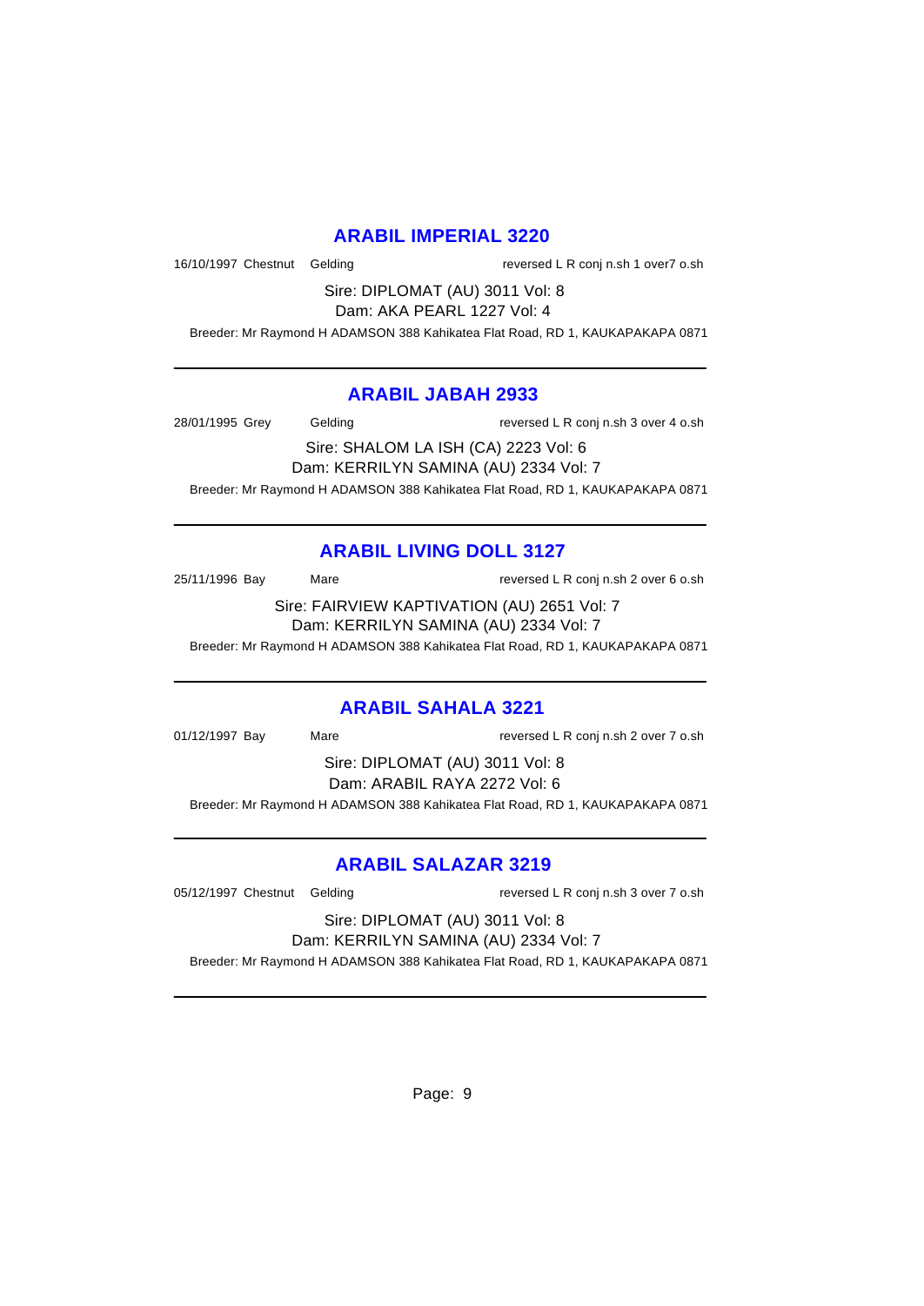## ARABIL IMPERIAL 3220

16/10/1997 Chestnut Gelding reversed L R conj n.sh 1 over7 o.sh

Sire: DIPLOMAT (AU) 3011 Vol: 8

Dam: AKA PEARL 1227 Vol: 4

Breeder: Mr Raymond H ADAMSON 388 Kahikatea Flat Road, RD 1, KAUKAPAKAPA 0871

---

## ARABIL JABAH 2933

28/01/1995 Grey Gelding reversed L R conj n.sh 3 over 4 o.sh

Sire: SHALOM LA ISH (CA) 2223 Vol: 6

Dam: KERRILYN SAMINA (AU) 2334 Vol: 7

Breeder: Mr Raymond H ADAMSON 388 Kahikatea Flat Road, RD 1, KAUKAPAKAPA 0871

---

## ARABIL LIVING DOLL 3127

25/11/1996 Bay Mare reversed L R conj n.sh 2 over 6 o.sh

Sire: FAIRVIEW KAPTIVATION (AU) 2651 Vol: 7

Dam: KERRILYN SAMINA (AU) 2334 Vol: 7

Breeder: Mr Raymond H ADAMSON 388 Kahikatea Flat Road, RD 1, KAUKAPAKAPA 0871

---

## ARABIL SAHALA 3221

01/12/1997 Bay Mare reversed L R conj n.sh 2 over 7 o.sh

Sire: DIPLOMAT (AU) 3011 Vol: 8

Dam: ARABIL RAYA 2272 Vol: 6

Breeder: Mr Raymond H ADAMSON 388 Kahikatea Flat Road, RD 1, KAUKAPAKAPA 0871

---

## ARABIL SALAZAR 3219

05/12/1997 Chestnut Gelding reversed L R conj n.sh 3 over 7 o.sh

Sire: DIPLOMAT (AU) 3011 Vol: 8

Dam: KERRILYN SAMINA (AU) 2334 Vol: 7

Breeder: Mr Raymond H ADAMSON 388 Kahikatea Flat Road, RD 1, KAUKAPAKAPA 0871

---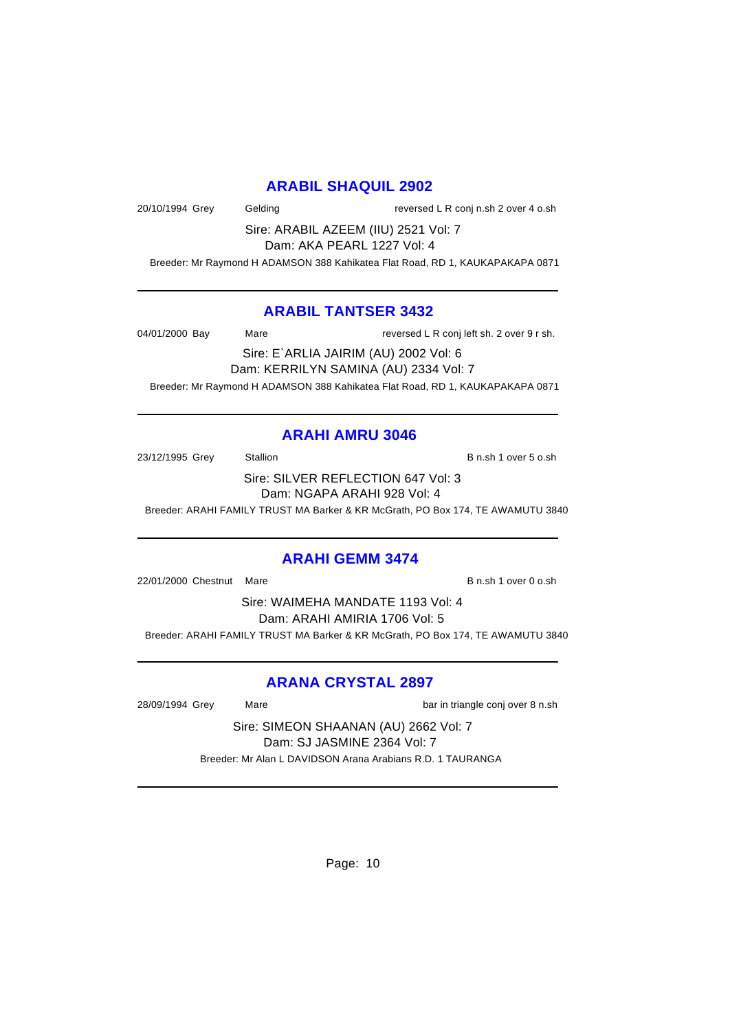## ARABIL SHAQUIL 2902

20/10/1994 Grey Gelding reversed L R conj n.sh 2 over 4 o.sh

Sire: ARABIL AZEEM (IIU) 2521 Vol: 7
Dam: AKA PEARL 1227 Vol: 4

Breeder: Mr Raymond H ADAMSON 388 Kahikatea Flat Road, RD 1, KAUKAPAKAPA 0871

---

## ARABIL TANTSER 3432

04/01/2000 Bay Mare reversed L R conj left sh. 2 over 9 r sh.

Sire: E`ARLIA JAIRIM (AU) 2002 Vol: 6
Dam: KERRILYN SAMINA (AU) 2334 Vol: 7

Breeder: Mr Raymond H ADAMSON 388 Kahikatea Flat Road, RD 1, KAUKAPAKAPA 0871

---

## ARAHI AMRU 3046

23/12/1995 Grey Stallion B n.sh 1 over 5 o.sh

Sire: SILVER REFLECTION 647 Vol: 3
Dam: NGAPA ARAHI 928 Vol: 4

Breeder: ARAHI FAMILY TRUST MA Barker & KR McGrath, PO Box 174, TE AWAMUTU 3840

---

## ARAHI GEMM 3474

22/01/2000 Chestnut Mare B n.sh 1 over 0 o.sh

Sire: WAIMEHA MANDATE 1193 Vol: 4
Dam: ARAHI AMIRIA 1706 Vol: 5

Breeder: ARAHI FAMILY TRUST MA Barker & KR McGrath, PO Box 174, TE AWAMUTU 3840

---

## ARANA CRYSTAL 2897

28/09/1994 Grey Mare bar in triangle conj over 8 n.sh

Sire: SIMEON SHAANAN (AU) 2662 Vol: 7
Dam: SJ JASMINE 2364 Vol: 7

Breeder: Mr Alan L DAVIDSON Arana Arabians R.D. 1 TAURANGA

---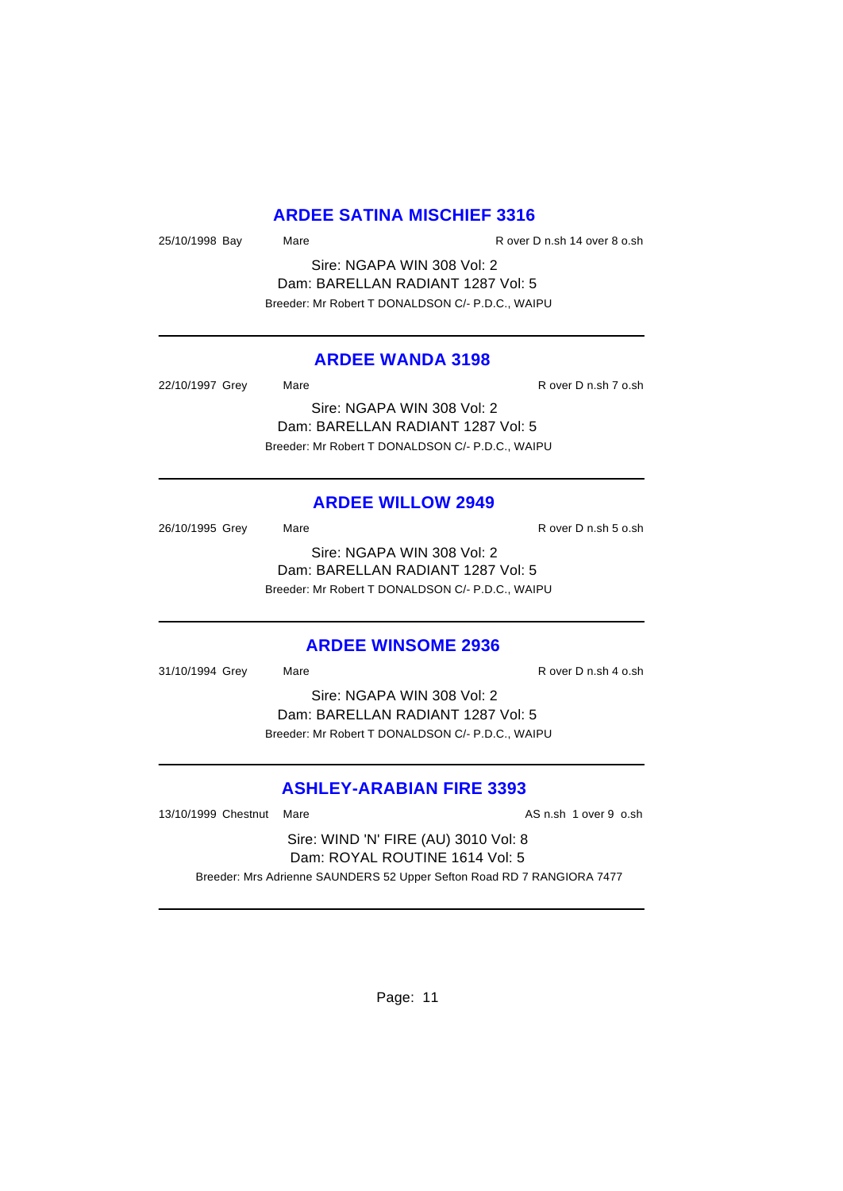## ARDEE SATINA MISCHIEF 3316

25/10/1998 Bay Mare R over D n.sh 14 over 8 o.sh

Sire: NGAPA WIN 308 Vol: 2
Dam: BARELLAN RADIANT 1287 Vol: 5
Breeder: Mr Robert T DONALDSON C/- P.D.C., WAIPU

---

## ARDEE WANDA 3198

22/10/1997 Grey Mare R over D n.sh 7 o.sh

Sire: NGAPA WIN 308 Vol: 2
Dam: BARELLAN RADIANT 1287 Vol: 5
Breeder: Mr Robert T DONALDSON C/- P.D.C., WAIPU

---

## ARDEE WILLOW 2949

26/10/1995 Grey Mare R over D n.sh 5 o.sh

Sire: NGAPA WIN 308 Vol: 2
Dam: BARELLAN RADIANT 1287 Vol: 5
Breeder: Mr Robert T DONALDSON C/- P.D.C., WAIPU

---

## ARDEE WINSOME 2936

31/10/1994 Grey Mare R over D n.sh 4 o.sh

Sire: NGAPA WIN 308 Vol: 2
Dam: BARELLAN RADIANT 1287 Vol: 5
Breeder: Mr Robert T DONALDSON C/- P.D.C., WAIPU

---

## ASHLEY-ARABIAN FIRE 3393

13/10/1999 Chestnut Mare AS n.sh 1 over 9 o.sh

Sire: WIND 'N' FIRE (AU) 3010 Vol: 8
Dam: ROYAL ROUTINE 1614 Vol: 5
Breeder: Mrs Adrienne SAUNDERS 52 Upper Sefton Road RD 7 RANGIORA 7477

---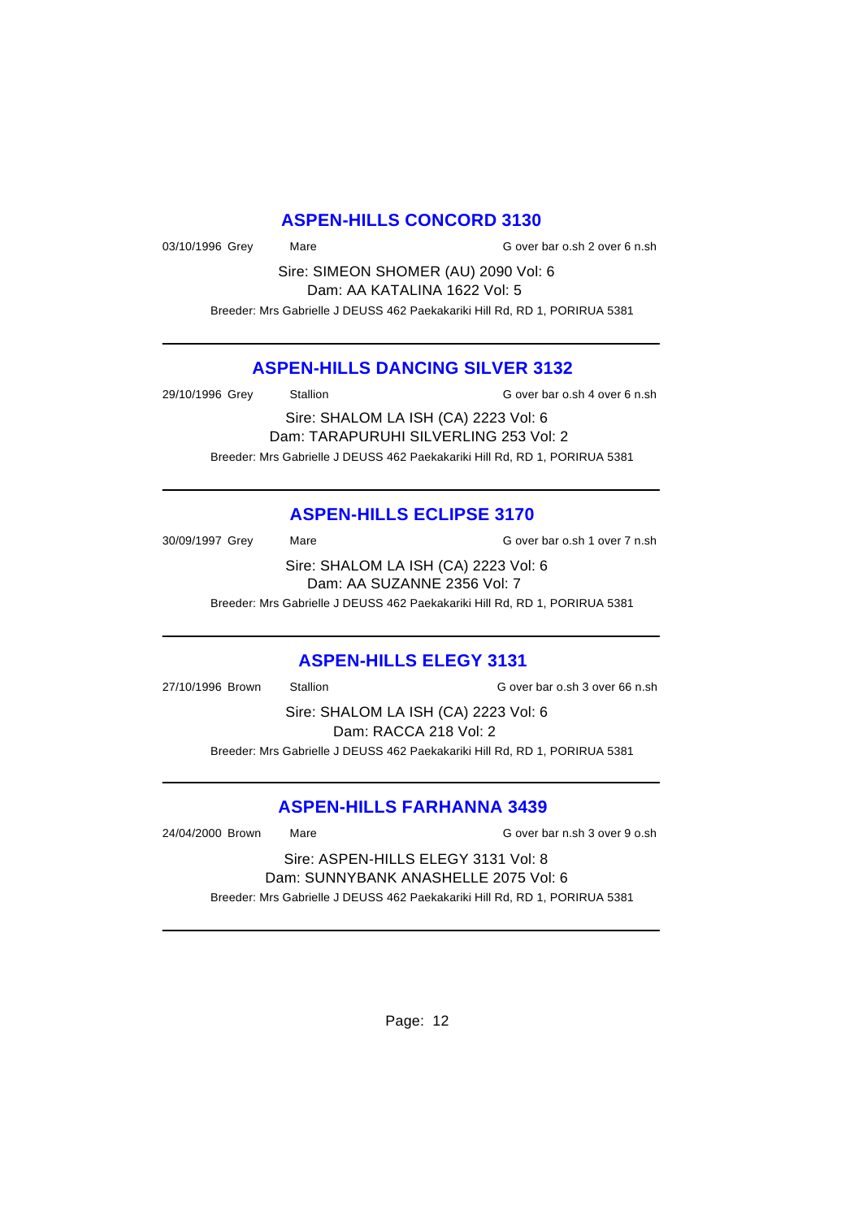## ASPEN-HILLS CONCORD 3130

03/10/1996 Grey Mare G over bar o.sh 2 over 6 n.sh

Sire: SIMEON SHOMER (AU) 2090 Vol: 6

Dam: AA KATALINA 1622 Vol: 5

Breeder: Mrs Gabrielle J DEUSS 462 Paekakariki Hill Rd, RD 1, PORIRUA 5381

---

## ASPEN-HILLS DANCING SILVER 3132

29/10/1996 Grey Stallion G over bar o.sh 4 over 6 n.sh

Sire: SHALOM LA ISH (CA) 2223 Vol: 6

Dam: TARAPURUHI SILVERLING 253 Vol: 2

Breeder: Mrs Gabrielle J DEUSS 462 Paekakariki Hill Rd, RD 1, PORIRUA 5381

---

## ASPEN-HILLS ECLIPSE 3170

30/09/1997 Grey Mare G over bar o.sh 1 over 7 n.sh

Sire: SHALOM LA ISH (CA) 2223 Vol: 6

Dam: AA SUZANNE 2356 Vol: 7

Breeder: Mrs Gabrielle J DEUSS 462 Paekakariki Hill Rd, RD 1, PORIRUA 5381

---

## ASPEN-HILLS ELEGY 3131

27/10/1996 Brown Stallion G over bar o.sh 3 over 66 n.sh

Sire: SHALOM LA ISH (CA) 2223 Vol: 6

Dam: RACCA 218 Vol: 2

Breeder: Mrs Gabrielle J DEUSS 462 Paekakariki Hill Rd, RD 1, PORIRUA 5381

---

## ASPEN-HILLS FARHANNA 3439

24/04/2000 Brown Mare G over bar n.sh 3 over 9 o.sh

Sire: ASPEN-HILLS ELEGY 3131 Vol: 8

Dam: SUNNYBANK ANASHELLE 2075 Vol: 6

Breeder: Mrs Gabrielle J DEUSS 462 Paekakariki Hill Rd, RD 1, PORIRUA 5381

---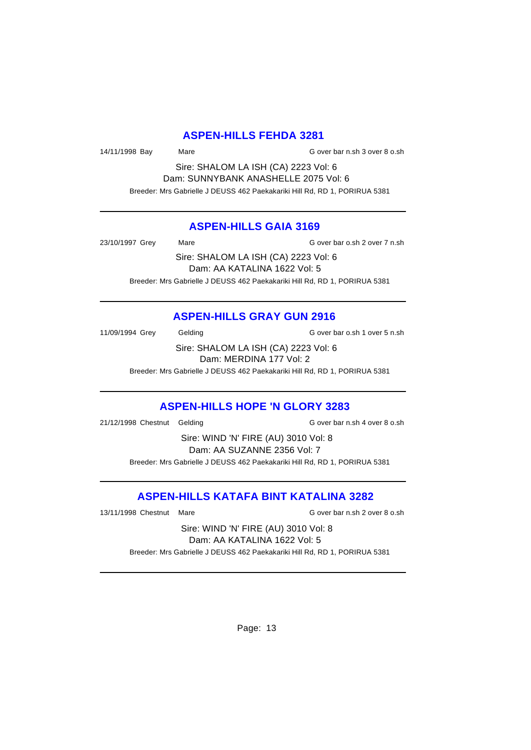## ASPEN-HILLS FEHDA 3281

14/11/1998 Bay  Mare  G over bar n.sh 3 over 8 o.sh

Sire: SHALOM LA ISH (CA) 2223 Vol: 6

Dam: SUNNYBANK ANASHELLE 2075 Vol: 6

Breeder: Mrs Gabrielle J DEUSS 462 Paekakariki Hill Rd, RD 1, PORIRUA 5381

---

## ASPEN-HILLS GAIA 3169

23/10/1997 Grey  Mare  G over bar o.sh 2 over 7 n.sh

Sire: SHALOM LA ISH (CA) 2223 Vol: 6

Dam: AA KATALINA 1622 Vol: 5

Breeder: Mrs Gabrielle J DEUSS 462 Paekakariki Hill Rd, RD 1, PORIRUA 5381

---

## ASPEN-HILLS GRAY GUN 2916

11/09/1994 Grey  Gelding  G over bar o.sh 1 over 5 n.sh

Sire: SHALOM LA ISH (CA) 2223 Vol: 6

Dam: MERDINA 177 Vol: 2

Breeder: Mrs Gabrielle J DEUSS 462 Paekakariki Hill Rd, RD 1, PORIRUA 5381

---

## ASPEN-HILLS HOPE 'N GLORY 3283

21/12/1998 Chestnut  Gelding  G over bar n.sh 4 over 8 o.sh

Sire: WIND 'N' FIRE (AU) 3010 Vol: 8

Dam: AA SUZANNE 2356 Vol: 7

Breeder: Mrs Gabrielle J DEUSS 462 Paekakariki Hill Rd, RD 1, PORIRUA 5381

---

## ASPEN-HILLS KATAFA BINT KATALINA 3282

13/11/1998 Chestnut  Mare  G over bar n.sh 2 over 8 o.sh

Sire: WIND 'N' FIRE (AU) 3010 Vol: 8

Dam: AA KATALINA 1622 Vol: 5

Breeder: Mrs Gabrielle J DEUSS 462 Paekakariki Hill Rd, RD 1, PORIRUA 5381

---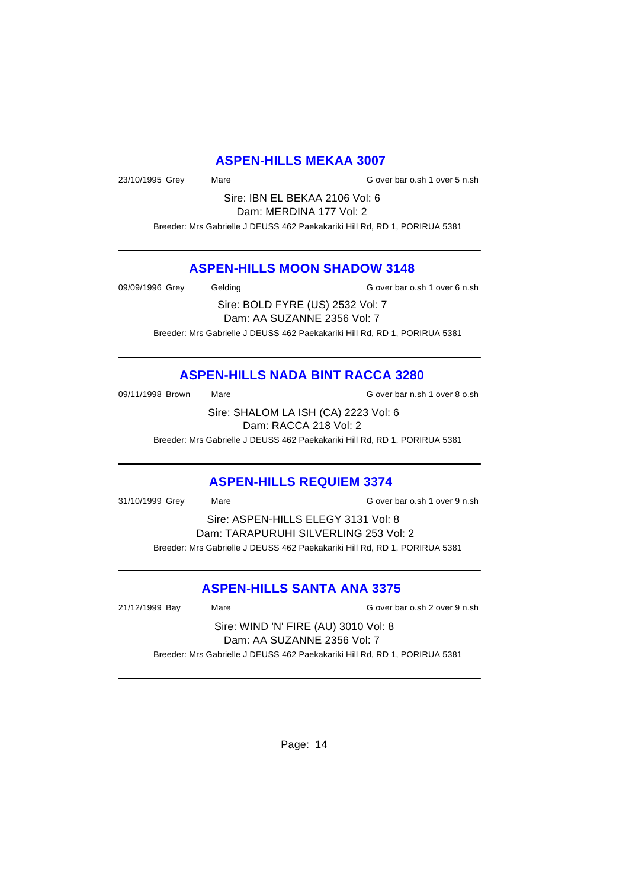## ASPEN-HILLS MEKAA 3007

23/10/1995 Grey     Mare     G over bar o.sh 1 over 5 n.sh

Sire: IBN EL BEKAA 2106 Vol: 6
Dam: MERDINA 177 Vol: 2

Breeder: Mrs Gabrielle J DEUSS 462 Paekakariki Hill Rd, RD 1, PORIRUA 5381

---

## ASPEN-HILLS MOON SHADOW 3148

09/09/1996 Grey     Gelding     G over bar o.sh 1 over 6 n.sh

Sire: BOLD FYRE (US) 2532 Vol: 7
Dam: AA SUZANNE 2356 Vol: 7

Breeder: Mrs Gabrielle J DEUSS 462 Paekakariki Hill Rd, RD 1, PORIRUA 5381

---

## ASPEN-HILLS NADA BINT RACCA 3280

09/11/1998 Brown     Mare     G over bar n.sh 1 over 8 o.sh

Sire: SHALOM LA ISH (CA) 2223 Vol: 6
Dam: RACCA 218 Vol: 2

Breeder: Mrs Gabrielle J DEUSS 462 Paekakariki Hill Rd, RD 1, PORIRUA 5381

---

## ASPEN-HILLS REQUIEM 3374

31/10/1999 Grey     Mare     G over bar o.sh 1 over 9 n.sh

Sire: ASPEN-HILLS ELEGY 3131 Vol: 8
Dam: TARAPURUHI SILVERLING 253 Vol: 2

Breeder: Mrs Gabrielle J DEUSS 462 Paekakariki Hill Rd, RD 1, PORIRUA 5381

---

## ASPEN-HILLS SANTA ANA 3375

21/12/1999 Bay     Mare     G over bar o.sh 2 over 9 n.sh

Sire: WIND 'N' FIRE (AU) 3010 Vol: 8
Dam: AA SUZANNE 2356 Vol: 7

Breeder: Mrs Gabrielle J DEUSS 462 Paekakariki Hill Rd, RD 1, PORIRUA 5381

---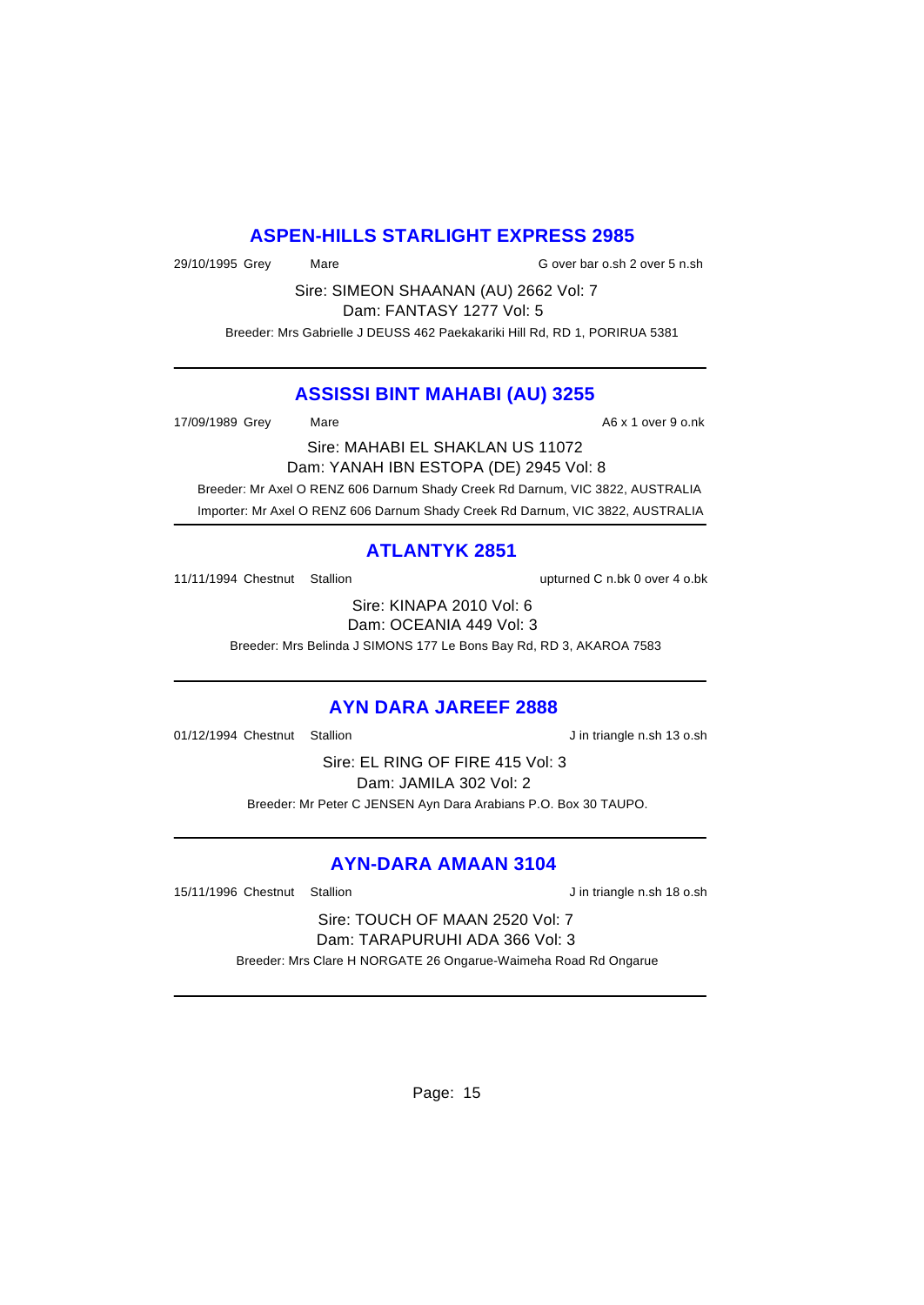## ASPEN-HILLS STARLIGHT EXPRESS 2985

29/10/1995 Grey Mare G over bar o.sh 2 over 5 n.sh

Sire: SIMEON SHAANAN (AU) 2662 Vol: 7
Dam: FANTASY 1277 Vol: 5

Breeder: Mrs Gabrielle J DEUSS 462 Paekakariki Hill Rd, RD 1, PORIRUA 5381

---

## ASSISSI BINT MAHABI (AU) 3255

17/09/1989 Grey Mare A6 x 1 over 9 o.nk

Sire: MAHABI EL SHAKLAN US 11072
Dam: YANAH IBN ESTOPA (DE) 2945 Vol: 8

Breeder: Mr Axel O RENZ 606 Darnum Shady Creek Rd Darnum, VIC 3822, AUSTRALIA
Importer: Mr Axel O RENZ 606 Darnum Shady Creek Rd Darnum, VIC 3822, AUSTRALIA

---

## ATLANTYK 2851

11/11/1994 Chestnut Stallion upturned C n.bk 0 over 4 o.bk

Sire: KINAPA 2010 Vol: 6
Dam: OCEANIA 449 Vol: 3

Breeder: Mrs Belinda J SIMONS 177 Le Bons Bay Rd, RD 3, AKAROA 7583

---

## AYN DARA JAREEF 2888

01/12/1994 Chestnut Stallion J in triangle n.sh 13 o.sh

Sire: EL RING OF FIRE 415 Vol: 3
Dam: JAMILA 302 Vol: 2

Breeder: Mr Peter C JENSEN Ayn Dara Arabians P.O. Box 30 TAUPO.

---

## AYN-DARA AMAAN 3104

15/11/1996 Chestnut Stallion J in triangle n.sh 18 o.sh

Sire: TOUCH OF MAAN 2520 Vol: 7
Dam: TARAPURUHI ADA 366 Vol: 3

Breeder: Mrs Clare H NORGATE 26 Ongarue-Waimeha Road Rd Ongarue

---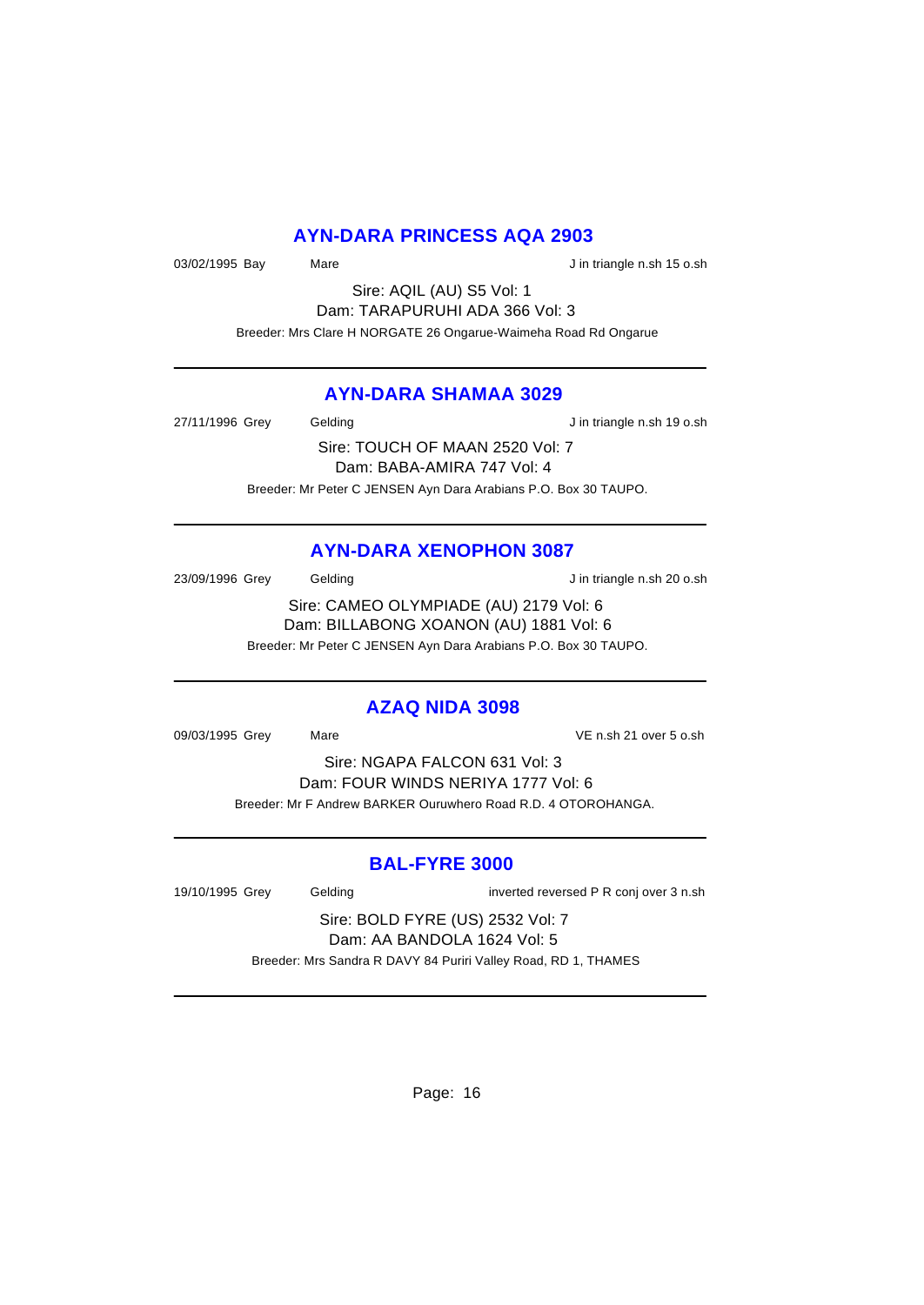## AYN-DARA PRINCESS AQA 2903

03/02/1995 Bay Mare J in triangle n.sh 15 o.sh

Sire: AQIL (AU) S5 Vol: 1
Dam: TARAPURUHI ADA 366 Vol: 3

Breeder: Mrs Clare H NORGATE 26 Ongarue-Waimeha Road Rd Ongarue

---

## AYN-DARA SHAMAA 3029

27/11/1996 Grey Gelding J in triangle n.sh 19 o.sh

Sire: TOUCH OF MAAN 2520 Vol: 7
Dam: BABA-AMIRA 747 Vol: 4

Breeder: Mr Peter C JENSEN Ayn Dara Arabians P.O. Box 30 TAUPO.

---

## AYN-DARA XENOPHON 3087

23/09/1996 Grey Gelding J in triangle n.sh 20 o.sh

Sire: CAMEO OLYMPIADE (AU) 2179 Vol: 6
Dam: BILLABONG XOANON (AU) 1881 Vol: 6

Breeder: Mr Peter C JENSEN Ayn Dara Arabians P.O. Box 30 TAUPO.

---

## AZAQ NIDA 3098

09/03/1995 Grey Mare VE n.sh 21 over 5 o.sh

Sire: NGAPA FALCON 631 Vol: 3
Dam: FOUR WINDS NERIYA 1777 Vol: 6

Breeder: Mr F Andrew BARKER Ouruwhero Road R.D. 4 OTOROHANGA.

---

## BAL-FYRE 3000

19/10/1995 Grey Gelding inverted reversed P R conj over 3 n.sh

Sire: BOLD FYRE (US) 2532 Vol: 7
Dam: AA BANDOLA 1624 Vol: 5

Breeder: Mrs Sandra R DAVY 84 Puriri Valley Road, RD 1, THAMES

---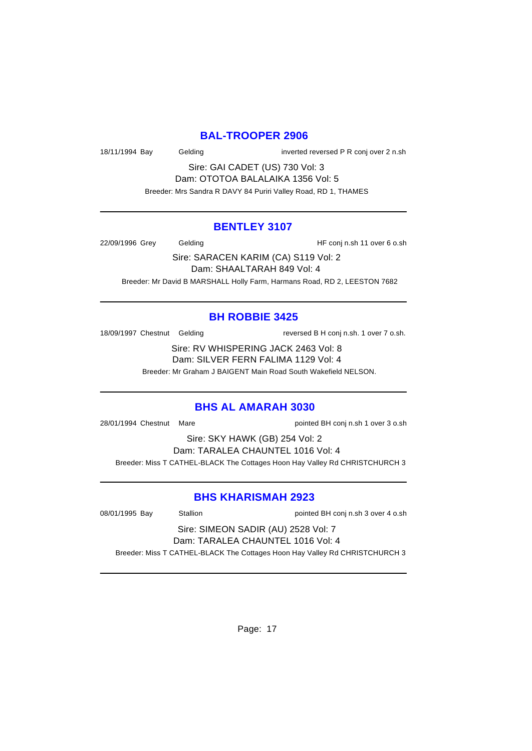## BAL-TROOPER 2906

18/11/1994 Bay Gelding inverted reversed P R conj over 2 n.sh

Sire: GAI CADET (US) 730 Vol: 3
Dam: OTOTOA BALALAIKA 1356 Vol: 5
Breeder: Mrs Sandra R DAVY 84 Puriri Valley Road, RD 1, THAMES

---

## BENTLEY 3107

22/09/1996 Grey Gelding HF conj n.sh 11 over 6 o.sh

Sire: SARACEN KARIM (CA) S119 Vol: 2
Dam: SHAALTARAH 849 Vol: 4
Breeder: Mr David B MARSHALL Holly Farm, Harmans Road, RD 2, LEESTON 7682

---

## BH ROBBIE 3425

18/09/1997 Chestnut Gelding reversed B H conj n.sh. 1 over 7 o.sh.

Sire: RV WHISPERING JACK 2463 Vol: 8
Dam: SILVER FERN FALIMA 1129 Vol: 4
Breeder: Mr Graham J BAIGENT Main Road South Wakefield NELSON.

---

## BHS AL AMARAH 3030

28/01/1994 Chestnut Mare pointed BH conj n.sh 1 over 3 o.sh

Sire: SKY HAWK (GB) 254 Vol: 2
Dam: TARALEA CHAUNTEL 1016 Vol: 4
Breeder: Miss T CATHEL-BLACK The Cottages Hoon Hay Valley Rd CHRISTCHURCH 3

---

## BHS KHARISMAH 2923

08/01/1995 Bay Stallion pointed BH conj n.sh 3 over 4 o.sh

Sire: SIMEON SADIR (AU) 2528 Vol: 7
Dam: TARALEA CHAUNTEL 1016 Vol: 4
Breeder: Miss T CATHEL-BLACK The Cottages Hoon Hay Valley Rd CHRISTCHURCH 3

---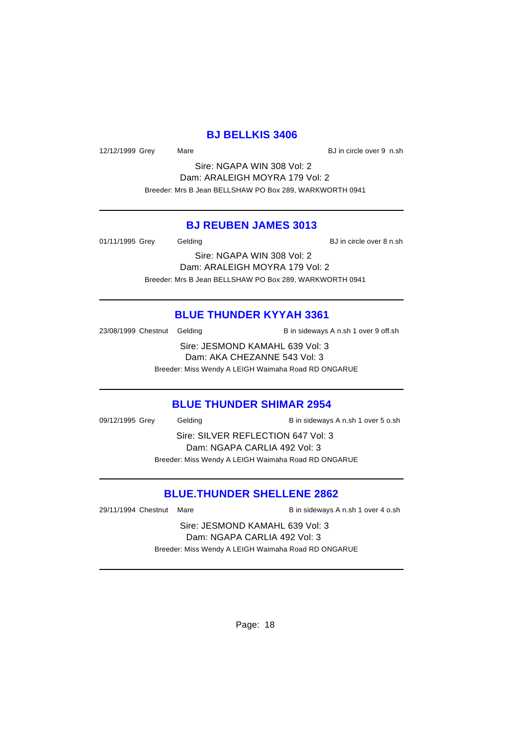## BJ BELLKIS 3406

12/12/1999 Grey Mare BJ in circle over 9 n.sh

Sire: NGAPA WIN 308 Vol: 2
Dam: ARALEIGH MOYRA 179 Vol: 2
Breeder: Mrs B Jean BELLSHAW PO Box 289, WARKWORTH 0941

---

## BJ REUBEN JAMES 3013

01/11/1995 Grey Gelding BJ in circle over 8 n.sh

Sire: NGAPA WIN 308 Vol: 2
Dam: ARALEIGH MOYRA 179 Vol: 2
Breeder: Mrs B Jean BELLSHAW PO Box 289, WARKWORTH 0941

---

## BLUE THUNDER KYYAH 3361

23/08/1999 Chestnut Gelding B in sideways A n.sh 1 over 9 off.sh

Sire: JESMOND KAMAHL 639 Vol: 3
Dam: AKA CHEZANNE 543 Vol: 3
Breeder: Miss Wendy A LEIGH Waimaha Road RD ONGARUE

---

## BLUE THUNDER SHIMAR 2954

09/12/1995 Grey Gelding B in sideways A n.sh 1 over 5 o.sh

Sire: SILVER REFLECTION 647 Vol: 3
Dam: NGAPA CARLIA 492 Vol: 3
Breeder: Miss Wendy A LEIGH Waimaha Road RD ONGARUE

---

## BLUE.THUNDER SHELLENE 2862

29/11/1994 Chestnut Mare B in sideways A n.sh 1 over 4 o.sh

Sire: JESMOND KAMAHL 639 Vol: 3
Dam: NGAPA CARLIA 492 Vol: 3
Breeder: Miss Wendy A LEIGH Waimaha Road RD ONGARUE

---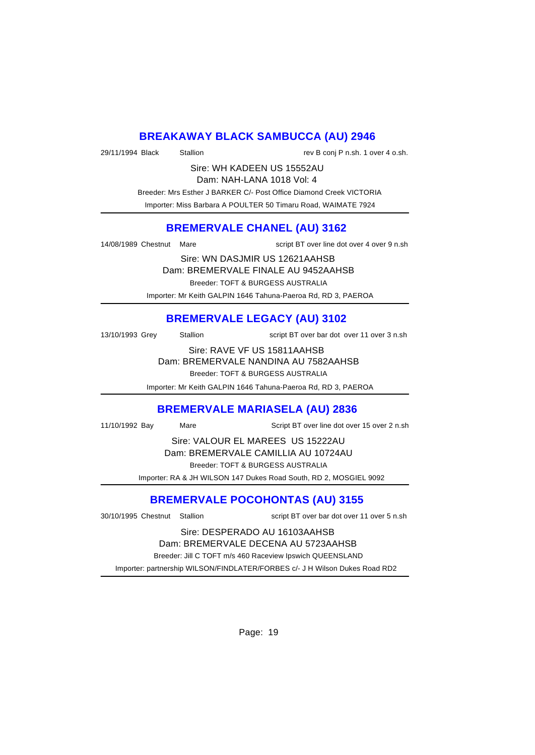## BREAKAWAY BLACK SAMBUCCA (AU) 2946

29/11/1994 Black Stallion rev B conj P n.sh. 1 over 4 o.sh.

Sire: WH KADEEN US 15552AU

Dam: NAH-LANA 1018 Vol: 4

Breeder: Mrs Esther J BARKER C/- Post Office Diamond Creek VICTORIA

Importer: Miss Barbara A POULTER 50 Timaru Road, WAIMATE 7924

---

## BREMERVALE CHANEL (AU) 3162

14/08/1989 Chestnut Mare script BT over line dot over 4 over 9 n.sh

Sire: WN DASJMIR US 12621AAHSB

Dam: BREMERVALE FINALE AU 9452AAHSB

Breeder: TOFT & BURGESS AUSTRALIA

Importer: Mr Keith GALPIN 1646 Tahuna-Paeroa Rd, RD 3, PAEROA

---

## BREMERVALE LEGACY (AU) 3102

13/10/1993 Grey Stallion script BT over bar dot over 11 over 3 n.sh

Sire: RAVE VF US 15811AAHSB

Dam: BREMERVALE NANDINA AU 7582AAHSB

Breeder: TOFT & BURGESS AUSTRALIA

Importer: Mr Keith GALPIN 1646 Tahuna-Paeroa Rd, RD 3, PAEROA

---

## BREMERVALE MARIASELA (AU) 2836

11/10/1992 Bay Mare Script BT over line dot over 15 over 2 n.sh

Sire: VALOUR EL MAREES US 15222AU

Dam: BREMERVALE CAMILLIA AU 10724AU

Breeder: TOFT & BURGESS AUSTRALIA

Importer: RA & JH WILSON 147 Dukes Road South, RD 2, MOSGIEL 9092

---

## BREMERVALE POCOHONTAS (AU) 3155

30/10/1995 Chestnut Stallion script BT over bar dot over 11 over 5 n.sh

Sire: DESPERADO AU 16103AAHSB

Dam: BREMERVALE DECENA AU 5723AAHSB

Breeder: Jill C TOFT m/s 460 Raceview Ipswich QUEENSLAND

Importer: partnership WILSON/FINDLATER/FORBES c/- J H Wilson Dukes Road RD2

---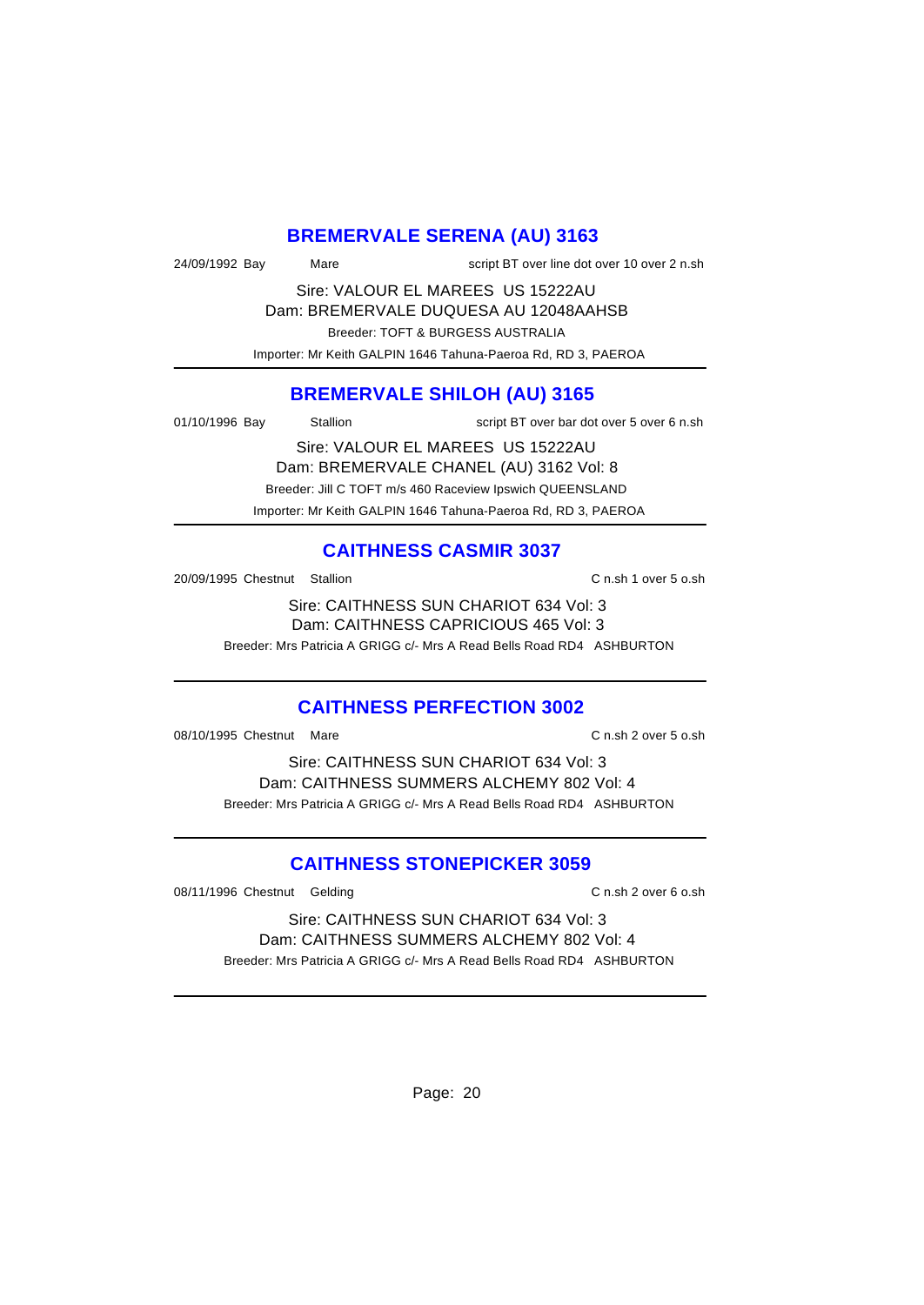## BREMERVALE SERENA (AU) 3163

24/09/1992 Bay Mare script BT over line dot over 10 over 2 n.sh

Sire: VALOUR EL MAREES US 15222AU
Dam: BREMERVALE DUQUESA AU 12048AAHSB
Breeder: TOFT & BURGESS AUSTRALIA
Importer: Mr Keith GALPIN 1646 Tahuna-Paeroa Rd, RD 3, PAEROA

---

## BREMERVALE SHILOH (AU) 3165

01/10/1996 Bay Stallion script BT over bar dot over 5 over 6 n.sh

Sire: VALOUR EL MAREES US 15222AU
Dam: BREMERVALE CHANEL (AU) 3162 Vol: 8
Breeder: Jill C TOFT m/s 460 Raceview Ipswich QUEENSLAND
Importer: Mr Keith GALPIN 1646 Tahuna-Paeroa Rd, RD 3, PAEROA

---

## CAITHNESS CASMIR 3037

20/09/1995 Chestnut Stallion C n.sh 1 over 5 o.sh

Sire: CAITHNESS SUN CHARIOT 634 Vol: 3
Dam: CAITHNESS CAPRICIOUS 465 Vol: 3
Breeder: Mrs Patricia A GRIGG c/- Mrs A Read Bells Road RD4 ASHBURTON

---

## CAITHNESS PERFECTION 3002

08/10/1995 Chestnut Mare C n.sh 2 over 5 o.sh

Sire: CAITHNESS SUN CHARIOT 634 Vol: 3
Dam: CAITHNESS SUMMERS ALCHEMY 802 Vol: 4
Breeder: Mrs Patricia A GRIGG c/- Mrs A Read Bells Road RD4 ASHBURTON

---

## CAITHNESS STONEPICKER 3059

08/11/1996 Chestnut Gelding C n.sh 2 over 6 o.sh

Sire: CAITHNESS SUN CHARIOT 634 Vol: 3
Dam: CAITHNESS SUMMERS ALCHEMY 802 Vol: 4
Breeder: Mrs Patricia A GRIGG c/- Mrs A Read Bells Road RD4 ASHBURTON

---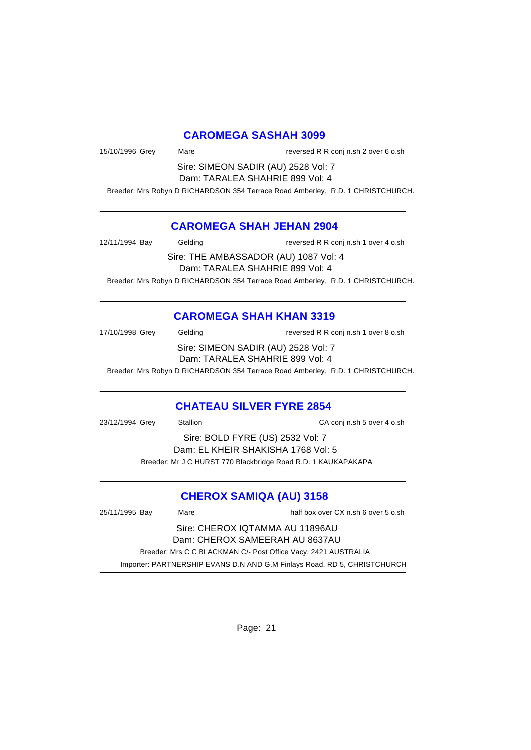## CAROMEGA SASHAH 3099

15/10/1996 Grey     Mare     reversed R R conj n.sh 2 over 6 o.sh

Sire: SIMEON SADIR (AU) 2528 Vol: 7
Dam: TARALEA SHAHRIE 899 Vol: 4

Breeder: Mrs Robyn D RICHARDSON 354 Terrace Road Amberley, R.D. 1 CHRISTCHURCH.

---

## CAROMEGA SHAH JEHAN 2904

12/11/1994 Bay     Gelding     reversed R R conj n.sh 1 over 4 o.sh

Sire: THE AMBASSADOR (AU) 1087 Vol: 4
Dam: TARALEA SHAHRIE 899 Vol: 4

Breeder: Mrs Robyn D RICHARDSON 354 Terrace Road Amberley, R.D. 1 CHRISTCHURCH.

---

## CAROMEGA SHAH KHAN 3319

17/10/1998 Grey     Gelding     reversed R R conj n.sh 1 over 8 o.sh

Sire: SIMEON SADIR (AU) 2528 Vol: 7
Dam: TARALEA SHAHRIE 899 Vol: 4

Breeder: Mrs Robyn D RICHARDSON 354 Terrace Road Amberley, R.D. 1 CHRISTCHURCH.

---

## CHATEAU SILVER FYRE 2854

23/12/1994 Grey     Stallion     CA conj n.sh 5 over 4 o.sh

Sire: BOLD FYRE (US) 2532 Vol: 7
Dam: EL KHEIR SHAKISHA 1768 Vol: 5

Breeder: Mr J C HURST 770 Blackbridge Road R.D. 1 KAUKAPAKAPA

---

## CHEROX SAMIQA (AU) 3158

25/11/1995 Bay     Mare     half box over CX n.sh 6 over 5 o.sh

Sire: CHEROX IQTAMMA AU 11896AU
Dam: CHEROX SAMEERAH AU 8637AU

Breeder: Mrs C C BLACKMAN C/- Post Office Vacy, 2421 AUSTRALIA

Importer: PARTNERSHIP EVANS D.N AND G.M Finlays Road, RD 5, CHRISTCHURCH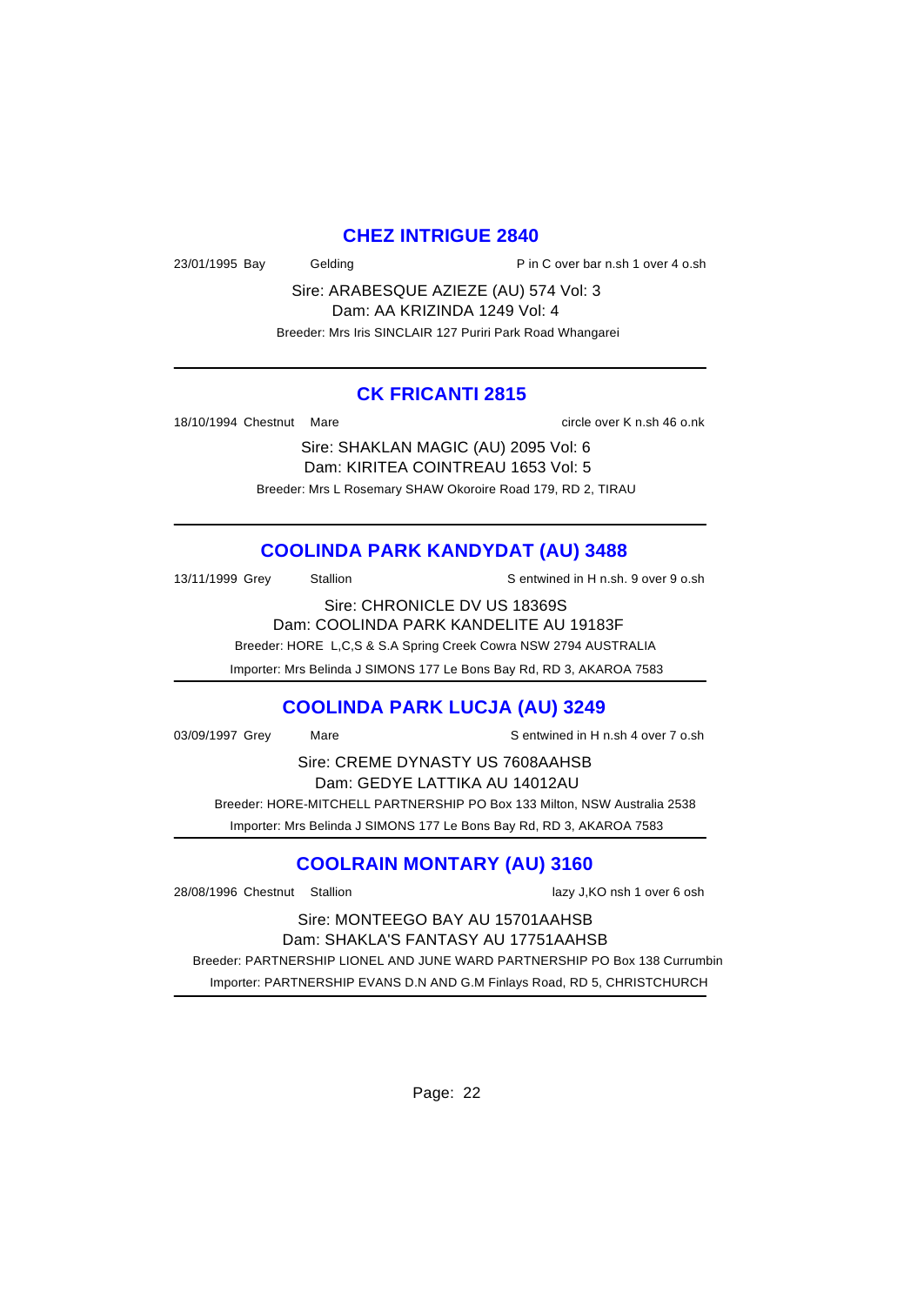## CHEZ INTRIGUE 2840

23/01/1995 Bay Gelding P in C over bar n.sh 1 over 4 o.sh

Sire: ARABESQUE AZIEZE (AU) 574 Vol: 3
Dam: AA KRIZINDA 1249 Vol: 4
Breeder: Mrs Iris SINCLAIR 127 Puriri Park Road Whangarei

---

## CK FRICANTI 2815

18/10/1994 Chestnut Mare circle over K n.sh 46 o.nk

Sire: SHAKLAN MAGIC (AU) 2095 Vol: 6
Dam: KIRITEA COINTREAU 1653 Vol: 5
Breeder: Mrs L Rosemary SHAW Okoroire Road 179, RD 2, TIRAU

---

## COOLINDA PARK KANDYDAT (AU) 3488

13/11/1999 Grey Stallion S entwined in H n.sh. 9 over 9 o.sh

Sire: CHRONICLE DV US 18369S
Dam: COOLINDA PARK KANDELITE AU 19183F
Breeder: HORE L,C,S & S.A Spring Creek Cowra NSW 2794 AUSTRALIA
Importer: Mrs Belinda J SIMONS 177 Le Bons Bay Rd, RD 3, AKAROA 7583

---

## COOLINDA PARK LUCJA (AU) 3249

03/09/1997 Grey Mare S entwined in H n.sh 4 over 7 o.sh

Sire: CREME DYNASTY US 7608AAHSB
Dam: GEDYE LATTIKA AU 14012AU
Breeder: HORE-MITCHELL PARTNERSHIP PO Box 133 Milton, NSW Australia 2538
Importer: Mrs Belinda J SIMONS 177 Le Bons Bay Rd, RD 3, AKAROA 7583

---

## COOLRAIN MONTARY (AU) 3160

28/08/1996 Chestnut Stallion lazy J,KO nsh 1 over 6 osh

Sire: MONTEEGO BAY AU 15701AAHSB
Dam: SHAKLA'S FANTASY AU 17751AAHSB
Breeder: PARTNERSHIP LIONEL AND JUNE WARD PARTNERSHIP PO Box 138 Currumbin
Importer: PARTNERSHIP EVANS D.N AND G.M Finlays Road, RD 5, CHRISTCHURCH

---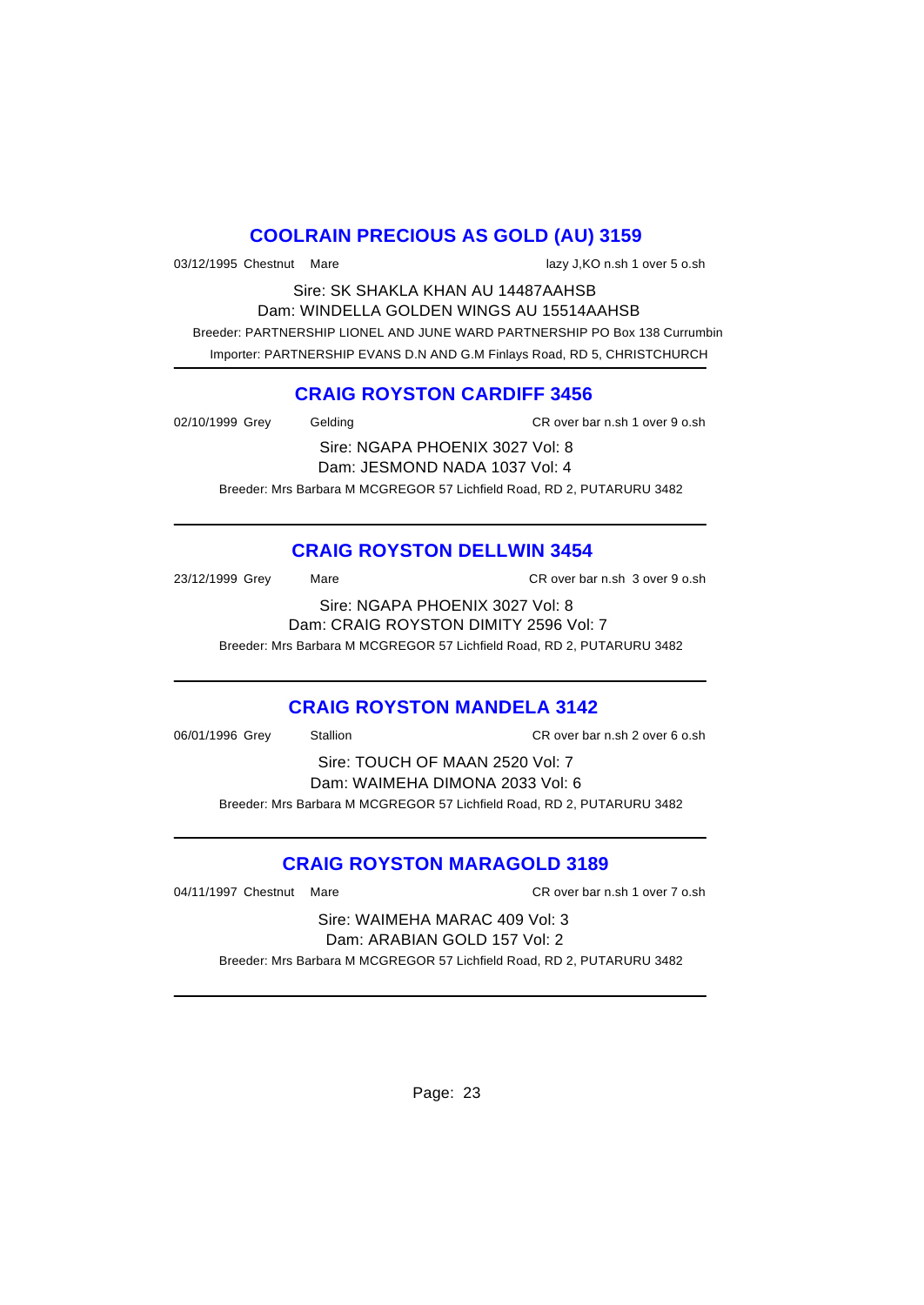## COOLRAIN PRECIOUS AS GOLD (AU) 3159

03/12/1995 Chestnut Mare lazy J,KO n.sh 1 over 5 o.sh

Sire: SK SHAKLA KHAN AU 14487AAHSB
Dam: WINDELLA GOLDEN WINGS AU 15514AAHSB
Breeder: PARTNERSHIP LIONEL AND JUNE WARD PARTNERSHIP PO Box 138 Currumbin
Importer: PARTNERSHIP EVANS D.N AND G.M Finlays Road, RD 5, CHRISTCHURCH

## CRAIG ROYSTON CARDIFF 3456

02/10/1999 Grey Gelding CR over bar n.sh 1 over 9 o.sh

Sire: NGAPA PHOENIX 3027 Vol: 8
Dam: JESMOND NADA 1037 Vol: 4
Breeder: Mrs Barbara M MCGREGOR 57 Lichfield Road, RD 2, PUTARURU 3482

## CRAIG ROYSTON DELLWIN 3454

23/12/1999 Grey Mare CR over bar n.sh 3 over 9 o.sh

Sire: NGAPA PHOENIX 3027 Vol: 8
Dam: CRAIG ROYSTON DIMITY 2596 Vol: 7
Breeder: Mrs Barbara M MCGREGOR 57 Lichfield Road, RD 2, PUTARURU 3482

## CRAIG ROYSTON MANDELA 3142

06/01/1996 Grey Stallion CR over bar n.sh 2 over 6 o.sh

Sire: TOUCH OF MAAN 2520 Vol: 7
Dam: WAIMEHA DIMONA 2033 Vol: 6
Breeder: Mrs Barbara M MCGREGOR 57 Lichfield Road, RD 2, PUTARURU 3482

## CRAIG ROYSTON MARAGOLD 3189

04/11/1997 Chestnut Mare CR over bar n.sh 1 over 7 o.sh

Sire: WAIMEHA MARAC 409 Vol: 3
Dam: ARABIAN GOLD 157 Vol: 2
Breeder: Mrs Barbara M MCGREGOR 57 Lichfield Road, RD 2, PUTARURU 3482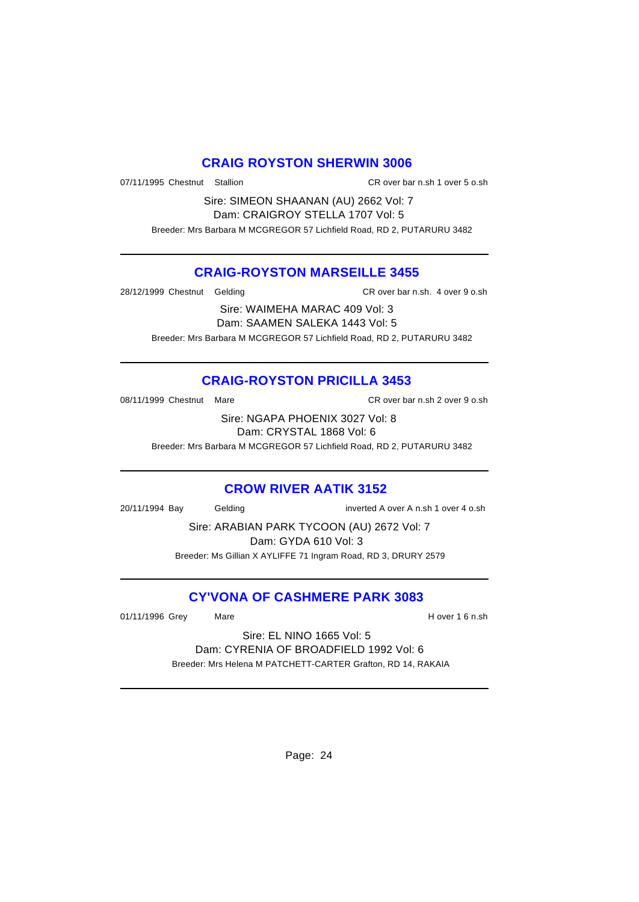## CRAIG ROYSTON SHERWIN 3006

07/11/1995 Chestnut Stallion CR over bar n.sh 1 over 5 o.sh

Sire: SIMEON SHAANAN (AU) 2662 Vol: 7
Dam: CRAIGROY STELLA 1707 Vol: 5

Breeder: Mrs Barbara M MCGREGOR 57 Lichfield Road, RD 2, PUTARURU 3482

---

## CRAIG-ROYSTON MARSEILLE 3455

28/12/1999 Chestnut Gelding CR over bar n.sh. 4 over 9 o.sh

Sire: WAIMEHA MARAC 409 Vol: 3
Dam: SAAMEN SALEKA 1443 Vol: 5

Breeder: Mrs Barbara M MCGREGOR 57 Lichfield Road, RD 2, PUTARURU 3482

---

## CRAIG-ROYSTON PRICILLA 3453

08/11/1999 Chestnut Mare CR over bar n.sh 2 over 9 o.sh

Sire: NGAPA PHOENIX 3027 Vol: 8
Dam: CRYSTAL 1868 Vol: 6

Breeder: Mrs Barbara M MCGREGOR 57 Lichfield Road, RD 2, PUTARURU 3482

---

## CROW RIVER AATIK 3152

20/11/1994 Bay Gelding inverted A over A n.sh 1 over 4 o.sh

Sire: ARABIAN PARK TYCOON (AU) 2672 Vol: 7
Dam: GYDA 610 Vol: 3

Breeder: Ms Gillian X AYLIFFE 71 Ingram Road, RD 3, DRURY 2579

---

## CY'VONA OF CASHMERE PARK 3083

01/11/1996 Grey Mare H over 1 6 n.sh

Sire: EL NINO 1665 Vol: 5
Dam: CYRENIA OF BROADFIELD 1992 Vol: 6

Breeder: Mrs Helena M PATCHETT-CARTER Grafton, RD 14, RAKAIA

---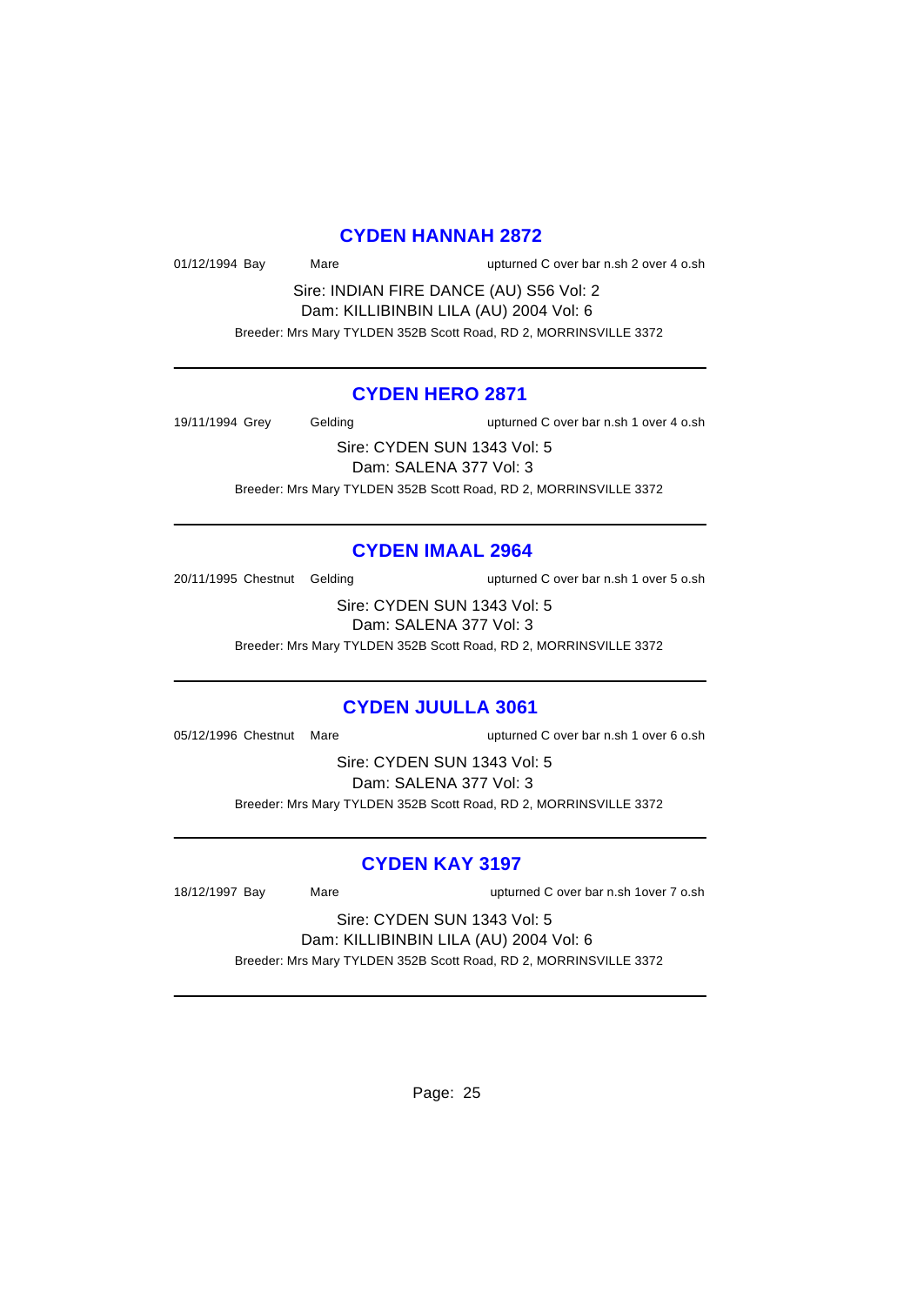## CYDEN HANNAH 2872

01/12/1994 Bay Mare upturned C over bar n.sh 2 over 4 o.sh

Sire: INDIAN FIRE DANCE (AU) S56 Vol: 2

Dam: KILLIBINBIN LILA (AU) 2004 Vol: 6

Breeder: Mrs Mary TYLDEN 352B Scott Road, RD 2, MORRINSVILLE 3372

---

## CYDEN HERO 2871

19/11/1994 Grey Gelding upturned C over bar n.sh 1 over 4 o.sh

Sire: CYDEN SUN 1343 Vol: 5

Dam: SALENA 377 Vol: 3

Breeder: Mrs Mary TYLDEN 352B Scott Road, RD 2, MORRINSVILLE 3372

---

## CYDEN IMAAL 2964

20/11/1995 Chestnut Gelding upturned C over bar n.sh 1 over 5 o.sh

Sire: CYDEN SUN 1343 Vol: 5

Dam: SALENA 377 Vol: 3

Breeder: Mrs Mary TYLDEN 352B Scott Road, RD 2, MORRINSVILLE 3372

---

## CYDEN JUULLA 3061

05/12/1996 Chestnut Mare upturned C over bar n.sh 1 over 6 o.sh

Sire: CYDEN SUN 1343 Vol: 5

Dam: SALENA 377 Vol: 3

Breeder: Mrs Mary TYLDEN 352B Scott Road, RD 2, MORRINSVILLE 3372

---

## CYDEN KAY 3197

18/12/1997 Bay Mare upturned C over bar n.sh 1over 7 o.sh

Sire: CYDEN SUN 1343 Vol: 5

Dam: KILLIBINBIN LILA (AU) 2004 Vol: 6

Breeder: Mrs Mary TYLDEN 352B Scott Road, RD 2, MORRINSVILLE 3372

---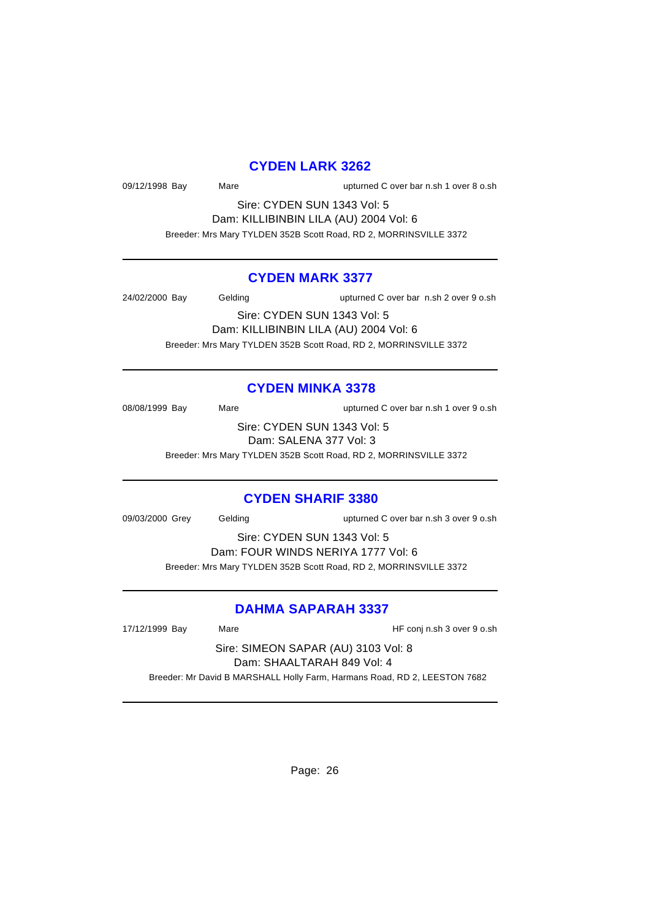## CYDEN LARK 3262

09/12/1998 Bay Mare upturned C over bar n.sh 1 over 8 o.sh

Sire: CYDEN SUN 1343 Vol: 5
Dam: KILLIBINBIN LILA (AU) 2004 Vol: 6

Breeder: Mrs Mary TYLDEN 352B Scott Road, RD 2, MORRINSVILLE 3372

---

## CYDEN MARK 3377

24/02/2000 Bay Gelding upturned C over bar n.sh 2 over 9 o.sh

Sire: CYDEN SUN 1343 Vol: 5
Dam: KILLIBINBIN LILA (AU) 2004 Vol: 6

Breeder: Mrs Mary TYLDEN 352B Scott Road, RD 2, MORRINSVILLE 3372

---

## CYDEN MINKA 3378

08/08/1999 Bay Mare upturned C over bar n.sh 1 over 9 o.sh

Sire: CYDEN SUN 1343 Vol: 5
Dam: SALENA 377 Vol: 3

Breeder: Mrs Mary TYLDEN 352B Scott Road, RD 2, MORRINSVILLE 3372

---

## CYDEN SHARIF 3380

09/03/2000 Grey Gelding upturned C over bar n.sh 3 over 9 o.sh

Sire: CYDEN SUN 1343 Vol: 5
Dam: FOUR WINDS NERIYA 1777 Vol: 6

Breeder: Mrs Mary TYLDEN 352B Scott Road, RD 2, MORRINSVILLE 3372

---

## DAHMA SAPARAH 3337

17/12/1999 Bay Mare HF conj n.sh 3 over 9 o.sh

Sire: SIMEON SAPAR (AU) 3103 Vol: 8
Dam: SHAALTARAH 849 Vol: 4

Breeder: Mr David B MARSHALL Holly Farm, Harmans Road, RD 2, LEESTON 7682

---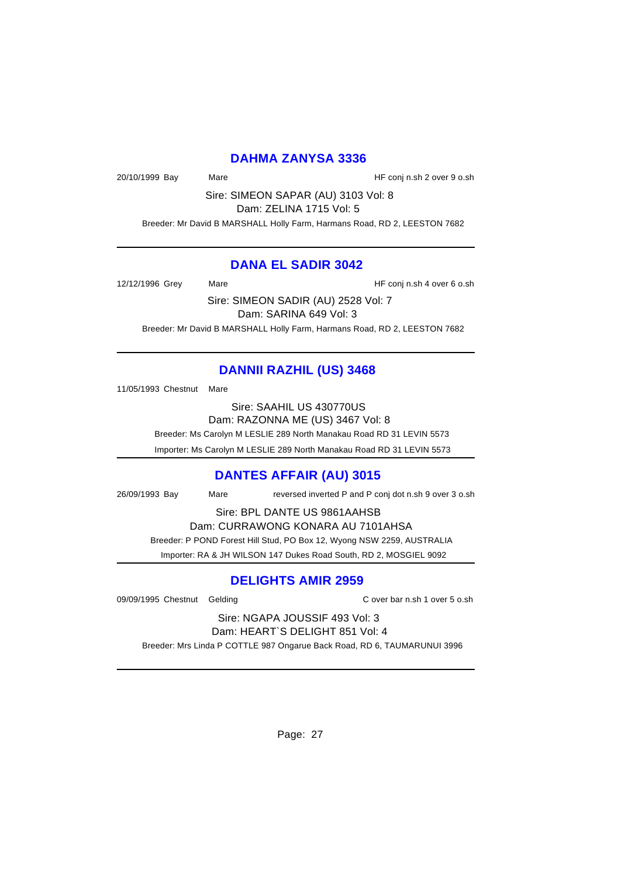## DAHMA ZANYSA 3336

20/10/1999 Bay Mare HF conj n.sh 2 over 9 o.sh

Sire: SIMEON SAPAR (AU) 3103 Vol: 8

Dam: ZELINA 1715 Vol: 5

Breeder: Mr David B MARSHALL Holly Farm, Harmans Road, RD 2, LEESTON 7682

---

## DANA EL SADIR 3042

12/12/1996 Grey Mare HF conj n.sh 4 over 6 o.sh

Sire: SIMEON SADIR (AU) 2528 Vol: 7

Dam: SARINA 649 Vol: 3

Breeder: Mr David B MARSHALL Holly Farm, Harmans Road, RD 2, LEESTON 7682

---

## DANNII RAZHIL (US) 3468

11/05/1993 Chestnut Mare

Sire: SAAHIL US 430770US

Dam: RAZONNA ME (US) 3467 Vol: 8

Breeder: Ms Carolyn M LESLIE 289 North Manakau Road RD 31 LEVIN 5573

Importer: Ms Carolyn M LESLIE 289 North Manakau Road RD 31 LEVIN 5573

---

## DANTES AFFAIR (AU) 3015

26/09/1993 Bay Mare reversed inverted P and P conj dot n.sh 9 over 3 o.sh

Sire: BPL DANTE US 9861AAHSB

Dam: CURRAWONG KONARA AU 7101AHSA

Breeder: P POND Forest Hill Stud, PO Box 12, Wyong NSW 2259, AUSTRALIA

Importer: RA & JH WILSON 147 Dukes Road South, RD 2, MOSGIEL 9092

---

## DELIGHTS AMIR 2959

09/09/1995 Chestnut Gelding C over bar n.sh 1 over 5 o.sh

Sire: NGAPA JOUSSIF 493 Vol: 3

Dam: HEART`S DELIGHT 851 Vol: 4

Breeder: Mrs Linda P COTTLE 987 Ongarue Back Road, RD 6, TAUMARUNUI 3996

---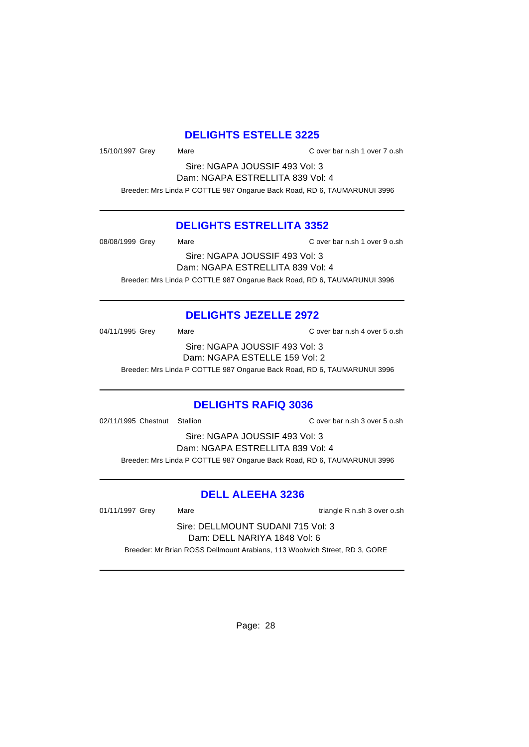## DELIGHTS ESTELLE 3225

15/10/1997 Grey Mare C over bar n.sh 1 over 7 o.sh

Sire: NGAPA JOUSSIF 493 Vol: 3

Dam: NGAPA ESTRELLITA 839 Vol: 4

Breeder: Mrs Linda P COTTLE 987 Ongarue Back Road, RD 6, TAUMARUNUI 3996

---

## DELIGHTS ESTRELLITA 3352

08/08/1999 Grey Mare C over bar n.sh 1 over 9 o.sh

Sire: NGAPA JOUSSIF 493 Vol: 3

Dam: NGAPA ESTRELLITA 839 Vol: 4

Breeder: Mrs Linda P COTTLE 987 Ongarue Back Road, RD 6, TAUMARUNUI 3996

---

## DELIGHTS JEZELLE 2972

04/11/1995 Grey Mare C over bar n.sh 4 over 5 o.sh

Sire: NGAPA JOUSSIF 493 Vol: 3

Dam: NGAPA ESTELLE 159 Vol: 2

Breeder: Mrs Linda P COTTLE 987 Ongarue Back Road, RD 6, TAUMARUNUI 3996

---

## DELIGHTS RAFIQ 3036

02/11/1995 Chestnut Stallion C over bar n.sh 3 over 5 o.sh

Sire: NGAPA JOUSSIF 493 Vol: 3

Dam: NGAPA ESTRELLITA 839 Vol: 4

Breeder: Mrs Linda P COTTLE 987 Ongarue Back Road, RD 6, TAUMARUNUI 3996

---

## DELL ALEEHA 3236

01/11/1997 Grey Mare triangle R n.sh 3 over o.sh

Sire: DELLMOUNT SUDANI 715 Vol: 3

Dam: DELL NARIYA 1848 Vol: 6

Breeder: Mr Brian ROSS Dellmount Arabians, 113 Woolwich Street, RD 3, GORE

---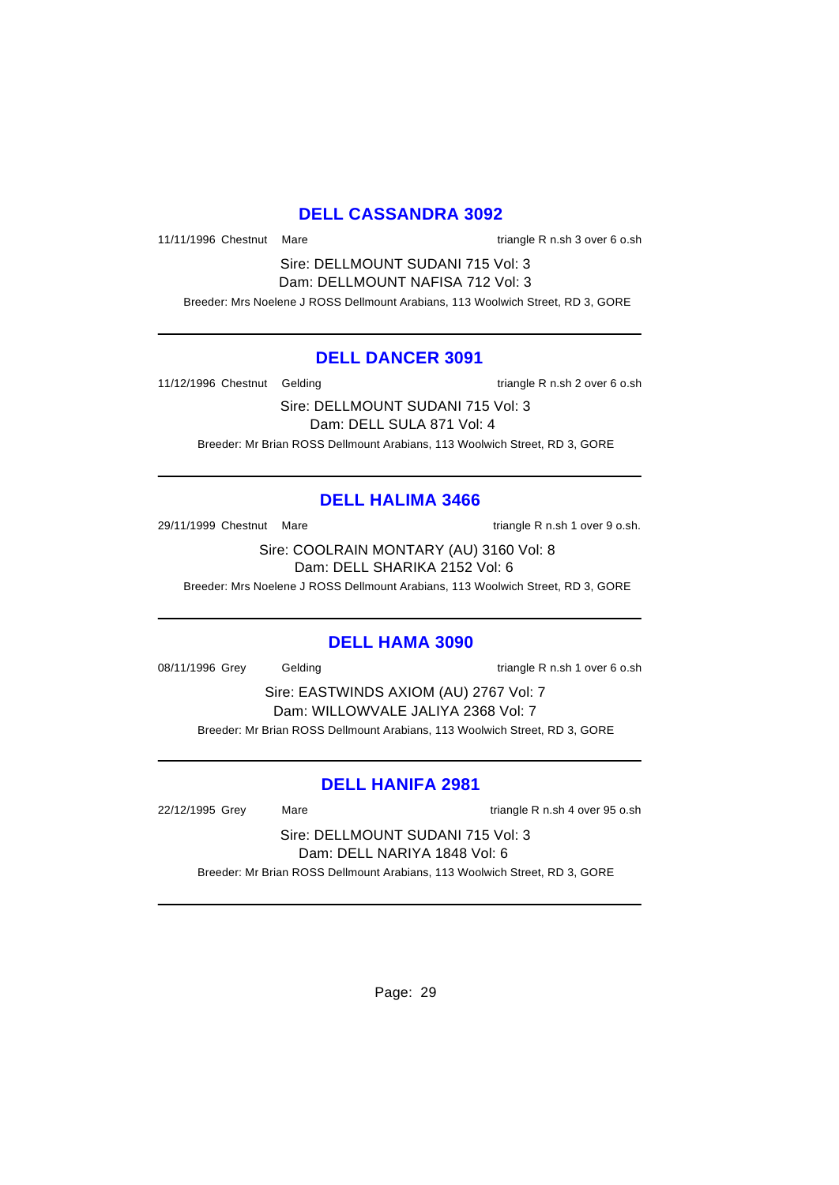## DELL CASSANDRA 3092

11/11/1996 Chestnut Mare triangle R n.sh 3 over 6 o.sh

Sire: DELLMOUNT SUDANI 715 Vol: 3

Dam: DELLMOUNT NAFISA 712 Vol: 3

Breeder: Mrs Noelene J ROSS Dellmount Arabians, 113 Woolwich Street, RD 3, GORE

---

## DELL DANCER 3091

11/12/1996 Chestnut Gelding triangle R n.sh 2 over 6 o.sh

Sire: DELLMOUNT SUDANI 715 Vol: 3

Dam: DELL SULA 871 Vol: 4

Breeder: Mr Brian ROSS Dellmount Arabians, 113 Woolwich Street, RD 3, GORE

---

## DELL HALIMA 3466

29/11/1999 Chestnut Mare triangle R n.sh 1 over 9 o.sh.

Sire: COOLRAIN MONTARY (AU) 3160 Vol: 8

Dam: DELL SHARIKA 2152 Vol: 6

Breeder: Mrs Noelene J ROSS Dellmount Arabians, 113 Woolwich Street, RD 3, GORE

---

## DELL HAMA 3090

08/11/1996 Grey Gelding triangle R n.sh 1 over 6 o.sh

Sire: EASTWINDS AXIOM (AU) 2767 Vol: 7

Dam: WILLOWVALE JALIYA 2368 Vol: 7

Breeder: Mr Brian ROSS Dellmount Arabians, 113 Woolwich Street, RD 3, GORE

---

## DELL HANIFA 2981

22/12/1995 Grey Mare triangle R n.sh 4 over 95 o.sh

Sire: DELLMOUNT SUDANI 715 Vol: 3

Dam: DELL NARIYA 1848 Vol: 6

Breeder: Mr Brian ROSS Dellmount Arabians, 113 Woolwich Street, RD 3, GORE

---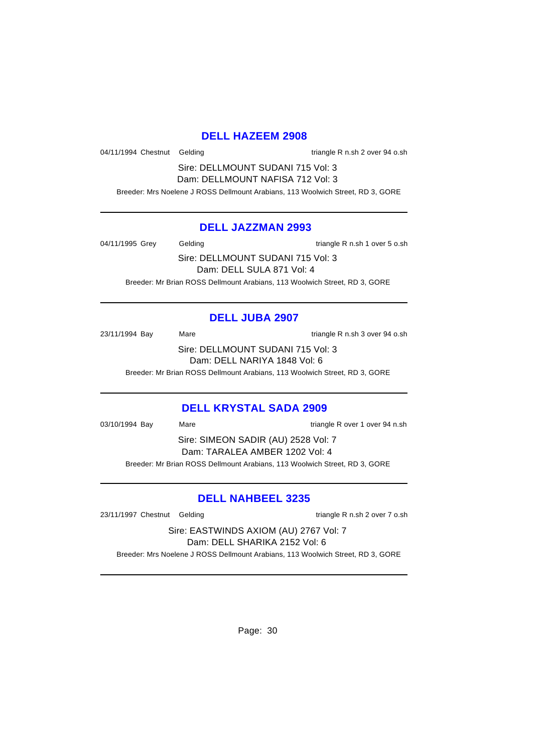## DELL HAZEEM 2908

04/11/1994 Chestnut Gelding triangle R n.sh 2 over 94 o.sh

Sire: DELLMOUNT SUDANI 715 Vol: 3
Dam: DELLMOUNT NAFISA 712 Vol: 3

Breeder: Mrs Noelene J ROSS Dellmount Arabians, 113 Woolwich Street, RD 3, GORE

---

## DELL JAZZMAN 2993

04/11/1995 Grey Gelding triangle R n.sh 1 over 5 o.sh

Sire: DELLMOUNT SUDANI 715 Vol: 3
Dam: DELL SULA 871 Vol: 4

Breeder: Mr Brian ROSS Dellmount Arabians, 113 Woolwich Street, RD 3, GORE

---

## DELL JUBA 2907

23/11/1994 Bay Mare triangle R n.sh 3 over 94 o.sh

Sire: DELLMOUNT SUDANI 715 Vol: 3
Dam: DELL NARIYA 1848 Vol: 6

Breeder: Mr Brian ROSS Dellmount Arabians, 113 Woolwich Street, RD 3, GORE

---

## DELL KRYSTAL SADA 2909

03/10/1994 Bay Mare triangle R over 1 over 94 n.sh

Sire: SIMEON SADIR (AU) 2528 Vol: 7
Dam: TARALEA AMBER 1202 Vol: 4

Breeder: Mr Brian ROSS Dellmount Arabians, 113 Woolwich Street, RD 3, GORE

---

## DELL NAHBEEL 3235

23/11/1997 Chestnut Gelding triangle R n.sh 2 over 7 o.sh

Sire: EASTWINDS AXIOM (AU) 2767 Vol: 7
Dam: DELL SHARIKA 2152 Vol: 6

Breeder: Mrs Noelene J ROSS Dellmount Arabians, 113 Woolwich Street, RD 3, GORE

---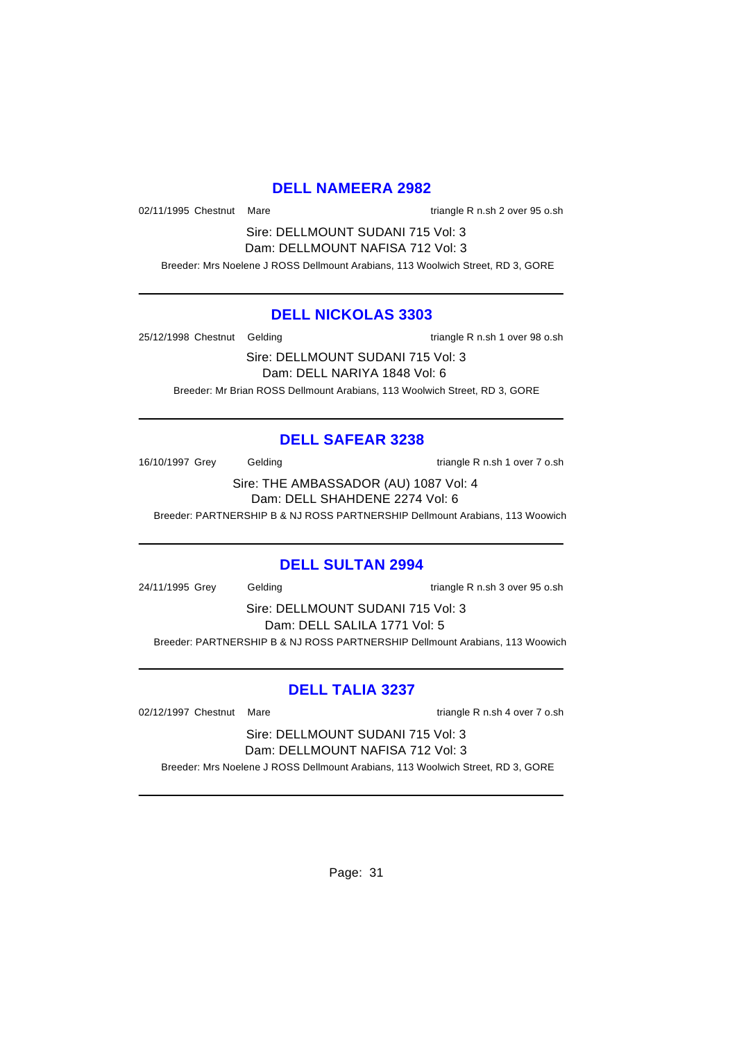## DELL NAMEERA 2982

02/11/1995 Chestnut Mare triangle R n.sh 2 over 95 o.sh

Sire: DELLMOUNT SUDANI 715 Vol: 3
Dam: DELLMOUNT NAFISA 712 Vol: 3

Breeder: Mrs Noelene J ROSS Dellmount Arabians, 113 Woolwich Street, RD 3, GORE

---

## DELL NICKOLAS 3303

25/12/1998 Chestnut Gelding triangle R n.sh 1 over 98 o.sh

Sire: DELLMOUNT SUDANI 715 Vol: 3
Dam: DELL NARIYA 1848 Vol: 6

Breeder: Mr Brian ROSS Dellmount Arabians, 113 Woolwich Street, RD 3, GORE

---

## DELL SAFEAR 3238

16/10/1997 Grey Gelding triangle R n.sh 1 over 7 o.sh

Sire: THE AMBASSADOR (AU) 1087 Vol: 4
Dam: DELL SHAHDENE 2274 Vol: 6

Breeder: PARTNERSHIP B & NJ ROSS PARTNERSHIP Dellmount Arabians, 113 Woowich

---

## DELL SULTAN 2994

24/11/1995 Grey Gelding triangle R n.sh 3 over 95 o.sh

Sire: DELLMOUNT SUDANI 715 Vol: 3
Dam: DELL SALILA 1771 Vol: 5

Breeder: PARTNERSHIP B & NJ ROSS PARTNERSHIP Dellmount Arabians, 113 Woowich

---

## DELL TALIA 3237

02/12/1997 Chestnut Mare triangle R n.sh 4 over 7 o.sh

Sire: DELLMOUNT SUDANI 715 Vol: 3
Dam: DELLMOUNT NAFISA 712 Vol: 3

Breeder: Mrs Noelene J ROSS Dellmount Arabians, 113 Woolwich Street, RD 3, GORE

---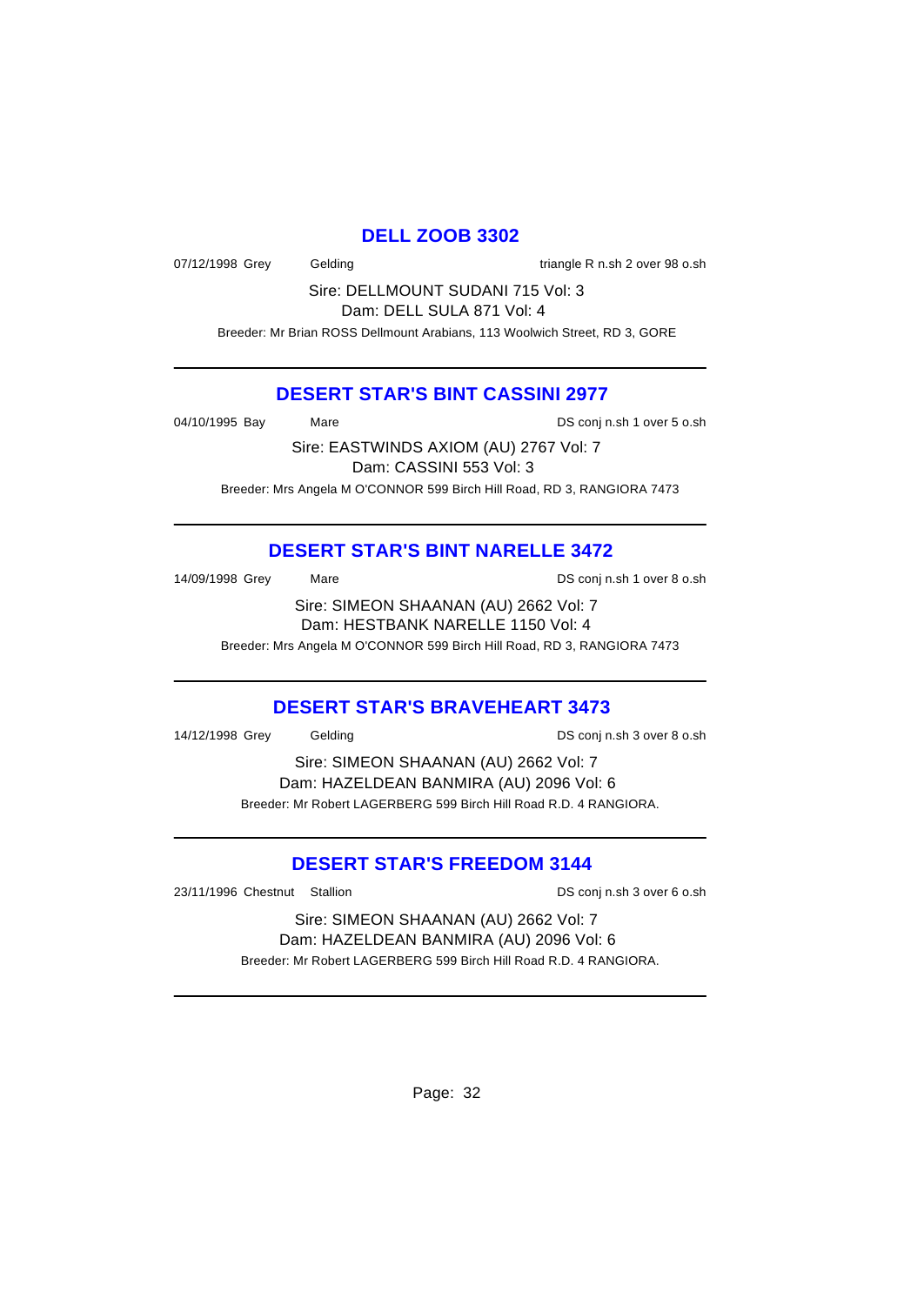## DELL ZOOB 3302

07/12/1998 Grey Gelding triangle R n.sh 2 over 98 o.sh

Sire: DELLMOUNT SUDANI 715 Vol: 3
Dam: DELL SULA 871 Vol: 4

Breeder: Mr Brian ROSS Dellmount Arabians, 113 Woolwich Street, RD 3, GORE

---

## DESERT STAR'S BINT CASSINI 2977

04/10/1995 Bay Mare DS conj n.sh 1 over 5 o.sh

Sire: EASTWINDS AXIOM (AU) 2767 Vol: 7
Dam: CASSINI 553 Vol: 3

Breeder: Mrs Angela M O'CONNOR 599 Birch Hill Road, RD 3, RANGIORA 7473

---

## DESERT STAR'S BINT NARELLE 3472

14/09/1998 Grey Mare DS conj n.sh 1 over 8 o.sh

Sire: SIMEON SHAANAN (AU) 2662 Vol: 7
Dam: HESTBANK NARELLE 1150 Vol: 4

Breeder: Mrs Angela M O'CONNOR 599 Birch Hill Road, RD 3, RANGIORA 7473

---

## DESERT STAR'S BRAVEHEART 3473

14/12/1998 Grey Gelding DS conj n.sh 3 over 8 o.sh

Sire: SIMEON SHAANAN (AU) 2662 Vol: 7
Dam: HAZELDEAN BANMIRA (AU) 2096 Vol: 6

Breeder: Mr Robert LAGERBERG 599 Birch Hill Road R.D. 4 RANGIORA.

---

## DESERT STAR'S FREEDOM 3144

23/11/1996 Chestnut Stallion DS conj n.sh 3 over 6 o.sh

Sire: SIMEON SHAANAN (AU) 2662 Vol: 7
Dam: HAZELDEAN BANMIRA (AU) 2096 Vol: 6

Breeder: Mr Robert LAGERBERG 599 Birch Hill Road R.D. 4 RANGIORA.

---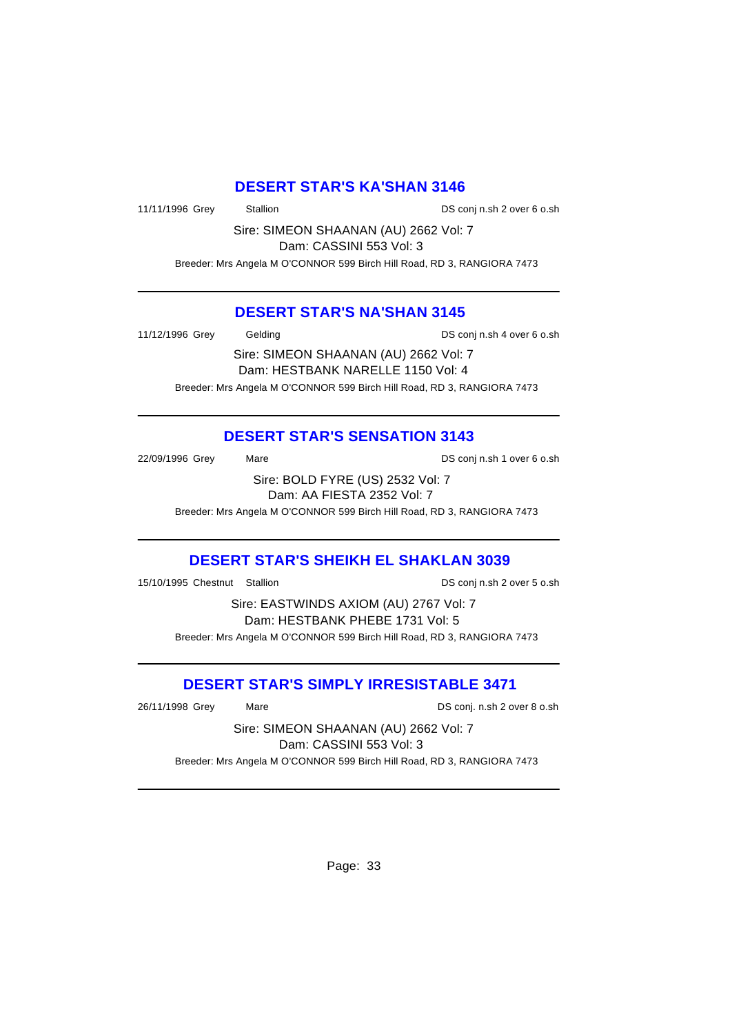## DESERT STAR'S KA'SHAN 3146

11/11/1996 Grey Stallion DS conj n.sh 2 over 6 o.sh

Sire: SIMEON SHAANAN (AU) 2662 Vol: 7
Dam: CASSINI 553 Vol: 3

Breeder: Mrs Angela M O'CONNOR 599 Birch Hill Road, RD 3, RANGIORA 7473

---

## DESERT STAR'S NA'SHAN 3145

11/12/1996 Grey Gelding DS conj n.sh 4 over 6 o.sh

Sire: SIMEON SHAANAN (AU) 2662 Vol: 7
Dam: HESTBANK NARELLE 1150 Vol: 4

Breeder: Mrs Angela M O'CONNOR 599 Birch Hill Road, RD 3, RANGIORA 7473

---

## DESERT STAR'S SENSATION 3143

22/09/1996 Grey Mare DS conj n.sh 1 over 6 o.sh

Sire: BOLD FYRE (US) 2532 Vol: 7
Dam: AA FIESTA 2352 Vol: 7

Breeder: Mrs Angela M O'CONNOR 599 Birch Hill Road, RD 3, RANGIORA 7473

---

## DESERT STAR'S SHEIKH EL SHAKLAN 3039

15/10/1995 Chestnut Stallion DS conj n.sh 2 over 5 o.sh

Sire: EASTWINDS AXIOM (AU) 2767 Vol: 7
Dam: HESTBANK PHEBE 1731 Vol: 5

Breeder: Mrs Angela M O'CONNOR 599 Birch Hill Road, RD 3, RANGIORA 7473

---

## DESERT STAR'S SIMPLY IRRESISTABLE 3471

26/11/1998 Grey Mare DS conj. n.sh 2 over 8 o.sh

Sire: SIMEON SHAANAN (AU) 2662 Vol: 7
Dam: CASSINI 553 Vol: 3

Breeder: Mrs Angela M O'CONNOR 599 Birch Hill Road, RD 3, RANGIORA 7473

---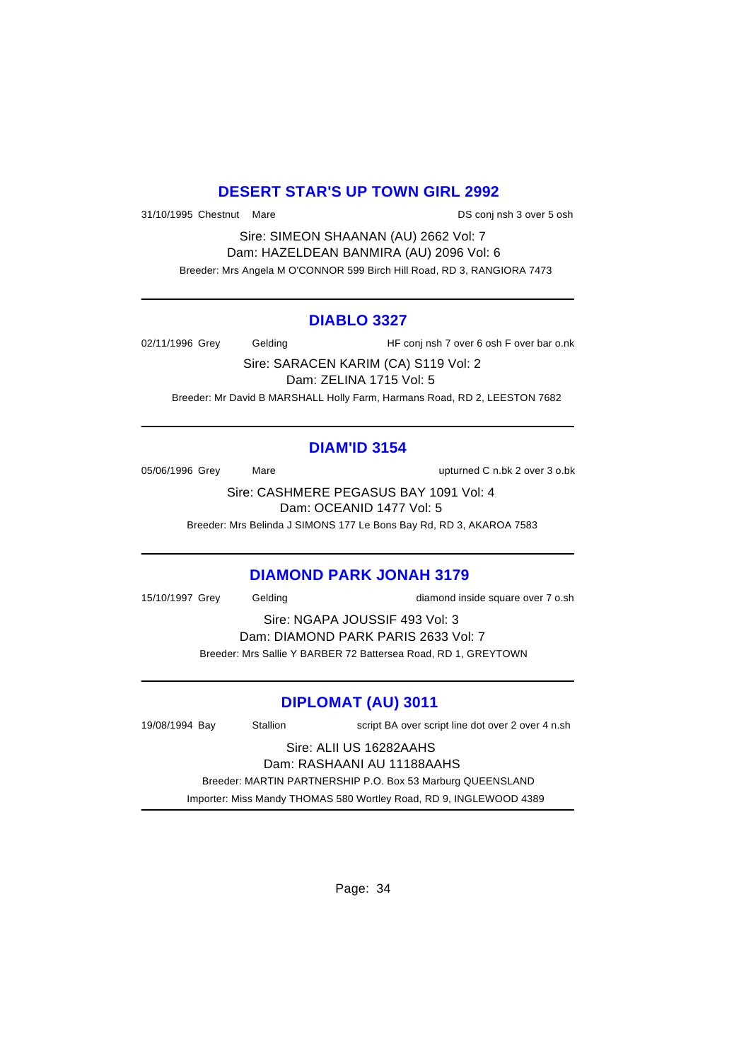## DESERT STAR'S UP TOWN GIRL 2992

31/10/1995 Chestnut Mare DS conj nsh 3 over 5 osh

Sire: SIMEON SHAANAN (AU) 2662 Vol: 7
Dam: HAZELDEAN BANMIRA (AU) 2096 Vol: 6

Breeder: Mrs Angela M O'CONNOR 599 Birch Hill Road, RD 3, RANGIORA 7473

---

## DIABLO 3327

02/11/1996 Grey Gelding HF conj nsh 7 over 6 osh F over bar o.nk

Sire: SARACEN KARIM (CA) S119 Vol: 2
Dam: ZELINA 1715 Vol: 5

Breeder: Mr David B MARSHALL Holly Farm, Harmans Road, RD 2, LEESTON 7682

---

## DIAM'ID 3154

05/06/1996 Grey Mare upturned C n.bk 2 over 3 o.bk

Sire: CASHMERE PEGASUS BAY 1091 Vol: 4
Dam: OCEANID 1477 Vol: 5

Breeder: Mrs Belinda J SIMONS 177 Le Bons Bay Rd, RD 3, AKAROA 7583

---

## DIAMOND PARK JONAH 3179

15/10/1997 Grey Gelding diamond inside square over 7 o.sh

Sire: NGAPA JOUSSIF 493 Vol: 3
Dam: DIAMOND PARK PARIS 2633 Vol: 7

Breeder: Mrs Sallie Y BARBER 72 Battersea Road, RD 1, GREYTOWN

---

## DIPLOMAT (AU) 3011

19/08/1994 Bay Stallion script BA over script line dot over 2 over 4 n.sh

Sire: ALII US 16282AAHS
Dam: RASHAANI AU 11188AAHS

Breeder: MARTIN PARTNERSHIP P.O. Box 53 Marburg QUEENSLAND

Importer: Miss Mandy THOMAS 580 Wortley Road, RD 9, INGLEWOOD 4389

---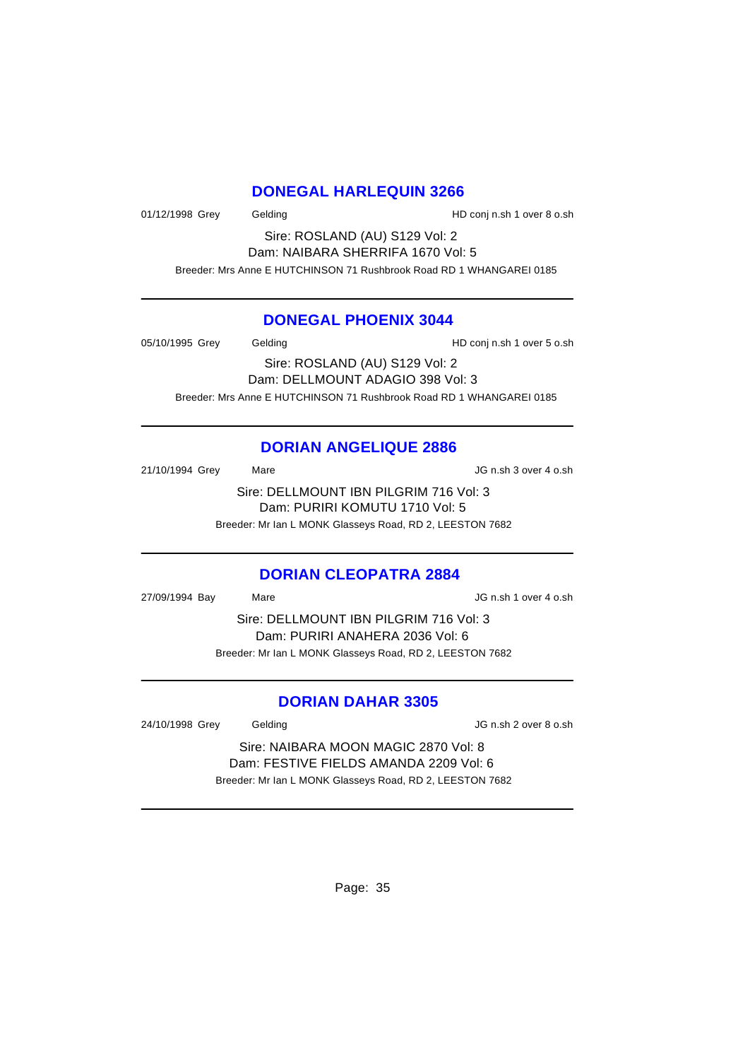## DONEGAL HARLEQUIN 3266

01/12/1998 Grey Gelding HD conj n.sh 1 over 8 o.sh

Sire: ROSLAND (AU) S129 Vol: 2
Dam: NAIBARA SHERRIFA 1670 Vol: 5
Breeder: Mrs Anne E HUTCHINSON 71 Rushbrook Road RD 1 WHANGAREI 0185

---

## DONEGAL PHOENIX 3044

05/10/1995 Grey Gelding HD conj n.sh 1 over 5 o.sh

Sire: ROSLAND (AU) S129 Vol: 2
Dam: DELLMOUNT ADAGIO 398 Vol: 3
Breeder: Mrs Anne E HUTCHINSON 71 Rushbrook Road RD 1 WHANGAREI 0185

---

## DORIAN ANGELIQUE 2886

21/10/1994 Grey Mare JG n.sh 3 over 4 o.sh

Sire: DELLMOUNT IBN PILGRIM 716 Vol: 3
Dam: PURIRI KOMUTU 1710 Vol: 5
Breeder: Mr Ian L MONK Glasseys Road, RD 2, LEESTON 7682

---

## DORIAN CLEOPATRA 2884

27/09/1994 Bay Mare JG n.sh 1 over 4 o.sh

Sire: DELLMOUNT IBN PILGRIM 716 Vol: 3
Dam: PURIRI ANAHERA 2036 Vol: 6
Breeder: Mr Ian L MONK Glasseys Road, RD 2, LEESTON 7682

---

## DORIAN DAHAR 3305

24/10/1998 Grey Gelding JG n.sh 2 over 8 o.sh

Sire: NAIBARA MOON MAGIC 2870 Vol: 8
Dam: FESTIVE FIELDS AMANDA 2209 Vol: 6
Breeder: Mr Ian L MONK Glasseys Road, RD 2, LEESTON 7682

---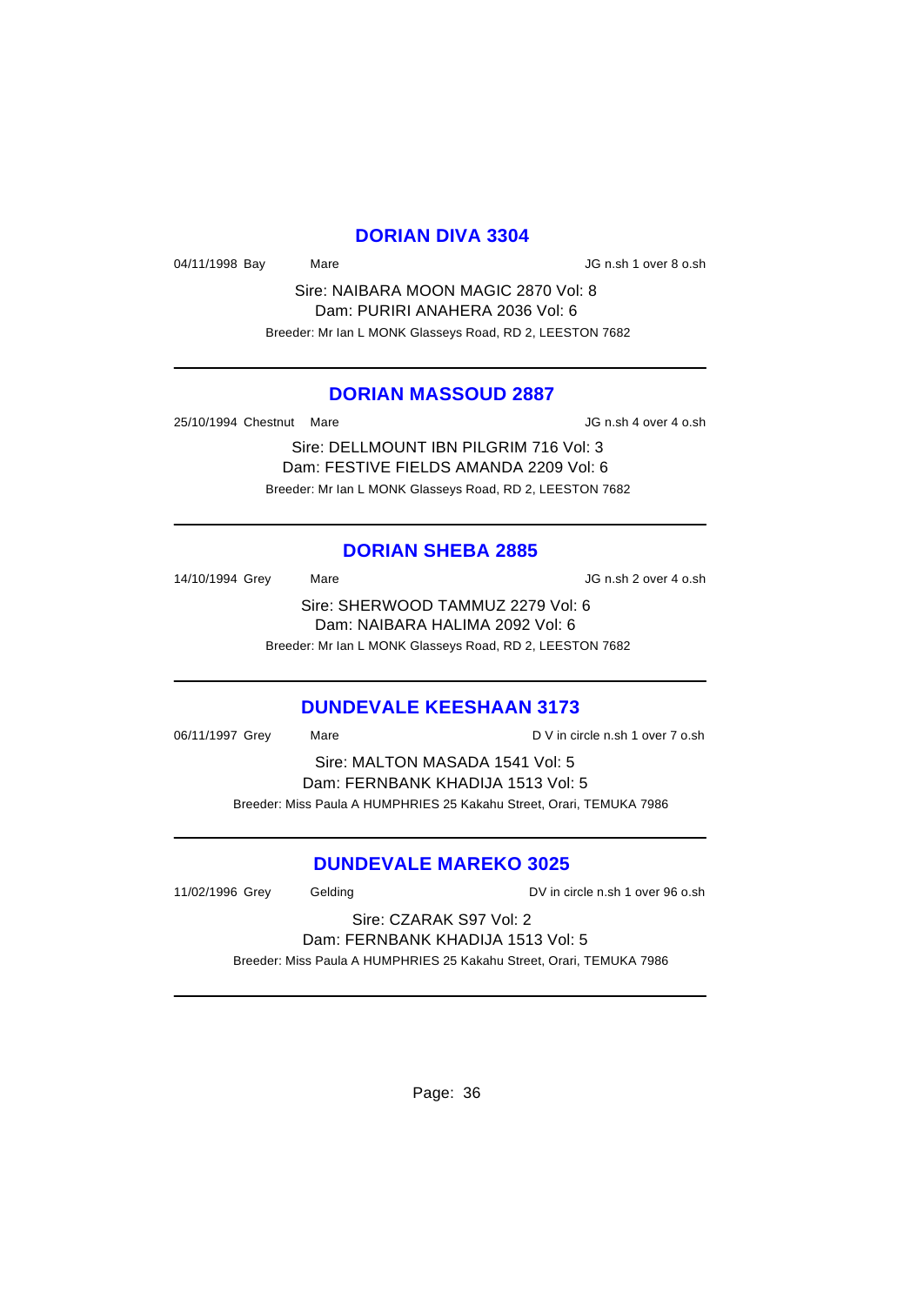## DORIAN DIVA 3304

04/11/1998 Bay Mare JG n.sh 1 over 8 o.sh

Sire: NAIBARA MOON MAGIC 2870 Vol: 8
Dam: PURIRI ANAHERA 2036 Vol: 6
Breeder: Mr Ian L MONK Glasseys Road, RD 2, LEESTON 7682

---

## DORIAN MASSOUD 2887

25/10/1994 Chestnut Mare JG n.sh 4 over 4 o.sh

Sire: DELLMOUNT IBN PILGRIM 716 Vol: 3
Dam: FESTIVE FIELDS AMANDA 2209 Vol: 6
Breeder: Mr Ian L MONK Glasseys Road, RD 2, LEESTON 7682

---

## DORIAN SHEBA 2885

14/10/1994 Grey Mare JG n.sh 2 over 4 o.sh

Sire: SHERWOOD TAMMUZ 2279 Vol: 6
Dam: NAIBARA HALIMA 2092 Vol: 6
Breeder: Mr Ian L MONK Glasseys Road, RD 2, LEESTON 7682

---

## DUNDEVALE KEESHAAN 3173

06/11/1997 Grey Mare D V in circle n.sh 1 over 7 o.sh

Sire: MALTON MASADA 1541 Vol: 5
Dam: FERNBANK KHADIJA 1513 Vol: 5
Breeder: Miss Paula A HUMPHRIES 25 Kakahu Street, Orari, TEMUKA 7986

---

## DUNDEVALE MAREKO 3025

11/02/1996 Grey Gelding DV in circle n.sh 1 over 96 o.sh

Sire: CZARAK S97 Vol: 2
Dam: FERNBANK KHADIJA 1513 Vol: 5
Breeder: Miss Paula A HUMPHRIES 25 Kakahu Street, Orari, TEMUKA 7986

---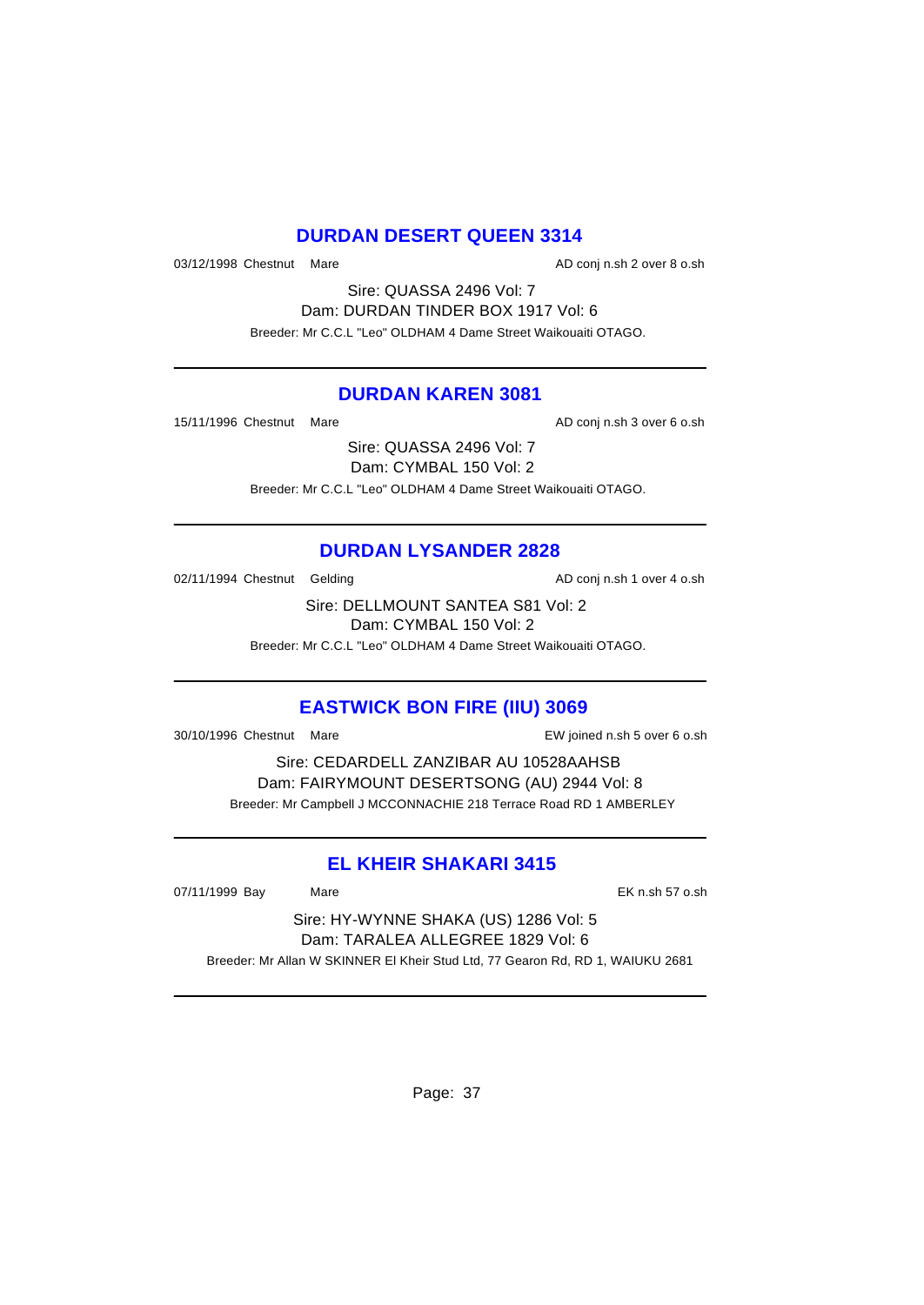## DURDAN DESERT QUEEN 3314

03/12/1998 Chestnut Mare AD conj n.sh 2 over 8 o.sh

Sire: QUASSA 2496 Vol: 7
Dam: DURDAN TINDER BOX 1917 Vol: 6
Breeder: Mr C.C.L "Leo" OLDHAM 4 Dame Street Waikouaiti OTAGO.

---

## DURDAN KAREN 3081

15/11/1996 Chestnut Mare AD conj n.sh 3 over 6 o.sh

Sire: QUASSA 2496 Vol: 7
Dam: CYMBAL 150 Vol: 2
Breeder: Mr C.C.L "Leo" OLDHAM 4 Dame Street Waikouaiti OTAGO.

---

## DURDAN LYSANDER 2828

02/11/1994 Chestnut Gelding AD conj n.sh 1 over 4 o.sh

Sire: DELLMOUNT SANTEA S81 Vol: 2
Dam: CYMBAL 150 Vol: 2
Breeder: Mr C.C.L "Leo" OLDHAM 4 Dame Street Waikouaiti OTAGO.

---

## EASTWICK BON FIRE (IIU) 3069

30/10/1996 Chestnut Mare EW joined n.sh 5 over 6 o.sh

Sire: CEDARDELL ZANZIBAR AU 10528AAHSB
Dam: FAIRYMOUNT DESERTSONG (AU) 2944 Vol: 8
Breeder: Mr Campbell J MCCONNACHIE 218 Terrace Road RD 1 AMBERLEY

---

## EL KHEIR SHAKARI 3415

07/11/1999 Bay Mare EK n.sh 57 o.sh

Sire: HY-WYNNE SHAKA (US) 1286 Vol: 5
Dam: TARALEA ALLEGREE 1829 Vol: 6
Breeder: Mr Allan W SKINNER El Kheir Stud Ltd, 77 Gearon Rd, RD 1, WAIUKU 2681

---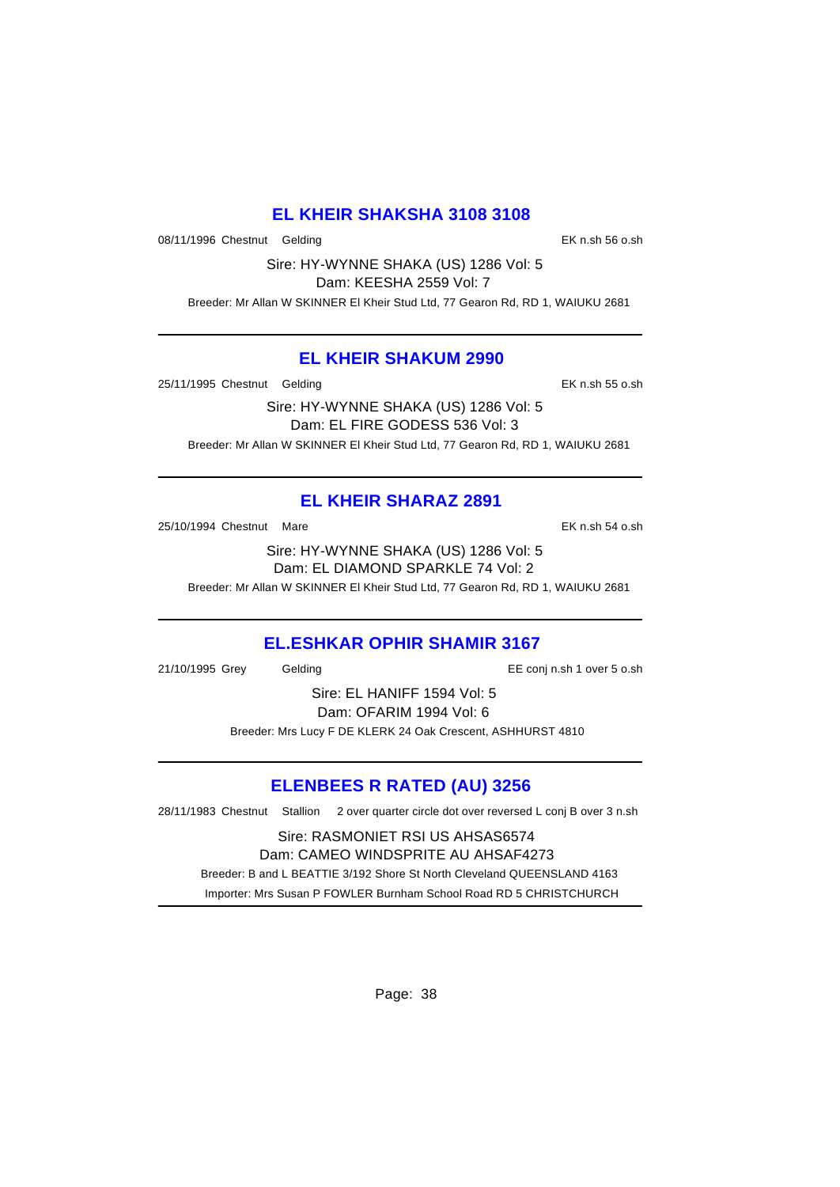## EL KHEIR SHAKSHA 3108 3108

08/11/1996 Chestnut Gelding EK n.sh 56 o.sh

Sire: HY-WYNNE SHAKA (US) 1286 Vol: 5
Dam: KEESHA 2559 Vol: 7

Breeder: Mr Allan W SKINNER El Kheir Stud Ltd, 77 Gearon Rd, RD 1, WAIUKU 2681

---

## EL KHEIR SHAKUM 2990

25/11/1995 Chestnut Gelding EK n.sh 55 o.sh

Sire: HY-WYNNE SHAKA (US) 1286 Vol: 5
Dam: EL FIRE GODESS 536 Vol: 3

Breeder: Mr Allan W SKINNER El Kheir Stud Ltd, 77 Gearon Rd, RD 1, WAIUKU 2681

---

## EL KHEIR SHARAZ 2891

25/10/1994 Chestnut Mare EK n.sh 54 o.sh

Sire: HY-WYNNE SHAKA (US) 1286 Vol: 5
Dam: EL DIAMOND SPARKLE 74 Vol: 2

Breeder: Mr Allan W SKINNER El Kheir Stud Ltd, 77 Gearon Rd, RD 1, WAIUKU 2681

---

## EL.ESHKAR OPHIR SHAMIR 3167

21/10/1995 Grey Gelding EE conj n.sh 1 over 5 o.sh

Sire: EL HANIFF 1594 Vol: 5
Dam: OFARIM 1994 Vol: 6

Breeder: Mrs Lucy F DE KLERK 24 Oak Crescent, ASHHURST 4810

---

## ELENBEES R RATED (AU) 3256

28/11/1983 Chestnut Stallion 2 over quarter circle dot over reversed L conj B over 3 n.sh

Sire: RASMONIET RSI US AHSAS6574
Dam: CAMEO WINDSPRITE AU AHSAF4273

Breeder: B and L BEATTIE 3/192 Shore St North Cleveland QUEENSLAND 4163

Importer: Mrs Susan P FOWLER Burnham School Road RD 5 CHRISTCHURCH

---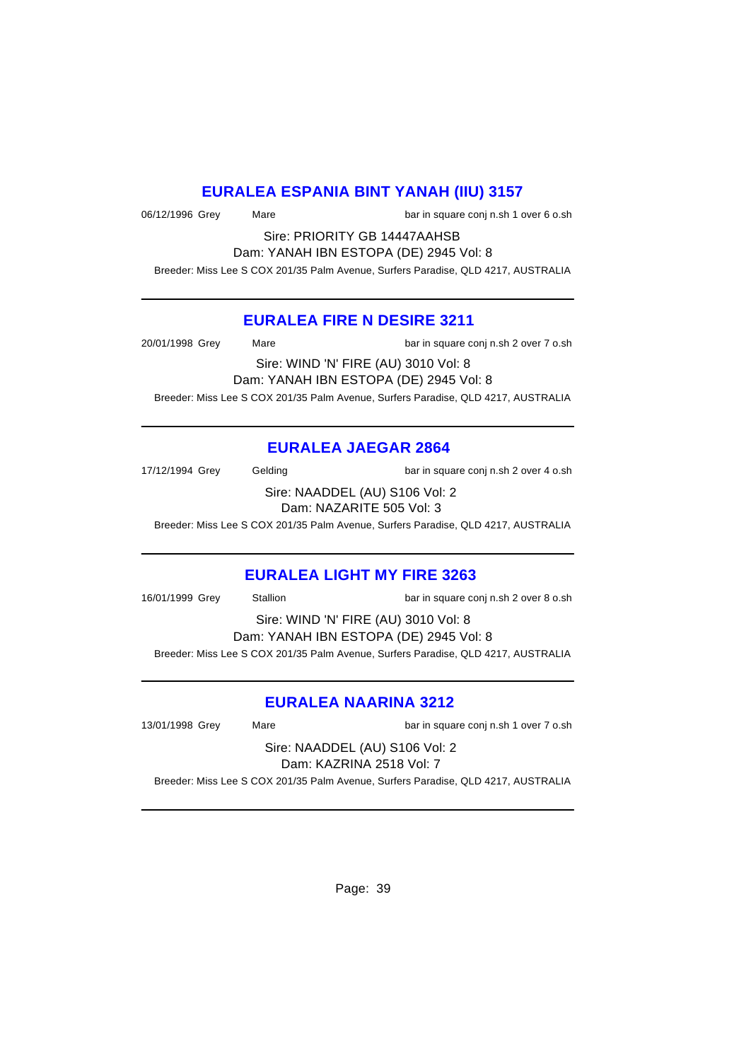## EURALEA ESPANIA BINT YANAH (IIU) 3157

06/12/1996 Grey Mare bar in square conj n.sh 1 over 6 o.sh

Sire: PRIORITY GB 14447AAHSB

Dam: YANAH IBN ESTOPA (DE) 2945 Vol: 8

Breeder: Miss Lee S COX 201/35 Palm Avenue, Surfers Paradise, QLD 4217, AUSTRALIA

---

## EURALEA FIRE N DESIRE 3211

20/01/1998 Grey Mare bar in square conj n.sh 2 over 7 o.sh

Sire: WIND 'N' FIRE (AU) 3010 Vol: 8

Dam: YANAH IBN ESTOPA (DE) 2945 Vol: 8

Breeder: Miss Lee S COX 201/35 Palm Avenue, Surfers Paradise, QLD 4217, AUSTRALIA

---

## EURALEA JAEGAR 2864

17/12/1994 Grey Gelding bar in square conj n.sh 2 over 4 o.sh

Sire: NAADDEL (AU) S106 Vol: 2

Dam: NAZARITE 505 Vol: 3

Breeder: Miss Lee S COX 201/35 Palm Avenue, Surfers Paradise, QLD 4217, AUSTRALIA

---

## EURALEA LIGHT MY FIRE 3263

16/01/1999 Grey Stallion bar in square conj n.sh 2 over 8 o.sh

Sire: WIND 'N' FIRE (AU) 3010 Vol: 8

Dam: YANAH IBN ESTOPA (DE) 2945 Vol: 8

Breeder: Miss Lee S COX 201/35 Palm Avenue, Surfers Paradise, QLD 4217, AUSTRALIA

---

## EURALEA NAARINA 3212

13/01/1998 Grey Mare bar in square conj n.sh 1 over 7 o.sh

Sire: NAADDEL (AU) S106 Vol: 2

Dam: KAZRINA 2518 Vol: 7

Breeder: Miss Lee S COX 201/35 Palm Avenue, Surfers Paradise, QLD 4217, AUSTRALIA

---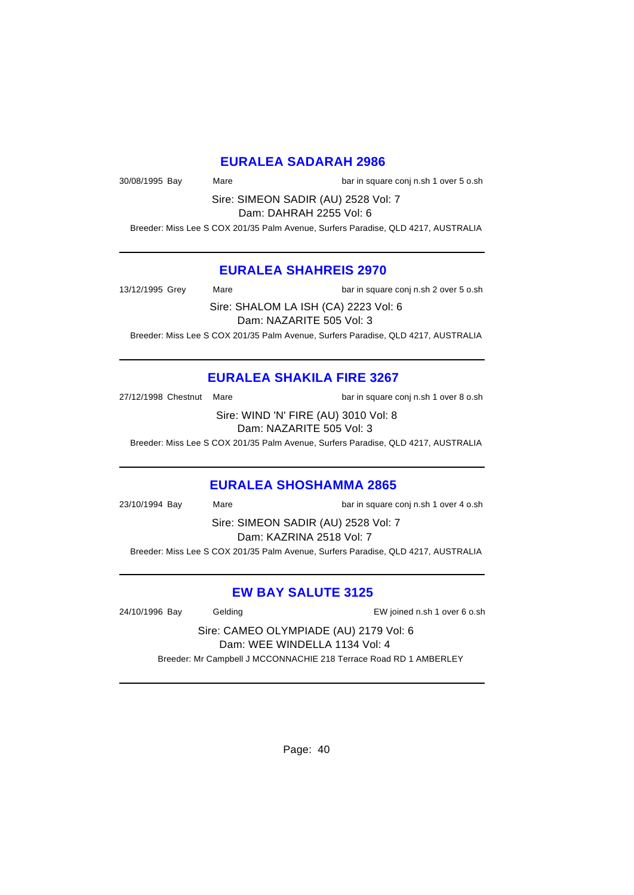## EURALEA SADARAH 2986

30/08/1995 Bay Mare bar in square conj n.sh 1 over 5 o.sh

Sire: SIMEON SADIR (AU) 2528 Vol: 7
Dam: DAHRAH 2255 Vol: 6

Breeder: Miss Lee S COX 201/35 Palm Avenue, Surfers Paradise, QLD 4217, AUSTRALIA

---

## EURALEA SHAHREIS 2970

13/12/1995 Grey Mare bar in square conj n.sh 2 over 5 o.sh

Sire: SHALOM LA ISH (CA) 2223 Vol: 6
Dam: NAZARITE 505 Vol: 3

Breeder: Miss Lee S COX 201/35 Palm Avenue, Surfers Paradise, QLD 4217, AUSTRALIA

---

## EURALEA SHAKILA FIRE 3267

27/12/1998 Chestnut Mare bar in square conj n.sh 1 over 8 o.sh

Sire: WIND 'N' FIRE (AU) 3010 Vol: 8
Dam: NAZARITE 505 Vol: 3

Breeder: Miss Lee S COX 201/35 Palm Avenue, Surfers Paradise, QLD 4217, AUSTRALIA

---

## EURALEA SHOSHAMMA 2865

23/10/1994 Bay Mare bar in square conj n.sh 1 over 4 o.sh

Sire: SIMEON SADIR (AU) 2528 Vol: 7
Dam: KAZRINA 2518 Vol: 7

Breeder: Miss Lee S COX 201/35 Palm Avenue, Surfers Paradise, QLD 4217, AUSTRALIA

---

## EW BAY SALUTE 3125

24/10/1996 Bay Gelding EW joined n.sh 1 over 6 o.sh

Sire: CAMEO OLYMPIADE (AU) 2179 Vol: 6
Dam: WEE WINDELLA 1134 Vol: 4

Breeder: Mr Campbell J MCCONNACHIE 218 Terrace Road RD 1 AMBERLEY

---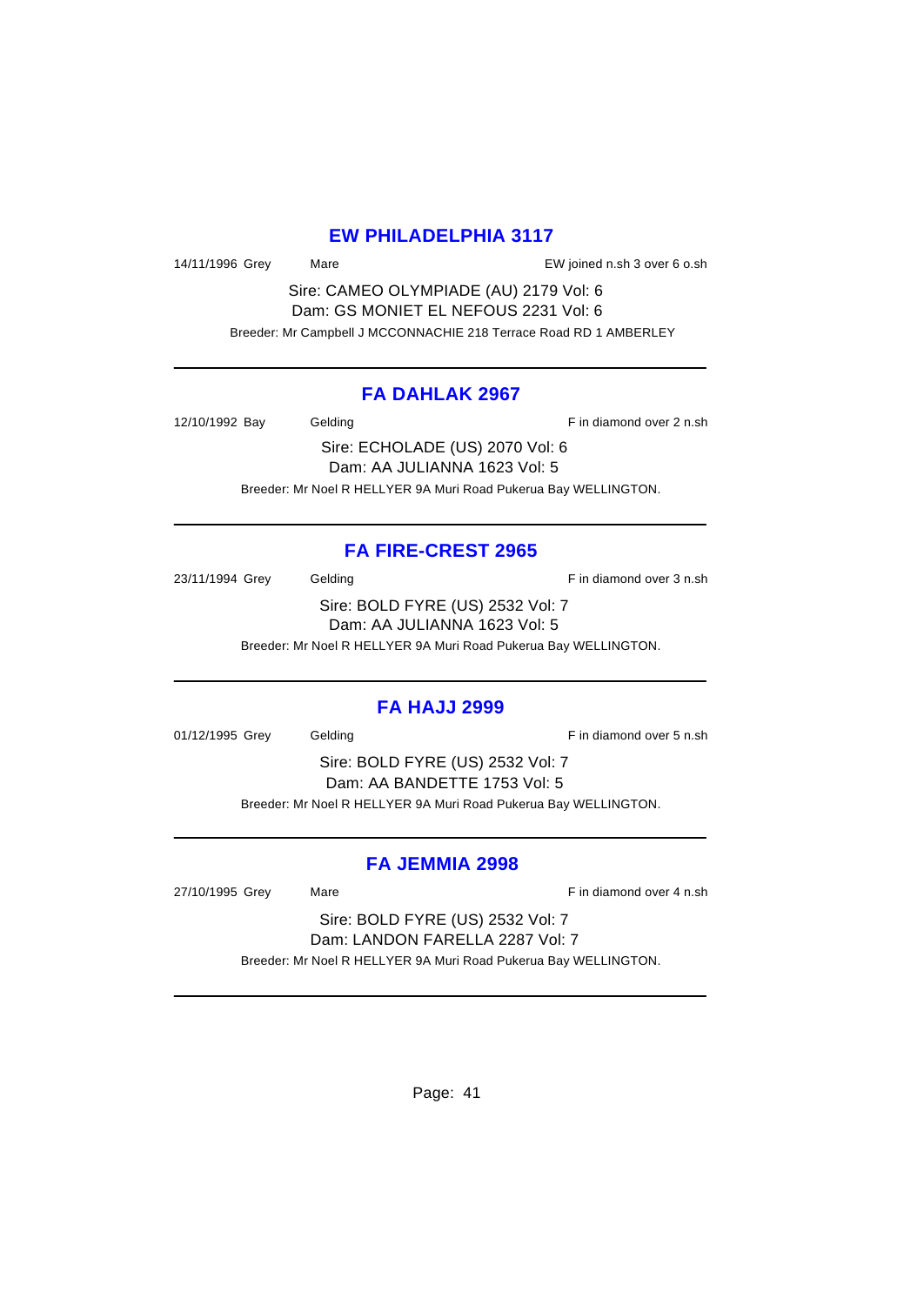## EW PHILADELPHIA 3117

14/11/1996 Grey Mare EW joined n.sh 3 over 6 o.sh

Sire: CAMEO OLYMPIADE (AU) 2179 Vol: 6
Dam: GS MONIET EL NEFOUS 2231 Vol: 6

Breeder: Mr Campbell J MCCONNACHIE 218 Terrace Road RD 1 AMBERLEY

---

## FA DAHLAK 2967

12/10/1992 Bay Gelding F in diamond over 2 n.sh

Sire: ECHOLADE (US) 2070 Vol: 6
Dam: AA JULIANNA 1623 Vol: 5

Breeder: Mr Noel R HELLYER 9A Muri Road Pukerua Bay WELLINGTON.

---

## FA FIRE-CREST 2965

23/11/1994 Grey Gelding F in diamond over 3 n.sh

Sire: BOLD FYRE (US) 2532 Vol: 7
Dam: AA JULIANNA 1623 Vol: 5

Breeder: Mr Noel R HELLYER 9A Muri Road Pukerua Bay WELLINGTON.

---

## FA HAJJ 2999

01/12/1995 Grey Gelding F in diamond over 5 n.sh

Sire: BOLD FYRE (US) 2532 Vol: 7
Dam: AA BANDETTE 1753 Vol: 5

Breeder: Mr Noel R HELLYER 9A Muri Road Pukerua Bay WELLINGTON.

---

## FA JEMMIA 2998

27/10/1995 Grey Mare F in diamond over 4 n.sh

Sire: BOLD FYRE (US) 2532 Vol: 7
Dam: LANDON FARELLA 2287 Vol: 7

Breeder: Mr Noel R HELLYER 9A Muri Road Pukerua Bay WELLINGTON.

---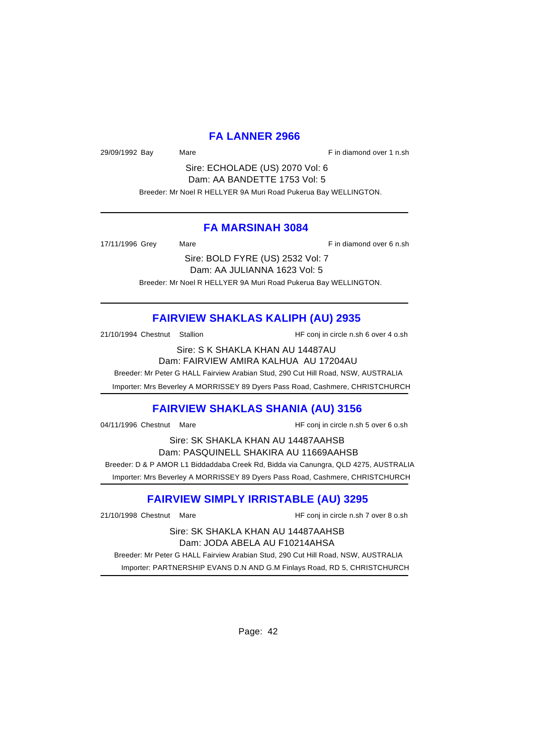## FA LANNER 2966

29/09/1992 Bay Mare F in diamond over 1 n.sh

Sire: ECHOLADE (US) 2070 Vol: 6
Dam: AA BANDETTE 1753 Vol: 5

Breeder: Mr Noel R HELLYER 9A Muri Road Pukerua Bay WELLINGTON.

---

## FA MARSINAH 3084

17/11/1996 Grey Mare F in diamond over 6 n.sh

Sire: BOLD FYRE (US) 2532 Vol: 7
Dam: AA JULIANNA 1623 Vol: 5

Breeder: Mr Noel R HELLYER 9A Muri Road Pukerua Bay WELLINGTON.

---

## FAIRVIEW SHAKLAS KALIPH (AU) 2935

21/10/1994 Chestnut Stallion HF conj in circle n.sh 6 over 4 o.sh

Sire: S K SHAKLA KHAN AU 14487AU
Dam: FAIRVIEW AMIRA KALHUA AU 17204AU

Breeder: Mr Peter G HALL Fairview Arabian Stud, 290 Cut Hill Road, NSW, AUSTRALIA

Importer: Mrs Beverley A MORRISSEY 89 Dyers Pass Road, Cashmere, CHRISTCHURCH

---

## FAIRVIEW SHAKLAS SHANIA (AU) 3156

04/11/1996 Chestnut Mare HF conj in circle n.sh 5 over 6 o.sh

Sire: SK SHAKLA KHAN AU 14487AAHSB
Dam: PASQUINELL SHAKIRA AU 11669AAHSB

Breeder: D & P AMOR L1 Biddaddaba Creek Rd, Bidda via Canungra, QLD 4275, AUSTRALIA

Importer: Mrs Beverley A MORRISSEY 89 Dyers Pass Road, Cashmere, CHRISTCHURCH

---

## FAIRVIEW SIMPLY IRRISTABLE (AU) 3295

21/10/1998 Chestnut Mare HF conj in circle n.sh 7 over 8 o.sh

Sire: SK SHAKLA KHAN AU 14487AAHSB
Dam: JODA ABELA AU F10214AHSA

Breeder: Mr Peter G HALL Fairview Arabian Stud, 290 Cut Hill Road, NSW, AUSTRALIA

Importer: PARTNERSHIP EVANS D.N AND G.M Finlays Road, RD 5, CHRISTCHURCH

---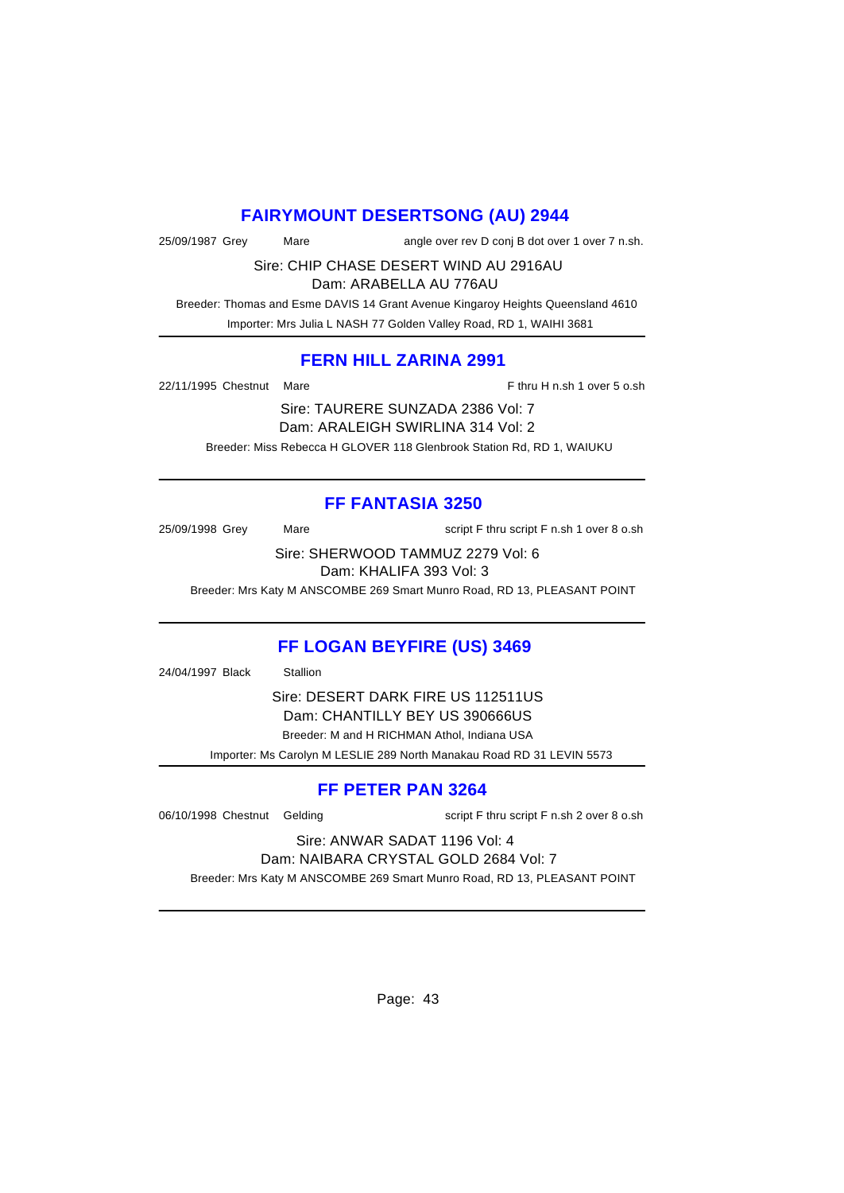## FAIRYMOUNT DESERTSONG (AU) 2944

25/09/1987 Grey Mare angle over rev D conj B dot over 1 over 7 n.sh.

Sire: CHIP CHASE DESERT WIND AU 2916AU

Dam: ARABELLA AU 776AU

Breeder: Thomas and Esme DAVIS 14 Grant Avenue Kingaroy Heights Queensland 4610

Importer: Mrs Julia L NASH 77 Golden Valley Road, RD 1, WAIHI 3681

---

## FERN HILL ZARINA 2991

22/11/1995 Chestnut Mare F thru H n.sh 1 over 5 o.sh

Sire: TAURERE SUNZADA 2386 Vol: 7

Dam: ARALEIGH SWIRLINA 314 Vol: 2

Breeder: Miss Rebecca H GLOVER 118 Glenbrook Station Rd, RD 1, WAIUKU

---

## FF FANTASIA 3250

25/09/1998 Grey Mare script F thru script F n.sh 1 over 8 o.sh

Sire: SHERWOOD TAMMUZ 2279 Vol: 6

Dam: KHALIFA 393 Vol: 3

Breeder: Mrs Katy M ANSCOMBE 269 Smart Munro Road, RD 13, PLEASANT POINT

---

## FF LOGAN BEYFIRE (US) 3469

24/04/1997 Black Stallion

Sire: DESERT DARK FIRE US 112511US

Dam: CHANTILLY BEY US 390666US

Breeder: M and H RICHMAN Athol, Indiana USA

Importer: Ms Carolyn M LESLIE 289 North Manakau Road RD 31 LEVIN 5573

---

## FF PETER PAN 3264

06/10/1998 Chestnut Gelding script F thru script F n.sh 2 over 8 o.sh

Sire: ANWAR SADAT 1196 Vol: 4

Dam: NAIBARA CRYSTAL GOLD 2684 Vol: 7

Breeder: Mrs Katy M ANSCOMBE 269 Smart Munro Road, RD 13, PLEASANT POINT

---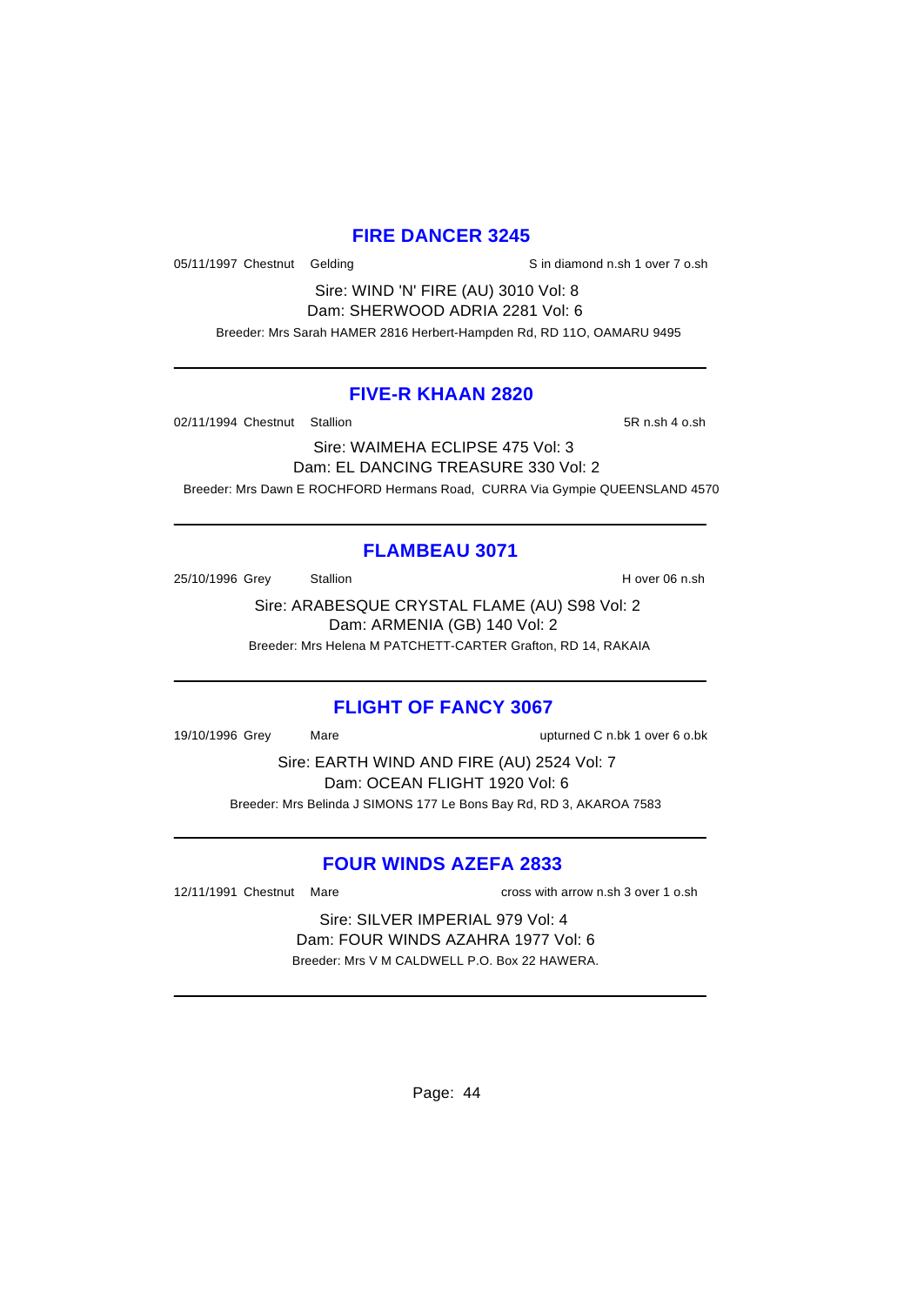## FIRE DANCER 3245

05/11/1997 Chestnut Gelding S in diamond n.sh 1 over 7 o.sh

Sire: WIND 'N' FIRE (AU) 3010 Vol: 8
Dam: SHERWOOD ADRIA 2281 Vol: 6

Breeder: Mrs Sarah HAMER 2816 Herbert-Hampden Rd, RD 11O, OAMARU 9495

---

## FIVE-R KHAAN 2820

02/11/1994 Chestnut Stallion 5R n.sh 4 o.sh

Sire: WAIMEHA ECLIPSE 475 Vol: 3
Dam: EL DANCING TREASURE 330 Vol: 2

Breeder: Mrs Dawn E ROCHFORD Hermans Road, CURRA Via Gympie QUEENSLAND 4570

---

## FLAMBEAU 3071

25/10/1996 Grey Stallion H over 06 n.sh

Sire: ARABESQUE CRYSTAL FLAME (AU) S98 Vol: 2
Dam: ARMENIA (GB) 140 Vol: 2

Breeder: Mrs Helena M PATCHETT-CARTER Grafton, RD 14, RAKAIA

---

## FLIGHT OF FANCY 3067

19/10/1996 Grey Mare upturned C n.bk 1 over 6 o.bk

Sire: EARTH WIND AND FIRE (AU) 2524 Vol: 7
Dam: OCEAN FLIGHT 1920 Vol: 6

Breeder: Mrs Belinda J SIMONS 177 Le Bons Bay Rd, RD 3, AKAROA 7583

---

## FOUR WINDS AZEFA 2833

12/11/1991 Chestnut Mare cross with arrow n.sh 3 over 1 o.sh

Sire: SILVER IMPERIAL 979 Vol: 4
Dam: FOUR WINDS AZAHRA 1977 Vol: 6

Breeder: Mrs V M CALDWELL P.O. Box 22 HAWERA.

---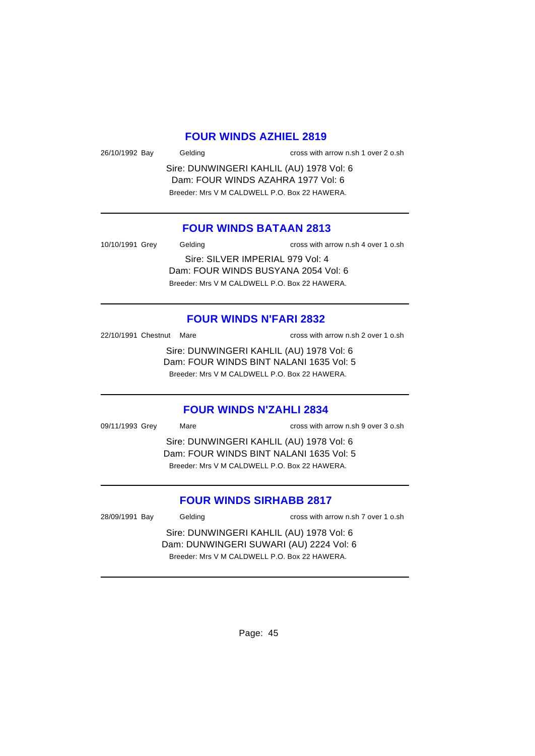## FOUR WINDS AZHIEL 2819

26/10/1992 Bay Gelding cross with arrow n.sh 1 over 2 o.sh

Sire: DUNWINGERI KAHLIL (AU) 1978 Vol: 6
Dam: FOUR WINDS AZAHRA 1977 Vol: 6
Breeder: Mrs V M CALDWELL P.O. Box 22 HAWERA.

---

## FOUR WINDS BATAAN 2813

10/10/1991 Grey Gelding cross with arrow n.sh 4 over 1 o.sh

Sire: SILVER IMPERIAL 979 Vol: 4
Dam: FOUR WINDS BUSYANA 2054 Vol: 6
Breeder: Mrs V M CALDWELL P.O. Box 22 HAWERA.

---

## FOUR WINDS N'FARI 2832

22/10/1991 Chestnut Mare cross with arrow n.sh 2 over 1 o.sh

Sire: DUNWINGERI KAHLIL (AU) 1978 Vol: 6
Dam: FOUR WINDS BINT NALANI 1635 Vol: 5
Breeder: Mrs V M CALDWELL P.O. Box 22 HAWERA.

---

## FOUR WINDS N'ZAHLI 2834

09/11/1993 Grey Mare cross with arrow n.sh 9 over 3 o.sh

Sire: DUNWINGERI KAHLIL (AU) 1978 Vol: 6
Dam: FOUR WINDS BINT NALANI 1635 Vol: 5
Breeder: Mrs V M CALDWELL P.O. Box 22 HAWERA.

---

## FOUR WINDS SIRHABB 2817

28/09/1991 Bay Gelding cross with arrow n.sh 7 over 1 o.sh

Sire: DUNWINGERI KAHLIL (AU) 1978 Vol: 6
Dam: DUNWINGERI SUWARI (AU) 2224 Vol: 6
Breeder: Mrs V M CALDWELL P.O. Box 22 HAWERA.

---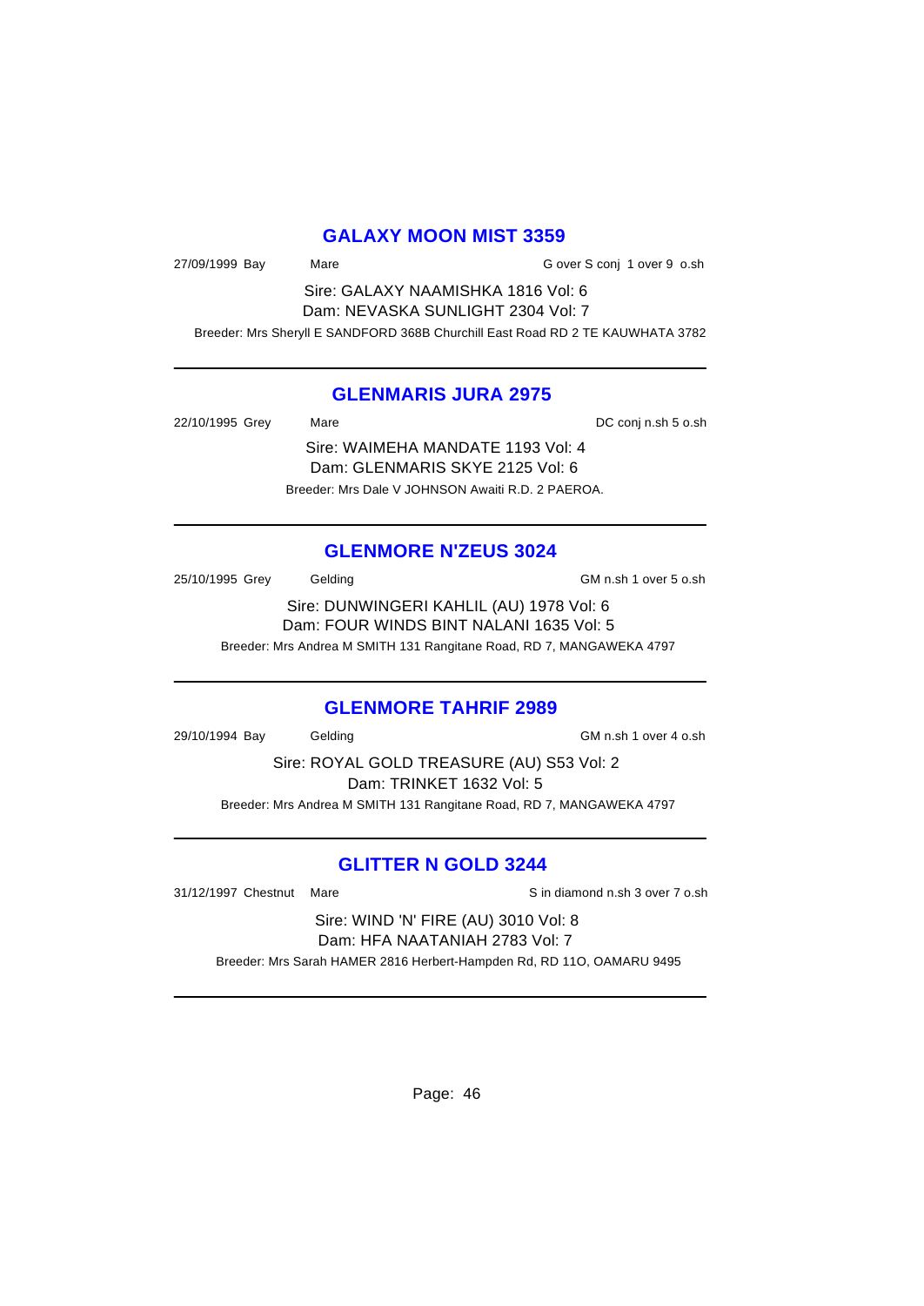## GALAXY MOON MIST 3359

27/09/1999 Bay Mare G over S conj 1 over 9 o.sh

Sire: GALAXY NAAMISHKA 1816 Vol: 6
Dam: NEVASKA SUNLIGHT 2304 Vol: 7

Breeder: Mrs Sheryll E SANDFORD 368B Churchill East Road RD 2 TE KAUWHATA 3782

---

## GLENMARIS JURA 2975

22/10/1995 Grey Mare DC conj n.sh 5 o.sh

Sire: WAIMEHA MANDATE 1193 Vol: 4
Dam: GLENMARIS SKYE 2125 Vol: 6

Breeder: Mrs Dale V JOHNSON Awaiti R.D. 2 PAEROA.

---

## GLENMORE N'ZEUS 3024

25/10/1995 Grey Gelding GM n.sh 1 over 5 o.sh

Sire: DUNWINGERI KAHLIL (AU) 1978 Vol: 6
Dam: FOUR WINDS BINT NALANI 1635 Vol: 5

Breeder: Mrs Andrea M SMITH 131 Rangitane Road, RD 7, MANGAWEKA 4797

---

## GLENMORE TAHRIF 2989

29/10/1994 Bay Gelding GM n.sh 1 over 4 o.sh

Sire: ROYAL GOLD TREASURE (AU) S53 Vol: 2
Dam: TRINKET 1632 Vol: 5

Breeder: Mrs Andrea M SMITH 131 Rangitane Road, RD 7, MANGAWEKA 4797

---

## GLITTER N GOLD 3244

31/12/1997 Chestnut Mare S in diamond n.sh 3 over 7 o.sh

Sire: WIND 'N' FIRE (AU) 3010 Vol: 8
Dam: HFA NAATANIAH 2783 Vol: 7

Breeder: Mrs Sarah HAMER 2816 Herbert-Hampden Rd, RD 11O, OAMARU 9495

---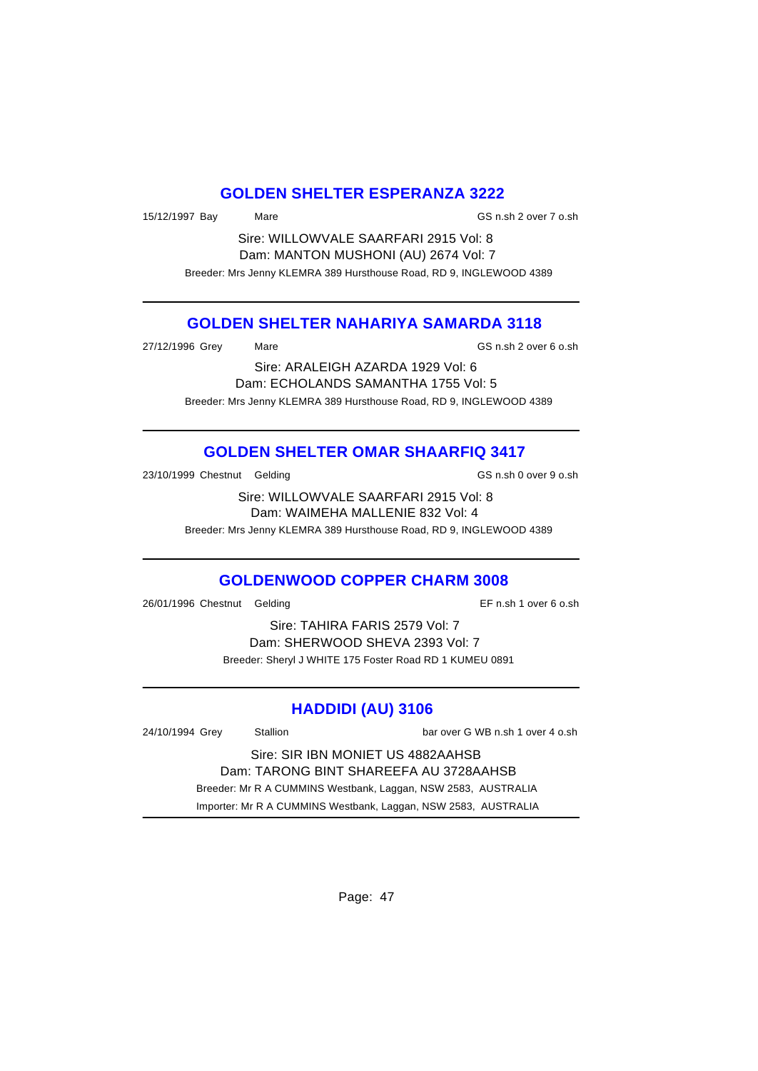## GOLDEN SHELTER ESPERANZA 3222

15/12/1997 Bay Mare GS n.sh 2 over 7 o.sh

Sire: WILLOWVALE SAARFARI 2915 Vol: 8
Dam: MANTON MUSHONI (AU) 2674 Vol: 7
Breeder: Mrs Jenny KLEMRA 389 Hursthouse Road, RD 9, INGLEWOOD 4389

---

## GOLDEN SHELTER NAHARIYA SAMARDA 3118

27/12/1996 Grey Mare GS n.sh 2 over 6 o.sh

Sire: ARALEIGH AZARDA 1929 Vol: 6
Dam: ECHOLANDS SAMANTHA 1755 Vol: 5
Breeder: Mrs Jenny KLEMRA 389 Hursthouse Road, RD 9, INGLEWOOD 4389

---

## GOLDEN SHELTER OMAR SHAARFIQ 3417

23/10/1999 Chestnut Gelding GS n.sh 0 over 9 o.sh

Sire: WILLOWVALE SAARFARI 2915 Vol: 8
Dam: WAIMEHA MALLENIE 832 Vol: 4
Breeder: Mrs Jenny KLEMRA 389 Hursthouse Road, RD 9, INGLEWOOD 4389

---

## GOLDENWOOD COPPER CHARM 3008

26/01/1996 Chestnut Gelding EF n.sh 1 over 6 o.sh

Sire: TAHIRA FARIS 2579 Vol: 7
Dam: SHERWOOD SHEVA 2393 Vol: 7
Breeder: Sheryl J WHITE 175 Foster Road RD 1 KUMEU 0891

---

## HADDIDI (AU) 3106

24/10/1994 Grey Stallion bar over G WB n.sh 1 over 4 o.sh

Sire: SIR IBN MONIET US 4882AAHSB
Dam: TARONG BINT SHAREEFA AU 3728AAHSB
Breeder: Mr R A CUMMINS Westbank, Laggan, NSW 2583, AUSTRALIA
Importer: Mr R A CUMMINS Westbank, Laggan, NSW 2583, AUSTRALIA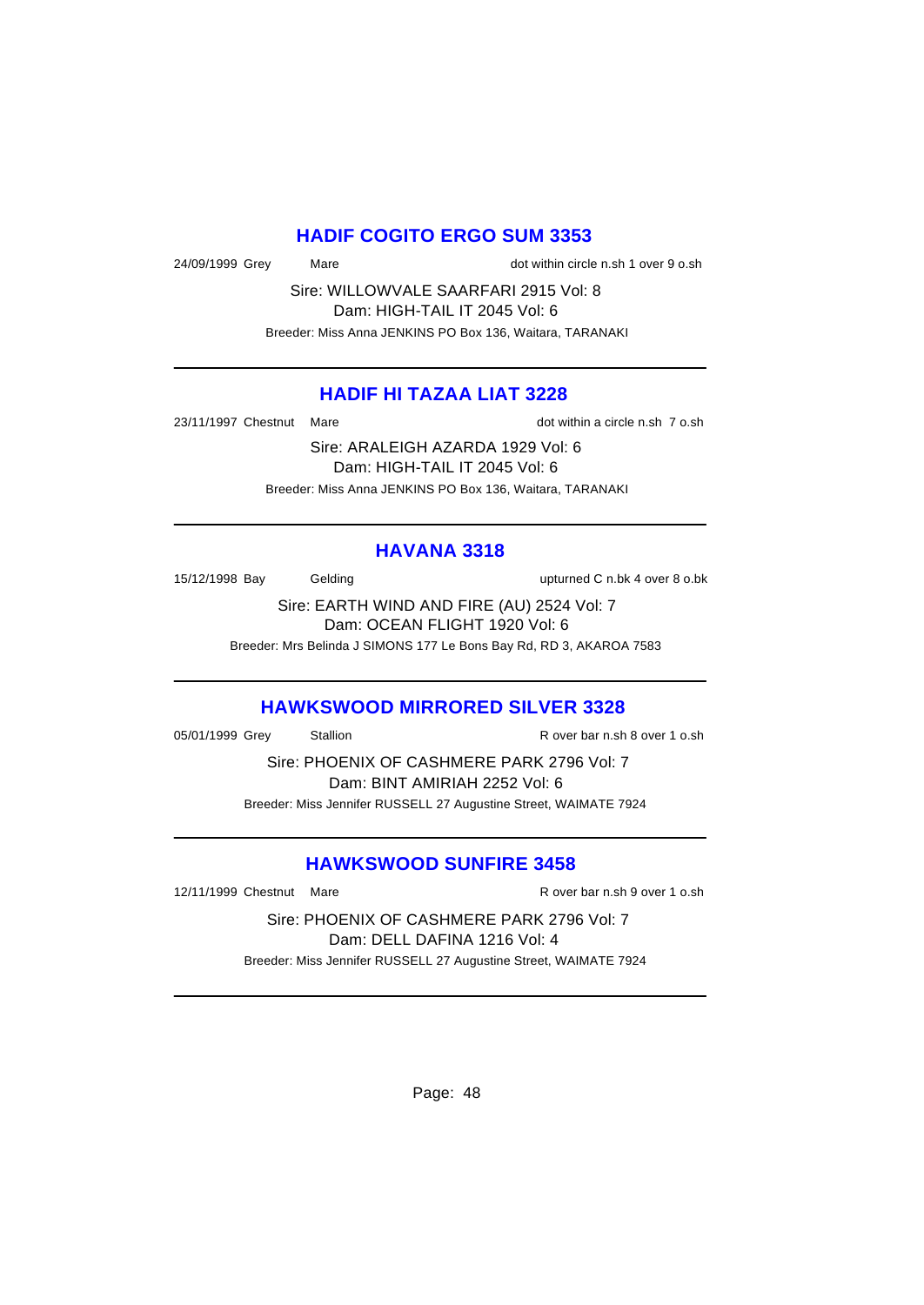## HADIF COGITO ERGO SUM 3353

24/09/1999 Grey Mare dot within circle n.sh 1 over 9 o.sh

Sire: WILLOWVALE SAARFARI 2915 Vol: 8
Dam: HIGH-TAIL IT 2045 Vol: 6
Breeder: Miss Anna JENKINS PO Box 136, Waitara, TARANAKI

---

## HADIF HI TAZAA LIAT 3228

23/11/1997 Chestnut Mare dot within a circle n.sh 7 o.sh

Sire: ARALEIGH AZARDA 1929 Vol: 6
Dam: HIGH-TAIL IT 2045 Vol: 6
Breeder: Miss Anna JENKINS PO Box 136, Waitara, TARANAKI

---

## HAVANA 3318

15/12/1998 Bay Gelding upturned C n.bk 4 over 8 o.bk

Sire: EARTH WIND AND FIRE (AU) 2524 Vol: 7
Dam: OCEAN FLIGHT 1920 Vol: 6
Breeder: Mrs Belinda J SIMONS 177 Le Bons Bay Rd, RD 3, AKAROA 7583

---

## HAWKSWOOD MIRRORED SILVER 3328

05/01/1999 Grey Stallion R over bar n.sh 8 over 1 o.sh

Sire: PHOENIX OF CASHMERE PARK 2796 Vol: 7
Dam: BINT AMIRIAH 2252 Vol: 6
Breeder: Miss Jennifer RUSSELL 27 Augustine Street, WAIMATE 7924

---

## HAWKSWOOD SUNFIRE 3458

12/11/1999 Chestnut Mare R over bar n.sh 9 over 1 o.sh

Sire: PHOENIX OF CASHMERE PARK 2796 Vol: 7
Dam: DELL DAFINA 1216 Vol: 4
Breeder: Miss Jennifer RUSSELL 27 Augustine Street, WAIMATE 7924

---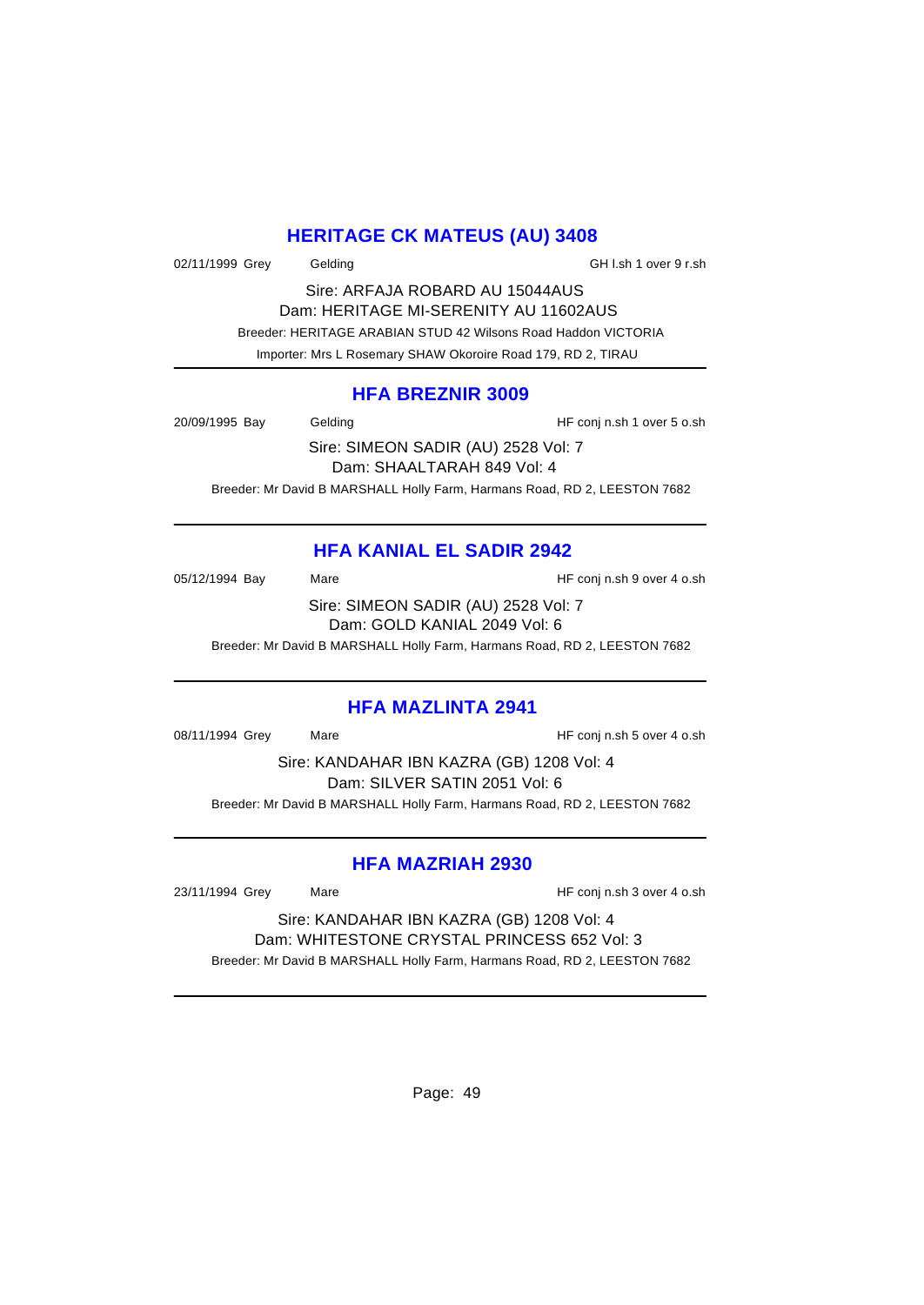## HERITAGE CK MATEUS (AU) 3408

02/11/1999 Grey Gelding GH l.sh 1 over 9 r.sh

Sire: ARFAJA ROBARD AU 15044AUS

Dam: HERITAGE MI-SERENITY AU 11602AUS

Breeder: HERITAGE ARABIAN STUD 42 Wilsons Road Haddon VICTORIA

Importer: Mrs L Rosemary SHAW Okoroire Road 179, RD 2, TIRAU

---

## HFA BREZNIR 3009

20/09/1995 Bay Gelding HF conj n.sh 1 over 5 o.sh

Sire: SIMEON SADIR (AU) 2528 Vol: 7

Dam: SHAALTARAH 849 Vol: 4

Breeder: Mr David B MARSHALL Holly Farm, Harmans Road, RD 2, LEESTON 7682

---

## HFA KANIAL EL SADIR 2942

05/12/1994 Bay Mare HF conj n.sh 9 over 4 o.sh

Sire: SIMEON SADIR (AU) 2528 Vol: 7

Dam: GOLD KANIAL 2049 Vol: 6

Breeder: Mr David B MARSHALL Holly Farm, Harmans Road, RD 2, LEESTON 7682

---

## HFA MAZLINTA 2941

08/11/1994 Grey Mare HF conj n.sh 5 over 4 o.sh

Sire: KANDAHAR IBN KAZRA (GB) 1208 Vol: 4

Dam: SILVER SATIN 2051 Vol: 6

Breeder: Mr David B MARSHALL Holly Farm, Harmans Road, RD 2, LEESTON 7682

---

## HFA MAZRIAH 2930

23/11/1994 Grey Mare HF conj n.sh 3 over 4 o.sh

Sire: KANDAHAR IBN KAZRA (GB) 1208 Vol: 4

Dam: WHITESTONE CRYSTAL PRINCESS 652 Vol: 3

Breeder: Mr David B MARSHALL Holly Farm, Harmans Road, RD 2, LEESTON 7682

---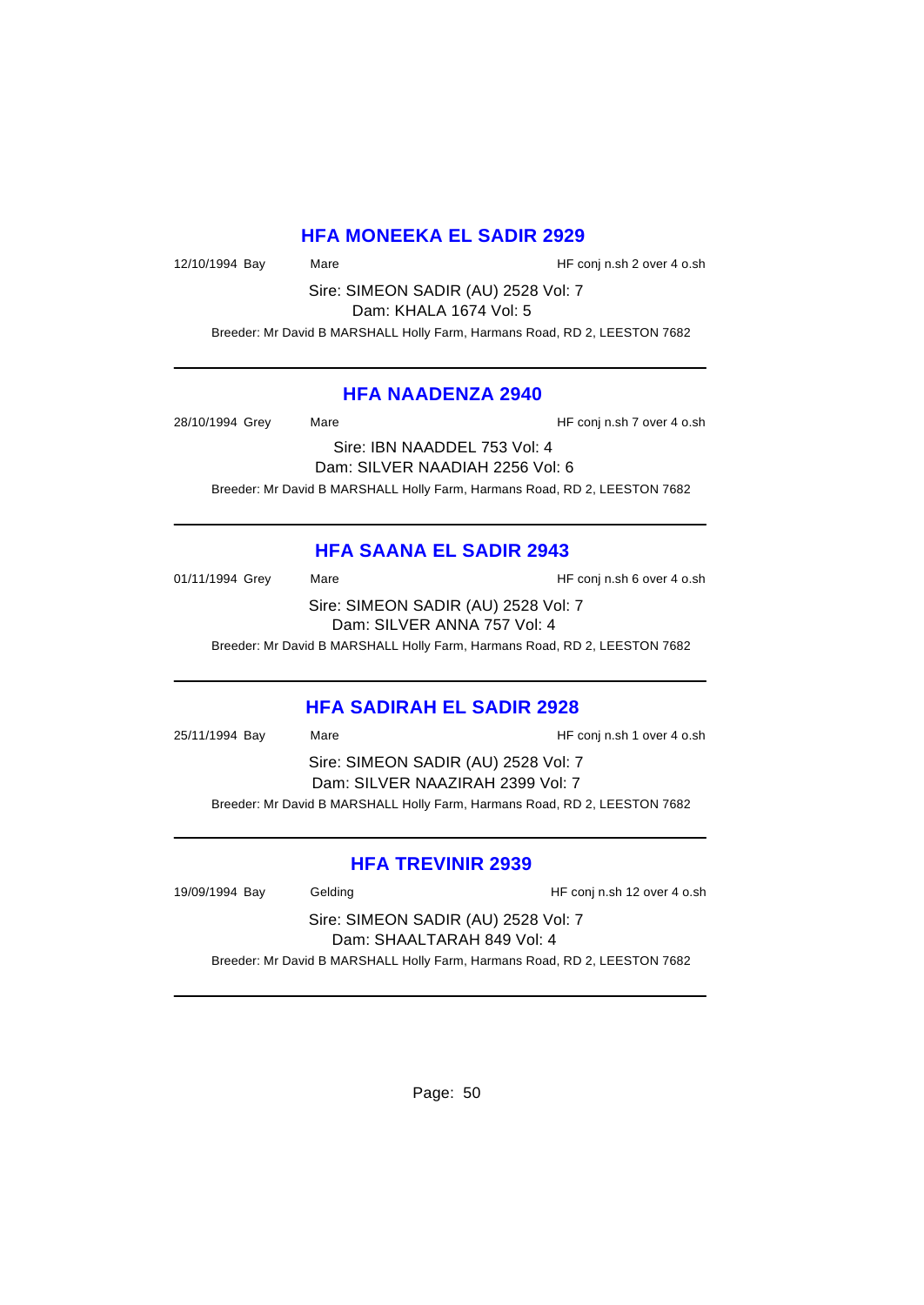## HFA MONEEKA EL SADIR 2929

12/10/1994 Bay Mare HF conj n.sh 2 over 4 o.sh

Sire: SIMEON SADIR (AU) 2528 Vol: 7
Dam: KHALA 1674 Vol: 5

Breeder: Mr David B MARSHALL Holly Farm, Harmans Road, RD 2, LEESTON 7682

---

## HFA NAADENZA 2940

28/10/1994 Grey Mare HF conj n.sh 7 over 4 o.sh

Sire: IBN NAADDEL 753 Vol: 4
Dam: SILVER NAADIAH 2256 Vol: 6

Breeder: Mr David B MARSHALL Holly Farm, Harmans Road, RD 2, LEESTON 7682

---

## HFA SAANA EL SADIR 2943

01/11/1994 Grey Mare HF conj n.sh 6 over 4 o.sh

Sire: SIMEON SADIR (AU) 2528 Vol: 7
Dam: SILVER ANNA 757 Vol: 4

Breeder: Mr David B MARSHALL Holly Farm, Harmans Road, RD 2, LEESTON 7682

---

## HFA SADIRAH EL SADIR 2928

25/11/1994 Bay Mare HF conj n.sh 1 over 4 o.sh

Sire: SIMEON SADIR (AU) 2528 Vol: 7
Dam: SILVER NAAZIRAH 2399 Vol: 7

Breeder: Mr David B MARSHALL Holly Farm, Harmans Road, RD 2, LEESTON 7682

---

## HFA TREVINIR 2939

19/09/1994 Bay Gelding HF conj n.sh 12 over 4 o.sh

Sire: SIMEON SADIR (AU) 2528 Vol: 7
Dam: SHAALTARAH 849 Vol: 4

Breeder: Mr David B MARSHALL Holly Farm, Harmans Road, RD 2, LEESTON 7682

---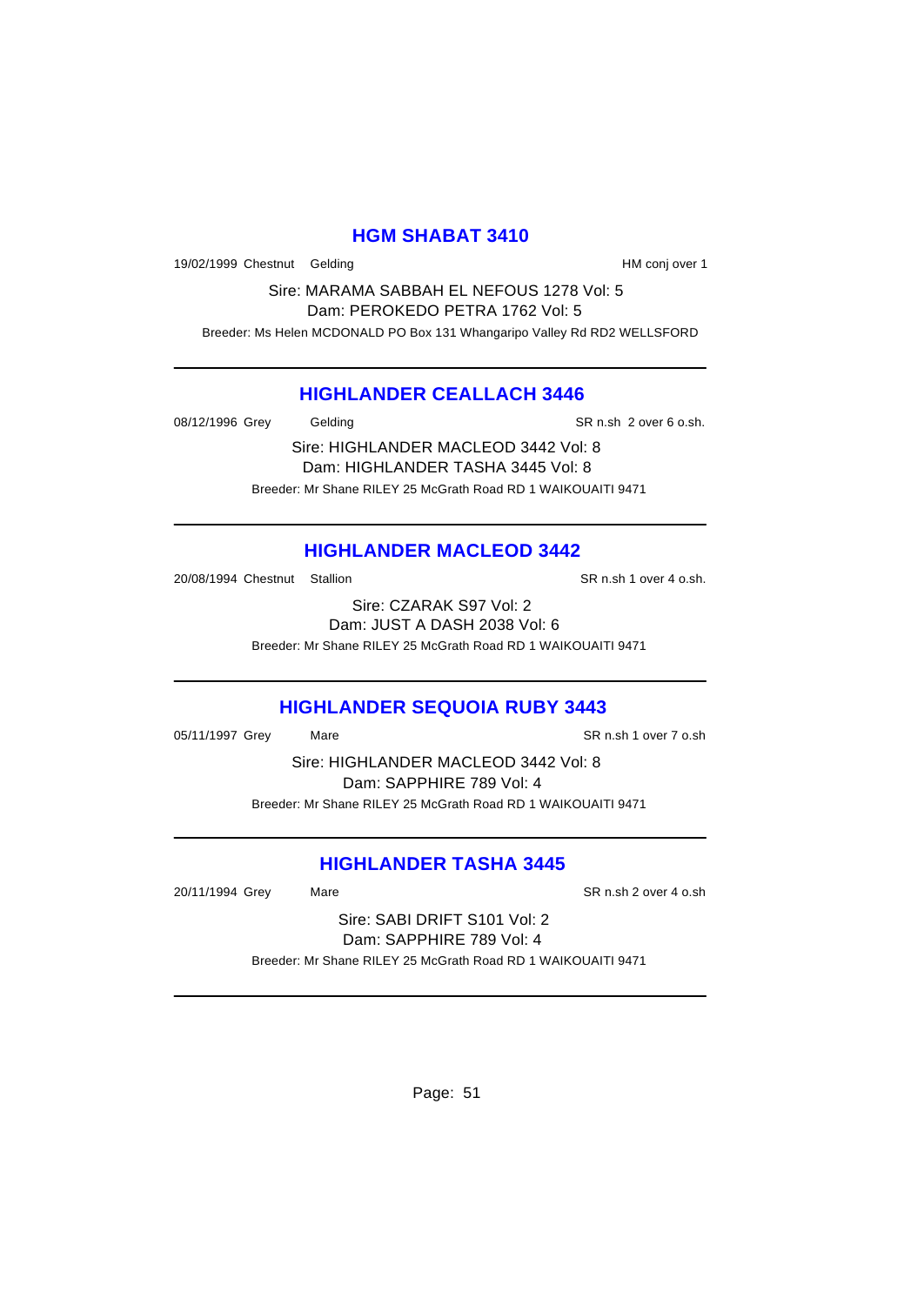## HGM SHABAT 3410

19/02/1999 Chestnut Gelding HM conj over 1

Sire: MARAMA SABBAH EL NEFOUS 1278 Vol: 5
Dam: PEROKEDO PETRA 1762 Vol: 5

Breeder: Ms Helen MCDONALD PO Box 131 Whangaripo Valley Rd RD2 WELLSFORD

---

## HIGHLANDER CEALLACH 3446

08/12/1996 Grey Gelding SR n.sh 2 over 6 o.sh.

Sire: HIGHLANDER MACLEOD 3442 Vol: 8
Dam: HIGHLANDER TASHA 3445 Vol: 8

Breeder: Mr Shane RILEY 25 McGrath Road RD 1 WAIKOUAITI 9471

---

## HIGHLANDER MACLEOD 3442

20/08/1994 Chestnut Stallion SR n.sh 1 over 4 o.sh.

Sire: CZARAK S97 Vol: 2
Dam: JUST A DASH 2038 Vol: 6

Breeder: Mr Shane RILEY 25 McGrath Road RD 1 WAIKOUAITI 9471

---

## HIGHLANDER SEQUOIA RUBY 3443

05/11/1997 Grey Mare SR n.sh 1 over 7 o.sh

Sire: HIGHLANDER MACLEOD 3442 Vol: 8
Dam: SAPPHIRE 789 Vol: 4

Breeder: Mr Shane RILEY 25 McGrath Road RD 1 WAIKOUAITI 9471

---

## HIGHLANDER TASHA 3445

20/11/1994 Grey Mare SR n.sh 2 over 4 o.sh

Sire: SABI DRIFT S101 Vol: 2
Dam: SAPPHIRE 789 Vol: 4

Breeder: Mr Shane RILEY 25 McGrath Road RD 1 WAIKOUAITI 9471

---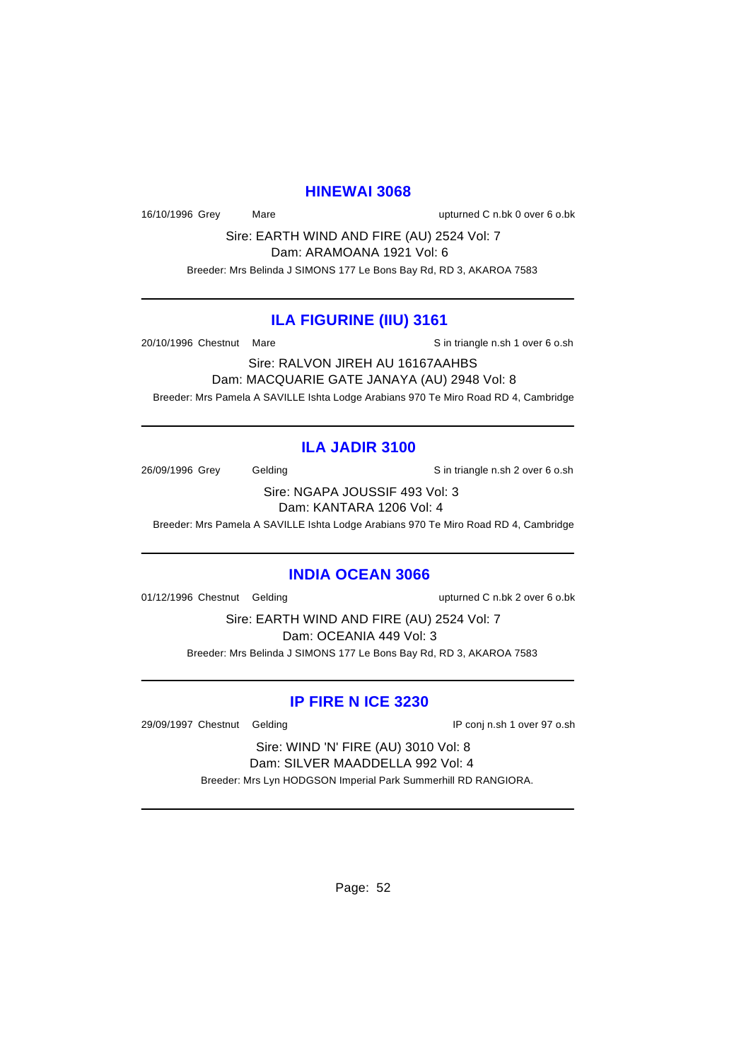## HINEWAI 3068

16/10/1996 Grey Mare upturned C n.bk 0 over 6 o.bk

Sire: EARTH WIND AND FIRE (AU) 2524 Vol: 7
Dam: ARAMOANA 1921 Vol: 6

Breeder: Mrs Belinda J SIMONS 177 Le Bons Bay Rd, RD 3, AKAROA 7583

---

## ILA FIGURINE (IIU) 3161

20/10/1996 Chestnut Mare S in triangle n.sh 1 over 6 o.sh

Sire: RALVON JIREH AU 16167AAHBS
Dam: MACQUARIE GATE JANAYA (AU) 2948 Vol: 8

Breeder: Mrs Pamela A SAVILLE Ishta Lodge Arabians 970 Te Miro Road RD 4, Cambridge

---

## ILA JADIR 3100

26/09/1996 Grey Gelding S in triangle n.sh 2 over 6 o.sh

Sire: NGAPA JOUSSIF 493 Vol: 3
Dam: KANTARA 1206 Vol: 4

Breeder: Mrs Pamela A SAVILLE Ishta Lodge Arabians 970 Te Miro Road RD 4, Cambridge

---

## INDIA OCEAN 3066

01/12/1996 Chestnut Gelding upturned C n.bk 2 over 6 o.bk

Sire: EARTH WIND AND FIRE (AU) 2524 Vol: 7
Dam: OCEANIA 449 Vol: 3

Breeder: Mrs Belinda J SIMONS 177 Le Bons Bay Rd, RD 3, AKAROA 7583

---

## IP FIRE N ICE 3230

29/09/1997 Chestnut Gelding IP conj n.sh 1 over 97 o.sh

Sire: WIND 'N' FIRE (AU) 3010 Vol: 8
Dam: SILVER MAADDELLA 992 Vol: 4

Breeder: Mrs Lyn HODGSON Imperial Park Summerhill RD RANGIORA.

---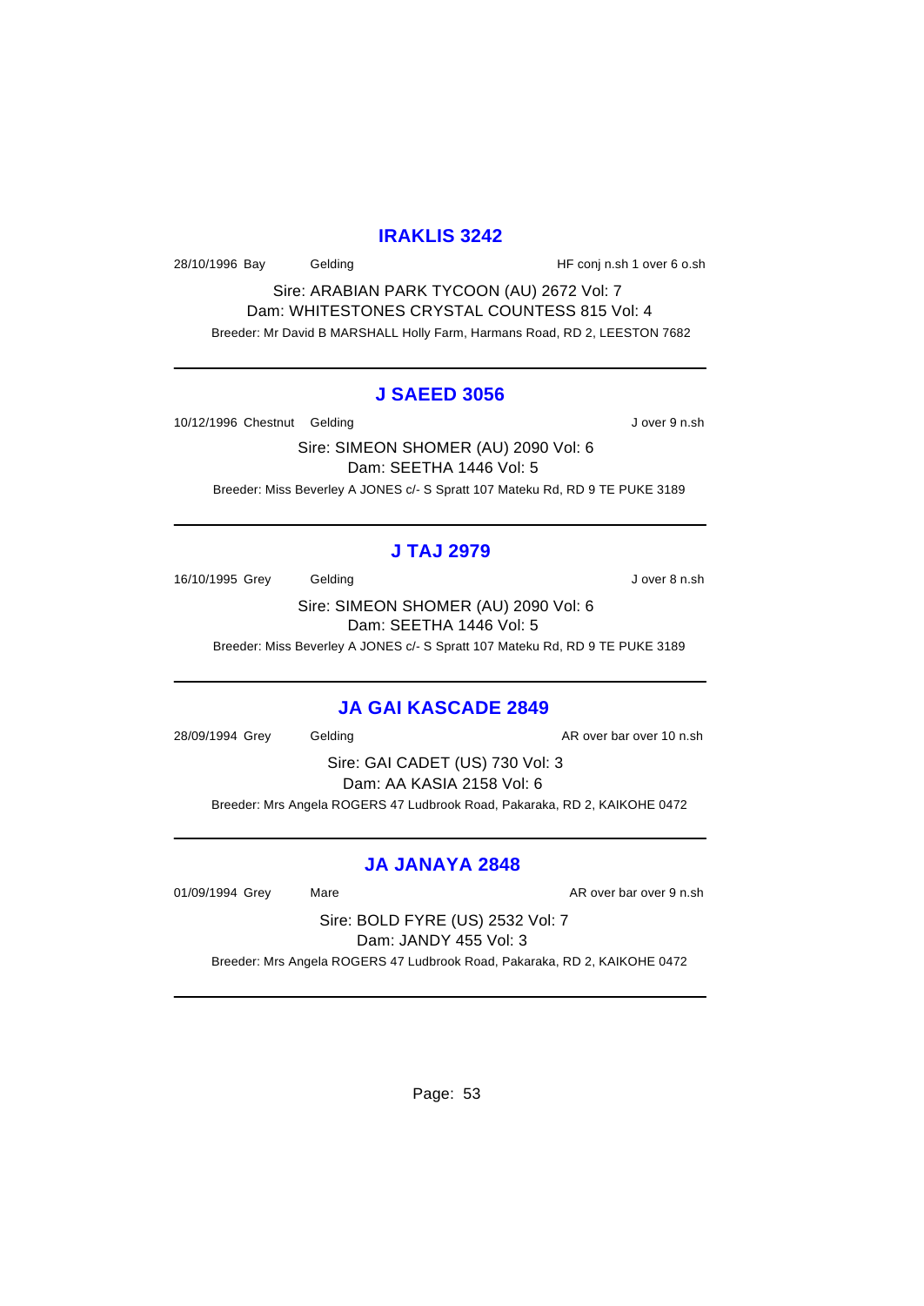## IRAKLIS 3242

28/10/1996 Bay Gelding HF conj n.sh 1 over 6 o.sh

Sire: ARABIAN PARK TYCOON (AU) 2672 Vol: 7
Dam: WHITESTONES CRYSTAL COUNTESS 815 Vol: 4
Breeder: Mr David B MARSHALL Holly Farm, Harmans Road, RD 2, LEESTON 7682

---

## J SAEED 3056

10/12/1996 Chestnut Gelding J over 9 n.sh

Sire: SIMEON SHOMER (AU) 2090 Vol: 6
Dam: SEETHA 1446 Vol: 5
Breeder: Miss Beverley A JONES c/- S Spratt 107 Mateku Rd, RD 9 TE PUKE 3189

---

## J TAJ 2979

16/10/1995 Grey Gelding J over 8 n.sh

Sire: SIMEON SHOMER (AU) 2090 Vol: 6
Dam: SEETHA 1446 Vol: 5
Breeder: Miss Beverley A JONES c/- S Spratt 107 Mateku Rd, RD 9 TE PUKE 3189

---

## JA GAI KASCADE 2849

28/09/1994 Grey Gelding AR over bar over 10 n.sh

Sire: GAI CADET (US) 730 Vol: 3
Dam: AA KASIA 2158 Vol: 6
Breeder: Mrs Angela ROGERS 47 Ludbrook Road, Pakaraka, RD 2, KAIKOHE 0472

---

## JA JANAYA 2848

01/09/1994 Grey Mare AR over bar over 9 n.sh

Sire: BOLD FYRE (US) 2532 Vol: 7
Dam: JANDY 455 Vol: 3
Breeder: Mrs Angela ROGERS 47 Ludbrook Road, Pakaraka, RD 2, KAIKOHE 0472

---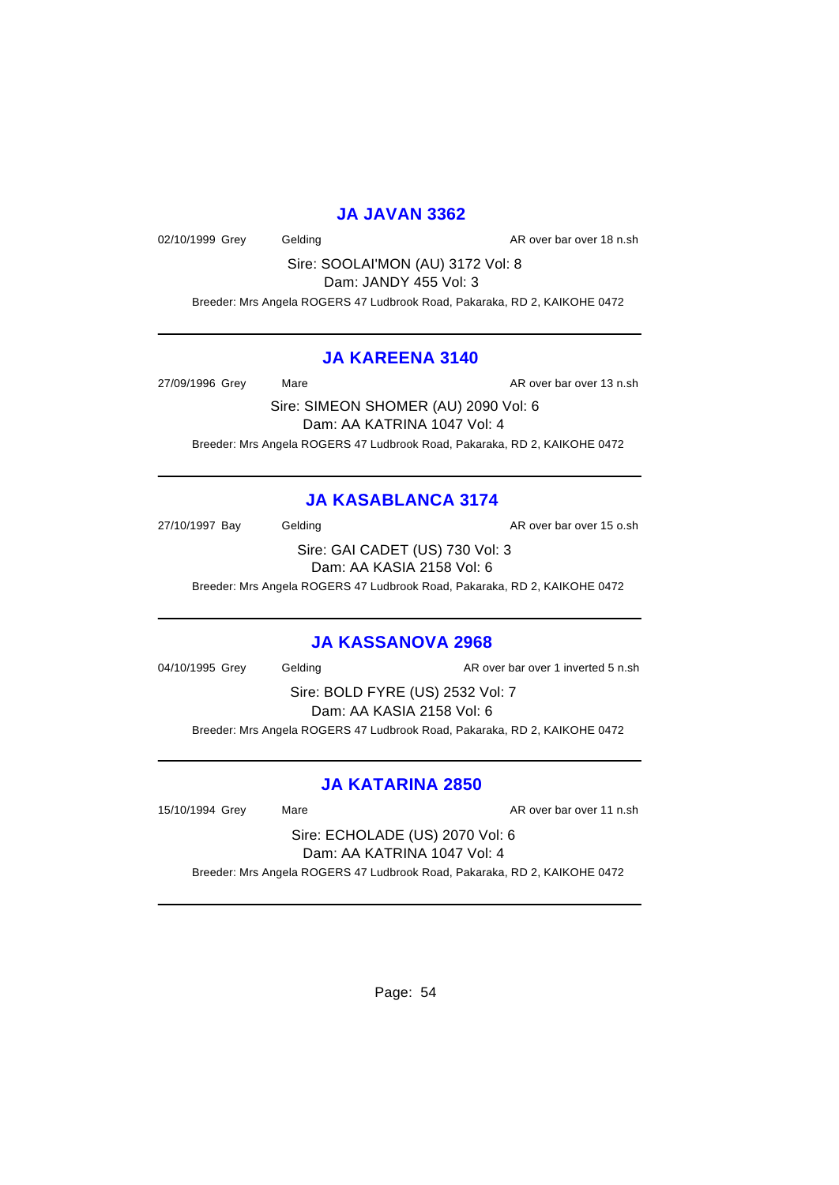## JA JAVAN 3362

02/10/1999 Grey Gelding AR over bar over 18 n.sh

Sire: SOOLAI'MON (AU) 3172 Vol: 8

Dam: JANDY 455 Vol: 3

Breeder: Mrs Angela ROGERS 47 Ludbrook Road, Pakaraka, RD 2, KAIKOHE 0472

---

## JA KAREENA 3140

27/09/1996 Grey Mare AR over bar over 13 n.sh

Sire: SIMEON SHOMER (AU) 2090 Vol: 6

Dam: AA KATRINA 1047 Vol: 4

Breeder: Mrs Angela ROGERS 47 Ludbrook Road, Pakaraka, RD 2, KAIKOHE 0472

---

## JA KASABLANCA 3174

27/10/1997 Bay Gelding AR over bar over 15 o.sh

Sire: GAI CADET (US) 730 Vol: 3

Dam: AA KASIA 2158 Vol: 6

Breeder: Mrs Angela ROGERS 47 Ludbrook Road, Pakaraka, RD 2, KAIKOHE 0472

---

## JA KASSANOVA 2968

04/10/1995 Grey Gelding AR over bar over 1 inverted 5 n.sh

Sire: BOLD FYRE (US) 2532 Vol: 7

Dam: AA KASIA 2158 Vol: 6

Breeder: Mrs Angela ROGERS 47 Ludbrook Road, Pakaraka, RD 2, KAIKOHE 0472

---

## JA KATARINA 2850

15/10/1994 Grey Mare AR over bar over 11 n.sh

Sire: ECHOLADE (US) 2070 Vol: 6

Dam: AA KATRINA 1047 Vol: 4

Breeder: Mrs Angela ROGERS 47 Ludbrook Road, Pakaraka, RD 2, KAIKOHE 0472

---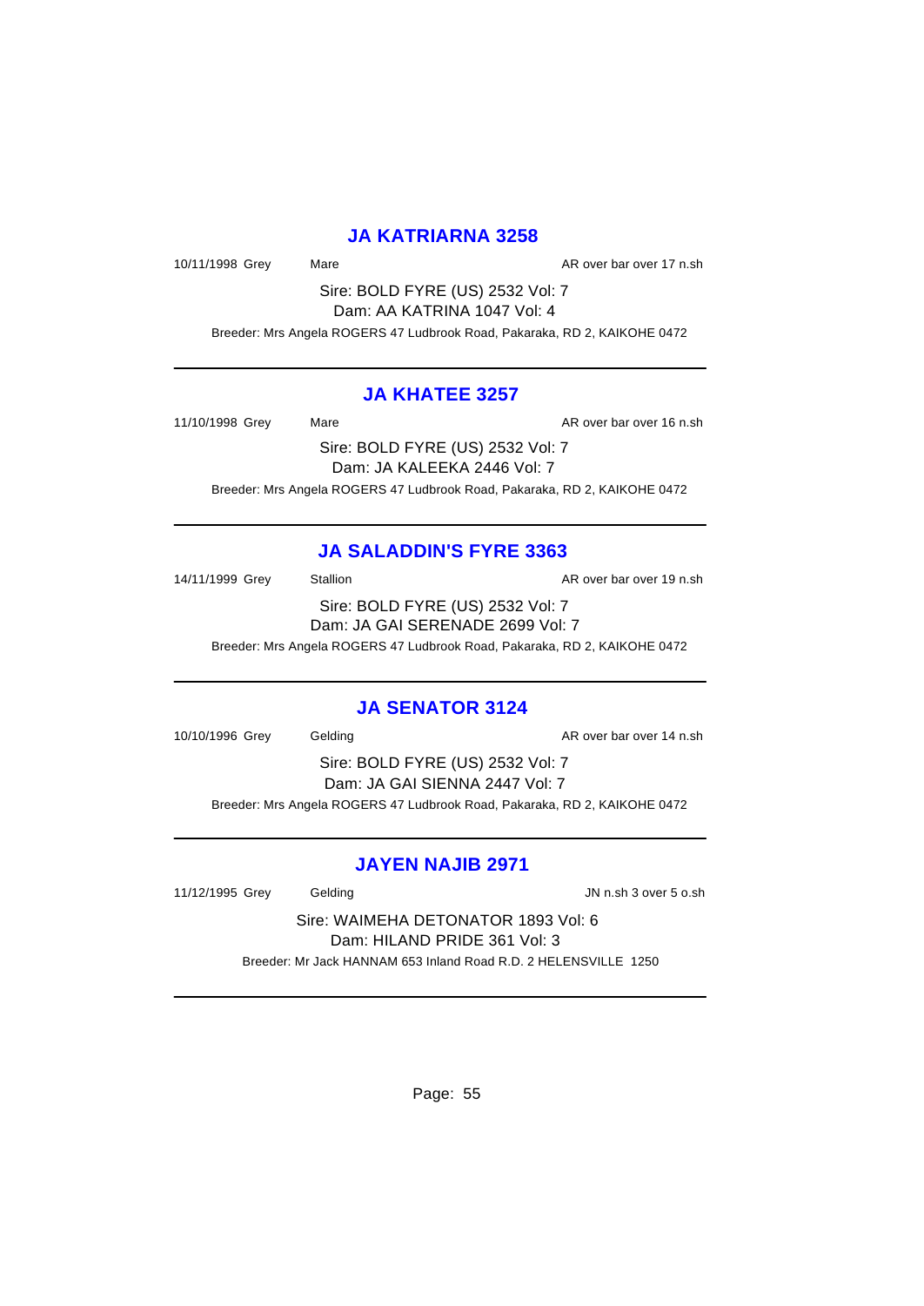## JA KATRIARNA 3258

10/11/1998 Grey Mare AR over bar over 17 n.sh

Sire: BOLD FYRE (US) 2532 Vol: 7

Dam: AA KATRINA 1047 Vol: 4

Breeder: Mrs Angela ROGERS 47 Ludbrook Road, Pakaraka, RD 2, KAIKOHE 0472

---

## JA KHATEE 3257

11/10/1998 Grey Mare AR over bar over 16 n.sh

Sire: BOLD FYRE (US) 2532 Vol: 7

Dam: JA KALEEKA 2446 Vol: 7

Breeder: Mrs Angela ROGERS 47 Ludbrook Road, Pakaraka, RD 2, KAIKOHE 0472

---

## JA SALADDIN'S FYRE 3363

14/11/1999 Grey Stallion AR over bar over 19 n.sh

Sire: BOLD FYRE (US) 2532 Vol: 7

Dam: JA GAI SERENADE 2699 Vol: 7

Breeder: Mrs Angela ROGERS 47 Ludbrook Road, Pakaraka, RD 2, KAIKOHE 0472

---

## JA SENATOR 3124

10/10/1996 Grey Gelding AR over bar over 14 n.sh

Sire: BOLD FYRE (US) 2532 Vol: 7

Dam: JA GAI SIENNA 2447 Vol: 7

Breeder: Mrs Angela ROGERS 47 Ludbrook Road, Pakaraka, RD 2, KAIKOHE 0472

---

## JAYEN NAJIB 2971

11/12/1995 Grey Gelding JN n.sh 3 over 5 o.sh

Sire: WAIMEHA DETONATOR 1893 Vol: 6

Dam: HILAND PRIDE 361 Vol: 3

Breeder: Mr Jack HANNAM 653 Inland Road R.D. 2 HELENSVILLE 1250

---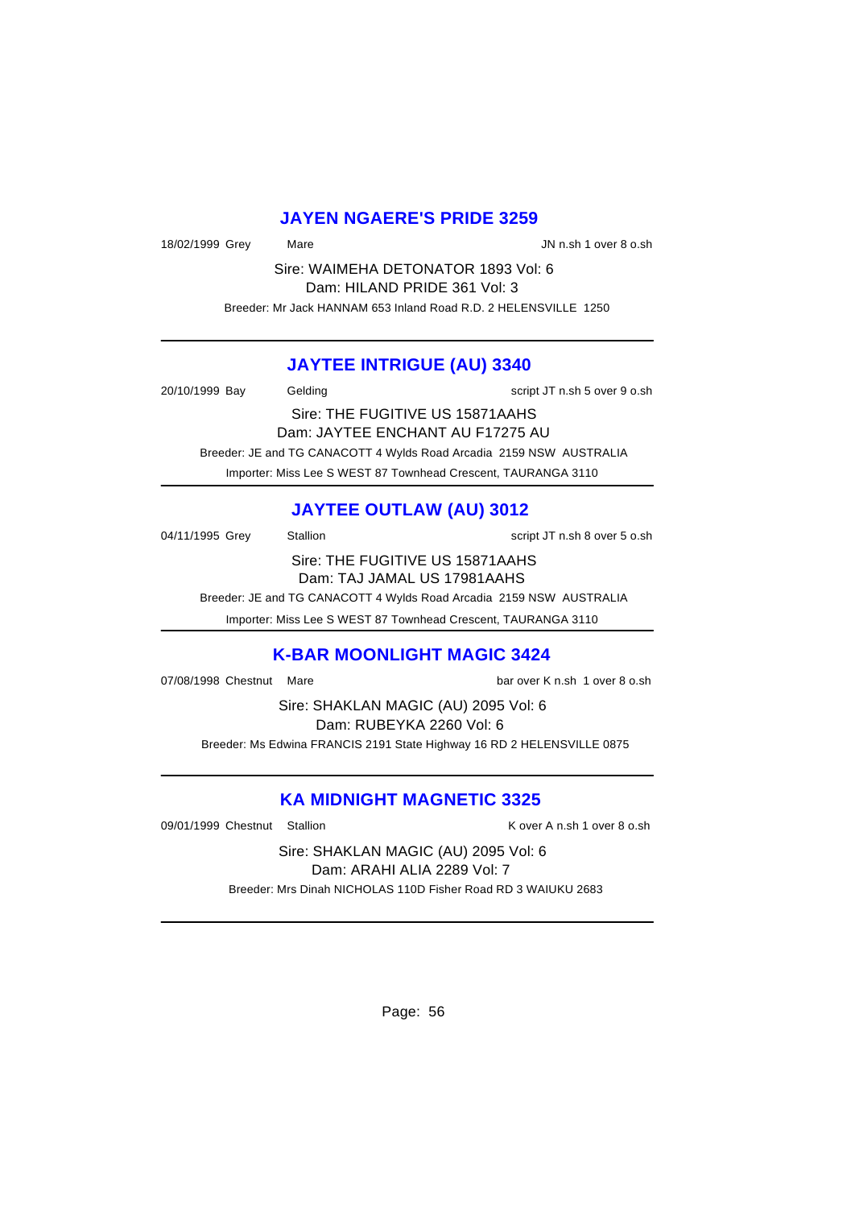## JAYEN NGAERE'S PRIDE 3259

18/02/1999 Grey Mare JN n.sh 1 over 8 o.sh

Sire: WAIMEHA DETONATOR 1893 Vol: 6
Dam: HILAND PRIDE 361 Vol: 3

Breeder: Mr Jack HANNAM 653 Inland Road R.D. 2 HELENSVILLE 1250

---

## JAYTEE INTRIGUE (AU) 3340

20/10/1999 Bay Gelding script JT n.sh 5 over 9 o.sh

Sire: THE FUGITIVE US 15871AAHS
Dam: JAYTEE ENCHANT AU F17275 AU

Breeder: JE and TG CANACOTT 4 Wylds Road Arcadia 2159 NSW AUSTRALIA

Importer: Miss Lee S WEST 87 Townhead Crescent, TAURANGA 3110

---

## JAYTEE OUTLAW (AU) 3012

04/11/1995 Grey Stallion script JT n.sh 8 over 5 o.sh

Sire: THE FUGITIVE US 15871AAHS
Dam: TAJ JAMAL US 17981AAHS

Breeder: JE and TG CANACOTT 4 Wylds Road Arcadia 2159 NSW AUSTRALIA

Importer: Miss Lee S WEST 87 Townhead Crescent, TAURANGA 3110

---

## K-BAR MOONLIGHT MAGIC 3424

07/08/1998 Chestnut Mare bar over K n.sh 1 over 8 o.sh

Sire: SHAKLAN MAGIC (AU) 2095 Vol: 6
Dam: RUBEYKA 2260 Vol: 6

Breeder: Ms Edwina FRANCIS 2191 State Highway 16 RD 2 HELENSVILLE 0875

---

## KA MIDNIGHT MAGNETIC 3325

09/01/1999 Chestnut Stallion K over A n.sh 1 over 8 o.sh

Sire: SHAKLAN MAGIC (AU) 2095 Vol: 6
Dam: ARAHI ALIA 2289 Vol: 7

Breeder: Mrs Dinah NICHOLAS 110D Fisher Road RD 3 WAIUKU 2683

---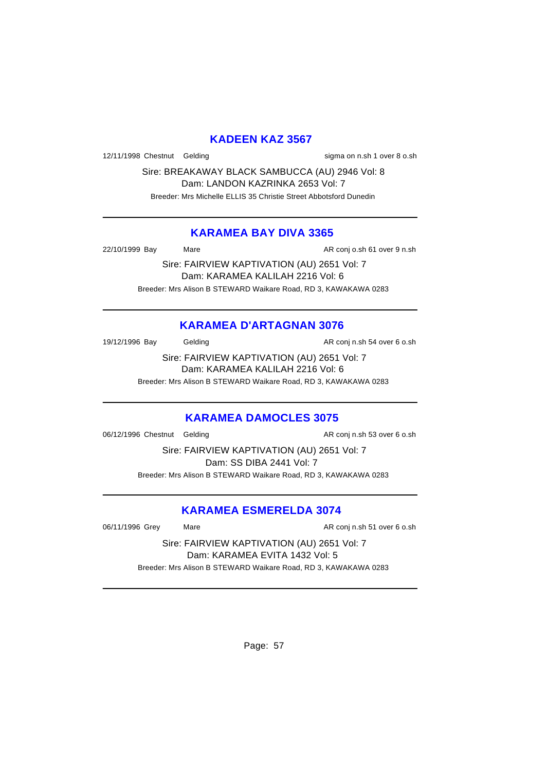## KADEEN KAZ 3567

12/11/1998 Chestnut Gelding sigma on n.sh 1 over 8 o.sh

Sire: BREAKAWAY BLACK SAMBUCCA (AU) 2946 Vol: 8
Dam: LANDON KAZRINKA 2653 Vol: 7

Breeder: Mrs Michelle ELLIS 35 Christie Street Abbotsford Dunedin

---

## KARAMEA BAY DIVA 3365

22/10/1999 Bay Mare AR conj o.sh 61 over 9 n.sh

Sire: FAIRVIEW KAPTIVATION (AU) 2651 Vol: 7
Dam: KARAMEA KALILAH 2216 Vol: 6

Breeder: Mrs Alison B STEWARD Waikare Road, RD 3, KAWAKAWA 0283

---

## KARAMEA D'ARTAGNAN 3076

19/12/1996 Bay Gelding AR conj n.sh 54 over 6 o.sh

Sire: FAIRVIEW KAPTIVATION (AU) 2651 Vol: 7
Dam: KARAMEA KALILAH 2216 Vol: 6

Breeder: Mrs Alison B STEWARD Waikare Road, RD 3, KAWAKAWA 0283

---

## KARAMEA DAMOCLES 3075

06/12/1996 Chestnut Gelding AR conj n.sh 53 over 6 o.sh

Sire: FAIRVIEW KAPTIVATION (AU) 2651 Vol: 7
Dam: SS DIBA 2441 Vol: 7

Breeder: Mrs Alison B STEWARD Waikare Road, RD 3, KAWAKAWA 0283

---

## KARAMEA ESMERELDA 3074

06/11/1996 Grey Mare AR conj n.sh 51 over 6 o.sh

Sire: FAIRVIEW KAPTIVATION (AU) 2651 Vol: 7
Dam: KARAMEA EVITA 1432 Vol: 5

Breeder: Mrs Alison B STEWARD Waikare Road, RD 3, KAWAKAWA 0283

---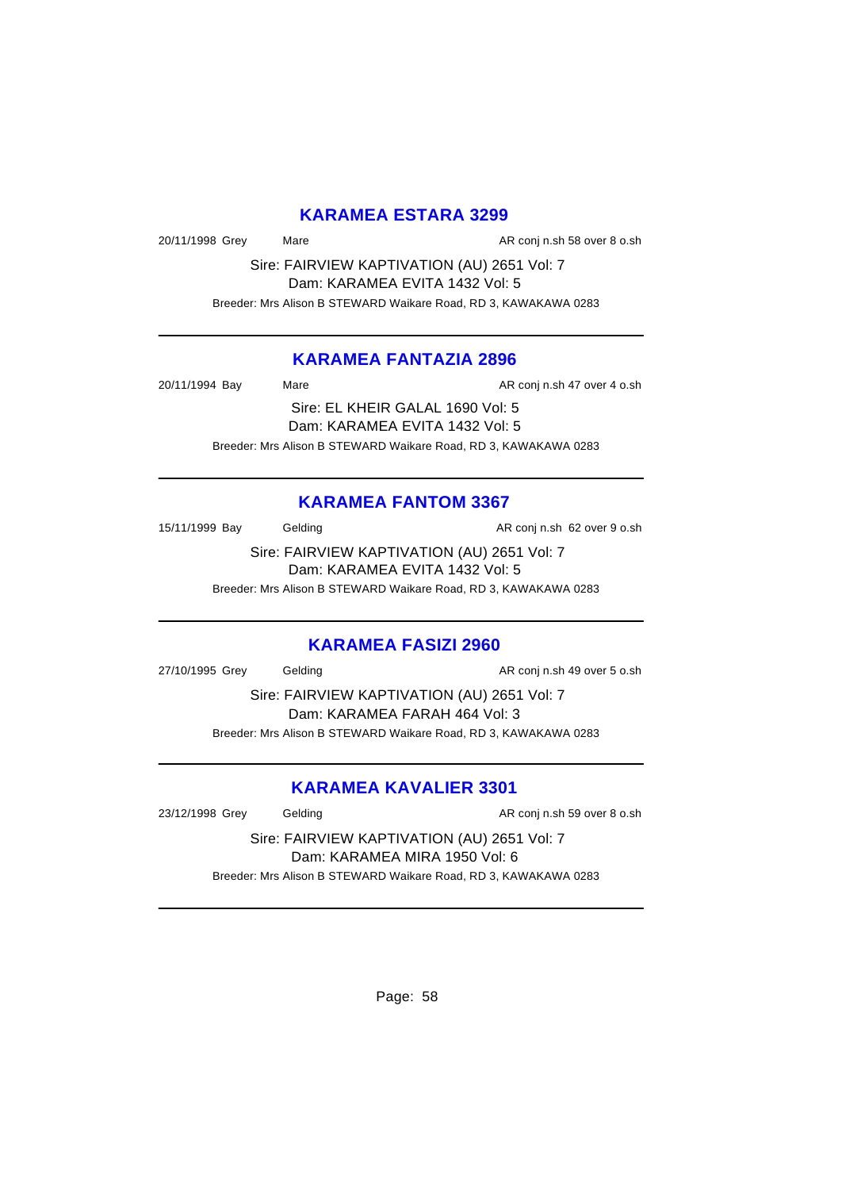## KARAMEA ESTARA 3299

20/11/1998 Grey Mare AR conj n.sh 58 over 8 o.sh

Sire: FAIRVIEW KAPTIVATION (AU) 2651 Vol: 7
Dam: KARAMEA EVITA 1432 Vol: 5

Breeder: Mrs Alison B STEWARD Waikare Road, RD 3, KAWAKAWA 0283

---

## KARAMEA FANTAZIA 2896

20/11/1994 Bay Mare AR conj n.sh 47 over 4 o.sh

Sire: EL KHEIR GALAL 1690 Vol: 5
Dam: KARAMEA EVITA 1432 Vol: 5

Breeder: Mrs Alison B STEWARD Waikare Road, RD 3, KAWAKAWA 0283

---

## KARAMEA FANTOM 3367

15/11/1999 Bay Gelding AR conj n.sh 62 over 9 o.sh

Sire: FAIRVIEW KAPTIVATION (AU) 2651 Vol: 7
Dam: KARAMEA EVITA 1432 Vol: 5

Breeder: Mrs Alison B STEWARD Waikare Road, RD 3, KAWAKAWA 0283

---

## KARAMEA FASIZI 2960

27/10/1995 Grey Gelding AR conj n.sh 49 over 5 o.sh

Sire: FAIRVIEW KAPTIVATION (AU) 2651 Vol: 7
Dam: KARAMEA FARAH 464 Vol: 3

Breeder: Mrs Alison B STEWARD Waikare Road, RD 3, KAWAKAWA 0283

---

## KARAMEA KAVALIER 3301

23/12/1998 Grey Gelding AR conj n.sh 59 over 8 o.sh

Sire: FAIRVIEW KAPTIVATION (AU) 2651 Vol: 7
Dam: KARAMEA MIRA 1950 Vol: 6

Breeder: Mrs Alison B STEWARD Waikare Road, RD 3, KAWAKAWA 0283

---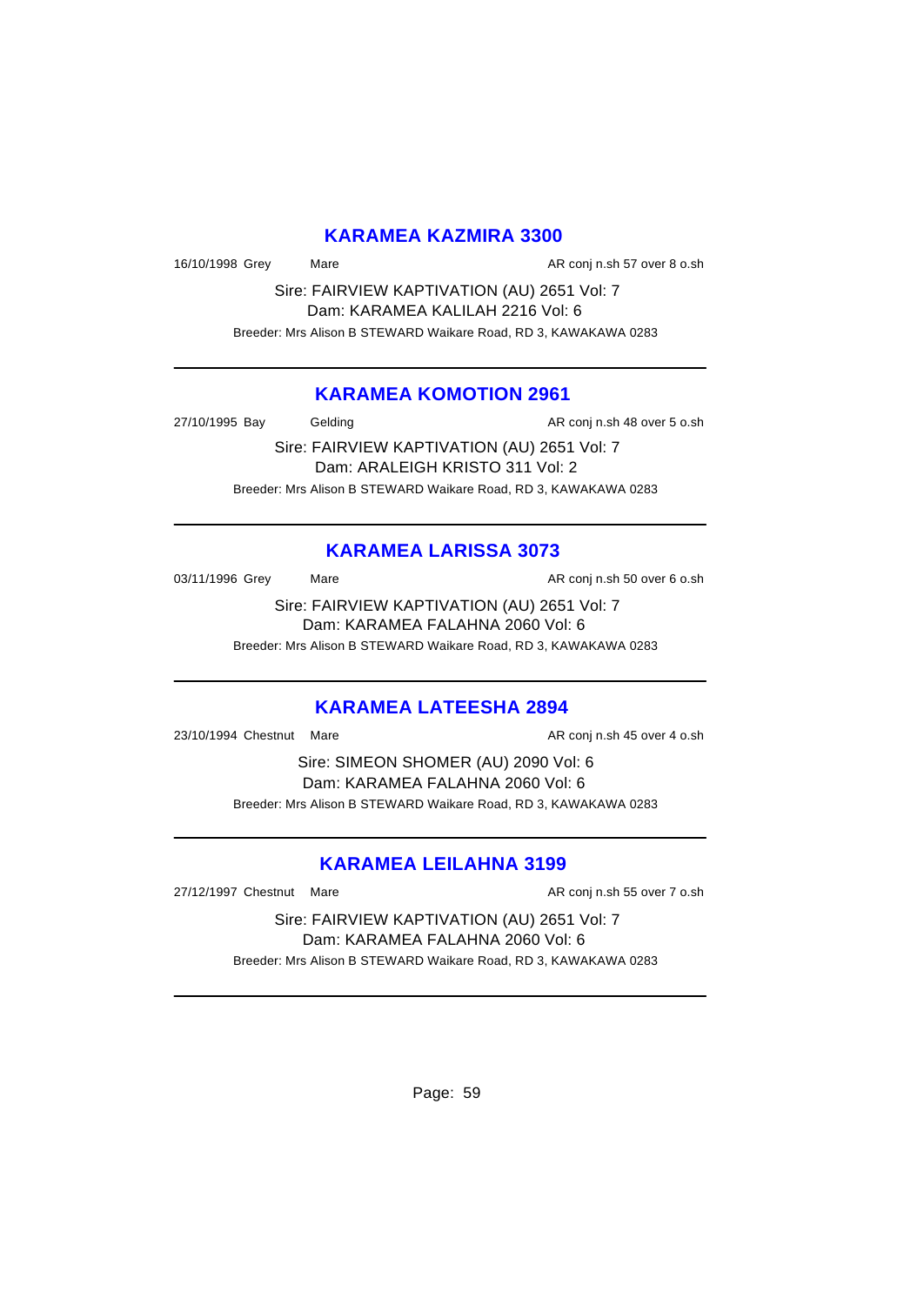## KARAMEA KAZMIRA 3300

16/10/1998 Grey Mare AR conj n.sh 57 over 8 o.sh

Sire: FAIRVIEW KAPTIVATION (AU) 2651 Vol: 7
Dam: KARAMEA KALILAH 2216 Vol: 6

Breeder: Mrs Alison B STEWARD Waikare Road, RD 3, KAWAKAWA 0283

---

## KARAMEA KOMOTION 2961

27/10/1995 Bay Gelding AR conj n.sh 48 over 5 o.sh

Sire: FAIRVIEW KAPTIVATION (AU) 2651 Vol: 7
Dam: ARALEIGH KRISTO 311 Vol: 2

Breeder: Mrs Alison B STEWARD Waikare Road, RD 3, KAWAKAWA 0283

---

## KARAMEA LARISSA 3073

03/11/1996 Grey Mare AR conj n.sh 50 over 6 o.sh

Sire: FAIRVIEW KAPTIVATION (AU) 2651 Vol: 7
Dam: KARAMEA FALAHNA 2060 Vol: 6

Breeder: Mrs Alison B STEWARD Waikare Road, RD 3, KAWAKAWA 0283

---

## KARAMEA LATEESHA 2894

23/10/1994 Chestnut Mare AR conj n.sh 45 over 4 o.sh

Sire: SIMEON SHOMER (AU) 2090 Vol: 6
Dam: KARAMEA FALAHNA 2060 Vol: 6

Breeder: Mrs Alison B STEWARD Waikare Road, RD 3, KAWAKAWA 0283

---

## KARAMEA LEILAHNA 3199

27/12/1997 Chestnut Mare AR conj n.sh 55 over 7 o.sh

Sire: FAIRVIEW KAPTIVATION (AU) 2651 Vol: 7
Dam: KARAMEA FALAHNA 2060 Vol: 6

Breeder: Mrs Alison B STEWARD Waikare Road, RD 3, KAWAKAWA 0283

---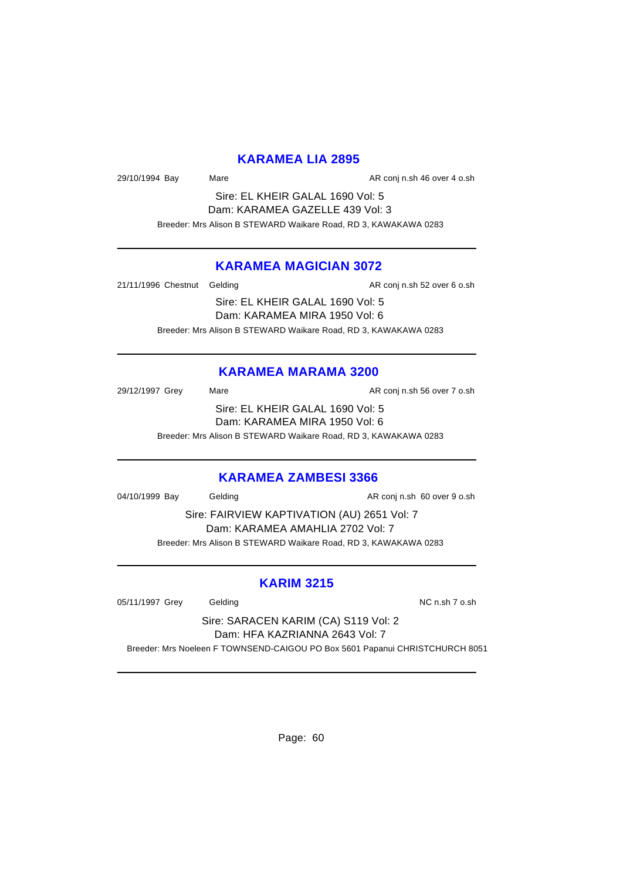## KARAMEA LIA 2895

29/10/1994 Bay Mare AR conj n.sh 46 over 4 o.sh

Sire: EL KHEIR GALAL 1690 Vol: 5
Dam: KARAMEA GAZELLE 439 Vol: 3

Breeder: Mrs Alison B STEWARD Waikare Road, RD 3, KAWAKAWA 0283

---

## KARAMEA MAGICIAN 3072

21/11/1996 Chestnut Gelding AR conj n.sh 52 over 6 o.sh

Sire: EL KHEIR GALAL 1690 Vol: 5
Dam: KARAMEA MIRA 1950 Vol: 6

Breeder: Mrs Alison B STEWARD Waikare Road, RD 3, KAWAKAWA 0283

---

## KARAMEA MARAMA 3200

29/12/1997 Grey Mare AR conj n.sh 56 over 7 o.sh

Sire: EL KHEIR GALAL 1690 Vol: 5
Dam: KARAMEA MIRA 1950 Vol: 6

Breeder: Mrs Alison B STEWARD Waikare Road, RD 3, KAWAKAWA 0283

---

## KARAMEA ZAMBESI 3366

04/10/1999 Bay Gelding AR conj n.sh 60 over 9 o.sh

Sire: FAIRVIEW KAPTIVATION (AU) 2651 Vol: 7
Dam: KARAMEA AMAHLIA 2702 Vol: 7

Breeder: Mrs Alison B STEWARD Waikare Road, RD 3, KAWAKAWA 0283

---

## KARIM 3215

05/11/1997 Grey Gelding NC n.sh 7 o.sh

Sire: SARACEN KARIM (CA) S119 Vol: 2
Dam: HFA KAZRIANNA 2643 Vol: 7

Breeder: Mrs Noeleen F TOWNSEND-CAIGOU PO Box 5601 Papanui CHRISTCHURCH 8051

---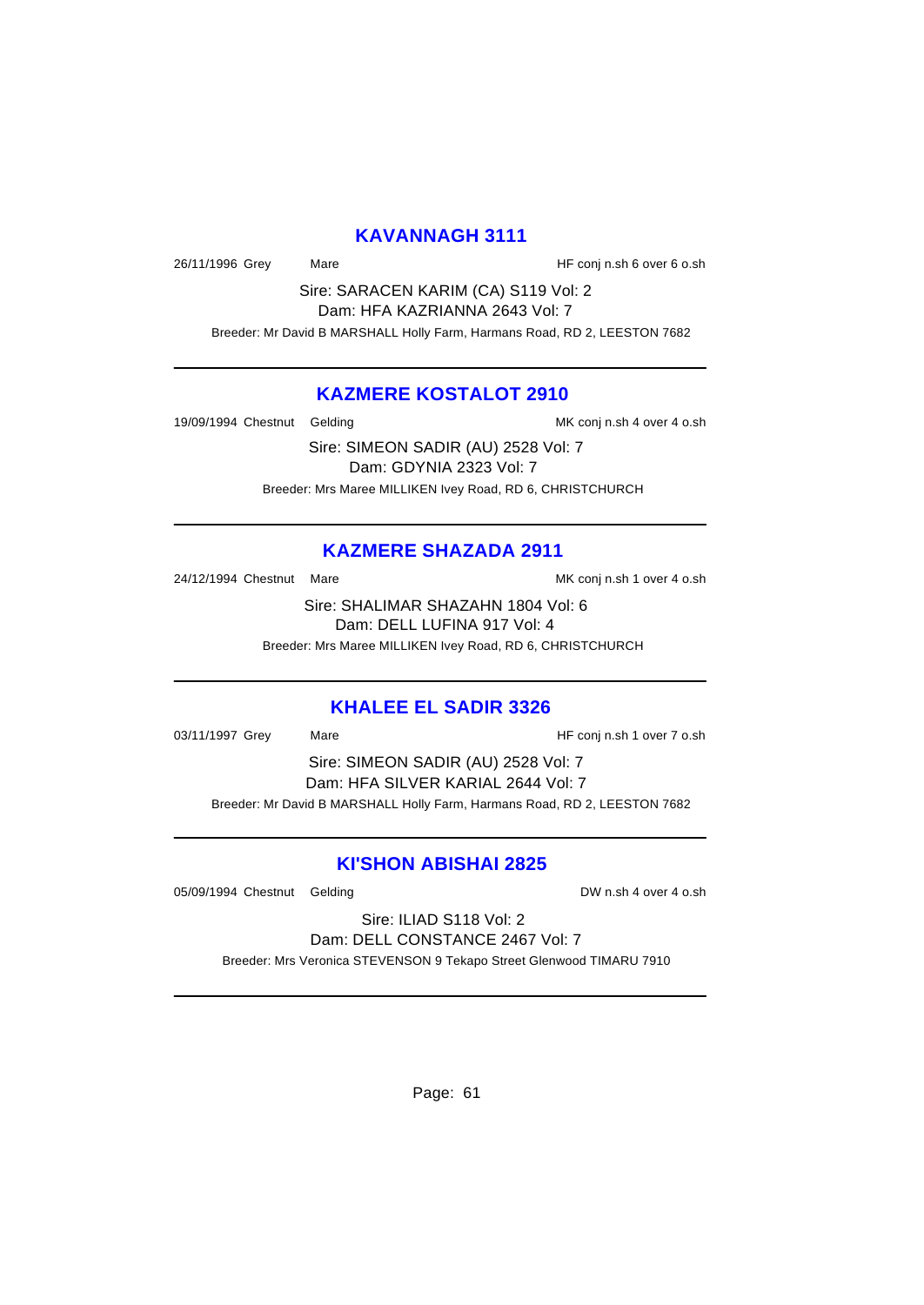## KAVANNAGH 3111

26/11/1996 Grey Mare HF conj n.sh 6 over 6 o.sh

Sire: SARACEN KARIM (CA) S119 Vol: 2
Dam: HFA KAZRIANNA 2643 Vol: 7
Breeder: Mr David B MARSHALL Holly Farm, Harmans Road, RD 2, LEESTON 7682

---

## KAZMERE KOSTALOT 2910

19/09/1994 Chestnut Gelding MK conj n.sh 4 over 4 o.sh

Sire: SIMEON SADIR (AU) 2528 Vol: 7
Dam: GDYNIA 2323 Vol: 7
Breeder: Mrs Maree MILLIKEN Ivey Road, RD 6, CHRISTCHURCH

---

## KAZMERE SHAZADA 2911

24/12/1994 Chestnut Mare MK conj n.sh 1 over 4 o.sh

Sire: SHALIMAR SHAZAHN 1804 Vol: 6
Dam: DELL LUFINA 917 Vol: 4
Breeder: Mrs Maree MILLIKEN Ivey Road, RD 6, CHRISTCHURCH

---

## KHALEE EL SADIR 3326

03/11/1997 Grey Mare HF conj n.sh 1 over 7 o.sh

Sire: SIMEON SADIR (AU) 2528 Vol: 7
Dam: HFA SILVER KARIAL 2644 Vol: 7
Breeder: Mr David B MARSHALL Holly Farm, Harmans Road, RD 2, LEESTON 7682

---

## KI'SHON ABISHAI 2825

05/09/1994 Chestnut Gelding DW n.sh 4 over 4 o.sh

Sire: ILIAD S118 Vol: 2
Dam: DELL CONSTANCE 2467 Vol: 7
Breeder: Mrs Veronica STEVENSON 9 Tekapo Street Glenwood TIMARU 7910

---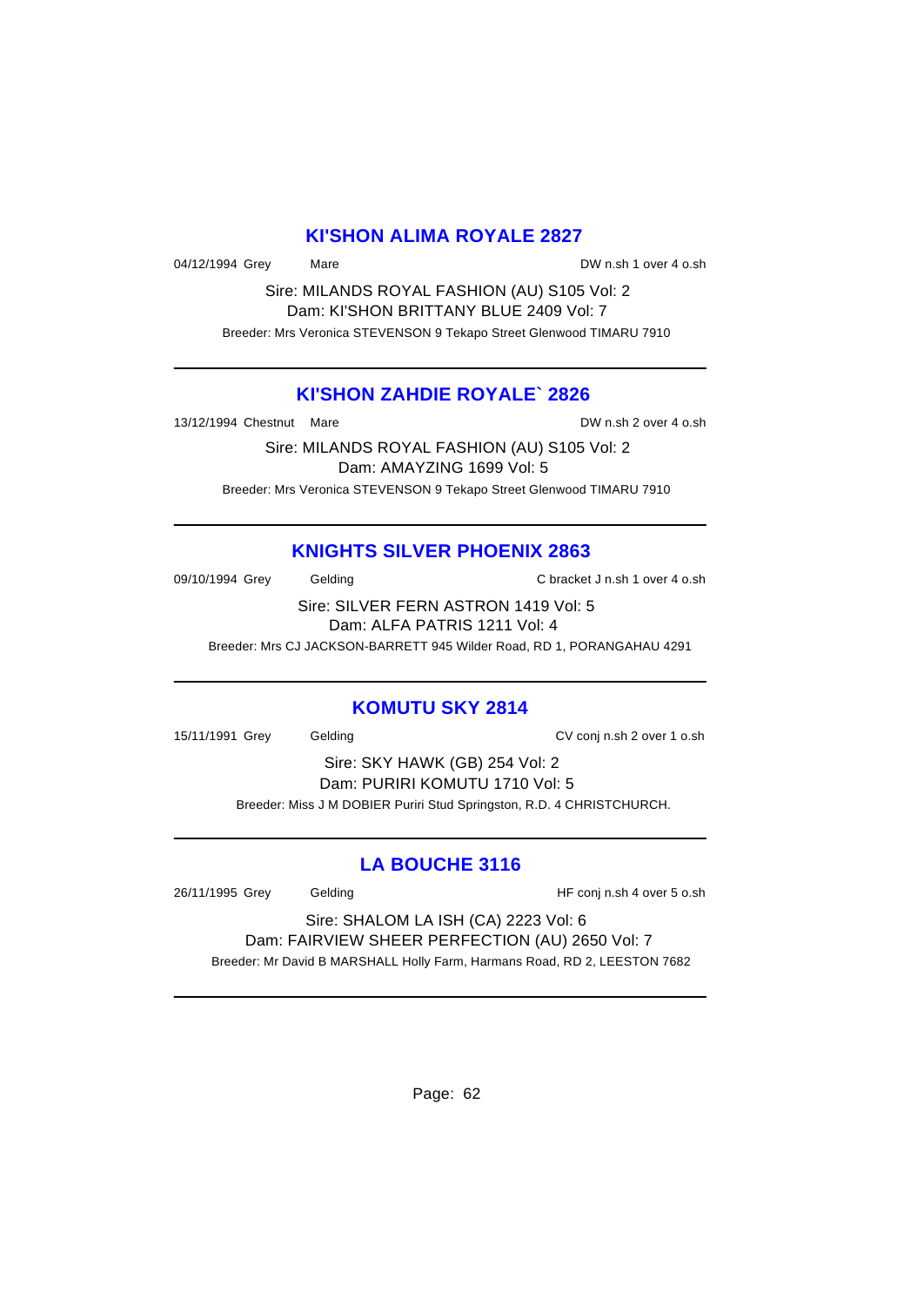## KI'SHON ALIMA ROYALE 2827

04/12/1994 Grey Mare DW n.sh 1 over 4 o.sh

Sire: MILANDS ROYAL FASHION (AU) S105 Vol: 2
Dam: KI'SHON BRITTANY BLUE 2409 Vol: 7

Breeder: Mrs Veronica STEVENSON 9 Tekapo Street Glenwood TIMARU 7910

---

## KI'SHON ZAHDIE ROYALE` 2826

13/12/1994 Chestnut Mare DW n.sh 2 over 4 o.sh

Sire: MILANDS ROYAL FASHION (AU) S105 Vol: 2
Dam: AMAYZING 1699 Vol: 5

Breeder: Mrs Veronica STEVENSON 9 Tekapo Street Glenwood TIMARU 7910

---

## KNIGHTS SILVER PHOENIX 2863

09/10/1994 Grey Gelding C bracket J n.sh 1 over 4 o.sh

Sire: SILVER FERN ASTRON 1419 Vol: 5
Dam: ALFA PATRIS 1211 Vol: 4

Breeder: Mrs CJ JACKSON-BARRETT 945 Wilder Road, RD 1, PORANGAHAU 4291

---

## KOMUTU SKY 2814

15/11/1991 Grey Gelding CV conj n.sh 2 over 1 o.sh

Sire: SKY HAWK (GB) 254 Vol: 2
Dam: PURIRI KOMUTU 1710 Vol: 5

Breeder: Miss J M DOBIER Puriri Stud Springston, R.D. 4 CHRISTCHURCH.

---

## LA BOUCHE 3116

26/11/1995 Grey Gelding HF conj n.sh 4 over 5 o.sh

Sire: SHALOM LA ISH (CA) 2223 Vol: 6
Dam: FAIRVIEW SHEER PERFECTION (AU) 2650 Vol: 7

Breeder: Mr David B MARSHALL Holly Farm, Harmans Road, RD 2, LEESTON 7682

---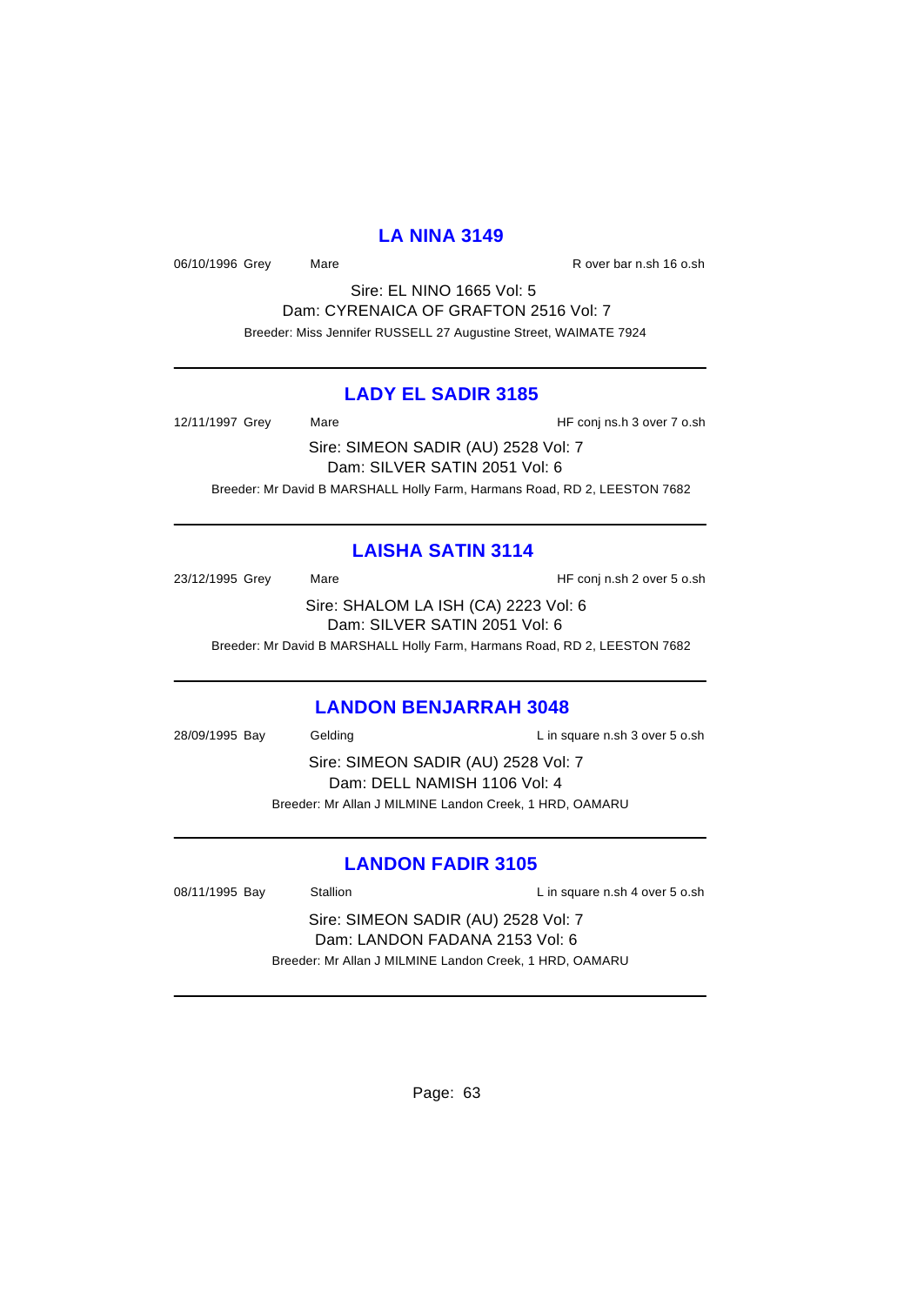## LA NINA 3149

06/10/1996 Grey Mare R over bar n.sh 16 o.sh

Sire: EL NINO 1665 Vol: 5
Dam: CYRENAICA OF GRAFTON 2516 Vol: 7
Breeder: Miss Jennifer RUSSELL 27 Augustine Street, WAIMATE 7924

---

## LADY EL SADIR 3185

12/11/1997 Grey Mare HF conj ns.h 3 over 7 o.sh

Sire: SIMEON SADIR (AU) 2528 Vol: 7
Dam: SILVER SATIN 2051 Vol: 6
Breeder: Mr David B MARSHALL Holly Farm, Harmans Road, RD 2, LEESTON 7682

---

## LAISHA SATIN 3114

23/12/1995 Grey Mare HF conj n.sh 2 over 5 o.sh

Sire: SHALOM LA ISH (CA) 2223 Vol: 6
Dam: SILVER SATIN 2051 Vol: 6
Breeder: Mr David B MARSHALL Holly Farm, Harmans Road, RD 2, LEESTON 7682

---

## LANDON BENJARRAH 3048

28/09/1995 Bay Gelding L in square n.sh 3 over 5 o.sh

Sire: SIMEON SADIR (AU) 2528 Vol: 7
Dam: DELL NAMISH 1106 Vol: 4
Breeder: Mr Allan J MILMINE Landon Creek, 1 HRD, OAMARU

---

## LANDON FADIR 3105

08/11/1995 Bay Stallion L in square n.sh 4 over 5 o.sh

Sire: SIMEON SADIR (AU) 2528 Vol: 7
Dam: LANDON FADANA 2153 Vol: 6
Breeder: Mr Allan J MILMINE Landon Creek, 1 HRD, OAMARU

---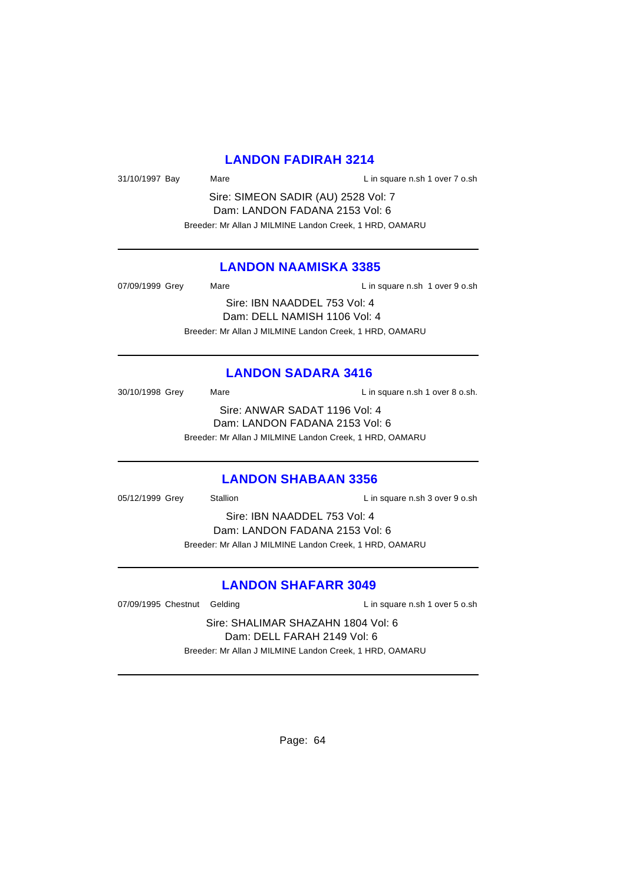## LANDON FADIRAH 3214

31/10/1997 Bay Mare L in square n.sh 1 over 7 o.sh

Sire: SIMEON SADIR (AU) 2528 Vol: 7
Dam: LANDON FADANA 2153 Vol: 6
Breeder: Mr Allan J MILMINE Landon Creek, 1 HRD, OAMARU

---

## LANDON NAAMISKA 3385

07/09/1999 Grey Mare L in square n.sh 1 over 9 o.sh

Sire: IBN NAADDEL 753 Vol: 4
Dam: DELL NAMISH 1106 Vol: 4
Breeder: Mr Allan J MILMINE Landon Creek, 1 HRD, OAMARU

---

## LANDON SADARA 3416

30/10/1998 Grey Mare L in square n.sh 1 over 8 o.sh.

Sire: ANWAR SADAT 1196 Vol: 4
Dam: LANDON FADANA 2153 Vol: 6
Breeder: Mr Allan J MILMINE Landon Creek, 1 HRD, OAMARU

---

## LANDON SHABAAN 3356

05/12/1999 Grey Stallion L in square n.sh 3 over 9 o.sh

Sire: IBN NAADDEL 753 Vol: 4
Dam: LANDON FADANA 2153 Vol: 6
Breeder: Mr Allan J MILMINE Landon Creek, 1 HRD, OAMARU

---

## LANDON SHAFARR 3049

07/09/1995 Chestnut Gelding L in square n.sh 1 over 5 o.sh

Sire: SHALIMAR SHAZAHN 1804 Vol: 6
Dam: DELL FARAH 2149 Vol: 6
Breeder: Mr Allan J MILMINE Landon Creek, 1 HRD, OAMARU

---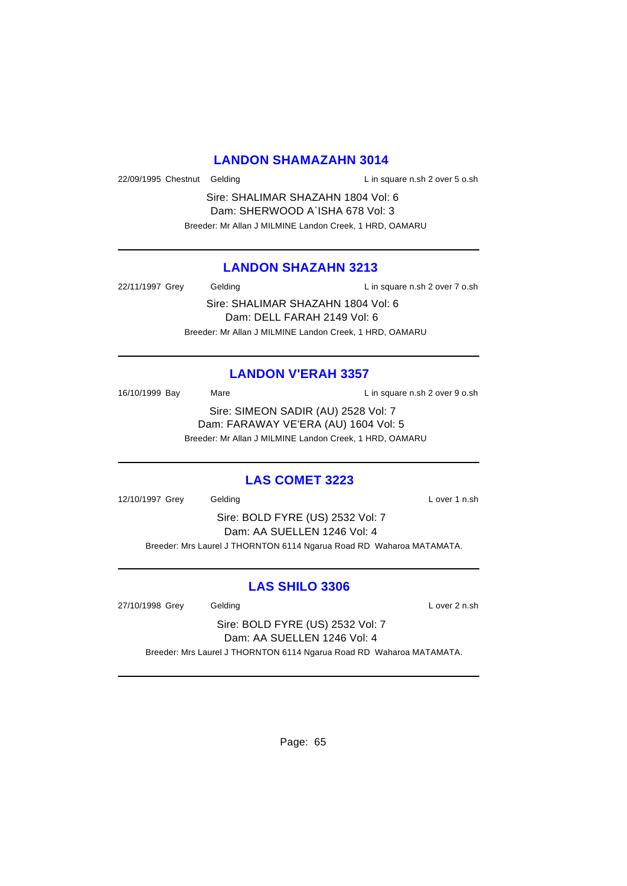## LANDON SHAMAZAHN 3014

22/09/1995 Chestnut Gelding L in square n.sh 2 over 5 o.sh

Sire: SHALIMAR SHAZAHN 1804 Vol: 6
Dam: SHERWOOD A`ISHA 678 Vol: 3
Breeder: Mr Allan J MILMINE Landon Creek, 1 HRD, OAMARU

---

## LANDON SHAZAHN 3213

22/11/1997 Grey Gelding L in square n.sh 2 over 7 o.sh

Sire: SHALIMAR SHAZAHN 1804 Vol: 6
Dam: DELL FARAH 2149 Vol: 6
Breeder: Mr Allan J MILMINE Landon Creek, 1 HRD, OAMARU

---

## LANDON V'ERAH 3357

16/10/1999 Bay Mare L in square n.sh 2 over 9 o.sh

Sire: SIMEON SADIR (AU) 2528 Vol: 7
Dam: FARAWAY VE'ERA (AU) 1604 Vol: 5
Breeder: Mr Allan J MILMINE Landon Creek, 1 HRD, OAMARU

---

## LAS COMET 3223

12/10/1997 Grey Gelding L over 1 n.sh

Sire: BOLD FYRE (US) 2532 Vol: 7
Dam: AA SUELLEN 1246 Vol: 4
Breeder: Mrs Laurel J THORNTON 6114 Ngarua Road RD Waharoa MATAMATA.

---

## LAS SHILO 3306

27/10/1998 Grey Gelding L over 2 n.sh

Sire: BOLD FYRE (US) 2532 Vol: 7
Dam: AA SUELLEN 1246 Vol: 4
Breeder: Mrs Laurel J THORNTON 6114 Ngarua Road RD Waharoa MATAMATA.

---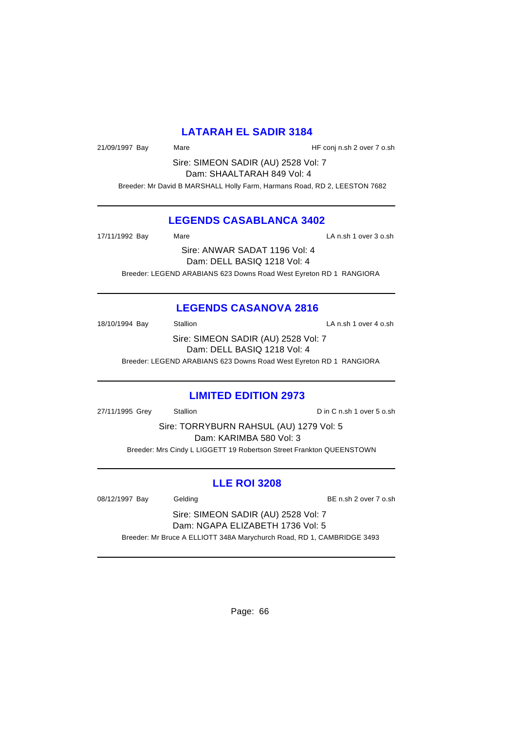## LATARAH EL SADIR 3184

21/09/1997 Bay Mare HF conj n.sh 2 over 7 o.sh

Sire: SIMEON SADIR (AU) 2528 Vol: 7
Dam: SHAALTARAH 849 Vol: 4

Breeder: Mr David B MARSHALL Holly Farm, Harmans Road, RD 2, LEESTON 7682

---

## LEGENDS CASABLANCA 3402

17/11/1992 Bay Mare LA n.sh 1 over 3 o.sh

Sire: ANWAR SADAT 1196 Vol: 4
Dam: DELL BASIQ 1218 Vol: 4

Breeder: LEGEND ARABIANS 623 Downs Road West Eyreton RD 1 RANGIORA

---

## LEGENDS CASANOVA 2816

18/10/1994 Bay Stallion LA n.sh 1 over 4 o.sh

Sire: SIMEON SADIR (AU) 2528 Vol: 7
Dam: DELL BASIQ 1218 Vol: 4

Breeder: LEGEND ARABIANS 623 Downs Road West Eyreton RD 1 RANGIORA

---

## LIMITED EDITION 2973

27/11/1995 Grey Stallion D in C n.sh 1 over 5 o.sh

Sire: TORRYBURN RAHSUL (AU) 1279 Vol: 5
Dam: KARIMBA 580 Vol: 3

Breeder: Mrs Cindy L LIGGETT 19 Robertson Street Frankton QUEENSTOWN

---

## LLE ROI 3208

08/12/1997 Bay Gelding BE n.sh 2 over 7 o.sh

Sire: SIMEON SADIR (AU) 2528 Vol: 7
Dam: NGAPA ELIZABETH 1736 Vol: 5

Breeder: Mr Bruce A ELLIOTT 348A Marychurch Road, RD 1, CAMBRIDGE 3493

---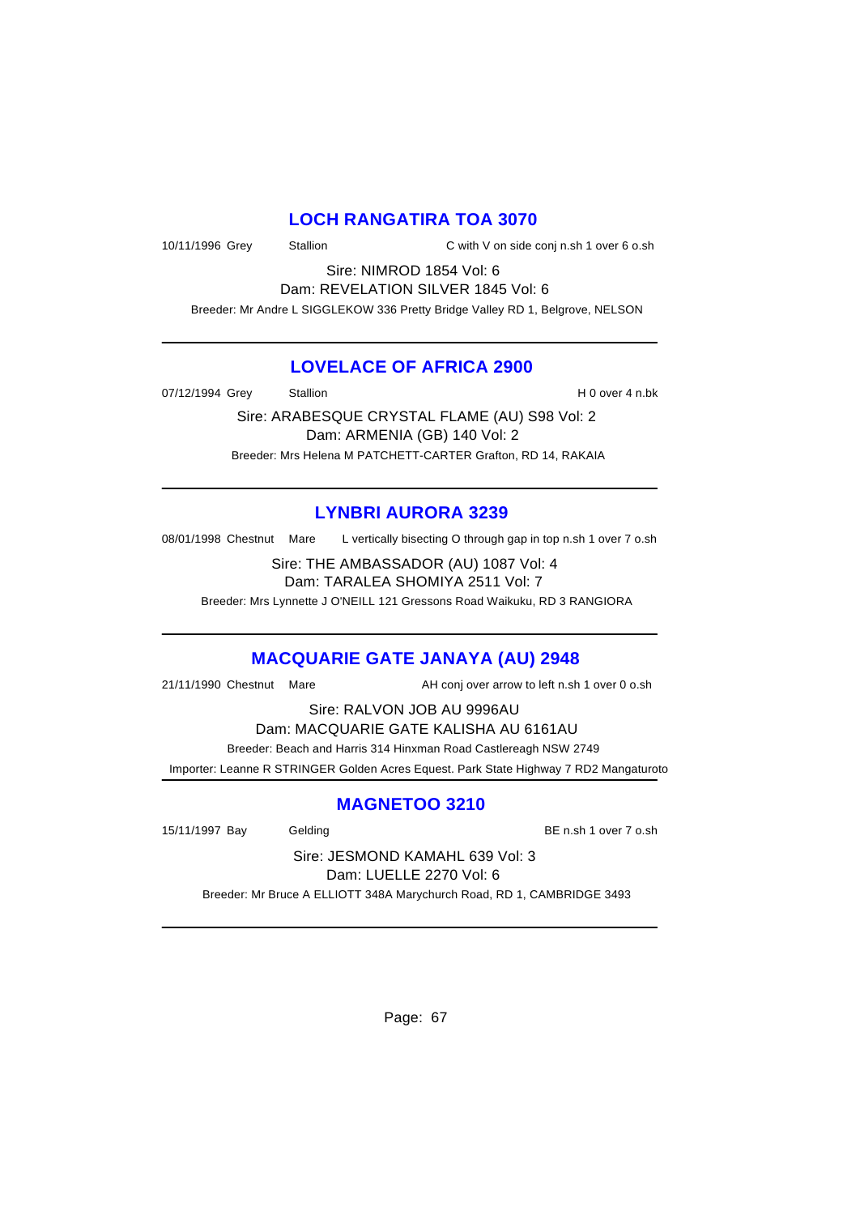## LOCH RANGATIRA TOA 3070

10/11/1996 Grey Stallion C with V on side conj n.sh 1 over 6 o.sh

Sire: NIMROD 1854 Vol: 6

Dam: REVELATION SILVER 1845 Vol: 6

Breeder: Mr Andre L SIGGLEKOW 336 Pretty Bridge Valley RD 1, Belgrove, NELSON

---

## LOVELACE OF AFRICA 2900

07/12/1994 Grey Stallion H 0 over 4 n.bk

Sire: ARABESQUE CRYSTAL FLAME (AU) S98 Vol: 2

Dam: ARMENIA (GB) 140 Vol: 2

Breeder: Mrs Helena M PATCHETT-CARTER Grafton, RD 14, RAKAIA

---

## LYNBRI AURORA 3239

08/01/1998 Chestnut Mare L vertically bisecting O through gap in top n.sh 1 over 7 o.sh

Sire: THE AMBASSADOR (AU) 1087 Vol: 4

Dam: TARALEA SHOMIYA 2511 Vol: 7

Breeder: Mrs Lynnette J O'NEILL 121 Gressons Road Waikuku, RD 3 RANGIORA

---

## MACQUARIE GATE JANAYA (AU) 2948

21/11/1990 Chestnut Mare AH conj over arrow to left n.sh 1 over 0 o.sh

Sire: RALVON JOB AU 9996AU

Dam: MACQUARIE GATE KALISHA AU 6161AU

Breeder: Beach and Harris 314 Hinxman Road Castlereagh NSW 2749

Importer: Leanne R STRINGER Golden Acres Equest. Park State Highway 7 RD2 Mangaturoto

---

## MAGNETOO 3210

15/11/1997 Bay Gelding BE n.sh 1 over 7 o.sh

Sire: JESMOND KAMAHL 639 Vol: 3

Dam: LUELLE 2270 Vol: 6

Breeder: Mr Bruce A ELLIOTT 348A Marychurch Road, RD 1, CAMBRIDGE 3493

---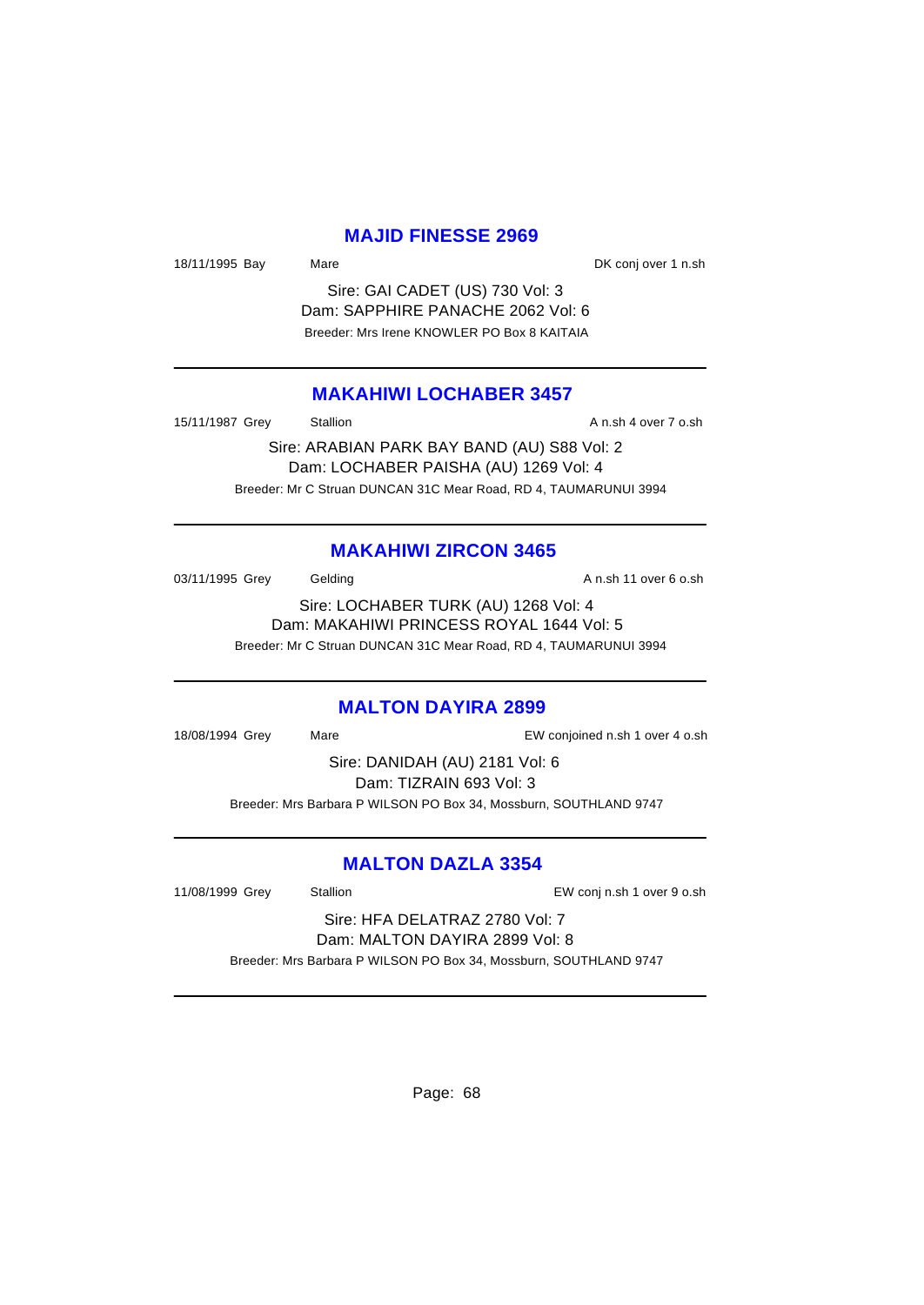## MAJID FINESSE 2969

18/11/1995 Bay    Mare    DK conj over 1 n.sh

Sire: GAI CADET (US) 730 Vol: 3
Dam: SAPPHIRE PANACHE 2062 Vol: 6
Breeder: Mrs Irene KNOWLER PO Box 8 KAITAIA

---

## MAKAHIWI LOCHABER 3457

15/11/1987 Grey    Stallion    A n.sh 4 over 7 o.sh

Sire: ARABIAN PARK BAY BAND (AU) S88 Vol: 2
Dam: LOCHABER PAISHA (AU) 1269 Vol: 4
Breeder: Mr C Struan DUNCAN 31C Mear Road, RD 4, TAUMARUNUI 3994

---

## MAKAHIWI ZIRCON 3465

03/11/1995 Grey    Gelding    A n.sh 11 over 6 o.sh

Sire: LOCHABER TURK (AU) 1268 Vol: 4
Dam: MAKAHIWI PRINCESS ROYAL 1644 Vol: 5
Breeder: Mr C Struan DUNCAN 31C Mear Road, RD 4, TAUMARUNUI 3994

---

## MALTON DAYIRA 2899

18/08/1994 Grey    Mare    EW conjoined n.sh 1 over 4 o.sh

Sire: DANIDAH (AU) 2181 Vol: 6
Dam: TIZRAIN 693 Vol: 3
Breeder: Mrs Barbara P WILSON PO Box 34, Mossburn, SOUTHLAND 9747

---

## MALTON DAZLA 3354

11/08/1999 Grey    Stallion    EW conj n.sh 1 over 9 o.sh

Sire: HFA DELATRAZ 2780 Vol: 7
Dam: MALTON DAYIRA 2899 Vol: 8
Breeder: Mrs Barbara P WILSON PO Box 34, Mossburn, SOUTHLAND 9747

---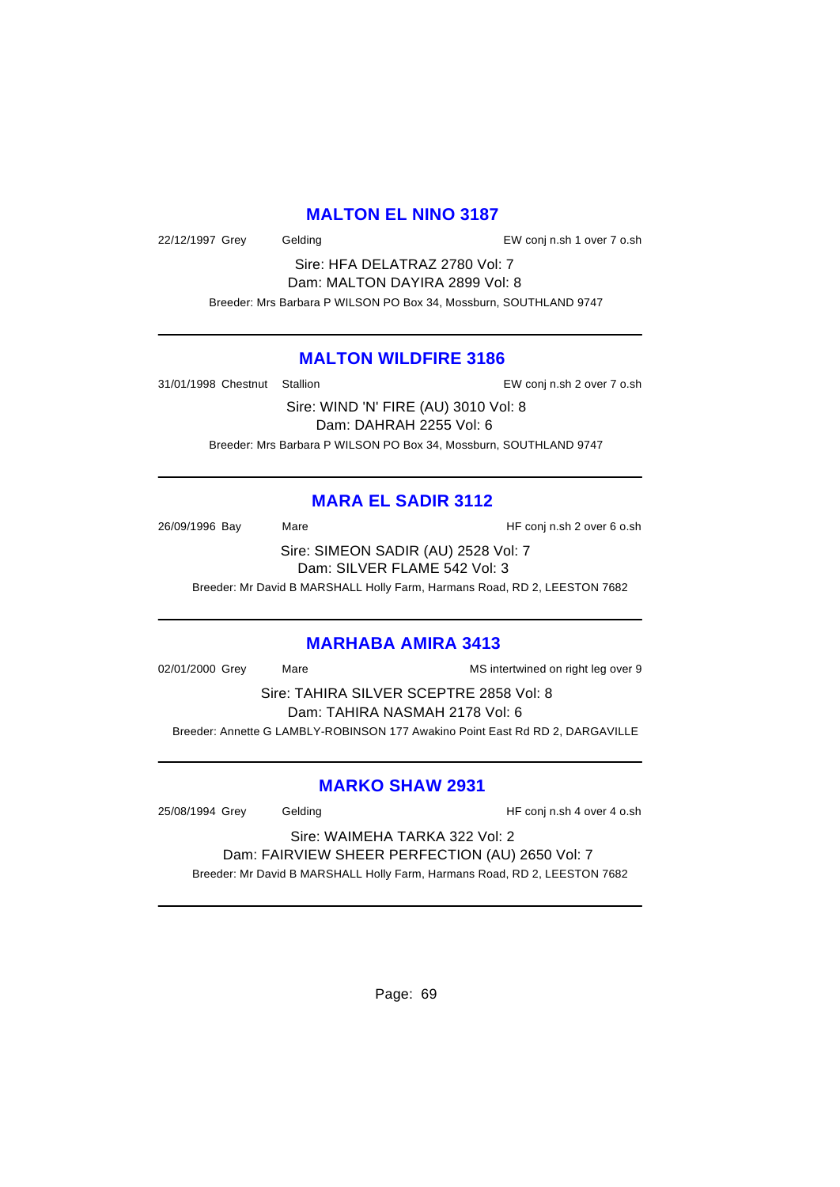## MALTON EL NINO 3187

22/12/1997 Grey Gelding EW conj n.sh 1 over 7 o.sh

Sire: HFA DELATRAZ 2780 Vol: 7
Dam: MALTON DAYIRA 2899 Vol: 8

Breeder: Mrs Barbara P WILSON PO Box 34, Mossburn, SOUTHLAND 9747

---

## MALTON WILDFIRE 3186

31/01/1998 Chestnut Stallion EW conj n.sh 2 over 7 o.sh

Sire: WIND 'N' FIRE (AU) 3010 Vol: 8
Dam: DAHRAH 2255 Vol: 6

Breeder: Mrs Barbara P WILSON PO Box 34, Mossburn, SOUTHLAND 9747

---

## MARA EL SADIR 3112

26/09/1996 Bay Mare HF conj n.sh 2 over 6 o.sh

Sire: SIMEON SADIR (AU) 2528 Vol: 7
Dam: SILVER FLAME 542 Vol: 3

Breeder: Mr David B MARSHALL Holly Farm, Harmans Road, RD 2, LEESTON 7682

---

## MARHABA AMIRA 3413

02/01/2000 Grey Mare MS intertwined on right leg over 9

Sire: TAHIRA SILVER SCEPTRE 2858 Vol: 8
Dam: TAHIRA NASMAH 2178 Vol: 6

Breeder: Annette G LAMBLY-ROBINSON 177 Awakino Point East Rd RD 2, DARGAVILLE

---

## MARKO SHAW 2931

25/08/1994 Grey Gelding HF conj n.sh 4 over 4 o.sh

Sire: WAIMEHA TARKA 322 Vol: 2
Dam: FAIRVIEW SHEER PERFECTION (AU) 2650 Vol: 7

Breeder: Mr David B MARSHALL Holly Farm, Harmans Road, RD 2, LEESTON 7682

---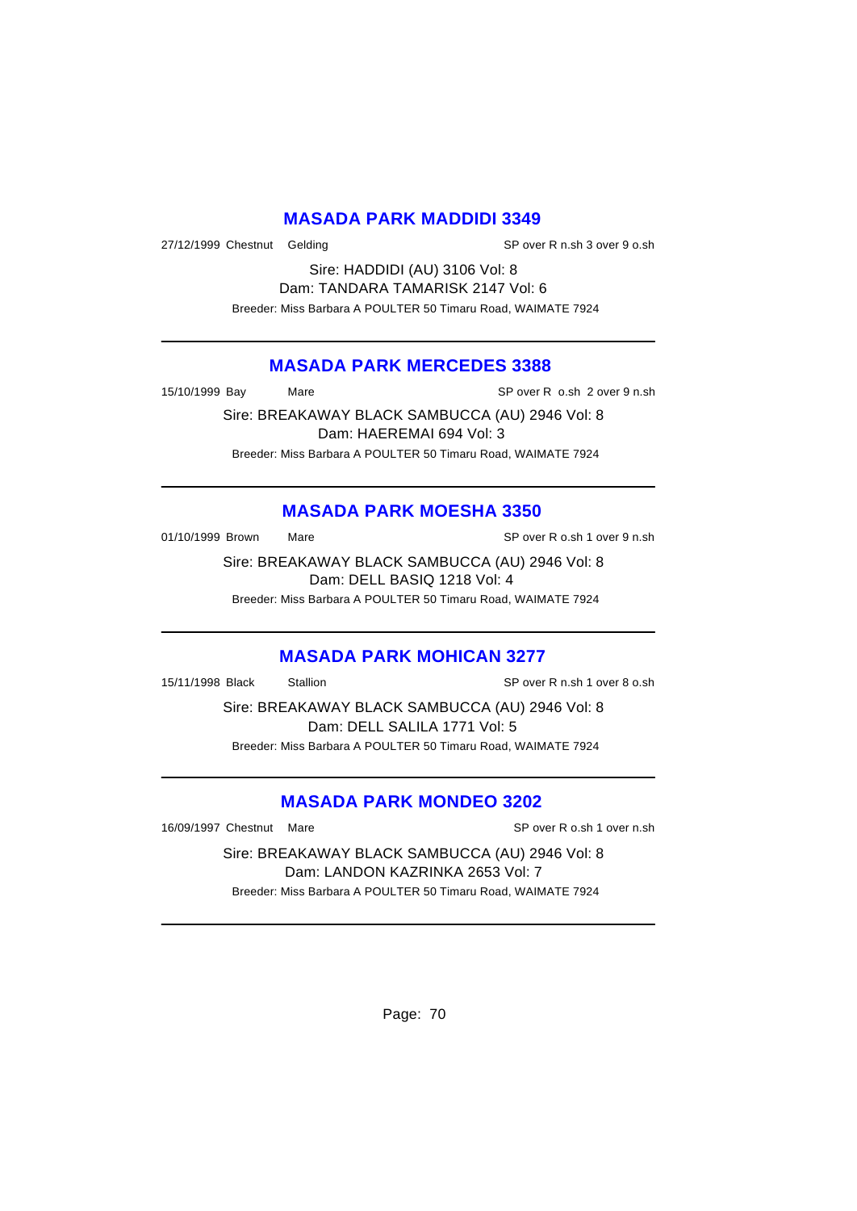## MASADA PARK MADDIDI 3349

27/12/1999 Chestnut Gelding SP over R n.sh 3 over 9 o.sh

Sire: HADDIDI (AU) 3106 Vol: 8
Dam: TANDARA TAMARISK 2147 Vol: 6

Breeder: Miss Barbara A POULTER 50 Timaru Road, WAIMATE 7924

---

## MASADA PARK MERCEDES 3388

15/10/1999 Bay Mare SP over R o.sh 2 over 9 n.sh

Sire: BREAKAWAY BLACK SAMBUCCA (AU) 2946 Vol: 8
Dam: HAEREMAI 694 Vol: 3

Breeder: Miss Barbara A POULTER 50 Timaru Road, WAIMATE 7924

---

## MASADA PARK MOESHA 3350

01/10/1999 Brown Mare SP over R o.sh 1 over 9 n.sh

Sire: BREAKAWAY BLACK SAMBUCCA (AU) 2946 Vol: 8
Dam: DELL BASIQ 1218 Vol: 4

Breeder: Miss Barbara A POULTER 50 Timaru Road, WAIMATE 7924

---

## MASADA PARK MOHICAN 3277

15/11/1998 Black Stallion SP over R n.sh 1 over 8 o.sh

Sire: BREAKAWAY BLACK SAMBUCCA (AU) 2946 Vol: 8
Dam: DELL SALILA 1771 Vol: 5

Breeder: Miss Barbara A POULTER 50 Timaru Road, WAIMATE 7924

---

## MASADA PARK MONDEO 3202

16/09/1997 Chestnut Mare SP over R o.sh 1 over n.sh

Sire: BREAKAWAY BLACK SAMBUCCA (AU) 2946 Vol: 8
Dam: LANDON KAZRINKA 2653 Vol: 7

Breeder: Miss Barbara A POULTER 50 Timaru Road, WAIMATE 7924

---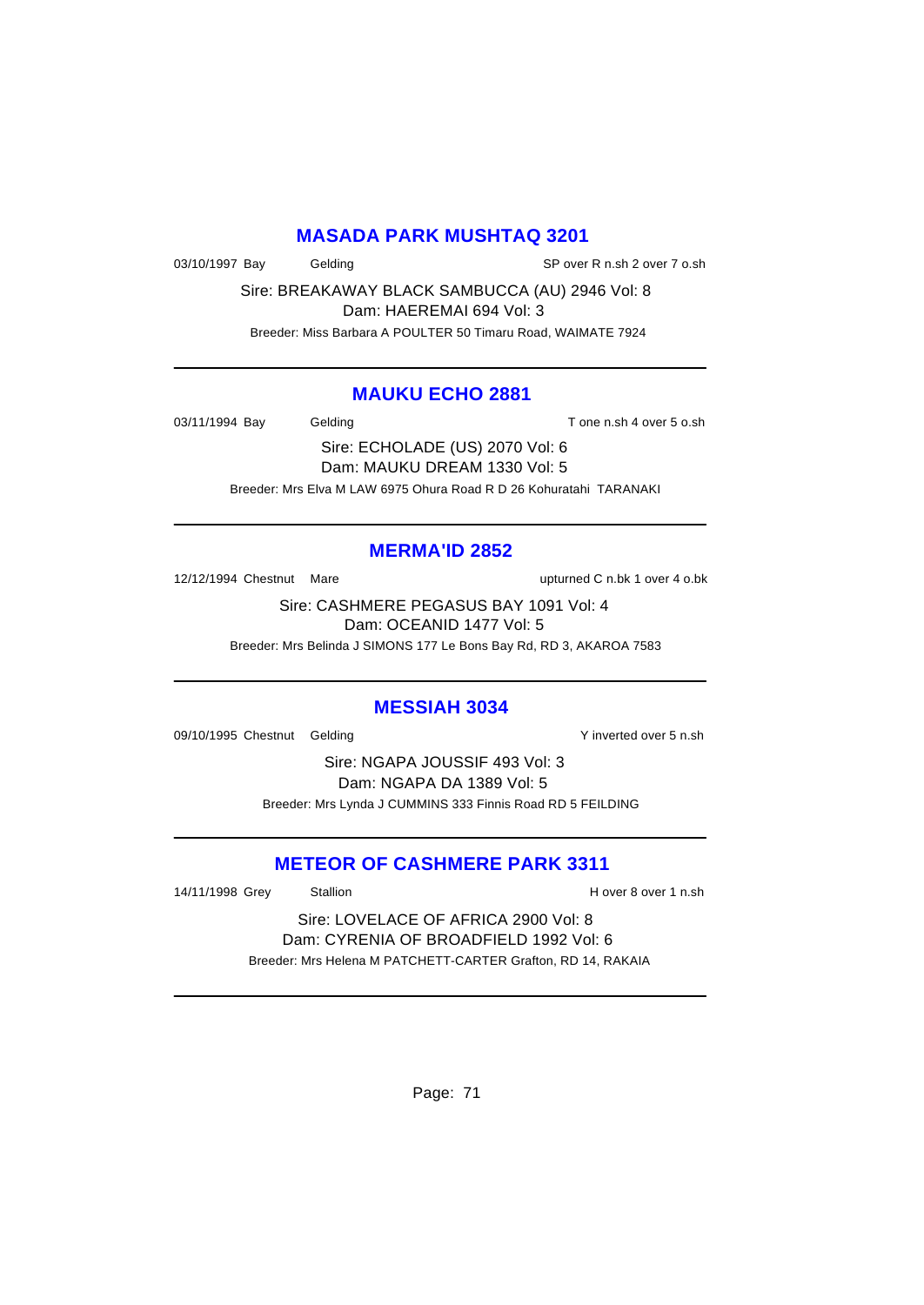## MASADA PARK MUSHTAQ 3201

03/10/1997 Bay Gelding SP over R n.sh 2 over 7 o.sh

Sire: BREAKAWAY BLACK SAMBUCCA (AU) 2946 Vol: 8
Dam: HAEREMAI 694 Vol: 3

Breeder: Miss Barbara A POULTER 50 Timaru Road, WAIMATE 7924

---

## MAUKU ECHO 2881

03/11/1994 Bay Gelding T one n.sh 4 over 5 o.sh

Sire: ECHOLADE (US) 2070 Vol: 6
Dam: MAUKU DREAM 1330 Vol: 5

Breeder: Mrs Elva M LAW 6975 Ohura Road R D 26 Kohuratahi TARANAKI

---

## MERMA'ID 2852

12/12/1994 Chestnut Mare upturned C n.bk 1 over 4 o.bk

Sire: CASHMERE PEGASUS BAY 1091 Vol: 4
Dam: OCEANID 1477 Vol: 5

Breeder: Mrs Belinda J SIMONS 177 Le Bons Bay Rd, RD 3, AKAROA 7583

---

## MESSIAH 3034

09/10/1995 Chestnut Gelding Y inverted over 5 n.sh

Sire: NGAPA JOUSSIF 493 Vol: 3
Dam: NGAPA DA 1389 Vol: 5

Breeder: Mrs Lynda J CUMMINS 333 Finnis Road RD 5 FEILDING

---

## METEOR OF CASHMERE PARK 3311

14/11/1998 Grey Stallion H over 8 over 1 n.sh

Sire: LOVELACE OF AFRICA 2900 Vol: 8
Dam: CYRENIA OF BROADFIELD 1992 Vol: 6

Breeder: Mrs Helena M PATCHETT-CARTER Grafton, RD 14, RAKAIA

---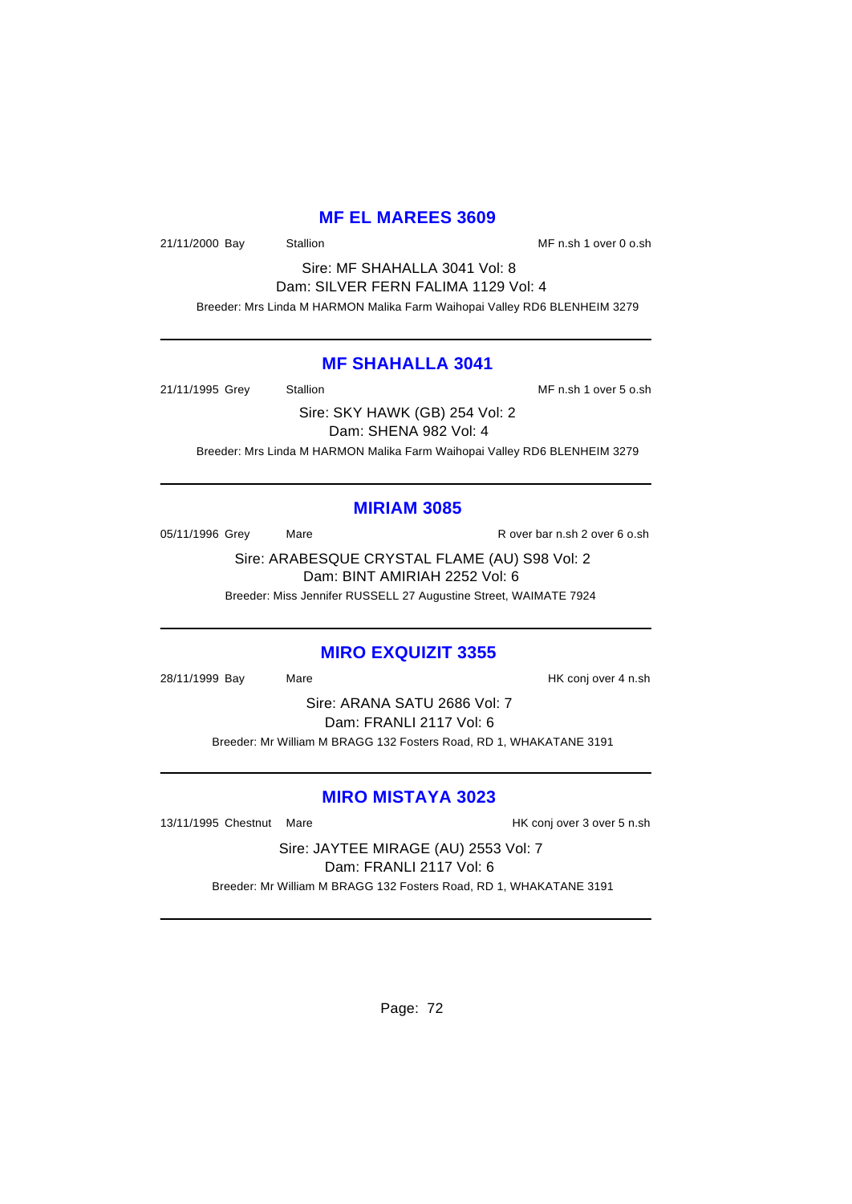## MF EL MAREES 3609

21/11/2000 Bay Stallion MF n.sh 1 over 0 o.sh

Sire: MF SHAHALLA 3041 Vol: 8
Dam: SILVER FERN FALIMA 1129 Vol: 4
Breeder: Mrs Linda M HARMON Malika Farm Waihopai Valley RD6 BLENHEIM 3279

---

## MF SHAHALLA 3041

21/11/1995 Grey Stallion MF n.sh 1 over 5 o.sh

Sire: SKY HAWK (GB) 254 Vol: 2
Dam: SHENA 982 Vol: 4
Breeder: Mrs Linda M HARMON Malika Farm Waihopai Valley RD6 BLENHEIM 3279

---

## MIRIAM 3085

05/11/1996 Grey Mare R over bar n.sh 2 over 6 o.sh

Sire: ARABESQUE CRYSTAL FLAME (AU) S98 Vol: 2
Dam: BINT AMIRIAH 2252 Vol: 6
Breeder: Miss Jennifer RUSSELL 27 Augustine Street, WAIMATE 7924

---

## MIRO EXQUIZIT 3355

28/11/1999 Bay Mare HK conj over 4 n.sh

Sire: ARANA SATU 2686 Vol: 7
Dam: FRANLI 2117 Vol: 6
Breeder: Mr William M BRAGG 132 Fosters Road, RD 1, WHAKATANE 3191

---

## MIRO MISTAYA 3023

13/11/1995 Chestnut Mare HK conj over 3 over 5 n.sh

Sire: JAYTEE MIRAGE (AU) 2553 Vol: 7
Dam: FRANLI 2117 Vol: 6
Breeder: Mr William M BRAGG 132 Fosters Road, RD 1, WHAKATANE 3191

---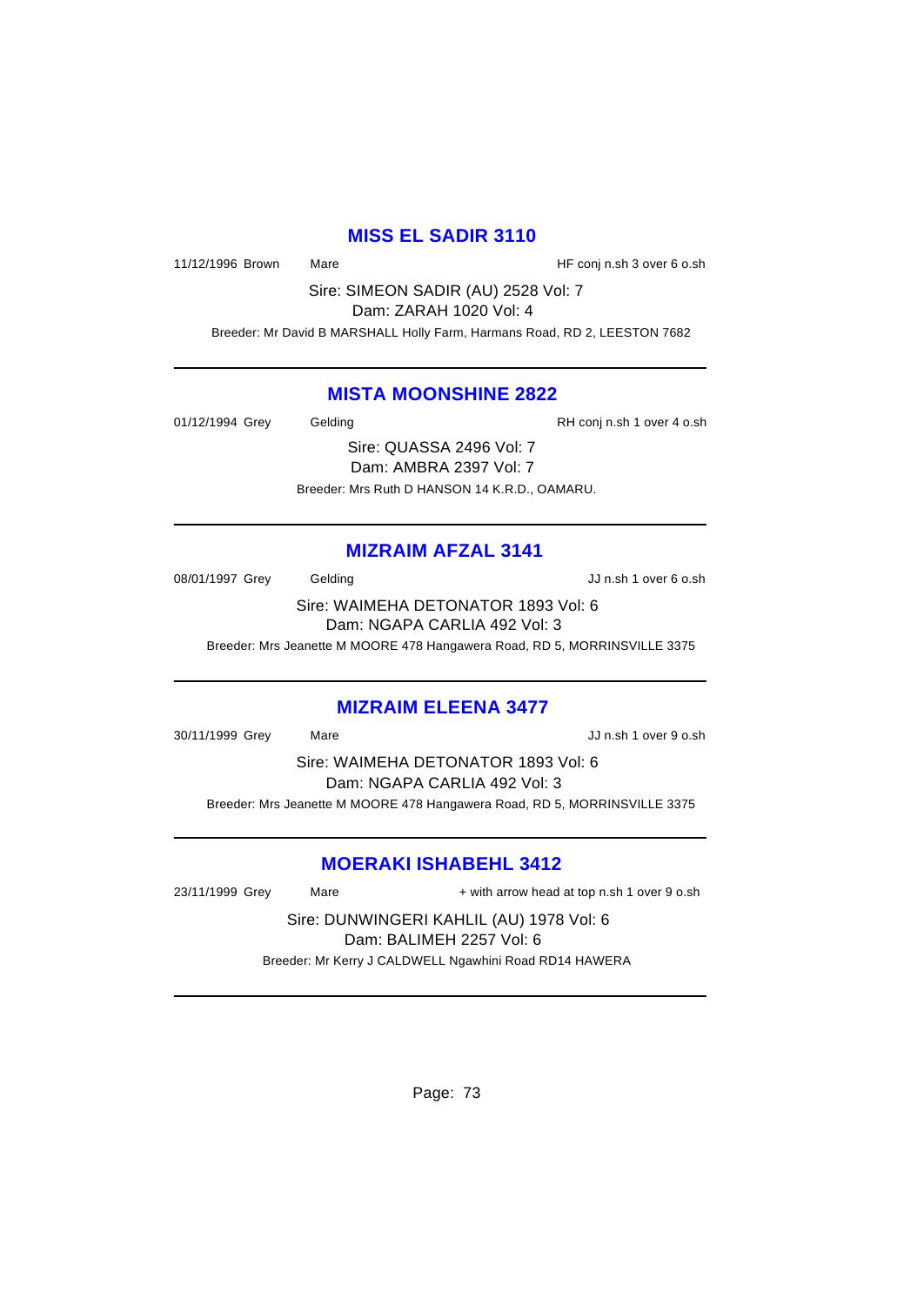## MISS EL SADIR 3110

11/12/1996 Brown Mare HF conj n.sh 3 over 6 o.sh

Sire: SIMEON SADIR (AU) 2528 Vol: 7
Dam: ZARAH 1020 Vol: 4

Breeder: Mr David B MARSHALL Holly Farm, Harmans Road, RD 2, LEESTON 7682

---

## MISTA MOONSHINE 2822

01/12/1994 Grey Gelding RH conj n.sh 1 over 4 o.sh

Sire: QUASSA 2496 Vol: 7
Dam: AMBRA 2397 Vol: 7

Breeder: Mrs Ruth D HANSON 14 K.R.D., OAMARU.

---

## MIZRAIM AFZAL 3141

08/01/1997 Grey Gelding JJ n.sh 1 over 6 o.sh

Sire: WAIMEHA DETONATOR 1893 Vol: 6
Dam: NGAPA CARLIA 492 Vol: 3

Breeder: Mrs Jeanette M MOORE 478 Hangawera Road, RD 5, MORRINSVILLE 3375

---

## MIZRAIM ELEENA 3477

30/11/1999 Grey Mare JJ n.sh 1 over 9 o.sh

Sire: WAIMEHA DETONATOR 1893 Vol: 6
Dam: NGAPA CARLIA 492 Vol: 3

Breeder: Mrs Jeanette M MOORE 478 Hangawera Road, RD 5, MORRINSVILLE 3375

---

## MOERAKI ISHABEHL 3412

23/11/1999 Grey Mare + with arrow head at top n.sh 1 over 9 o.sh

Sire: DUNWINGERI KAHLIL (AU) 1978 Vol: 6
Dam: BALIMEH 2257 Vol: 6

Breeder: Mr Kerry J CALDWELL Ngawhini Road RD14 HAWERA

---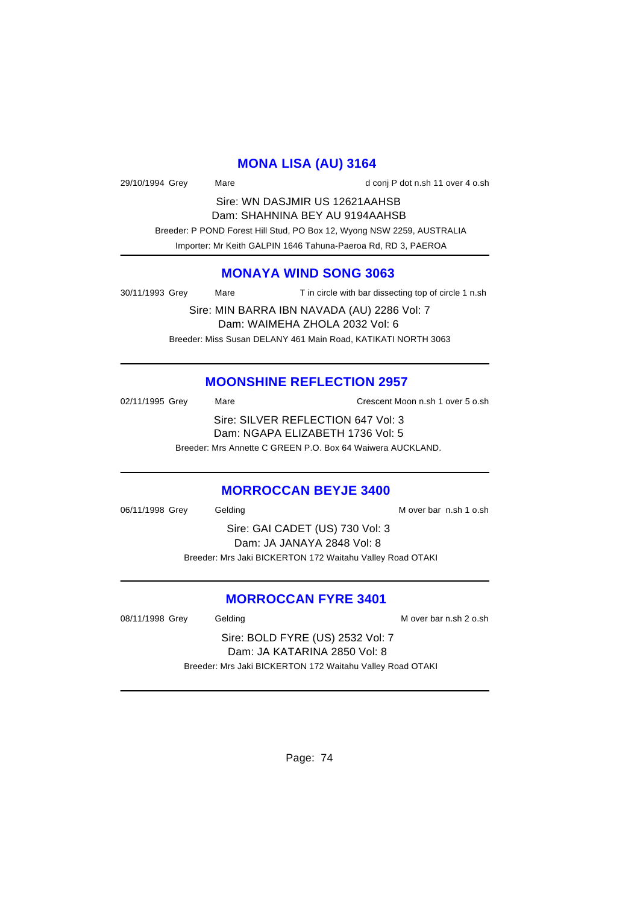## MONA LISA (AU) 3164

29/10/1994 Grey Mare d conj P dot n.sh 11 over 4 o.sh

Sire: WN DASJMIR US 12621AAHSB
Dam: SHAHNINA BEY AU 9194AAHSB

Breeder: P POND Forest Hill Stud, PO Box 12, Wyong NSW 2259, AUSTRALIA
Importer: Mr Keith GALPIN 1646 Tahuna-Paeroa Rd, RD 3, PAEROA

---

## MONAYA WIND SONG 3063

30/11/1993 Grey Mare T in circle with bar dissecting top of circle 1 n.sh

Sire: MIN BARRA IBN NAVADA (AU) 2286 Vol: 7
Dam: WAIMEHA ZHOLA 2032 Vol: 6

Breeder: Miss Susan DELANY 461 Main Road, KATIKATI NORTH 3063

---

## MOONSHINE REFLECTION 2957

02/11/1995 Grey Mare Crescent Moon n.sh 1 over 5 o.sh

Sire: SILVER REFLECTION 647 Vol: 3
Dam: NGAPA ELIZABETH 1736 Vol: 5

Breeder: Mrs Annette C GREEN P.O. Box 64 Waiwera AUCKLAND.

---

## MORROCCAN BEYJE 3400

06/11/1998 Grey Gelding M over bar n.sh 1 o.sh

Sire: GAI CADET (US) 730 Vol: 3
Dam: JA JANAYA 2848 Vol: 8

Breeder: Mrs Jaki BICKERTON 172 Waitahu Valley Road OTAKI

---

## MORROCCAN FYRE 3401

08/11/1998 Grey Gelding M over bar n.sh 2 o.sh

Sire: BOLD FYRE (US) 2532 Vol: 7
Dam: JA KATARINA 2850 Vol: 8

Breeder: Mrs Jaki BICKERTON 172 Waitahu Valley Road OTAKI

---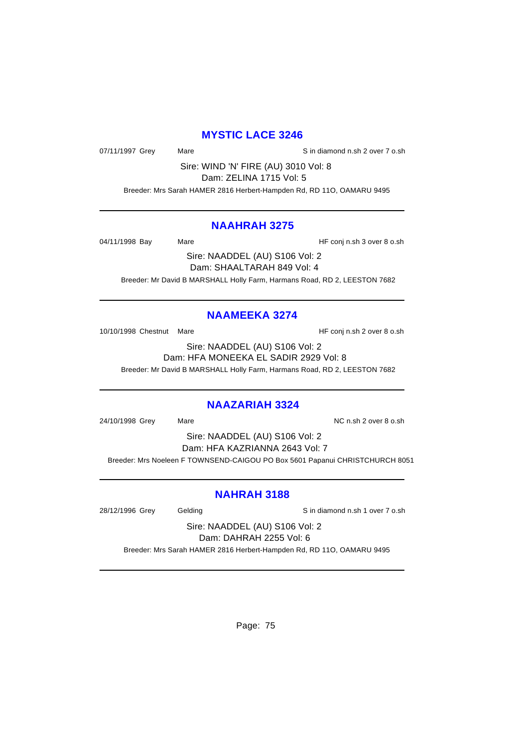## MYSTIC LACE 3246

07/11/1997 Grey Mare S in diamond n.sh 2 over 7 o.sh

Sire: WIND 'N' FIRE (AU) 3010 Vol: 8
Dam: ZELINA 1715 Vol: 5

Breeder: Mrs Sarah HAMER 2816 Herbert-Hampden Rd, RD 11O, OAMARU 9495

---

## NAAHRAH 3275

04/11/1998 Bay Mare HF conj n.sh 3 over 8 o.sh

Sire: NAADDEL (AU) S106 Vol: 2
Dam: SHAALTARAH 849 Vol: 4

Breeder: Mr David B MARSHALL Holly Farm, Harmans Road, RD 2, LEESTON 7682

---

## NAAMEEKA 3274

10/10/1998 Chestnut Mare HF conj n.sh 2 over 8 o.sh

Sire: NAADDEL (AU) S106 Vol: 2
Dam: HFA MONEEKA EL SADIR 2929 Vol: 8

Breeder: Mr David B MARSHALL Holly Farm, Harmans Road, RD 2, LEESTON 7682

---

## NAAZARIAH 3324

24/10/1998 Grey Mare NC n.sh 2 over 8 o.sh

Sire: NAADDEL (AU) S106 Vol: 2
Dam: HFA KAZRIANNA 2643 Vol: 7

Breeder: Mrs Noeleen F TOWNSEND-CAIGOU PO Box 5601 Papanui CHRISTCHURCH 8051

---

## NAHRAH 3188

28/12/1996 Grey Gelding S in diamond n.sh 1 over 7 o.sh

Sire: NAADDEL (AU) S106 Vol: 2
Dam: DAHRAH 2255 Vol: 6

Breeder: Mrs Sarah HAMER 2816 Herbert-Hampden Rd, RD 11O, OAMARU 9495

---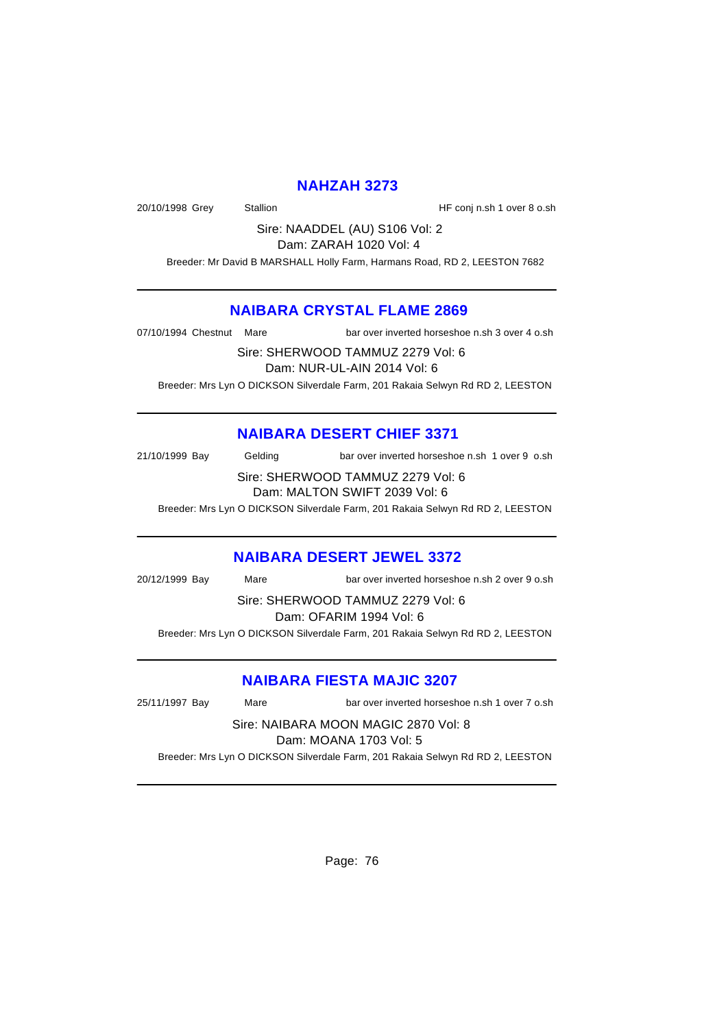## NAHZAH 3273

20/10/1998 Grey Stallion HF conj n.sh 1 over 8 o.sh

Sire: NAADDEL (AU) S106 Vol: 2
Dam: ZARAH 1020 Vol: 4

Breeder: Mr David B MARSHALL Holly Farm, Harmans Road, RD 2, LEESTON 7682

---

## NAIBARA CRYSTAL FLAME 2869

07/10/1994 Chestnut Mare bar over inverted horseshoe n.sh 3 over 4 o.sh

Sire: SHERWOOD TAMMUZ 2279 Vol: 6
Dam: NUR-UL-AIN 2014 Vol: 6

Breeder: Mrs Lyn O DICKSON Silverdale Farm, 201 Rakaia Selwyn Rd RD 2, LEESTON

---

## NAIBARA DESERT CHIEF 3371

21/10/1999 Bay Gelding bar over inverted horseshoe n.sh 1 over 9 o.sh

Sire: SHERWOOD TAMMUZ 2279 Vol: 6
Dam: MALTON SWIFT 2039 Vol: 6

Breeder: Mrs Lyn O DICKSON Silverdale Farm, 201 Rakaia Selwyn Rd RD 2, LEESTON

---

## NAIBARA DESERT JEWEL 3372

20/12/1999 Bay Mare bar over inverted horseshoe n.sh 2 over 9 o.sh

Sire: SHERWOOD TAMMUZ 2279 Vol: 6
Dam: OFARIM 1994 Vol: 6

Breeder: Mrs Lyn O DICKSON Silverdale Farm, 201 Rakaia Selwyn Rd RD 2, LEESTON

---

## NAIBARA FIESTA MAJIC 3207

25/11/1997 Bay Mare bar over inverted horseshoe n.sh 1 over 7 o.sh

Sire: NAIBARA MOON MAGIC 2870 Vol: 8
Dam: MOANA 1703 Vol: 5

Breeder: Mrs Lyn O DICKSON Silverdale Farm, 201 Rakaia Selwyn Rd RD 2, LEESTON

---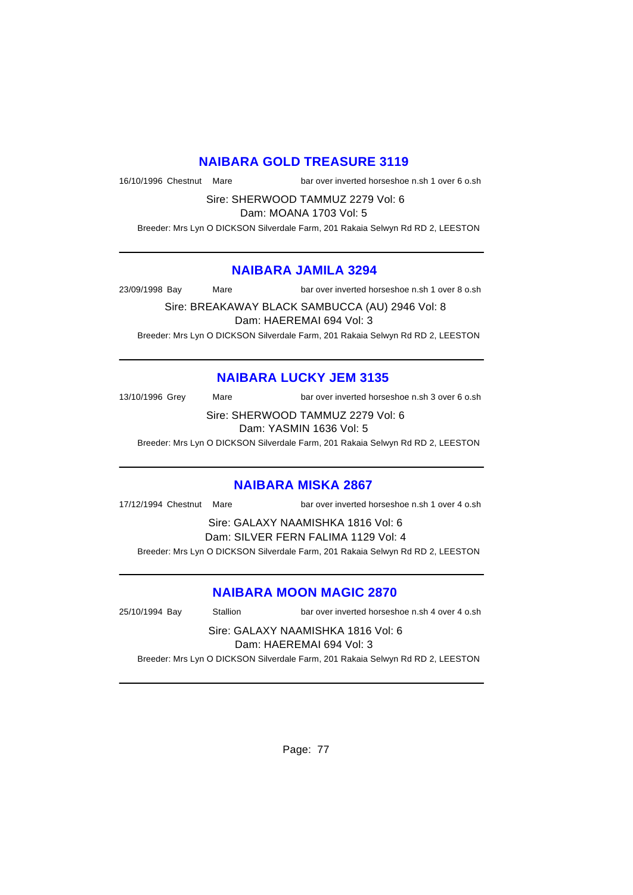## NAIBARA GOLD TREASURE 3119

16/10/1996 Chestnut Mare bar over inverted horseshoe n.sh 1 over 6 o.sh

Sire: SHERWOOD TAMMUZ 2279 Vol: 6
Dam: MOANA 1703 Vol: 5

Breeder: Mrs Lyn O DICKSON Silverdale Farm, 201 Rakaia Selwyn Rd RD 2, LEESTON

---

## NAIBARA JAMILA 3294

23/09/1998 Bay Mare bar over inverted horseshoe n.sh 1 over 8 o.sh

Sire: BREAKAWAY BLACK SAMBUCCA (AU) 2946 Vol: 8
Dam: HAEREMAI 694 Vol: 3

Breeder: Mrs Lyn O DICKSON Silverdale Farm, 201 Rakaia Selwyn Rd RD 2, LEESTON

---

## NAIBARA LUCKY JEM 3135

13/10/1996 Grey Mare bar over inverted horseshoe n.sh 3 over 6 o.sh

Sire: SHERWOOD TAMMUZ 2279 Vol: 6
Dam: YASMIN 1636 Vol: 5

Breeder: Mrs Lyn O DICKSON Silverdale Farm, 201 Rakaia Selwyn Rd RD 2, LEESTON

---

## NAIBARA MISKA 2867

17/12/1994 Chestnut Mare bar over inverted horseshoe n.sh 1 over 4 o.sh

Sire: GALAXY NAAMISHKA 1816 Vol: 6
Dam: SILVER FERN FALIMA 1129 Vol: 4

Breeder: Mrs Lyn O DICKSON Silverdale Farm, 201 Rakaia Selwyn Rd RD 2, LEESTON

---

## NAIBARA MOON MAGIC 2870

25/10/1994 Bay Stallion bar over inverted horseshoe n.sh 4 over 4 o.sh

Sire: GALAXY NAAMISHKA 1816 Vol: 6
Dam: HAEREMAI 694 Vol: 3

Breeder: Mrs Lyn O DICKSON Silverdale Farm, 201 Rakaia Selwyn Rd RD 2, LEESTON

---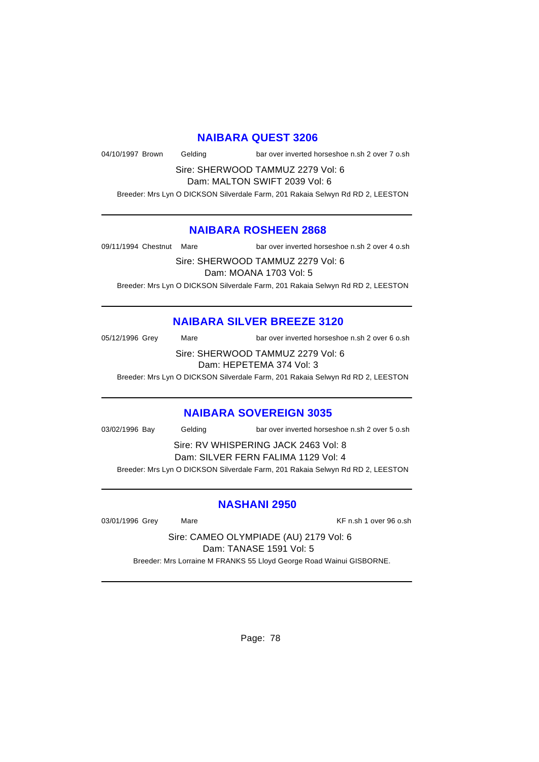## NAIBARA QUEST 3206

04/10/1997 Brown Gelding bar over inverted horseshoe n.sh 2 over 7 o.sh

Sire: SHERWOOD TAMMUZ 2279 Vol: 6
Dam: MALTON SWIFT 2039 Vol: 6

Breeder: Mrs Lyn O DICKSON Silverdale Farm, 201 Rakaia Selwyn Rd RD 2, LEESTON

---

## NAIBARA ROSHEEN 2868

09/11/1994 Chestnut Mare bar over inverted horseshoe n.sh 2 over 4 o.sh

Sire: SHERWOOD TAMMUZ 2279 Vol: 6
Dam: MOANA 1703 Vol: 5

Breeder: Mrs Lyn O DICKSON Silverdale Farm, 201 Rakaia Selwyn Rd RD 2, LEESTON

---

## NAIBARA SILVER BREEZE 3120

05/12/1996 Grey Mare bar over inverted horseshoe n.sh 2 over 6 o.sh

Sire: SHERWOOD TAMMUZ 2279 Vol: 6
Dam: HEPETEMA 374 Vol: 3

Breeder: Mrs Lyn O DICKSON Silverdale Farm, 201 Rakaia Selwyn Rd RD 2, LEESTON

---

## NAIBARA SOVEREIGN 3035

03/02/1996 Bay Gelding bar over inverted horseshoe n.sh 2 over 5 o.sh

Sire: RV WHISPERING JACK 2463 Vol: 8
Dam: SILVER FERN FALIMA 1129 Vol: 4

Breeder: Mrs Lyn O DICKSON Silverdale Farm, 201 Rakaia Selwyn Rd RD 2, LEESTON

---

## NASHANI 2950

03/01/1996 Grey Mare KF n.sh 1 over 96 o.sh

Sire: CAMEO OLYMPIADE (AU) 2179 Vol: 6
Dam: TANASE 1591 Vol: 5

Breeder: Mrs Lorraine M FRANKS 55 Lloyd George Road Wainui GISBORNE.

---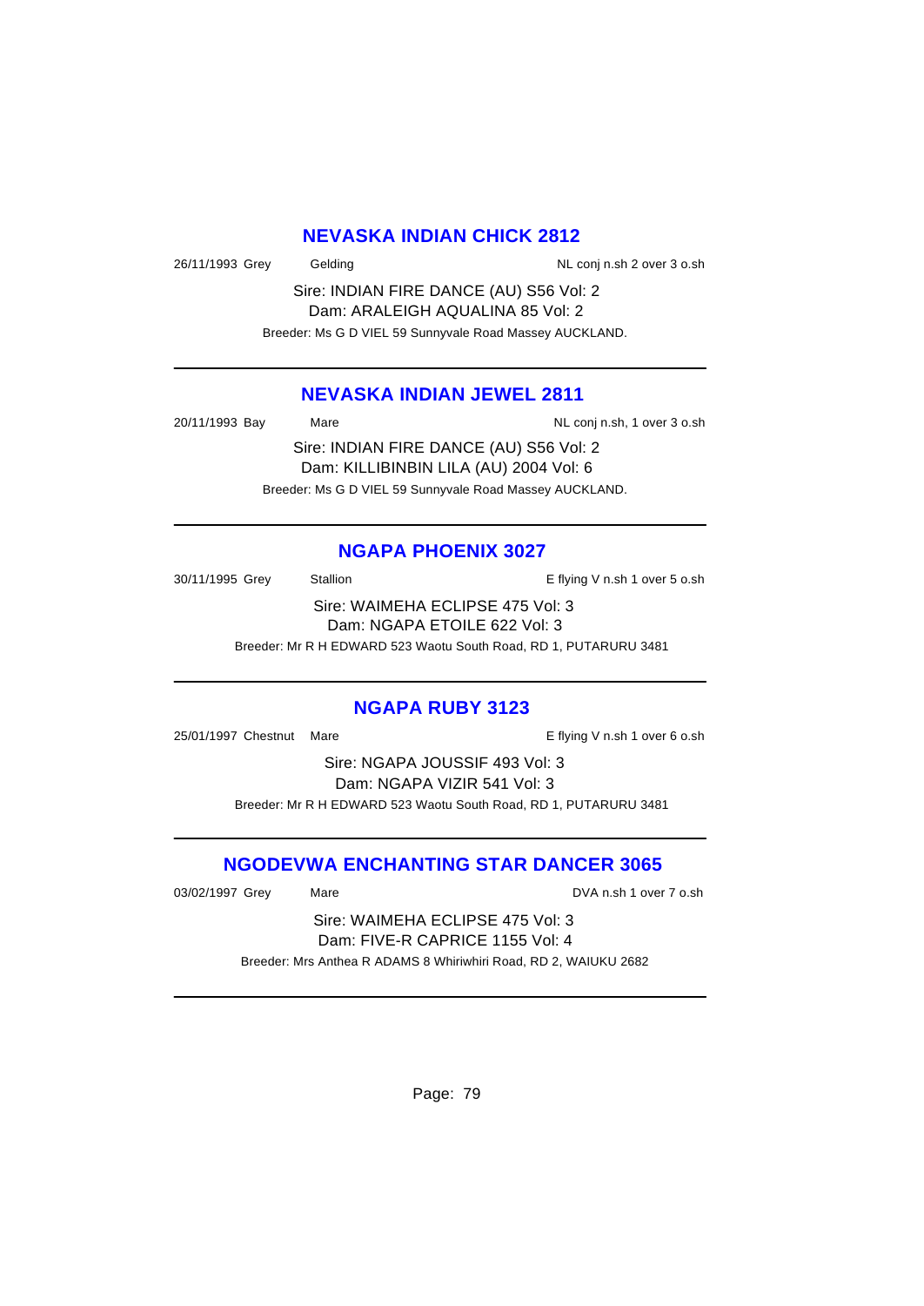## NEVASKA INDIAN CHICK 2812

26/11/1993 Grey Gelding NL conj n.sh 2 over 3 o.sh

Sire: INDIAN FIRE DANCE (AU) S56 Vol: 2
Dam: ARALEIGH AQUALINA 85 Vol: 2

Breeder: Ms G D VIEL 59 Sunnyvale Road Massey AUCKLAND.

---

## NEVASKA INDIAN JEWEL 2811

20/11/1993 Bay Mare NL conj n.sh, 1 over 3 o.sh

Sire: INDIAN FIRE DANCE (AU) S56 Vol: 2
Dam: KILLIBINBIN LILA (AU) 2004 Vol: 6

Breeder: Ms G D VIEL 59 Sunnyvale Road Massey AUCKLAND.

---

## NGAPA PHOENIX 3027

30/11/1995 Grey Stallion E flying V n.sh 1 over 5 o.sh

Sire: WAIMEHA ECLIPSE 475 Vol: 3
Dam: NGAPA ETOILE 622 Vol: 3

Breeder: Mr R H EDWARD 523 Waotu South Road, RD 1, PUTARURU 3481

---

## NGAPA RUBY 3123

25/01/1997 Chestnut Mare E flying V n.sh 1 over 6 o.sh

Sire: NGAPA JOUSSIF 493 Vol: 3
Dam: NGAPA VIZIR 541 Vol: 3

Breeder: Mr R H EDWARD 523 Waotu South Road, RD 1, PUTARURU 3481

---

## NGODEVWA ENCHANTING STAR DANCER 3065

03/02/1997 Grey Mare DVA n.sh 1 over 7 o.sh

Sire: WAIMEHA ECLIPSE 475 Vol: 3
Dam: FIVE-R CAPRICE 1155 Vol: 4

Breeder: Mrs Anthea R ADAMS 8 Whiriwhiri Road, RD 2, WAIUKU 2682

---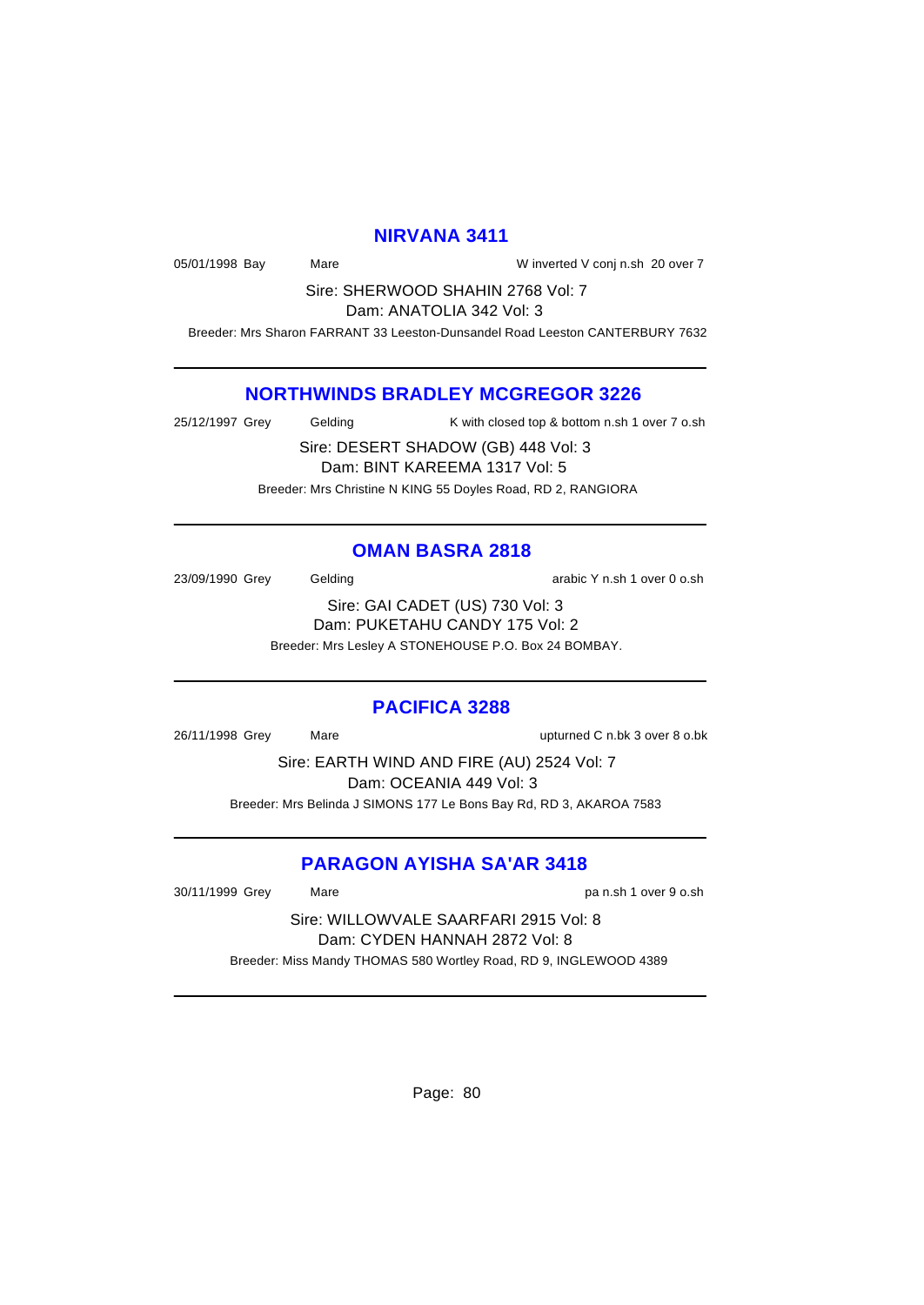## NIRVANA 3411

05/01/1998 Bay Mare W inverted V conj n.sh 20 over 7

Sire: SHERWOOD SHAHIN 2768 Vol: 7
Dam: ANATOLIA 342 Vol: 3

Breeder: Mrs Sharon FARRANT 33 Leeston-Dunsandel Road Leeston CANTERBURY 7632

---

## NORTHWINDS BRADLEY MCGREGOR 3226

25/12/1997 Grey Gelding K with closed top & bottom n.sh 1 over 7 o.sh

Sire: DESERT SHADOW (GB) 448 Vol: 3
Dam: BINT KAREEMA 1317 Vol: 5

Breeder: Mrs Christine N KING 55 Doyles Road, RD 2, RANGIORA

---

## OMAN BASRA 2818

23/09/1990 Grey Gelding arabic Y n.sh 1 over 0 o.sh

Sire: GAI CADET (US) 730 Vol: 3
Dam: PUKETAHU CANDY 175 Vol: 2

Breeder: Mrs Lesley A STONEHOUSE P.O. Box 24 BOMBAY.

---

## PACIFICA 3288

26/11/1998 Grey Mare upturned C n.bk 3 over 8 o.bk

Sire: EARTH WIND AND FIRE (AU) 2524 Vol: 7
Dam: OCEANIA 449 Vol: 3

Breeder: Mrs Belinda J SIMONS 177 Le Bons Bay Rd, RD 3, AKAROA 7583

---

## PARAGON AYISHA SA'AR 3418

30/11/1999 Grey Mare pa n.sh 1 over 9 o.sh

Sire: WILLOWVALE SAARFARI 2915 Vol: 8
Dam: CYDEN HANNAH 2872 Vol: 8

Breeder: Miss Mandy THOMAS 580 Wortley Road, RD 9, INGLEWOOD 4389

---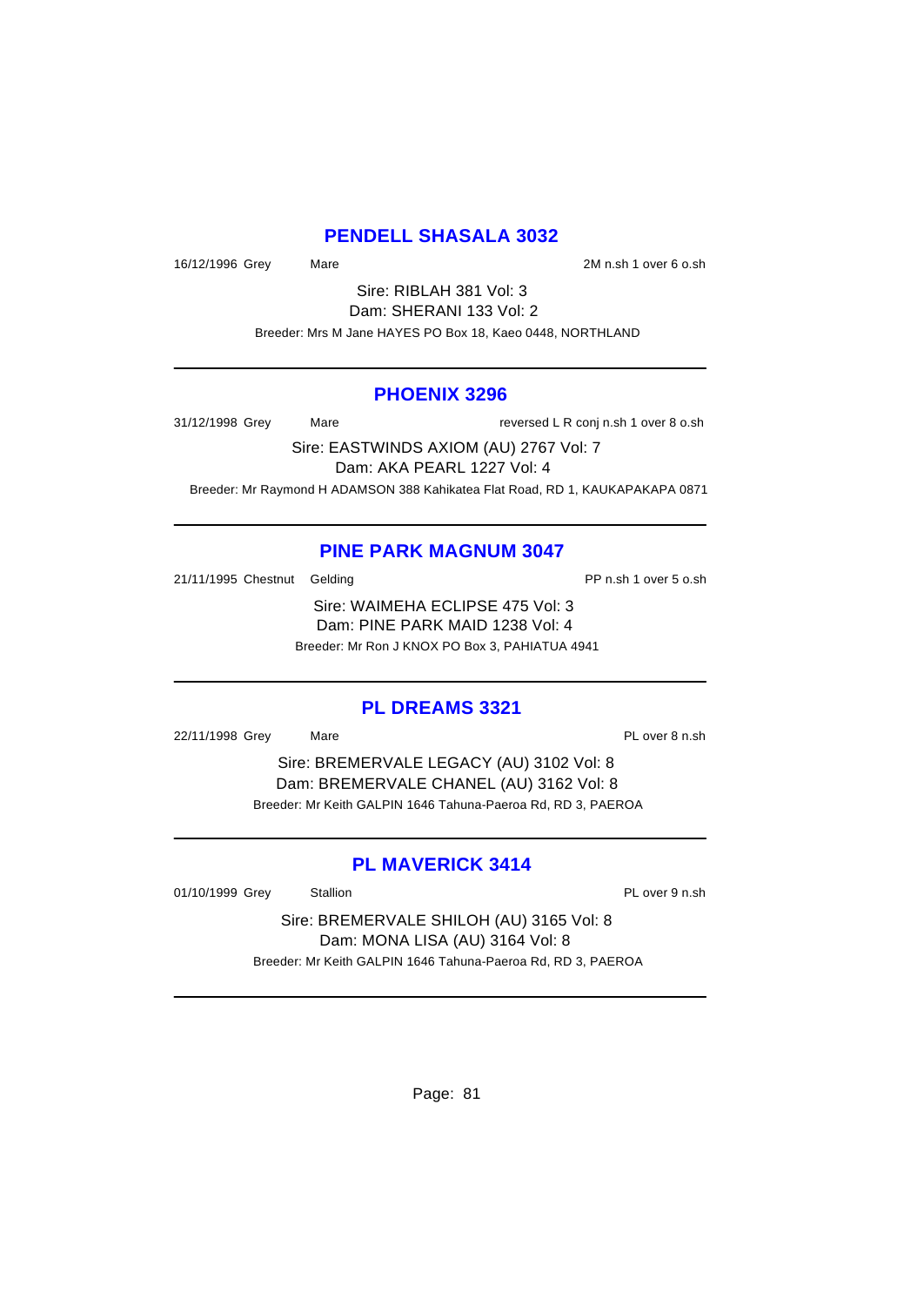## PENDELL SHASALA 3032

16/12/1996 Grey Mare 2M n.sh 1 over 6 o.sh

Sire: RIBLAH 381 Vol: 3
Dam: SHERANI 133 Vol: 2
Breeder: Mrs M Jane HAYES PO Box 18, Kaeo 0448, NORTHLAND

---

## PHOENIX 3296

31/12/1998 Grey Mare reversed L R conj n.sh 1 over 8 o.sh

Sire: EASTWINDS AXIOM (AU) 2767 Vol: 7
Dam: AKA PEARL 1227 Vol: 4
Breeder: Mr Raymond H ADAMSON 388 Kahikatea Flat Road, RD 1, KAUKAPAKAPA 0871

---

## PINE PARK MAGNUM 3047

21/11/1995 Chestnut Gelding PP n.sh 1 over 5 o.sh

Sire: WAIMEHA ECLIPSE 475 Vol: 3
Dam: PINE PARK MAID 1238 Vol: 4
Breeder: Mr Ron J KNOX PO Box 3, PAHIATUA 4941

---

## PL DREAMS 3321

22/11/1998 Grey Mare PL over 8 n.sh

Sire: BREMERVALE LEGACY (AU) 3102 Vol: 8
Dam: BREMERVALE CHANEL (AU) 3162 Vol: 8
Breeder: Mr Keith GALPIN 1646 Tahuna-Paeroa Rd, RD 3, PAEROA

---

## PL MAVERICK 3414

01/10/1999 Grey Stallion PL over 9 n.sh

Sire: BREMERVALE SHILOH (AU) 3165 Vol: 8
Dam: MONA LISA (AU) 3164 Vol: 8
Breeder: Mr Keith GALPIN 1646 Tahuna-Paeroa Rd, RD 3, PAEROA

---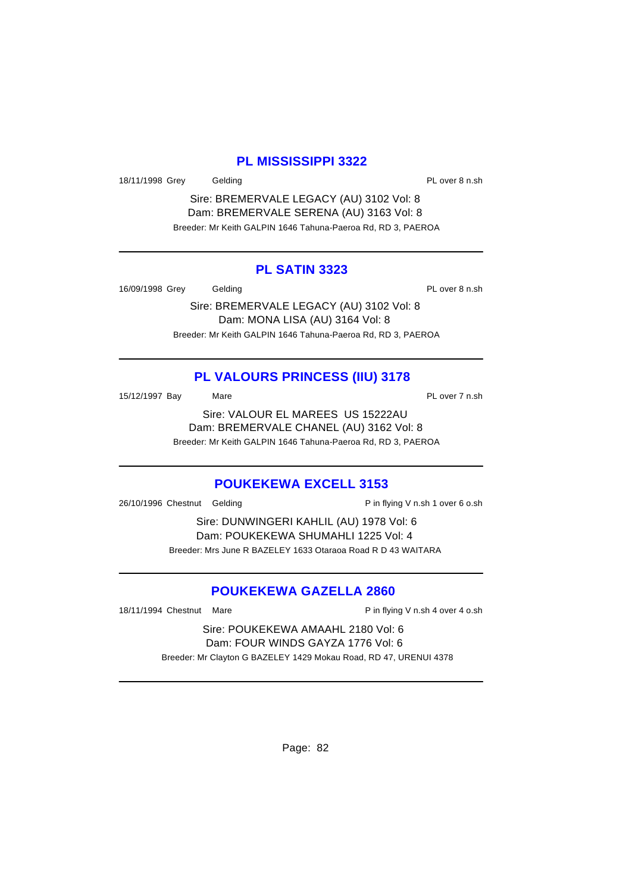## PL MISSISSIPPI 3322

18/11/1998 Grey Gelding PL over 8 n.sh

Sire: BREMERVALE LEGACY (AU) 3102 Vol: 8
Dam: BREMERVALE SERENA (AU) 3163 Vol: 8
Breeder: Mr Keith GALPIN 1646 Tahuna-Paeroa Rd, RD 3, PAEROA

---

## PL SATIN 3323

16/09/1998 Grey Gelding PL over 8 n.sh

Sire: BREMERVALE LEGACY (AU) 3102 Vol: 8
Dam: MONA LISA (AU) 3164 Vol: 8
Breeder: Mr Keith GALPIN 1646 Tahuna-Paeroa Rd, RD 3, PAEROA

---

## PL VALOURS PRINCESS (IIU) 3178

15/12/1997 Bay Mare PL over 7 n.sh

Sire: VALOUR EL MAREES US 15222AU
Dam: BREMERVALE CHANEL (AU) 3162 Vol: 8
Breeder: Mr Keith GALPIN 1646 Tahuna-Paeroa Rd, RD 3, PAEROA

---

## POUKEKEWA EXCELL 3153

26/10/1996 Chestnut Gelding P in flying V n.sh 1 over 6 o.sh

Sire: DUNWINGERI KAHLIL (AU) 1978 Vol: 6
Dam: POUKEKEWA SHUMAHLI 1225 Vol: 4
Breeder: Mrs June R BAZELEY 1633 Otaraoa Road R D 43 WAITARA

---

## POUKEKEWA GAZELLA 2860

18/11/1994 Chestnut Mare P in flying V n.sh 4 over 4 o.sh

Sire: POUKEKEWA AMAAHL 2180 Vol: 6
Dam: FOUR WINDS GAYZA 1776 Vol: 6
Breeder: Mr Clayton G BAZELEY 1429 Mokau Road, RD 47, URENUI 4378

---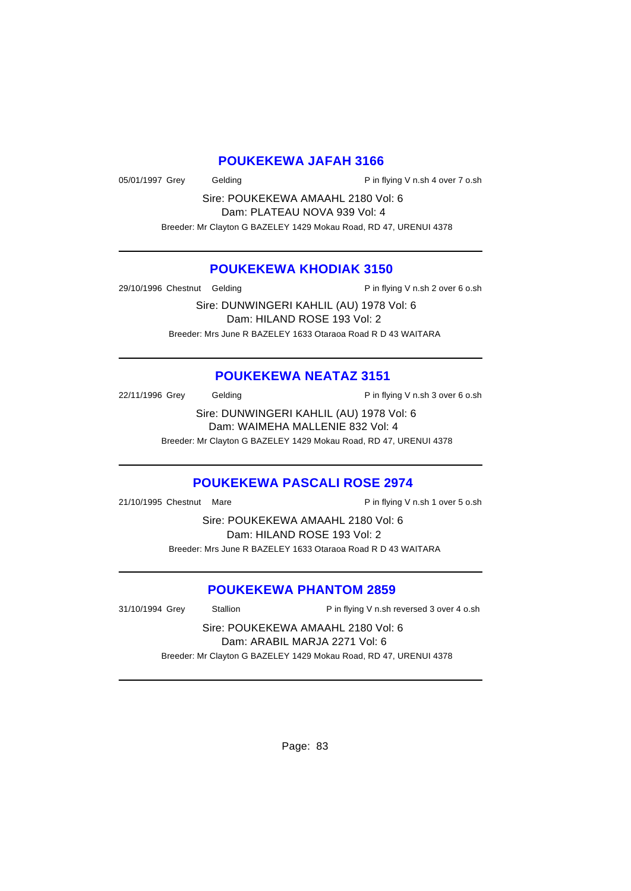## POUKEKEWA JAFAH 3166

05/01/1997 Grey Gelding P in flying V n.sh 4 over 7 o.sh

Sire: POUKEKEWA AMAAHL 2180 Vol: 6
Dam: PLATEAU NOVA 939 Vol: 4

Breeder: Mr Clayton G BAZELEY 1429 Mokau Road, RD 47, URENUI 4378

---

## POUKEKEWA KHODIAK 3150

29/10/1996 Chestnut Gelding P in flying V n.sh 2 over 6 o.sh

Sire: DUNWINGERI KAHLIL (AU) 1978 Vol: 6
Dam: HILAND ROSE 193 Vol: 2

Breeder: Mrs June R BAZELEY 1633 Otaraoa Road R D 43 WAITARA

---

## POUKEKEWA NEATAZ 3151

22/11/1996 Grey Gelding P in flying V n.sh 3 over 6 o.sh

Sire: DUNWINGERI KAHLIL (AU) 1978 Vol: 6
Dam: WAIMEHA MALLENIE 832 Vol: 4

Breeder: Mr Clayton G BAZELEY 1429 Mokau Road, RD 47, URENUI 4378

---

## POUKEKEWA PASCALI ROSE 2974

21/10/1995 Chestnut Mare P in flying V n.sh 1 over 5 o.sh

Sire: POUKEKEWA AMAAHL 2180 Vol: 6
Dam: HILAND ROSE 193 Vol: 2

Breeder: Mrs June R BAZELEY 1633 Otaraoa Road R D 43 WAITARA

---

## POUKEKEWA PHANTOM 2859

31/10/1994 Grey Stallion P in flying V n.sh reversed 3 over 4 o.sh

Sire: POUKEKEWA AMAAHL 2180 Vol: 6
Dam: ARABIL MARJA 2271 Vol: 6

Breeder: Mr Clayton G BAZELEY 1429 Mokau Road, RD 47, URENUI 4378

---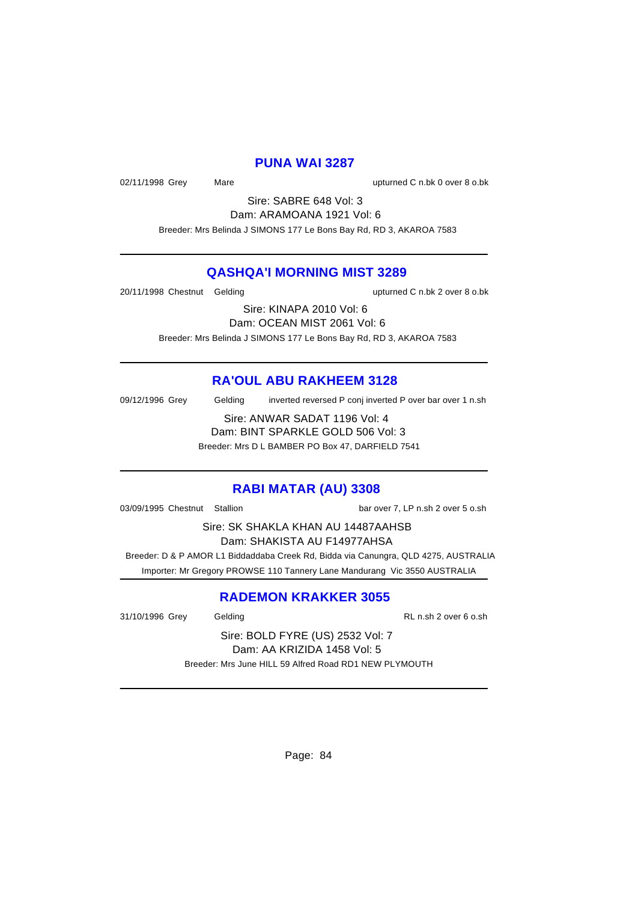## PUNA WAI 3287

02/11/1998 Grey Mare upturned C n.bk 0 over 8 o.bk

Sire: SABRE 648 Vol: 3

Dam: ARAMOANA 1921 Vol: 6

Breeder: Mrs Belinda J SIMONS 177 Le Bons Bay Rd, RD 3, AKAROA 7583

---

## QASHQA'I MORNING MIST 3289

20/11/1998 Chestnut Gelding upturned C n.bk 2 over 8 o.bk

Sire: KINAPA 2010 Vol: 6

Dam: OCEAN MIST 2061 Vol: 6

Breeder: Mrs Belinda J SIMONS 177 Le Bons Bay Rd, RD 3, AKAROA 7583

---

## RA'OUL ABU RAKHEEM 3128

09/12/1996 Grey Gelding inverted reversed P conj inverted P over bar over 1 n.sh

Sire: ANWAR SADAT 1196 Vol: 4

Dam: BINT SPARKLE GOLD 506 Vol: 3

Breeder: Mrs D L BAMBER PO Box 47, DARFIELD 7541

---

## RABI MATAR (AU) 3308

03/09/1995 Chestnut Stallion bar over 7, LP n.sh 2 over 5 o.sh

Sire: SK SHAKLA KHAN AU 14487AAHSB

Dam: SHAKISTA AU F14977AHSA

Breeder: D & P AMOR L1 Biddaddaba Creek Rd, Bidda via Canungra, QLD 4275, AUSTRALIA

Importer: Mr Gregory PROWSE 110 Tannery Lane Mandurang Vic 3550 AUSTRALIA

---

## RADEMON KRAKKER 3055

31/10/1996 Grey Gelding RL n.sh 2 over 6 o.sh

Sire: BOLD FYRE (US) 2532 Vol: 7

Dam: AA KRIZIDA 1458 Vol: 5

Breeder: Mrs June HILL 59 Alfred Road RD1 NEW PLYMOUTH

---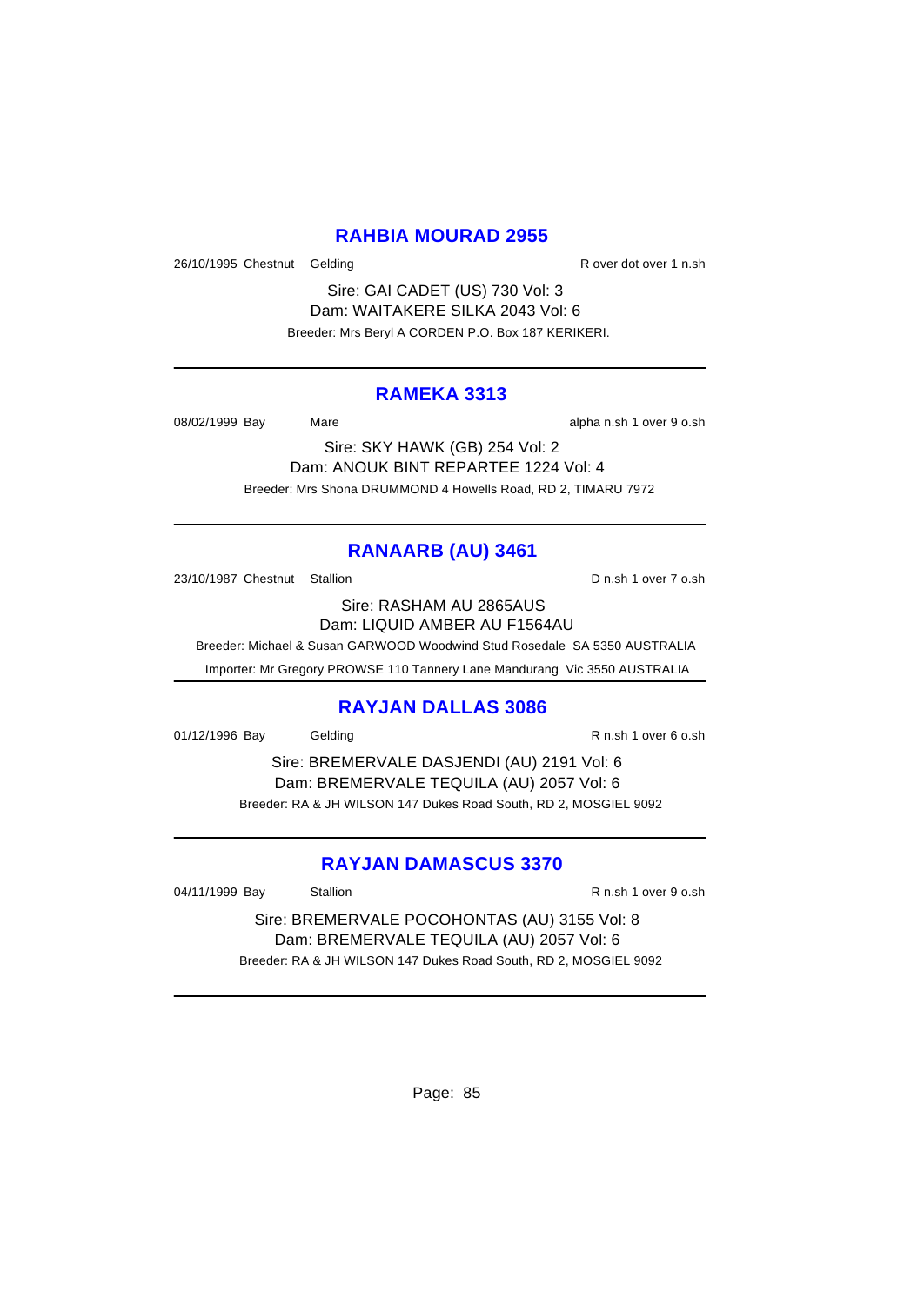## RAHBIA MOURAD 2955

26/10/1995 Chestnut Gelding R over dot over 1 n.sh

Sire: GAI CADET (US) 730 Vol: 3
Dam: WAITAKERE SILKA 2043 Vol: 6
Breeder: Mrs Beryl A CORDEN P.O. Box 187 KERIKERI.

---

## RAMEKA 3313

08/02/1999 Bay Mare alpha n.sh 1 over 9 o.sh

Sire: SKY HAWK (GB) 254 Vol: 2
Dam: ANOUK BINT REPARTEE 1224 Vol: 4
Breeder: Mrs Shona DRUMMOND 4 Howells Road, RD 2, TIMARU 7972

---

## RANAARB (AU) 3461

23/10/1987 Chestnut Stallion D n.sh 1 over 7 o.sh

Sire: RASHAM AU 2865AUS
Dam: LIQUID AMBER AU F1564AU
Breeder: Michael & Susan GARWOOD Woodwind Stud Rosedale SA 5350 AUSTRALIA
Importer: Mr Gregory PROWSE 110 Tannery Lane Mandurang Vic 3550 AUSTRALIA

---

## RAYJAN DALLAS 3086

01/12/1996 Bay Gelding R n.sh 1 over 6 o.sh

Sire: BREMERVALE DASJENDI (AU) 2191 Vol: 6
Dam: BREMERVALE TEQUILA (AU) 2057 Vol: 6
Breeder: RA & JH WILSON 147 Dukes Road South, RD 2, MOSGIEL 9092

---

## RAYJAN DAMASCUS 3370

04/11/1999 Bay Stallion R n.sh 1 over 9 o.sh

Sire: BREMERVALE POCOHONTAS (AU) 3155 Vol: 8
Dam: BREMERVALE TEQUILA (AU) 2057 Vol: 6
Breeder: RA & JH WILSON 147 Dukes Road South, RD 2, MOSGIEL 9092

---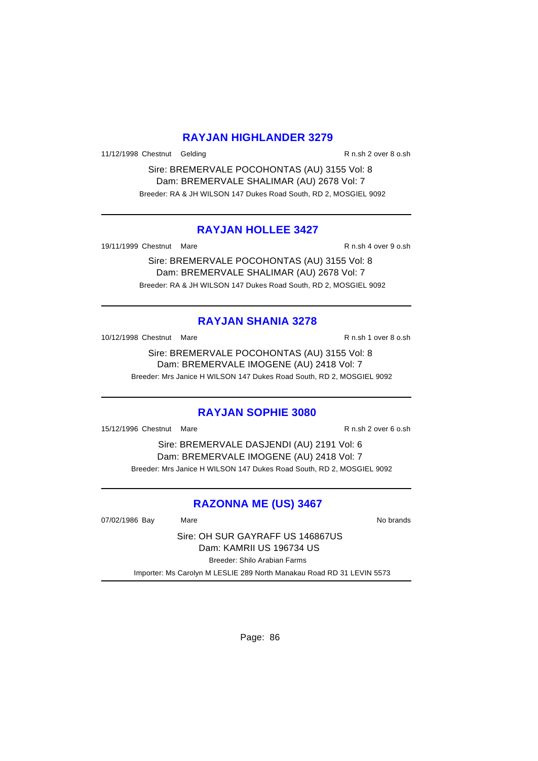## RAYJAN HIGHLANDER 3279

11/12/1998 Chestnut Gelding R n.sh 2 over 8 o.sh

Sire: BREMERVALE POCOHONTAS (AU) 3155 Vol: 8
Dam: BREMERVALE SHALIMAR (AU) 2678 Vol: 7
Breeder: RA & JH WILSON 147 Dukes Road South, RD 2, MOSGIEL 9092

---

## RAYJAN HOLLEE 3427

19/11/1999 Chestnut Mare R n.sh 4 over 9 o.sh

Sire: BREMERVALE POCOHONTAS (AU) 3155 Vol: 8
Dam: BREMERVALE SHALIMAR (AU) 2678 Vol: 7
Breeder: RA & JH WILSON 147 Dukes Road South, RD 2, MOSGIEL 9092

---

## RAYJAN SHANIA 3278

10/12/1998 Chestnut Mare R n.sh 1 over 8 o.sh

Sire: BREMERVALE POCOHONTAS (AU) 3155 Vol: 8
Dam: BREMERVALE IMOGENE (AU) 2418 Vol: 7
Breeder: Mrs Janice H WILSON 147 Dukes Road South, RD 2, MOSGIEL 9092

---

## RAYJAN SOPHIE 3080

15/12/1996 Chestnut Mare R n.sh 2 over 6 o.sh

Sire: BREMERVALE DASJENDI (AU) 2191 Vol: 6
Dam: BREMERVALE IMOGENE (AU) 2418 Vol: 7
Breeder: Mrs Janice H WILSON 147 Dukes Road South, RD 2, MOSGIEL 9092

---

## RAZONNA ME (US) 3467

07/02/1986 Bay Mare No brands

Sire: OH SUR GAYRAFF US 146867US
Dam: KAMRII US 196734 US
Breeder: Shilo Arabian Farms
Importer: Ms Carolyn M LESLIE 289 North Manakau Road RD 31 LEVIN 5573

---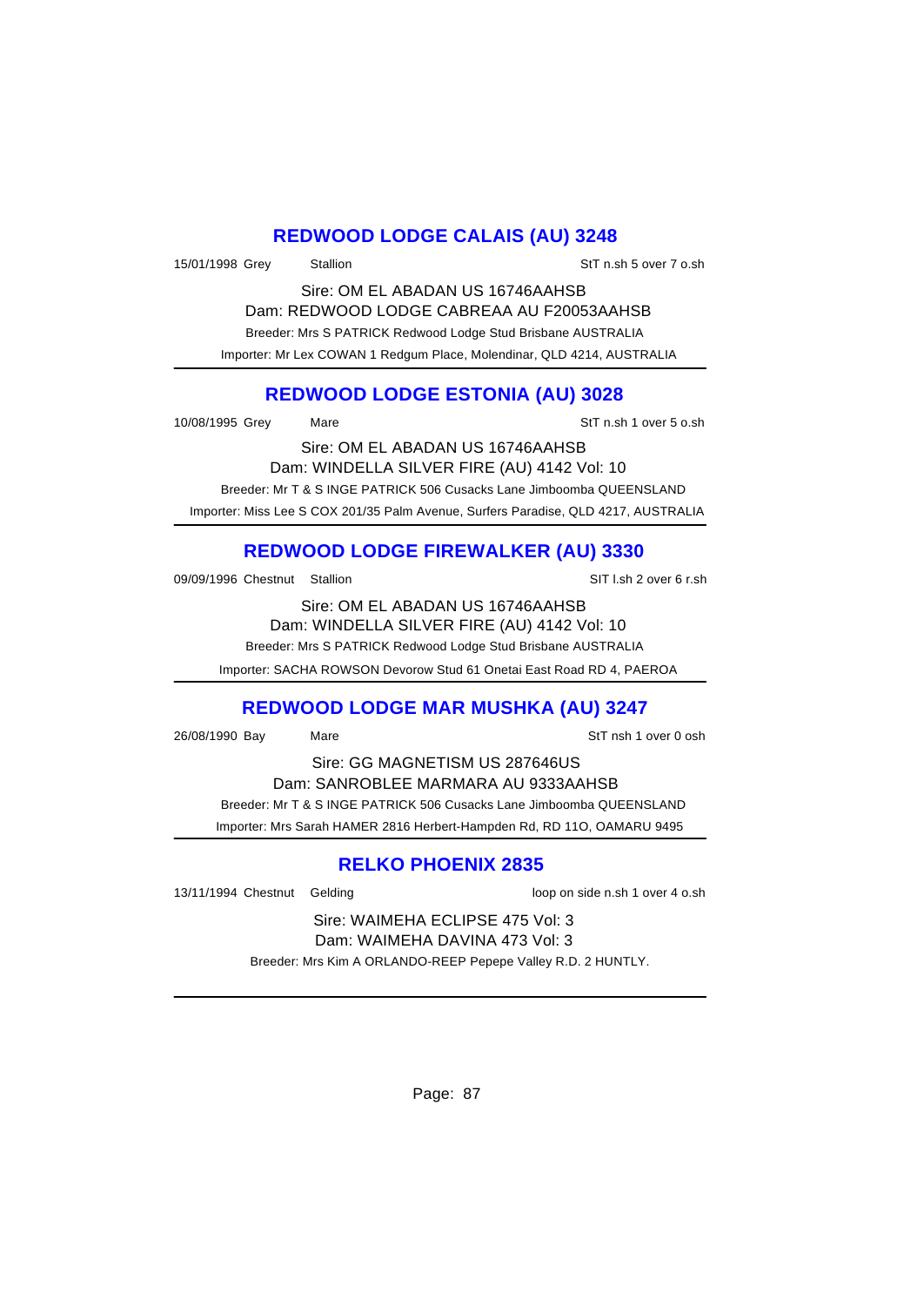## REDWOOD LODGE CALAIS (AU) 3248

15/01/1998 Grey Stallion StT n.sh 5 over 7 o.sh

Sire: OM EL ABADAN US 16746AAHSB

Dam: REDWOOD LODGE CABREAA AU F20053AAHSB

Breeder: Mrs S PATRICK Redwood Lodge Stud Brisbane AUSTRALIA

Importer: Mr Lex COWAN 1 Redgum Place, Molendinar, QLD 4214, AUSTRALIA

---

## REDWOOD LODGE ESTONIA (AU) 3028

10/08/1995 Grey Mare StT n.sh 1 over 5 o.sh

Sire: OM EL ABADAN US 16746AAHSB

Dam: WINDELLA SILVER FIRE (AU) 4142 Vol: 10

Breeder: Mr T & S INGE PATRICK 506 Cusacks Lane Jimboomba QUEENSLAND

Importer: Miss Lee S COX 201/35 Palm Avenue, Surfers Paradise, QLD 4217, AUSTRALIA

---

## REDWOOD LODGE FIREWALKER (AU) 3330

09/09/1996 Chestnut Stallion SIT l.sh 2 over 6 r.sh

Sire: OM EL ABADAN US 16746AAHSB

Dam: WINDELLA SILVER FIRE (AU) 4142 Vol: 10

Breeder: Mrs S PATRICK Redwood Lodge Stud Brisbane AUSTRALIA

Importer: SACHA ROWSON Devorow Stud 61 Onetai East Road RD 4, PAEROA

---

## REDWOOD LODGE MAR MUSHKA (AU) 3247

26/08/1990 Bay Mare StT nsh 1 over 0 osh

Sire: GG MAGNETISM US 287646US

Dam: SANROBLEE MARMARA AU 9333AAHSB

Breeder: Mr T & S INGE PATRICK 506 Cusacks Lane Jimboomba QUEENSLAND

Importer: Mrs Sarah HAMER 2816 Herbert-Hampden Rd, RD 11O, OAMARU 9495

---

## RELKO PHOENIX 2835

13/11/1994 Chestnut Gelding loop on side n.sh 1 over 4 o.sh

Sire: WAIMEHA ECLIPSE 475 Vol: 3

Dam: WAIMEHA DAVINA 473 Vol: 3

Breeder: Mrs Kim A ORLANDO-REEP Pepepe Valley R.D. 2 HUNTLY.

---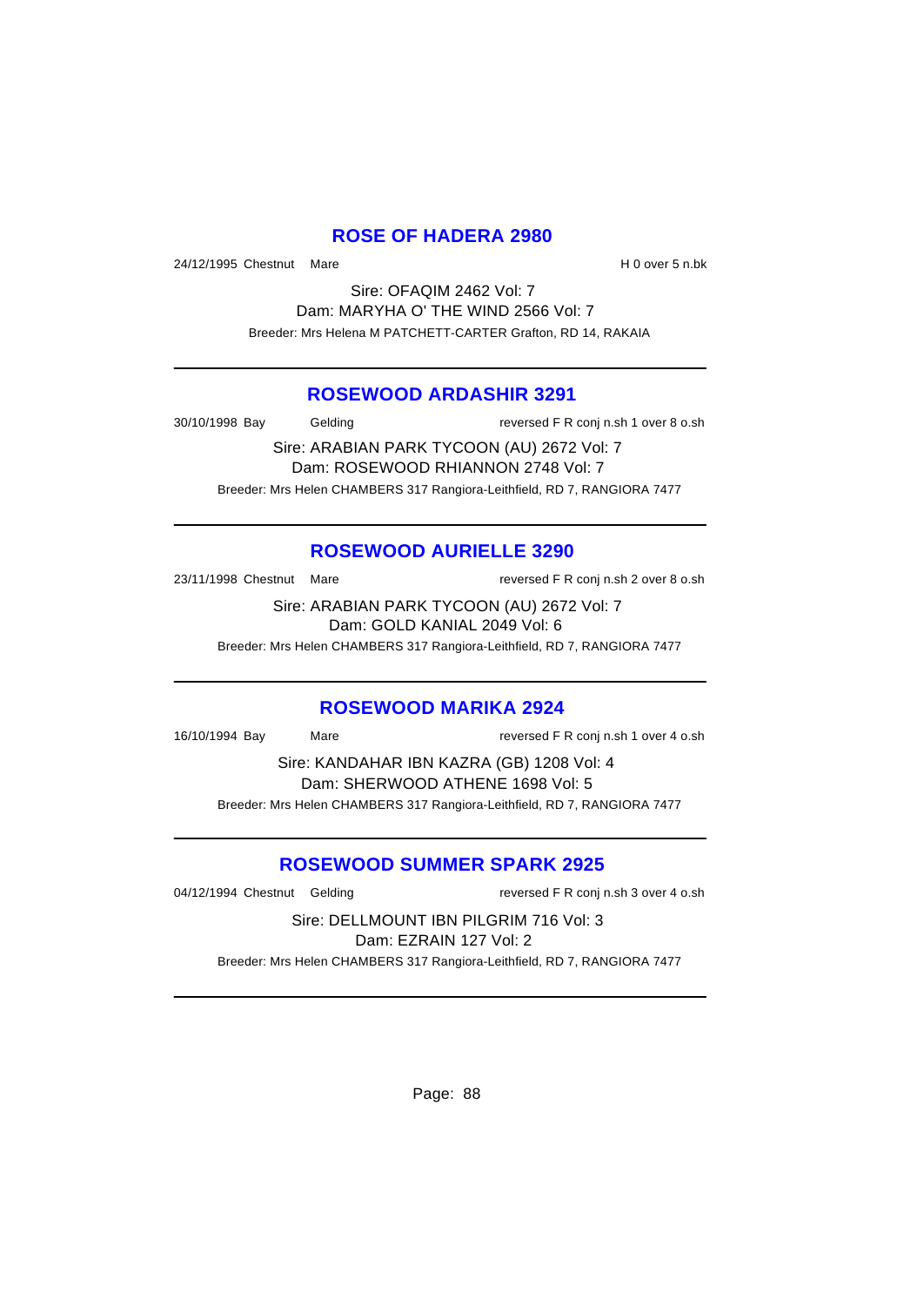## ROSE OF HADERA 2980

24/12/1995 Chestnut Mare H 0 over 5 n.bk

Sire: OFAQIM 2462 Vol: 7

Dam: MARYHA O' THE WIND 2566 Vol: 7

Breeder: Mrs Helena M PATCHETT-CARTER Grafton, RD 14, RAKAIA

---

## ROSEWOOD ARDASHIR 3291

30/10/1998 Bay Gelding reversed F R conj n.sh 1 over 8 o.sh

Sire: ARABIAN PARK TYCOON (AU) 2672 Vol: 7

Dam: ROSEWOOD RHIANNON 2748 Vol: 7

Breeder: Mrs Helen CHAMBERS 317 Rangiora-Leithfield, RD 7, RANGIORA 7477

---

## ROSEWOOD AURIELLE 3290

23/11/1998 Chestnut Mare reversed F R conj n.sh 2 over 8 o.sh

Sire: ARABIAN PARK TYCOON (AU) 2672 Vol: 7

Dam: GOLD KANIAL 2049 Vol: 6

Breeder: Mrs Helen CHAMBERS 317 Rangiora-Leithfield, RD 7, RANGIORA 7477

---

## ROSEWOOD MARIKA 2924

16/10/1994 Bay Mare reversed F R conj n.sh 1 over 4 o.sh

Sire: KANDAHAR IBN KAZRA (GB) 1208 Vol: 4

Dam: SHERWOOD ATHENE 1698 Vol: 5

Breeder: Mrs Helen CHAMBERS 317 Rangiora-Leithfield, RD 7, RANGIORA 7477

---

## ROSEWOOD SUMMER SPARK 2925

04/12/1994 Chestnut Gelding reversed F R conj n.sh 3 over 4 o.sh

Sire: DELLMOUNT IBN PILGRIM 716 Vol: 3

Dam: EZRAIN 127 Vol: 2

Breeder: Mrs Helen CHAMBERS 317 Rangiora-Leithfield, RD 7, RANGIORA 7477

---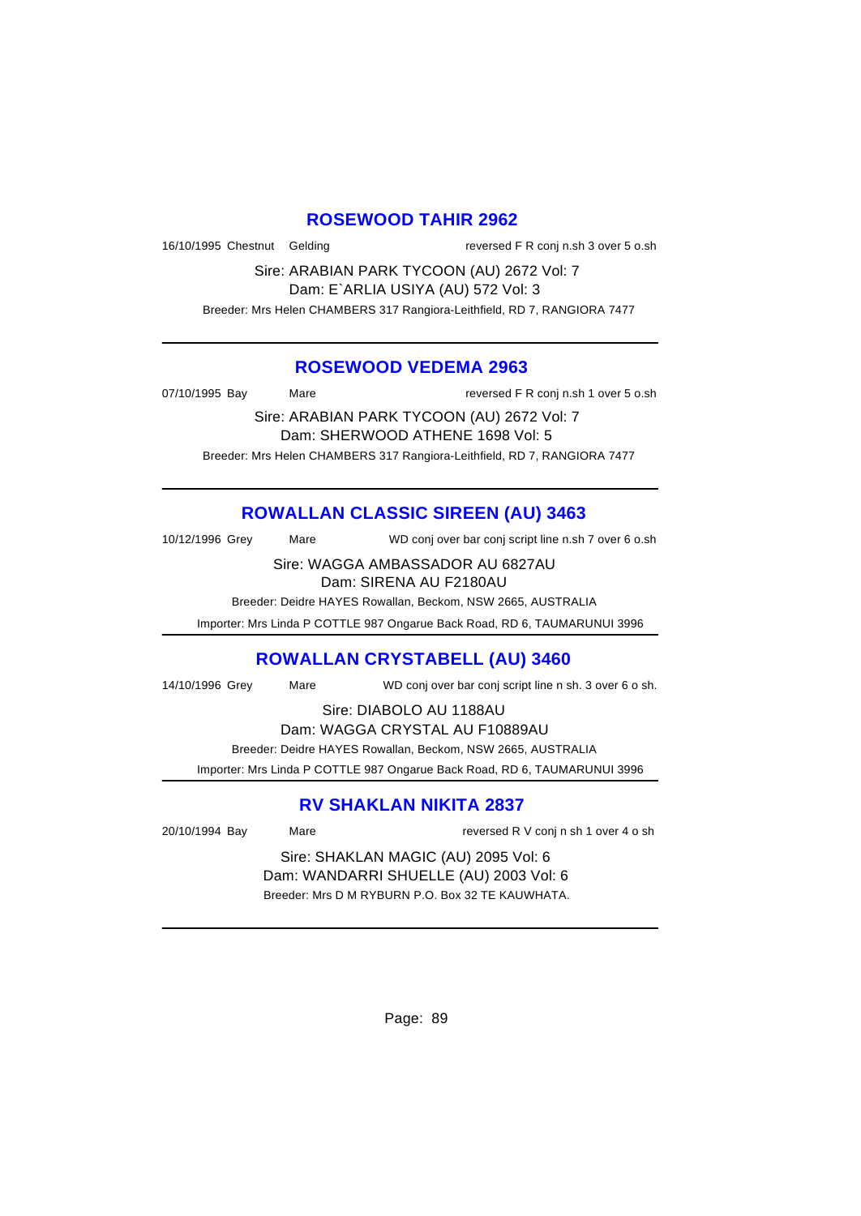## ROSEWOOD TAHIR 2962

16/10/1995 Chestnut Gelding reversed F R conj n.sh 3 over 5 o.sh

Sire: ARABIAN PARK TYCOON (AU) 2672 Vol: 7
Dam: E`ARLIA USIYA (AU) 572 Vol: 3

Breeder: Mrs Helen CHAMBERS 317 Rangiora-Leithfield, RD 7, RANGIORA 7477

---

## ROSEWOOD VEDEMA 2963

07/10/1995 Bay Mare reversed F R conj n.sh 1 over 5 o.sh

Sire: ARABIAN PARK TYCOON (AU) 2672 Vol: 7
Dam: SHERWOOD ATHENE 1698 Vol: 5

Breeder: Mrs Helen CHAMBERS 317 Rangiora-Leithfield, RD 7, RANGIORA 7477

---

## ROWALLAN CLASSIC SIREEN (AU) 3463

10/12/1996 Grey Mare WD conj over bar conj script line n.sh 7 over 6 o.sh

Sire: WAGGA AMBASSADOR AU 6827AU
Dam: SIRENA AU F2180AU

Breeder: Deidre HAYES Rowallan, Beckom, NSW 2665, AUSTRALIA

Importer: Mrs Linda P COTTLE 987 Ongarue Back Road, RD 6, TAUMARUNUI 3996

---

## ROWALLAN CRYSTABELL (AU) 3460

14/10/1996 Grey Mare WD conj over bar conj script line n sh. 3 over 6 o sh.

Sire: DIABOLO AU 1188AU
Dam: WAGGA CRYSTAL AU F10889AU

Breeder: Deidre HAYES Rowallan, Beckom, NSW 2665, AUSTRALIA

Importer: Mrs Linda P COTTLE 987 Ongarue Back Road, RD 6, TAUMARUNUI 3996

---

## RV SHAKLAN NIKITA 2837

20/10/1994 Bay Mare reversed R V conj n sh 1 over 4 o sh

Sire: SHAKLAN MAGIC (AU) 2095 Vol: 6
Dam: WANDARRI SHUELLE (AU) 2003 Vol: 6

Breeder: Mrs D M RYBURN P.O. Box 32 TE KAUWHATA.

---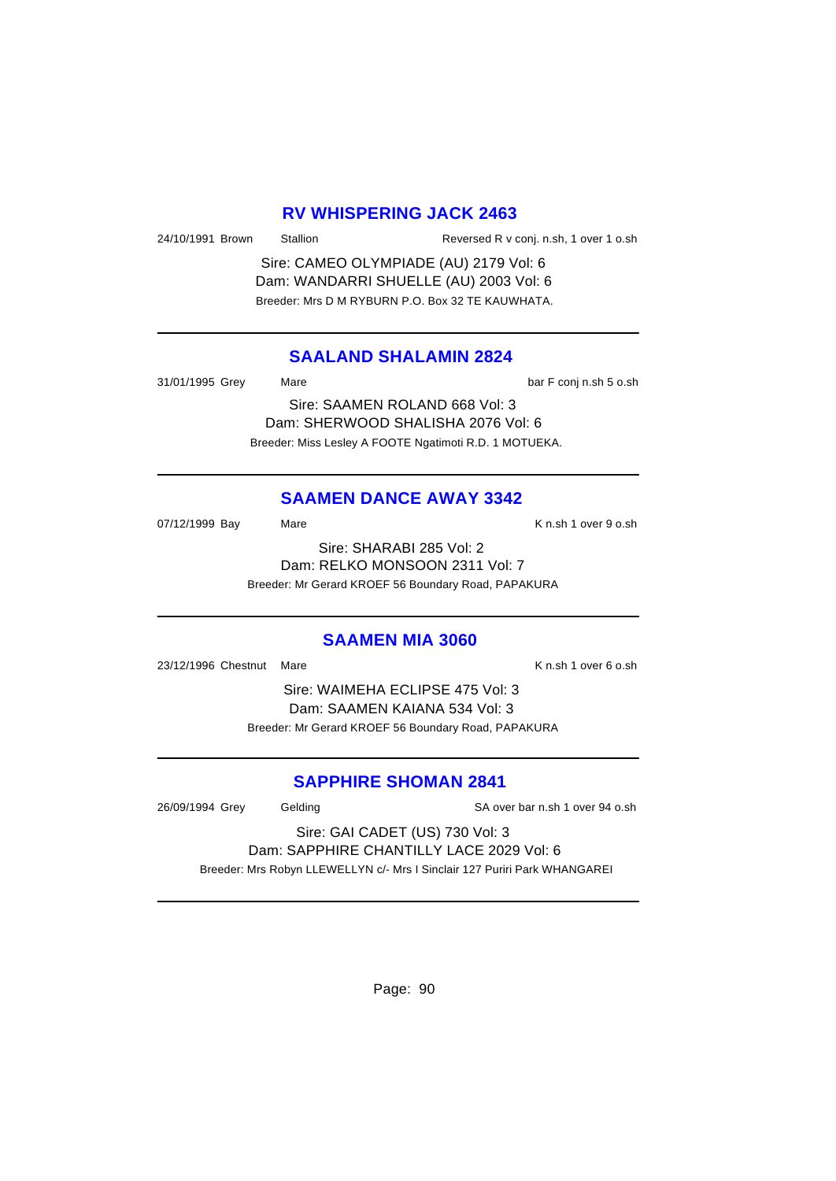## RV WHISPERING JACK 2463

24/10/1991 Brown Stallion Reversed R v conj. n.sh, 1 over 1 o.sh

Sire: CAMEO OLYMPIADE (AU) 2179 Vol: 6
Dam: WANDARRI SHUELLE (AU) 2003 Vol: 6
Breeder: Mrs D M RYBURN P.O. Box 32 TE KAUWHATA.

---

## SAALAND SHALAMIN 2824

31/01/1995 Grey Mare bar F conj n.sh 5 o.sh

Sire: SAAMEN ROLAND 668 Vol: 3
Dam: SHERWOOD SHALISHA 2076 Vol: 6
Breeder: Miss Lesley A FOOTE Ngatimoti R.D. 1 MOTUEKA.

---

## SAAMEN DANCE AWAY 3342

07/12/1999 Bay Mare K n.sh 1 over 9 o.sh

Sire: SHARABI 285 Vol: 2
Dam: RELKO MONSOON 2311 Vol: 7
Breeder: Mr Gerard KROEF 56 Boundary Road, PAPAKURA

---

## SAAMEN MIA 3060

23/12/1996 Chestnut Mare K n.sh 1 over 6 o.sh

Sire: WAIMEHA ECLIPSE 475 Vol: 3
Dam: SAAMEN KAIANA 534 Vol: 3
Breeder: Mr Gerard KROEF 56 Boundary Road, PAPAKURA

---

## SAPPHIRE SHOMAN 2841

26/09/1994 Grey Gelding SA over bar n.sh 1 over 94 o.sh

Sire: GAI CADET (US) 730 Vol: 3
Dam: SAPPHIRE CHANTILLY LACE 2029 Vol: 6
Breeder: Mrs Robyn LLEWELLYN c/- Mrs I Sinclair 127 Puriri Park WHANGAREI

---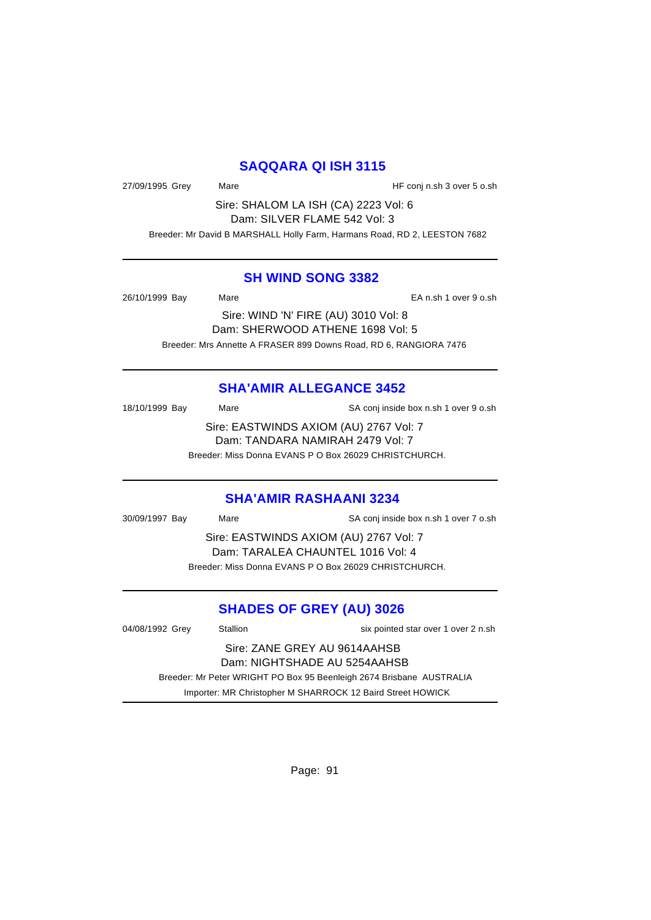## SAQQARA QI ISH 3115

27/09/1995 Grey Mare HF conj n.sh 3 over 5 o.sh

Sire: SHALOM LA ISH (CA) 2223 Vol: 6

Dam: SILVER FLAME 542 Vol: 3

Breeder: Mr David B MARSHALL Holly Farm, Harmans Road, RD 2, LEESTON 7682

---

## SH WIND SONG 3382

26/10/1999 Bay Mare EA n.sh 1 over 9 o.sh

Sire: WIND 'N' FIRE (AU) 3010 Vol: 8

Dam: SHERWOOD ATHENE 1698 Vol: 5

Breeder: Mrs Annette A FRASER 899 Downs Road, RD 6, RANGIORA 7476

---

## SHA'AMIR ALLEGANCE 3452

18/10/1999 Bay Mare SA conj inside box n.sh 1 over 9 o.sh

Sire: EASTWINDS AXIOM (AU) 2767 Vol: 7

Dam: TANDARA NAMIRAH 2479 Vol: 7

Breeder: Miss Donna EVANS P O Box 26029 CHRISTCHURCH.

---

## SHA'AMIR RASHAANI 3234

30/09/1997 Bay Mare SA conj inside box n.sh 1 over 7 o.sh

Sire: EASTWINDS AXIOM (AU) 2767 Vol: 7

Dam: TARALEA CHAUNTEL 1016 Vol: 4

Breeder: Miss Donna EVANS P O Box 26029 CHRISTCHURCH.

---

## SHADES OF GREY (AU) 3026

04/08/1992 Grey Stallion six pointed star over 1 over 2 n.sh

Sire: ZANE GREY AU 9614AAHSB

Dam: NIGHTSHADE AU 5254AAHSB

Breeder: Mr Peter WRIGHT PO Box 95 Beenleigh 2674 Brisbane AUSTRALIA

Importer: MR Christopher M SHARROCK 12 Baird Street HOWICK

---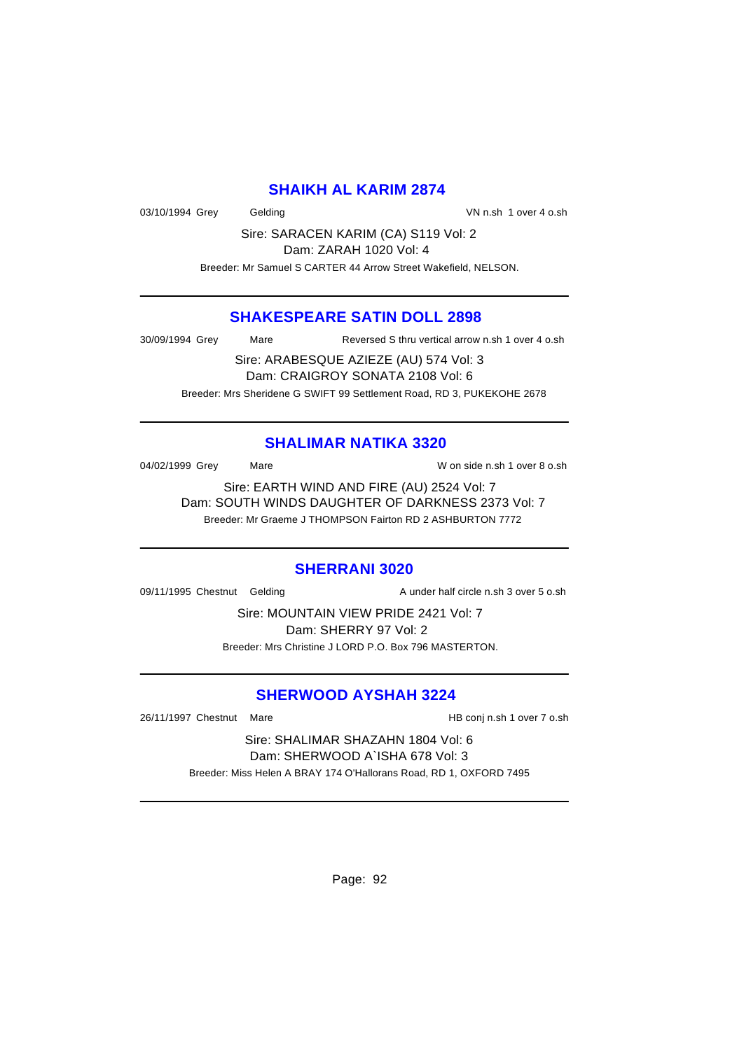## SHAIKH AL KARIM 2874

03/10/1994 Grey Gelding VN n.sh 1 over 4 o.sh

Sire: SARACEN KARIM (CA) S119 Vol: 2
Dam: ZARAH 1020 Vol: 4

Breeder: Mr Samuel S CARTER 44 Arrow Street Wakefield, NELSON.

---

## SHAKESPEARE SATIN DOLL 2898

30/09/1994 Grey Mare Reversed S thru vertical arrow n.sh 1 over 4 o.sh

Sire: ARABESQUE AZIEZE (AU) 574 Vol: 3
Dam: CRAIGROY SONATA 2108 Vol: 6

Breeder: Mrs Sheridene G SWIFT 99 Settlement Road, RD 3, PUKEKOHE 2678

---

## SHALIMAR NATIKA 3320

04/02/1999 Grey Mare W on side n.sh 1 over 8 o.sh

Sire: EARTH WIND AND FIRE (AU) 2524 Vol: 7
Dam: SOUTH WINDS DAUGHTER OF DARKNESS 2373 Vol: 7

Breeder: Mr Graeme J THOMPSON Fairton RD 2 ASHBURTON 7772

---

## SHERRANI 3020

09/11/1995 Chestnut Gelding A under half circle n.sh 3 over 5 o.sh

Sire: MOUNTAIN VIEW PRIDE 2421 Vol: 7
Dam: SHERRY 97 Vol: 2

Breeder: Mrs Christine J LORD P.O. Box 796 MASTERTON.

---

## SHERWOOD AYSHAH 3224

26/11/1997 Chestnut Mare HB conj n.sh 1 over 7 o.sh

Sire: SHALIMAR SHAZAHN 1804 Vol: 6
Dam: SHERWOOD A`ISHA 678 Vol: 3

Breeder: Miss Helen A BRAY 174 O'Hallorans Road, RD 1, OXFORD 7495

---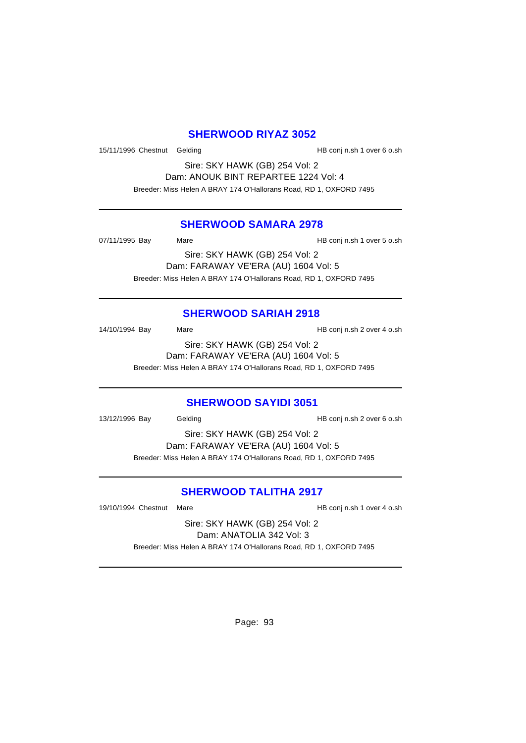## SHERWOOD RIYAZ 3052

15/11/1996 Chestnut Gelding HB conj n.sh 1 over 6 o.sh

Sire: SKY HAWK (GB) 254 Vol: 2
Dam: ANOUK BINT REPARTEE 1224 Vol: 4
Breeder: Miss Helen A BRAY 174 O'Hallorans Road, RD 1, OXFORD 7495

---

## SHERWOOD SAMARA 2978

07/11/1995 Bay Mare HB conj n.sh 1 over 5 o.sh

Sire: SKY HAWK (GB) 254 Vol: 2
Dam: FARAWAY VE'ERA (AU) 1604 Vol: 5
Breeder: Miss Helen A BRAY 174 O'Hallorans Road, RD 1, OXFORD 7495

---

## SHERWOOD SARIAH 2918

14/10/1994 Bay Mare HB conj n.sh 2 over 4 o.sh

Sire: SKY HAWK (GB) 254 Vol: 2
Dam: FARAWAY VE'ERA (AU) 1604 Vol: 5
Breeder: Miss Helen A BRAY 174 O'Hallorans Road, RD 1, OXFORD 7495

---

## SHERWOOD SAYIDI 3051

13/12/1996 Bay Gelding HB conj n.sh 2 over 6 o.sh

Sire: SKY HAWK (GB) 254 Vol: 2
Dam: FARAWAY VE'ERA (AU) 1604 Vol: 5
Breeder: Miss Helen A BRAY 174 O'Hallorans Road, RD 1, OXFORD 7495

---

## SHERWOOD TALITHA 2917

19/10/1994 Chestnut Mare HB conj n.sh 1 over 4 o.sh

Sire: SKY HAWK (GB) 254 Vol: 2
Dam: ANATOLIA 342 Vol: 3
Breeder: Miss Helen A BRAY 174 O'Hallorans Road, RD 1, OXFORD 7495

---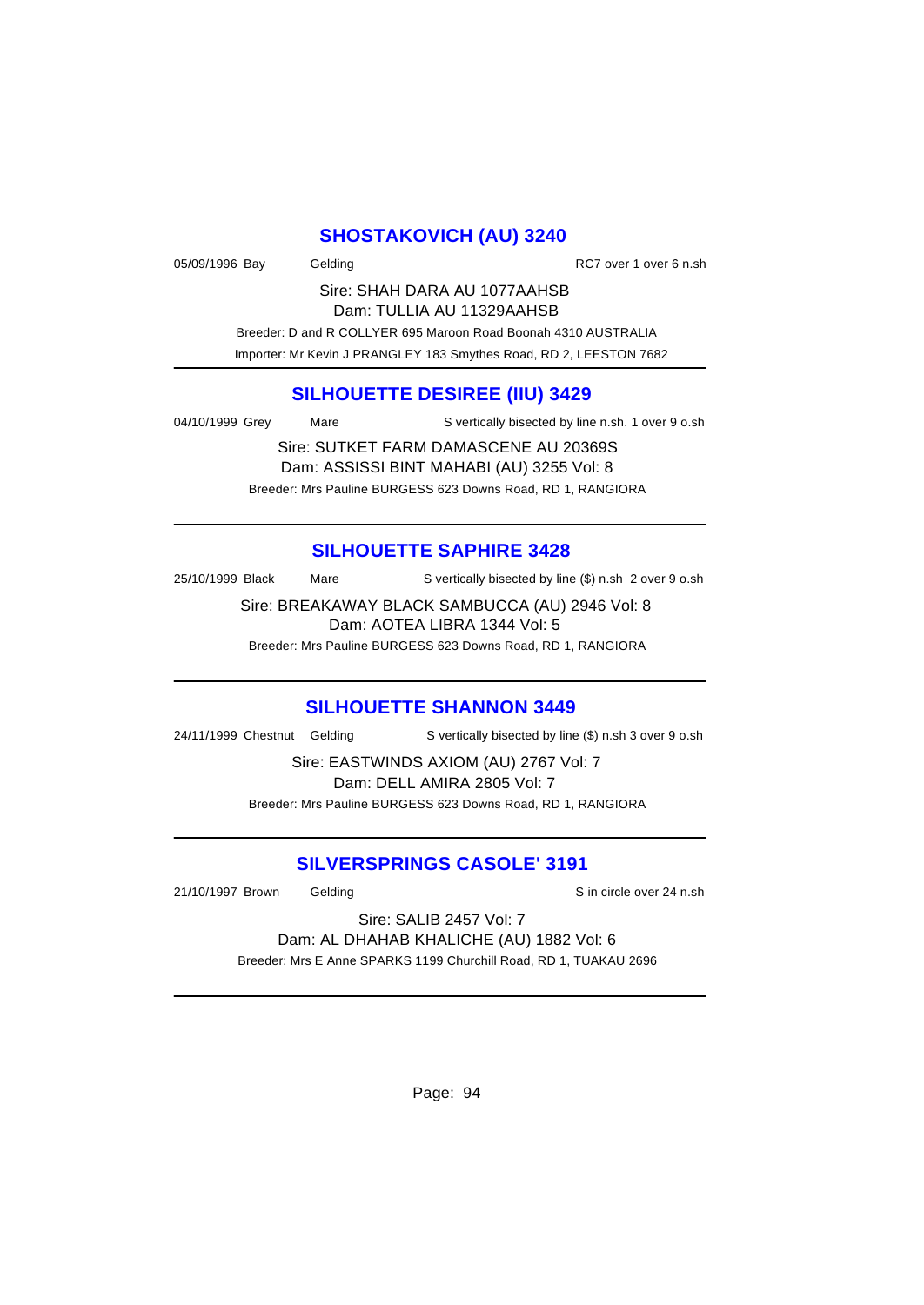## SHOSTAKOVICH (AU) 3240

05/09/1996 Bay Gelding RC7 over 1 over 6 n.sh

Sire: SHAH DARA AU 1077AAHSB
Dam: TULLIA AU 11329AAHSB

Breeder: D and R COLLYER 695 Maroon Road Boonah 4310 AUSTRALIA
Importer: Mr Kevin J PRANGLEY 183 Smythes Road, RD 2, LEESTON 7682

---

## SILHOUETTE DESIREE (IIU) 3429

04/10/1999 Grey Mare S vertically bisected by line n.sh. 1 over 9 o.sh

Sire: SUTKET FARM DAMASCENE AU 20369S
Dam: ASSISSI BINT MAHABI (AU) 3255 Vol: 8

Breeder: Mrs Pauline BURGESS 623 Downs Road, RD 1, RANGIORA

---

## SILHOUETTE SAPHIRE 3428

25/10/1999 Black Mare S vertically bisected by line ($) n.sh 2 over 9 o.sh

Sire: BREAKAWAY BLACK SAMBUCCA (AU) 2946 Vol: 8
Dam: AOTEA LIBRA 1344 Vol: 5

Breeder: Mrs Pauline BURGESS 623 Downs Road, RD 1, RANGIORA

---

## SILHOUETTE SHANNON 3449

24/11/1999 Chestnut Gelding S vertically bisected by line ($) n.sh 3 over 9 o.sh

Sire: EASTWINDS AXIOM (AU) 2767 Vol: 7
Dam: DELL AMIRA 2805 Vol: 7

Breeder: Mrs Pauline BURGESS 623 Downs Road, RD 1, RANGIORA

---

## SILVERSPRINGS CASOLE' 3191

21/10/1997 Brown Gelding S in circle over 24 n.sh

Sire: SALIB 2457 Vol: 7
Dam: AL DHAHAB KHALICHE (AU) 1882 Vol: 6

Breeder: Mrs E Anne SPARKS 1199 Churchill Road, RD 1, TUAKAU 2696

---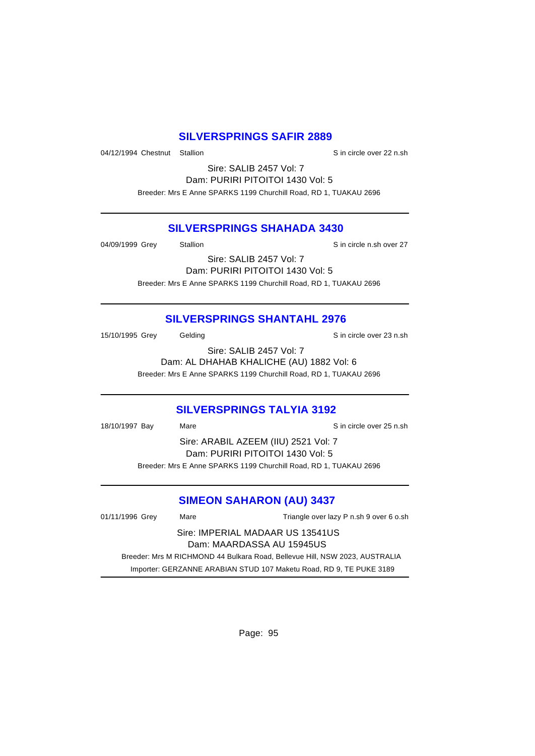## SILVERSPRINGS SAFIR 2889

04/12/1994 Chestnut Stallion S in circle over 22 n.sh

Sire: SALIB 2457 Vol: 7
Dam: PURIRI PITOITOI 1430 Vol: 5

Breeder: Mrs E Anne SPARKS 1199 Churchill Road, RD 1, TUAKAU 2696

---

## SILVERSPRINGS SHAHADA 3430

04/09/1999 Grey Stallion S in circle n.sh over 27

Sire: SALIB 2457 Vol: 7
Dam: PURIRI PITOITOI 1430 Vol: 5

Breeder: Mrs E Anne SPARKS 1199 Churchill Road, RD 1, TUAKAU 2696

---

## SILVERSPRINGS SHANTAHL 2976

15/10/1995 Grey Gelding S in circle over 23 n.sh

Sire: SALIB 2457 Vol: 7
Dam: AL DHAHAB KHALICHE (AU) 1882 Vol: 6

Breeder: Mrs E Anne SPARKS 1199 Churchill Road, RD 1, TUAKAU 2696

---

## SILVERSPRINGS TALYIA 3192

18/10/1997 Bay Mare S in circle over 25 n.sh

Sire: ARABIL AZEEM (IIU) 2521 Vol: 7
Dam: PURIRI PITOITOI 1430 Vol: 5

Breeder: Mrs E Anne SPARKS 1199 Churchill Road, RD 1, TUAKAU 2696

---

## SIMEON SAHARON (AU) 3437

01/11/1996 Grey Mare Triangle over lazy P n.sh 9 over 6 o.sh

Sire: IMPERIAL MADAAR US 13541US
Dam: MAARDASSA AU 15945US

Breeder: Mrs M RICHMOND 44 Bulkara Road, Bellevue Hill, NSW 2023, AUSTRALIA

Importer: GERZANNE ARABIAN STUD 107 Maketu Road, RD 9, TE PUKE 3189

---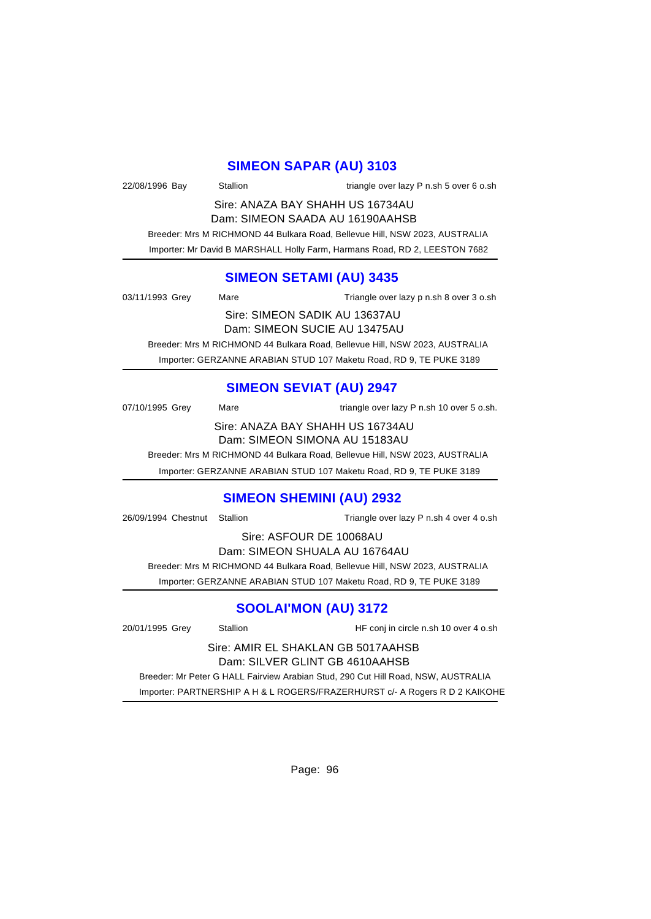## SIMEON SAPAR (AU) 3103

22/08/1996 Bay Stallion triangle over lazy P n.sh 5 over 6 o.sh

Sire: ANAZA BAY SHAHH US 16734AU
Dam: SIMEON SAADA AU 16190AAHSB

Breeder: Mrs M RICHMOND 44 Bulkara Road, Bellevue Hill, NSW 2023, AUSTRALIA

Importer: Mr David B MARSHALL Holly Farm, Harmans Road, RD 2, LEESTON 7682

---

## SIMEON SETAMI (AU) 3435

03/11/1993 Grey Mare Triangle over lazy p n.sh 8 over 3 o.sh

Sire: SIMEON SADIK AU 13637AU
Dam: SIMEON SUCIE AU 13475AU

Breeder: Mrs M RICHMOND 44 Bulkara Road, Bellevue Hill, NSW 2023, AUSTRALIA

Importer: GERZANNE ARABIAN STUD 107 Maketu Road, RD 9, TE PUKE 3189

---

## SIMEON SEVIAT (AU) 2947

07/10/1995 Grey Mare triangle over lazy P n.sh 10 over 5 o.sh.

Sire: ANAZA BAY SHAHH US 16734AU
Dam: SIMEON SIMONA AU 15183AU

Breeder: Mrs M RICHMOND 44 Bulkara Road, Bellevue Hill, NSW 2023, AUSTRALIA

Importer: GERZANNE ARABIAN STUD 107 Maketu Road, RD 9, TE PUKE 3189

---

## SIMEON SHEMINI (AU) 2932

26/09/1994 Chestnut Stallion Triangle over lazy P n.sh 4 over 4 o.sh

Sire: ASFOUR DE 10068AU
Dam: SIMEON SHUALA AU 16764AU

Breeder: Mrs M RICHMOND 44 Bulkara Road, Bellevue Hill, NSW 2023, AUSTRALIA

Importer: GERZANNE ARABIAN STUD 107 Maketu Road, RD 9, TE PUKE 3189

---

## SOOLAI'MON (AU) 3172

20/01/1995 Grey Stallion HF conj in circle n.sh 10 over 4 o.sh

Sire: AMIR EL SHAKLAN GB 5017AAHSB
Dam: SILVER GLINT GB 4610AAHSB

Breeder: Mr Peter G HALL Fairview Arabian Stud, 290 Cut Hill Road, NSW, AUSTRALIA

Importer: PARTNERSHIP A H & L ROGERS/FRAZERHURST c/- A Rogers R D 2 KAIKOHE

---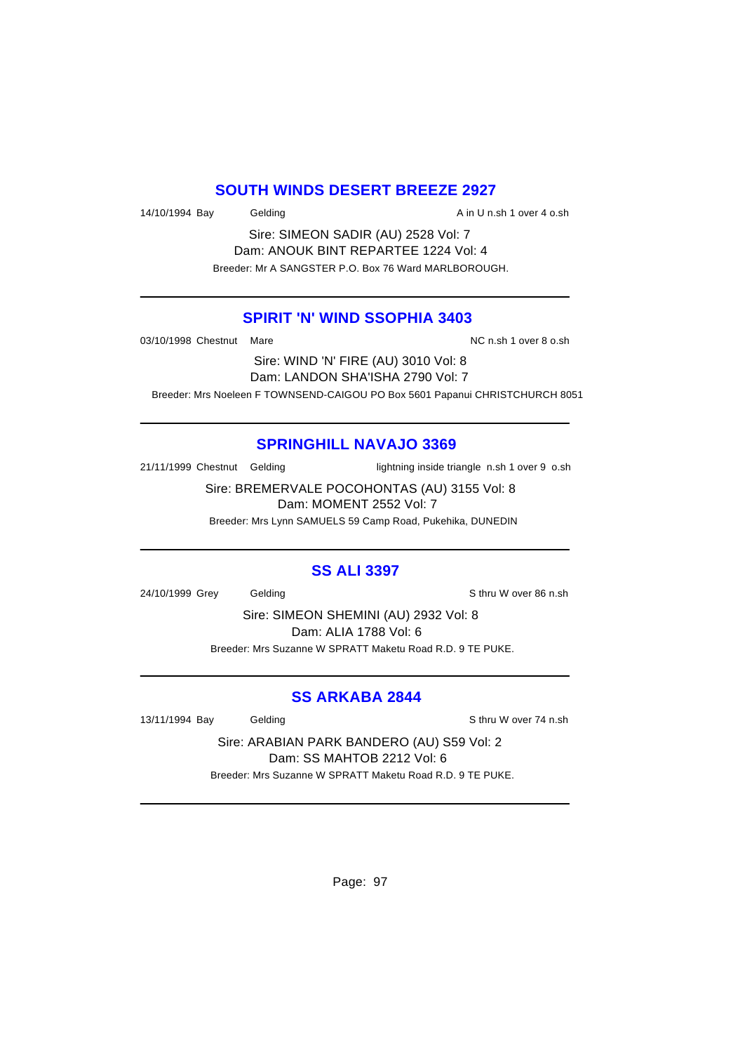## SOUTH WINDS DESERT BREEZE 2927

14/10/1994 Bay Gelding A in U n.sh 1 over 4 o.sh

Sire: SIMEON SADIR (AU) 2528 Vol: 7
Dam: ANOUK BINT REPARTEE 1224 Vol: 4
Breeder: Mr A SANGSTER P.O. Box 76 Ward MARLBOROUGH.

---

## SPIRIT 'N' WIND SSOPHIA 3403

03/10/1998 Chestnut Mare NC n.sh 1 over 8 o.sh

Sire: WIND 'N' FIRE (AU) 3010 Vol: 8
Dam: LANDON SHA'ISHA 2790 Vol: 7
Breeder: Mrs Noeleen F TOWNSEND-CAIGOU PO Box 5601 Papanui CHRISTCHURCH 8051

---

## SPRINGHILL NAVAJO 3369

21/11/1999 Chestnut Gelding lightning inside triangle n.sh 1 over 9 o.sh

Sire: BREMERVALE POCOHONTAS (AU) 3155 Vol: 8
Dam: MOMENT 2552 Vol: 7
Breeder: Mrs Lynn SAMUELS 59 Camp Road, Pukehika, DUNEDIN

---

## SS ALI 3397

24/10/1999 Grey Gelding S thru W over 86 n.sh

Sire: SIMEON SHEMINI (AU) 2932 Vol: 8
Dam: ALIA 1788 Vol: 6
Breeder: Mrs Suzanne W SPRATT Maketu Road R.D. 9 TE PUKE.

---

## SS ARKABA 2844

13/11/1994 Bay Gelding S thru W over 74 n.sh

Sire: ARABIAN PARK BANDERO (AU) S59 Vol: 2
Dam: SS MAHTOB 2212 Vol: 6
Breeder: Mrs Suzanne W SPRATT Maketu Road R.D. 9 TE PUKE.

---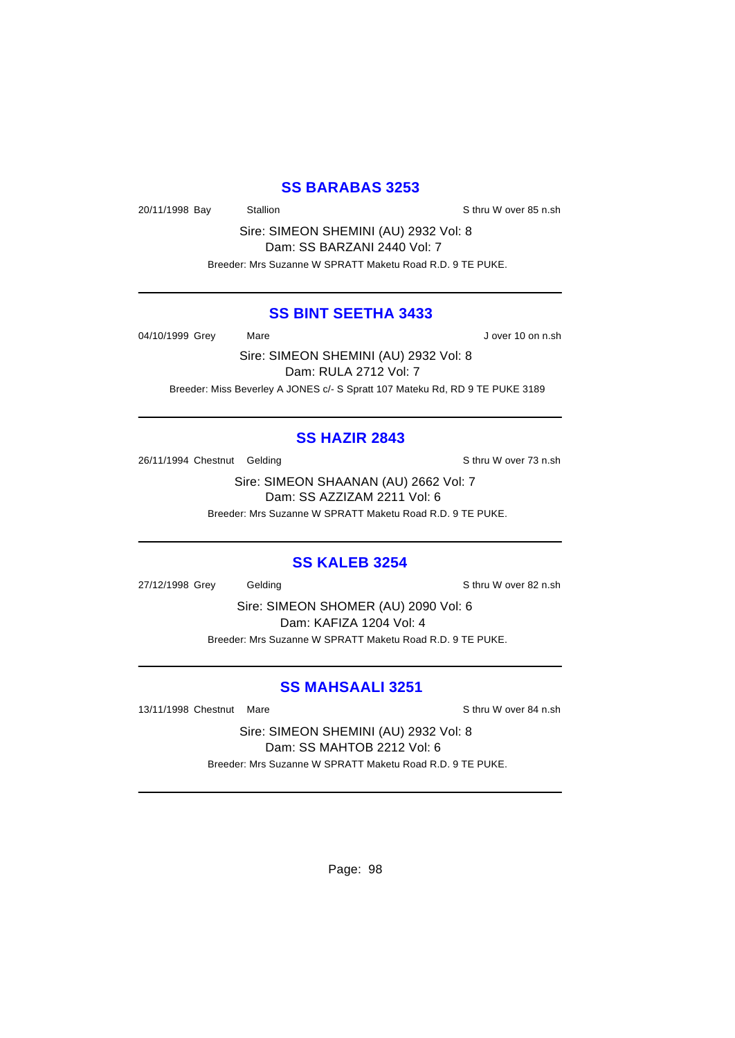## SS BARABAS 3253

20/11/1998 Bay Stallion S thru W over 85 n.sh

Sire: SIMEON SHEMINI (AU) 2932 Vol: 8
Dam: SS BARZANI 2440 Vol: 7

Breeder: Mrs Suzanne W SPRATT Maketu Road R.D. 9 TE PUKE.

---

## SS BINT SEETHA 3433

04/10/1999 Grey Mare J over 10 on n.sh

Sire: SIMEON SHEMINI (AU) 2932 Vol: 8
Dam: RULA 2712 Vol: 7

Breeder: Miss Beverley A JONES c/- S Spratt 107 Mateku Rd, RD 9 TE PUKE 3189

---

## SS HAZIR 2843

26/11/1994 Chestnut Gelding S thru W over 73 n.sh

Sire: SIMEON SHAANAN (AU) 2662 Vol: 7
Dam: SS AZZIZAM 2211 Vol: 6

Breeder: Mrs Suzanne W SPRATT Maketu Road R.D. 9 TE PUKE.

---

## SS KALEB 3254

27/12/1998 Grey Gelding S thru W over 82 n.sh

Sire: SIMEON SHOMER (AU) 2090 Vol: 6
Dam: KAFIZA 1204 Vol: 4

Breeder: Mrs Suzanne W SPRATT Maketu Road R.D. 9 TE PUKE.

---

## SS MAHSAALI 3251

13/11/1998 Chestnut Mare S thru W over 84 n.sh

Sire: SIMEON SHEMINI (AU) 2932 Vol: 8
Dam: SS MAHTOB 2212 Vol: 6

Breeder: Mrs Suzanne W SPRATT Maketu Road R.D. 9 TE PUKE.

---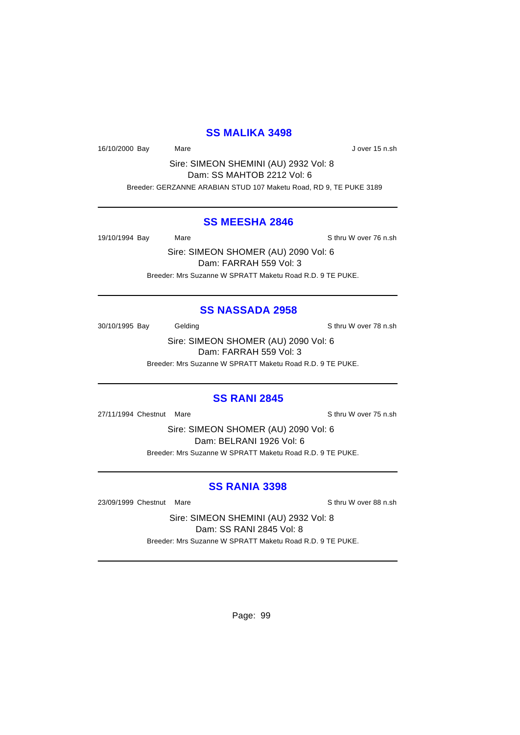## SS MALIKA 3498

16/10/2000 Bay Mare J over 15 n.sh

Sire: SIMEON SHEMINI (AU) 2932 Vol: 8
Dam: SS MAHTOB 2212 Vol: 6

Breeder: GERZANNE ARABIAN STUD 107 Maketu Road, RD 9, TE PUKE 3189

---

## SS MEESHA 2846

19/10/1994 Bay Mare S thru W over 76 n.sh

Sire: SIMEON SHOMER (AU) 2090 Vol: 6
Dam: FARRAH 559 Vol: 3

Breeder: Mrs Suzanne W SPRATT Maketu Road R.D. 9 TE PUKE.

---

## SS NASSADA 2958

30/10/1995 Bay Gelding S thru W over 78 n.sh

Sire: SIMEON SHOMER (AU) 2090 Vol: 6
Dam: FARRAH 559 Vol: 3

Breeder: Mrs Suzanne W SPRATT Maketu Road R.D. 9 TE PUKE.

---

## SS RANI 2845

27/11/1994 Chestnut Mare S thru W over 75 n.sh

Sire: SIMEON SHOMER (AU) 2090 Vol: 6
Dam: BELRANI 1926 Vol: 6

Breeder: Mrs Suzanne W SPRATT Maketu Road R.D. 9 TE PUKE.

---

## SS RANIA 3398

23/09/1999 Chestnut Mare S thru W over 88 n.sh

Sire: SIMEON SHEMINI (AU) 2932 Vol: 8
Dam: SS RANI 2845 Vol: 8

Breeder: Mrs Suzanne W SPRATT Maketu Road R.D. 9 TE PUKE.

---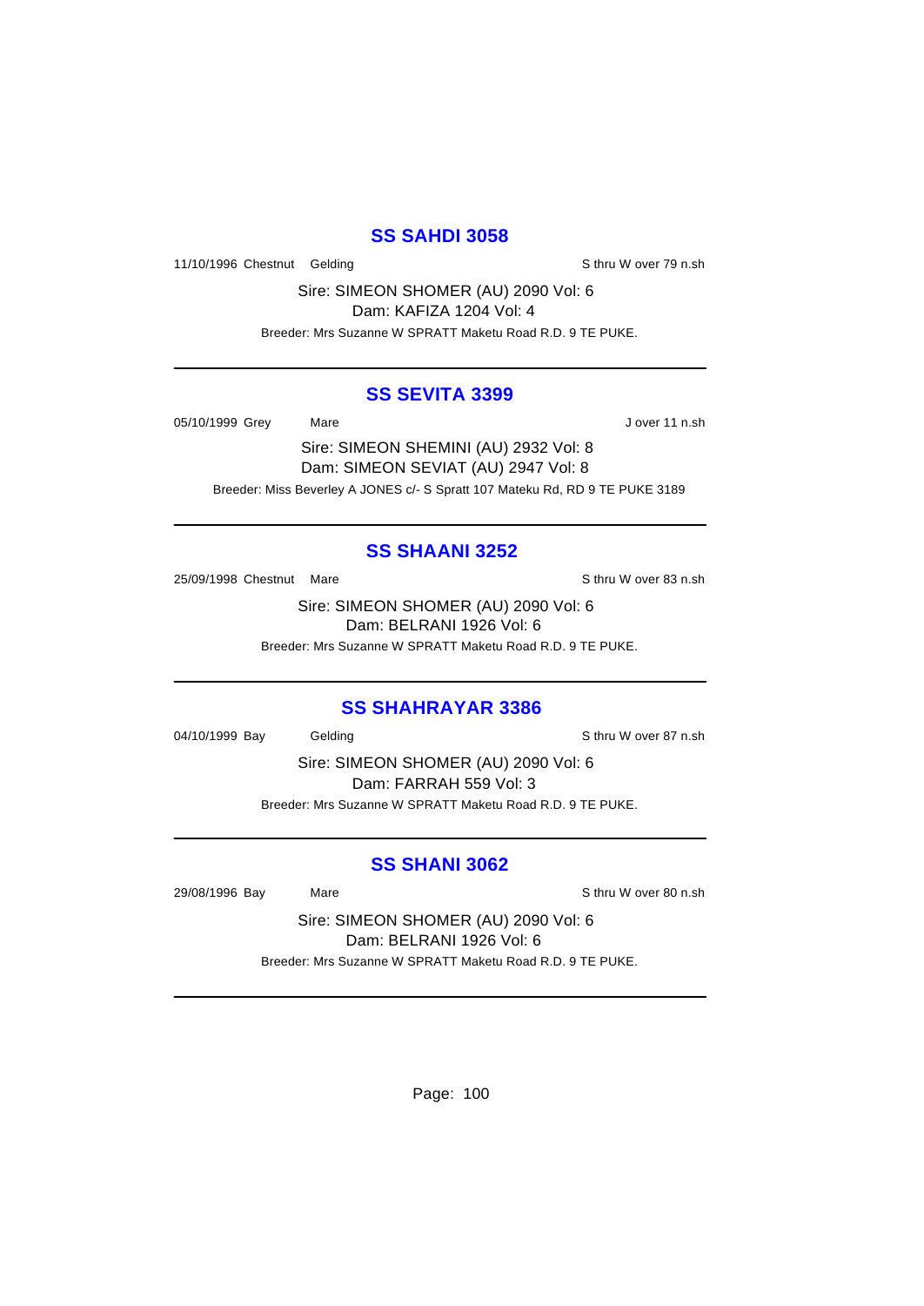## SS SAHDI 3058

11/10/1996 Chestnut Gelding S thru W over 79 n.sh

Sire: SIMEON SHOMER (AU) 2090 Vol: 6
Dam: KAFIZA 1204 Vol: 4

Breeder: Mrs Suzanne W SPRATT Maketu Road R.D. 9 TE PUKE.

---

## SS SEVITA 3399

05/10/1999 Grey Mare J over 11 n.sh

Sire: SIMEON SHEMINI (AU) 2932 Vol: 8
Dam: SIMEON SEVIAT (AU) 2947 Vol: 8

Breeder: Miss Beverley A JONES c/- S Spratt 107 Mateku Rd, RD 9 TE PUKE 3189

---

## SS SHAANI 3252

25/09/1998 Chestnut Mare S thru W over 83 n.sh

Sire: SIMEON SHOMER (AU) 2090 Vol: 6
Dam: BELRANI 1926 Vol: 6

Breeder: Mrs Suzanne W SPRATT Maketu Road R.D. 9 TE PUKE.

---

## SS SHAHRAYAR 3386

04/10/1999 Bay Gelding S thru W over 87 n.sh

Sire: SIMEON SHOMER (AU) 2090 Vol: 6
Dam: FARRAH 559 Vol: 3

Breeder: Mrs Suzanne W SPRATT Maketu Road R.D. 9 TE PUKE.

---

## SS SHANI 3062

29/08/1996 Bay Mare S thru W over 80 n.sh

Sire: SIMEON SHOMER (AU) 2090 Vol: 6
Dam: BELRANI 1926 Vol: 6

Breeder: Mrs Suzanne W SPRATT Maketu Road R.D. 9 TE PUKE.

---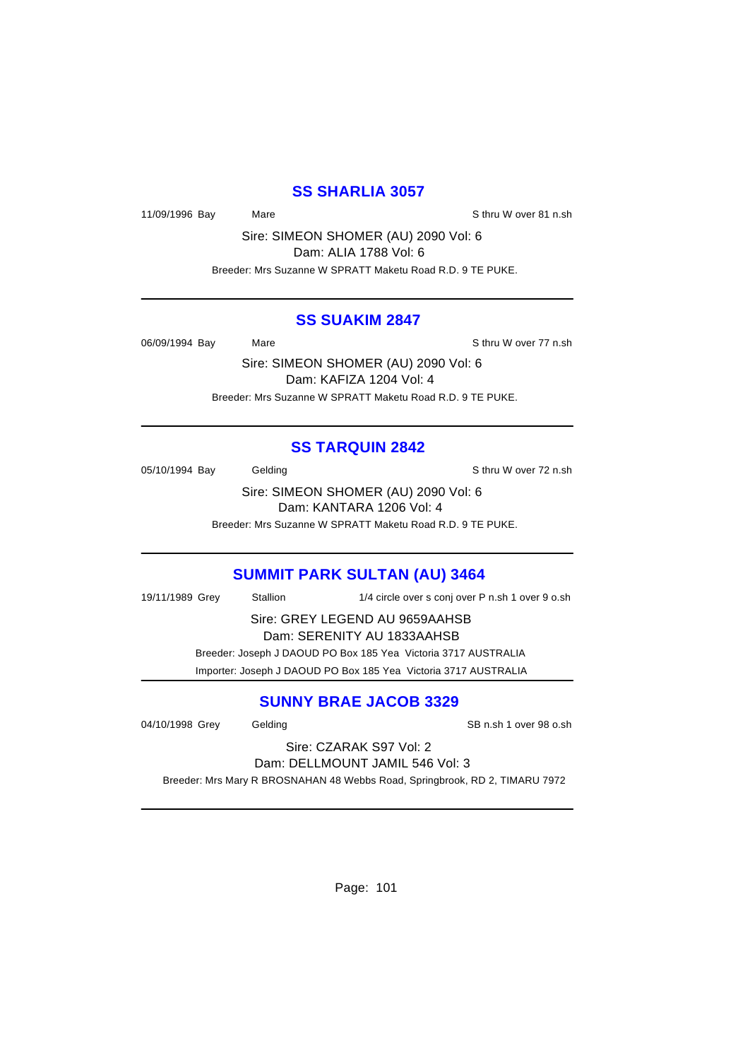## SS SHARLIA 3057

11/09/1996 Bay Mare S thru W over 81 n.sh

Sire: SIMEON SHOMER (AU) 2090 Vol: 6
Dam: ALIA 1788 Vol: 6

Breeder: Mrs Suzanne W SPRATT Maketu Road R.D. 9 TE PUKE.

---

## SS SUAKIM 2847

06/09/1994 Bay Mare S thru W over 77 n.sh

Sire: SIMEON SHOMER (AU) 2090 Vol: 6
Dam: KAFIZA 1204 Vol: 4

Breeder: Mrs Suzanne W SPRATT Maketu Road R.D. 9 TE PUKE.

---

## SS TARQUIN 2842

05/10/1994 Bay Gelding S thru W over 72 n.sh

Sire: SIMEON SHOMER (AU) 2090 Vol: 6
Dam: KANTARA 1206 Vol: 4

Breeder: Mrs Suzanne W SPRATT Maketu Road R.D. 9 TE PUKE.

---

## SUMMIT PARK SULTAN (AU) 3464

19/11/1989 Grey Stallion 1/4 circle over s conj over P n.sh 1 over 9 o.sh

Sire: GREY LEGEND AU 9659AAHSB
Dam: SERENITY AU 1833AAHSB

Breeder: Joseph J DAOUD PO Box 185 Yea Victoria 3717 AUSTRALIA
Importer: Joseph J DAOUD PO Box 185 Yea Victoria 3717 AUSTRALIA

---

## SUNNY BRAE JACOB 3329

04/10/1998 Grey Gelding SB n.sh 1 over 98 o.sh

Sire: CZARAK S97 Vol: 2
Dam: DELLMOUNT JAMIL 546 Vol: 3

Breeder: Mrs Mary R BROSNAHAN 48 Webbs Road, Springbrook, RD 2, TIMARU 7972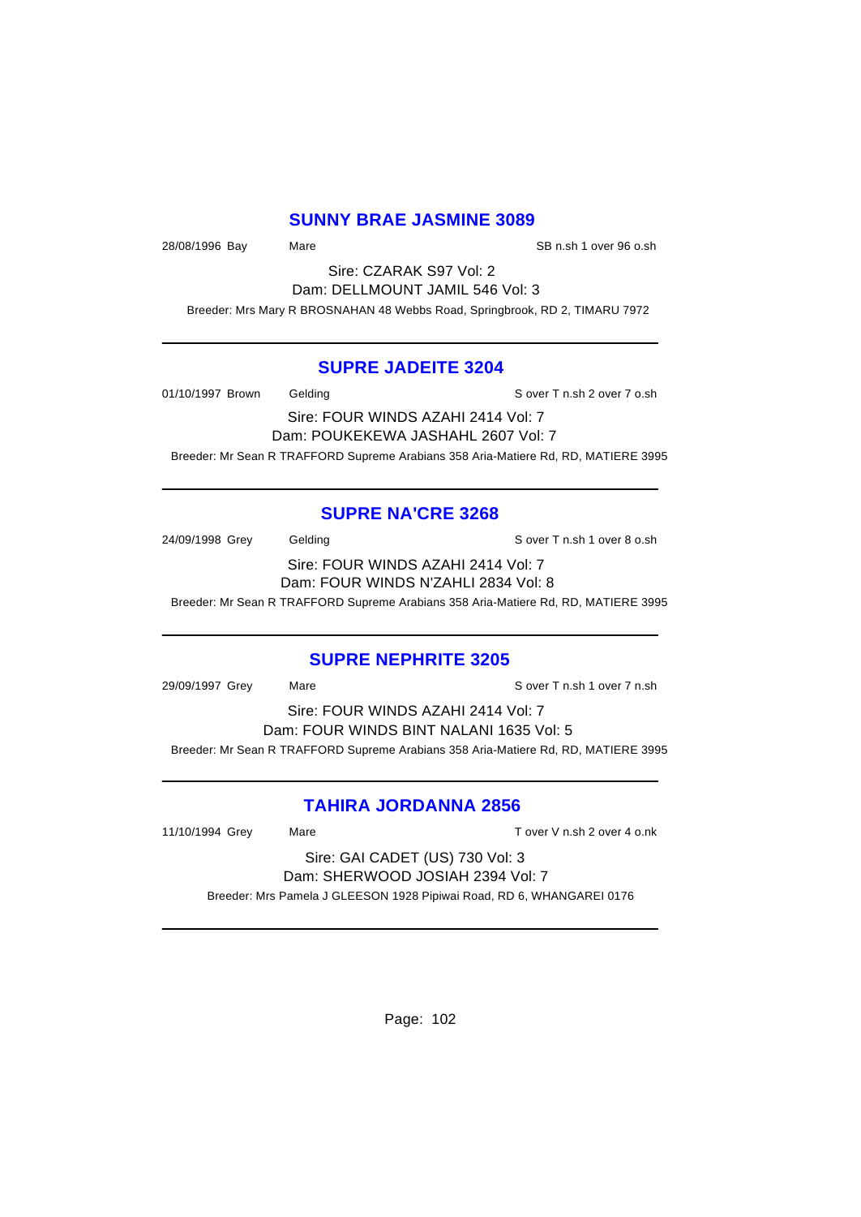## SUNNY BRAE JASMINE 3089

28/08/1996 Bay Mare SB n.sh 1 over 96 o.sh

Sire: CZARAK S97 Vol: 2
Dam: DELLMOUNT JAMIL 546 Vol: 3

Breeder: Mrs Mary R BROSNAHAN 48 Webbs Road, Springbrook, RD 2, TIMARU 7972

---

## SUPRE JADEITE 3204

01/10/1997 Brown Gelding S over T n.sh 2 over 7 o.sh

Sire: FOUR WINDS AZAHI 2414 Vol: 7
Dam: POUKEKEWA JASHAHL 2607 Vol: 7

Breeder: Mr Sean R TRAFFORD Supreme Arabians 358 Aria-Matiere Rd, RD, MATIERE 3995

---

## SUPRE NA'CRE 3268

24/09/1998 Grey Gelding S over T n.sh 1 over 8 o.sh

Sire: FOUR WINDS AZAHI 2414 Vol: 7
Dam: FOUR WINDS N'ZAHLI 2834 Vol: 8

Breeder: Mr Sean R TRAFFORD Supreme Arabians 358 Aria-Matiere Rd, RD, MATIERE 3995

---

## SUPRE NEPHRITE 3205

29/09/1997 Grey Mare S over T n.sh 1 over 7 n.sh

Sire: FOUR WINDS AZAHI 2414 Vol: 7
Dam: FOUR WINDS BINT NALANI 1635 Vol: 5

Breeder: Mr Sean R TRAFFORD Supreme Arabians 358 Aria-Matiere Rd, RD, MATIERE 3995

---

## TAHIRA JORDANNA 2856

11/10/1994 Grey Mare T over V n.sh 2 over 4 o.nk

Sire: GAI CADET (US) 730 Vol: 3
Dam: SHERWOOD JOSIAH 2394 Vol: 7

Breeder: Mrs Pamela J GLEESON 1928 Pipiwai Road, RD 6, WHANGAREI 0176

---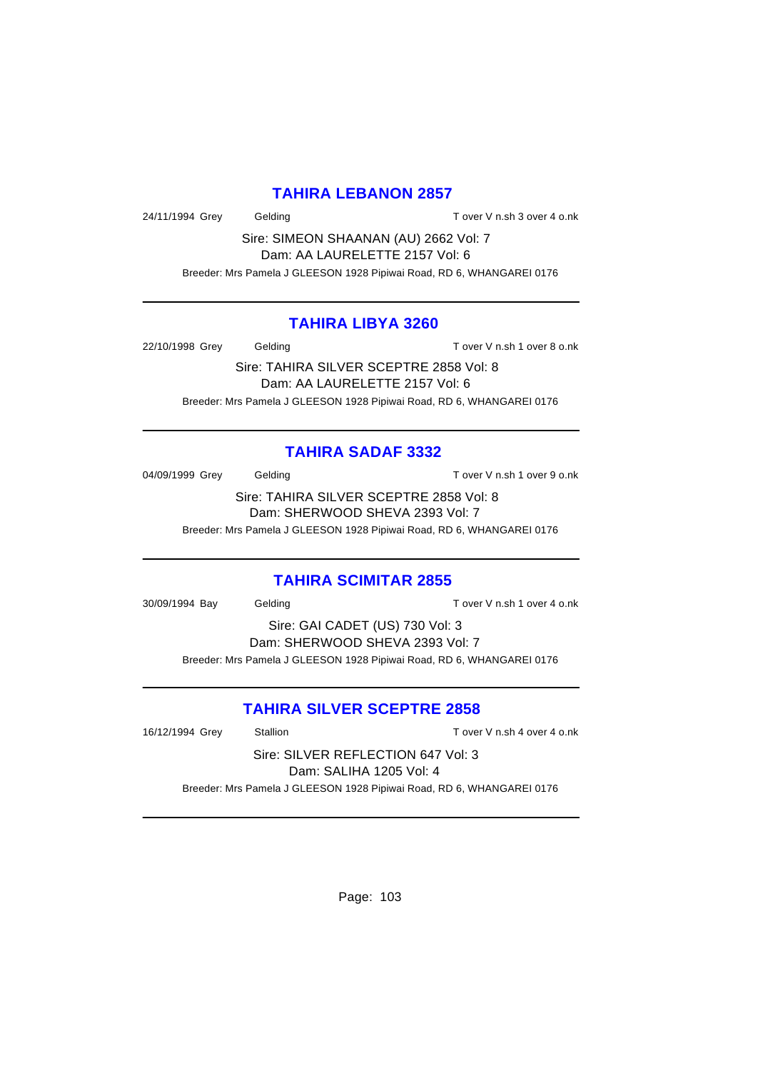## TAHIRA LEBANON 2857

24/11/1994 Grey Gelding T over V n.sh 3 over 4 o.nk

Sire: SIMEON SHAANAN (AU) 2662 Vol: 7
Dam: AA LAURELETTE 2157 Vol: 6

Breeder: Mrs Pamela J GLEESON 1928 Pipiwai Road, RD 6, WHANGAREI 0176

---

## TAHIRA LIBYA 3260

22/10/1998 Grey Gelding T over V n.sh 1 over 8 o.nk

Sire: TAHIRA SILVER SCEPTRE 2858 Vol: 8
Dam: AA LAURELETTE 2157 Vol: 6

Breeder: Mrs Pamela J GLEESON 1928 Pipiwai Road, RD 6, WHANGAREI 0176

---

## TAHIRA SADAF 3332

04/09/1999 Grey Gelding T over V n.sh 1 over 9 o.nk

Sire: TAHIRA SILVER SCEPTRE 2858 Vol: 8
Dam: SHERWOOD SHEVA 2393 Vol: 7

Breeder: Mrs Pamela J GLEESON 1928 Pipiwai Road, RD 6, WHANGAREI 0176

---

## TAHIRA SCIMITAR 2855

30/09/1994 Bay Gelding T over V n.sh 1 over 4 o.nk

Sire: GAI CADET (US) 730 Vol: 3
Dam: SHERWOOD SHEVA 2393 Vol: 7

Breeder: Mrs Pamela J GLEESON 1928 Pipiwai Road, RD 6, WHANGAREI 0176

---

## TAHIRA SILVER SCEPTRE 2858

16/12/1994 Grey Stallion T over V n.sh 4 over 4 o.nk

Sire: SILVER REFLECTION 647 Vol: 3
Dam: SALIHA 1205 Vol: 4

Breeder: Mrs Pamela J GLEESON 1928 Pipiwai Road, RD 6, WHANGAREI 0176

---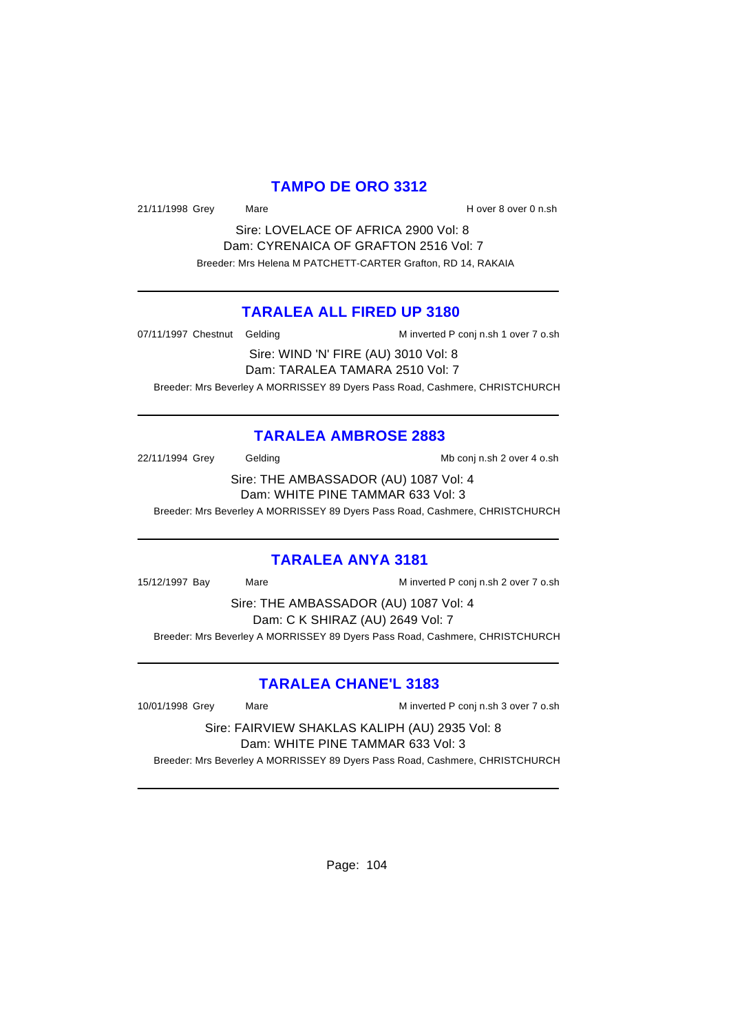## TAMPO DE ORO 3312

21/11/1998 Grey Mare H over 8 over 0 n.sh

Sire: LOVELACE OF AFRICA 2900 Vol: 8
Dam: CYRENAICA OF GRAFTON 2516 Vol: 7
Breeder: Mrs Helena M PATCHETT-CARTER Grafton, RD 14, RAKAIA

---

## TARALEA ALL FIRED UP 3180

07/11/1997 Chestnut Gelding M inverted P conj n.sh 1 over 7 o.sh

Sire: WIND 'N' FIRE (AU) 3010 Vol: 8
Dam: TARALEA TAMARA 2510 Vol: 7
Breeder: Mrs Beverley A MORRISSEY 89 Dyers Pass Road, Cashmere, CHRISTCHURCH

---

## TARALEA AMBROSE 2883

22/11/1994 Grey Gelding Mb conj n.sh 2 over 4 o.sh

Sire: THE AMBASSADOR (AU) 1087 Vol: 4
Dam: WHITE PINE TAMMAR 633 Vol: 3
Breeder: Mrs Beverley A MORRISSEY 89 Dyers Pass Road, Cashmere, CHRISTCHURCH

---

## TARALEA ANYA 3181

15/12/1997 Bay Mare M inverted P conj n.sh 2 over 7 o.sh

Sire: THE AMBASSADOR (AU) 1087 Vol: 4
Dam: C K SHIRAZ (AU) 2649 Vol: 7
Breeder: Mrs Beverley A MORRISSEY 89 Dyers Pass Road, Cashmere, CHRISTCHURCH

---

## TARALEA CHANE'L 3183

10/01/1998 Grey Mare M inverted P conj n.sh 3 over 7 o.sh

Sire: FAIRVIEW SHAKLAS KALIPH (AU) 2935 Vol: 8
Dam: WHITE PINE TAMMAR 633 Vol: 3
Breeder: Mrs Beverley A MORRISSEY 89 Dyers Pass Road, Cashmere, CHRISTCHURCH

---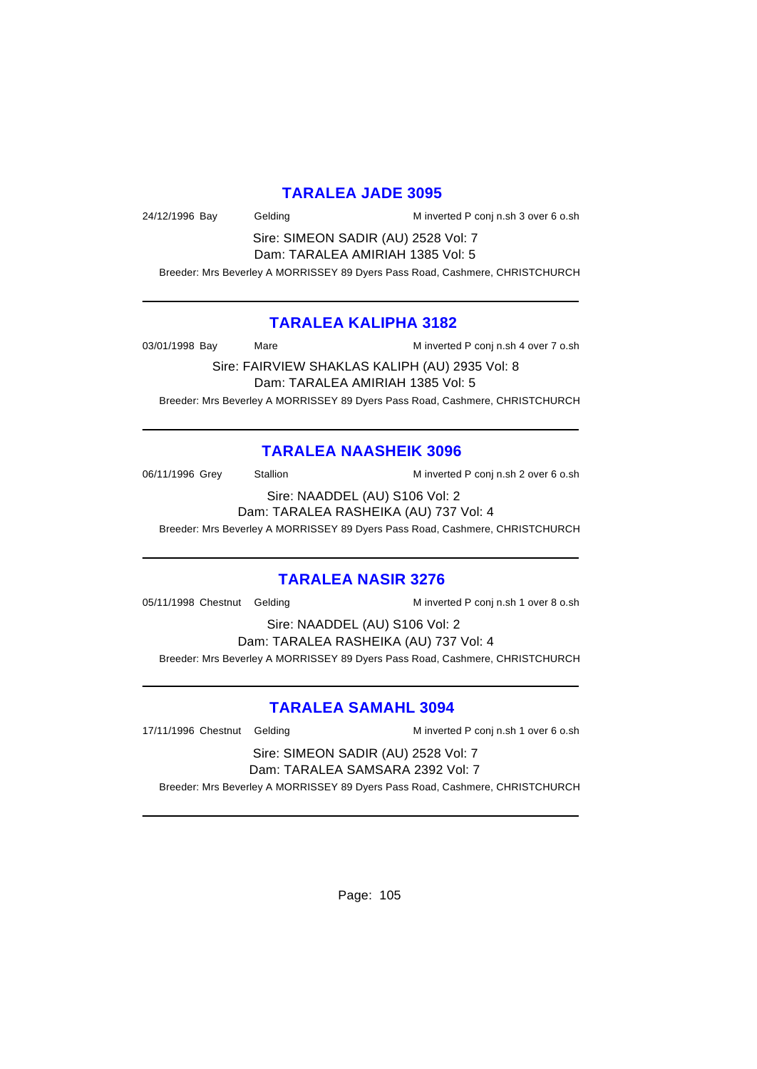## TARALEA JADE 3095

24/12/1996 Bay Gelding M inverted P conj n.sh 3 over 6 o.sh

Sire: SIMEON SADIR (AU) 2528 Vol: 7

Dam: TARALEA AMIRIAH 1385 Vol: 5

Breeder: Mrs Beverley A MORRISSEY 89 Dyers Pass Road, Cashmere, CHRISTCHURCH

---

## TARALEA KALIPHA 3182

03/01/1998 Bay Mare M inverted P conj n.sh 4 over 7 o.sh

Sire: FAIRVIEW SHAKLAS KALIPH (AU) 2935 Vol: 8

Dam: TARALEA AMIRIAH 1385 Vol: 5

Breeder: Mrs Beverley A MORRISSEY 89 Dyers Pass Road, Cashmere, CHRISTCHURCH

---

## TARALEA NAASHEIK 3096

06/11/1996 Grey Stallion M inverted P conj n.sh 2 over 6 o.sh

Sire: NAADDEL (AU) S106 Vol: 2

Dam: TARALEA RASHEIKA (AU) 737 Vol: 4

Breeder: Mrs Beverley A MORRISSEY 89 Dyers Pass Road, Cashmere, CHRISTCHURCH

---

## TARALEA NASIR 3276

05/11/1998 Chestnut Gelding M inverted P conj n.sh 1 over 8 o.sh

Sire: NAADDEL (AU) S106 Vol: 2

Dam: TARALEA RASHEIKA (AU) 737 Vol: 4

Breeder: Mrs Beverley A MORRISSEY 89 Dyers Pass Road, Cashmere, CHRISTCHURCH

---

## TARALEA SAMAHL 3094

17/11/1996 Chestnut Gelding M inverted P conj n.sh 1 over 6 o.sh

Sire: SIMEON SADIR (AU) 2528 Vol: 7

Dam: TARALEA SAMSARA 2392 Vol: 7

Breeder: Mrs Beverley A MORRISSEY 89 Dyers Pass Road, Cashmere, CHRISTCHURCH

---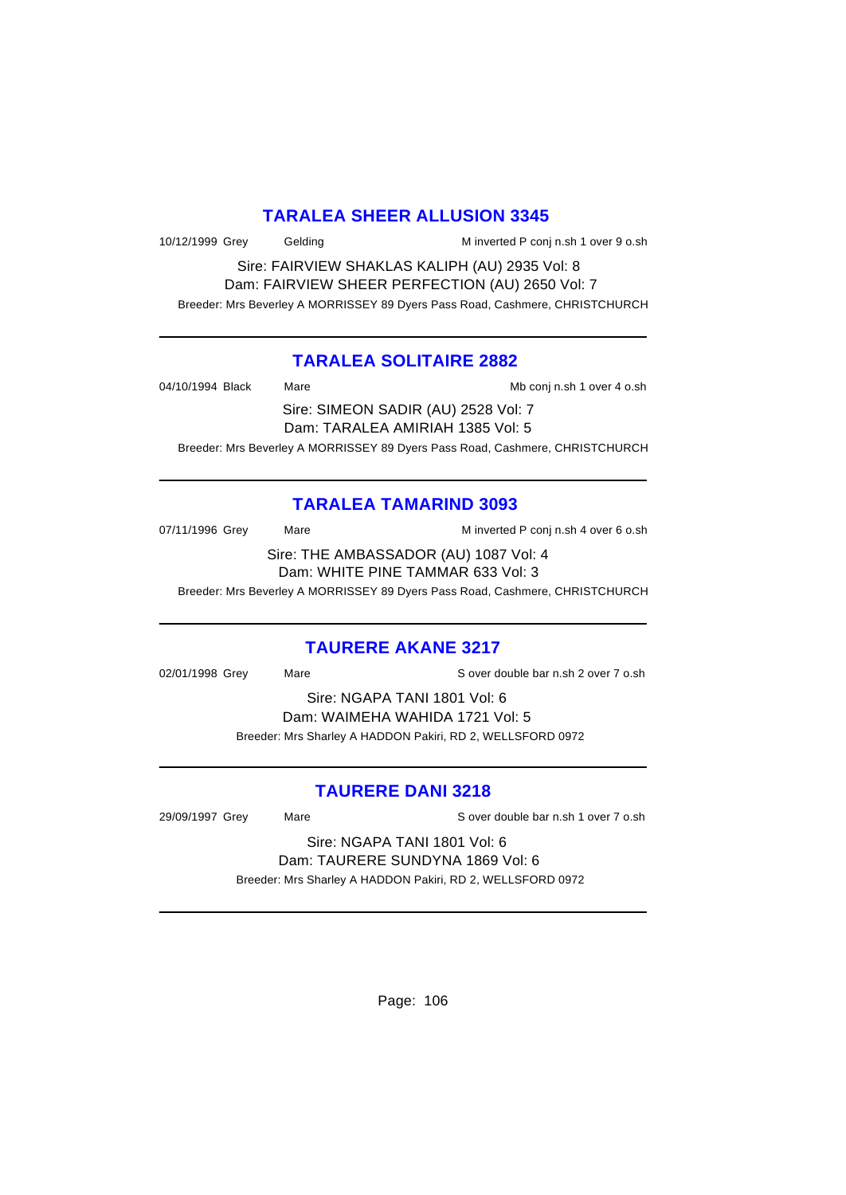## TARALEA SHEER ALLUSION 3345

10/12/1999 Grey Gelding M inverted P conj n.sh 1 over 9 o.sh

Sire: FAIRVIEW SHAKLAS KALIPH (AU) 2935 Vol: 8
Dam: FAIRVIEW SHEER PERFECTION (AU) 2650 Vol: 7

Breeder: Mrs Beverley A MORRISSEY 89 Dyers Pass Road, Cashmere, CHRISTCHURCH

---

## TARALEA SOLITAIRE 2882

04/10/1994 Black Mare Mb conj n.sh 1 over 4 o.sh

Sire: SIMEON SADIR (AU) 2528 Vol: 7
Dam: TARALEA AMIRIAH 1385 Vol: 5

Breeder: Mrs Beverley A MORRISSEY 89 Dyers Pass Road, Cashmere, CHRISTCHURCH

---

## TARALEA TAMARIND 3093

07/11/1996 Grey Mare M inverted P conj n.sh 4 over 6 o.sh

Sire: THE AMBASSADOR (AU) 1087 Vol: 4
Dam: WHITE PINE TAMMAR 633 Vol: 3

Breeder: Mrs Beverley A MORRISSEY 89 Dyers Pass Road, Cashmere, CHRISTCHURCH

---

## TAURERE AKANE 3217

02/01/1998 Grey Mare S over double bar n.sh 2 over 7 o.sh

Sire: NGAPA TANI 1801 Vol: 6
Dam: WAIMEHA WAHIDA 1721 Vol: 5

Breeder: Mrs Sharley A HADDON Pakiri, RD 2, WELLSFORD 0972

---

## TAURERE DANI 3218

29/09/1997 Grey Mare S over double bar n.sh 1 over 7 o.sh

Sire: NGAPA TANI 1801 Vol: 6
Dam: TAURERE SUNDYNA 1869 Vol: 6

Breeder: Mrs Sharley A HADDON Pakiri, RD 2, WELLSFORD 0972

---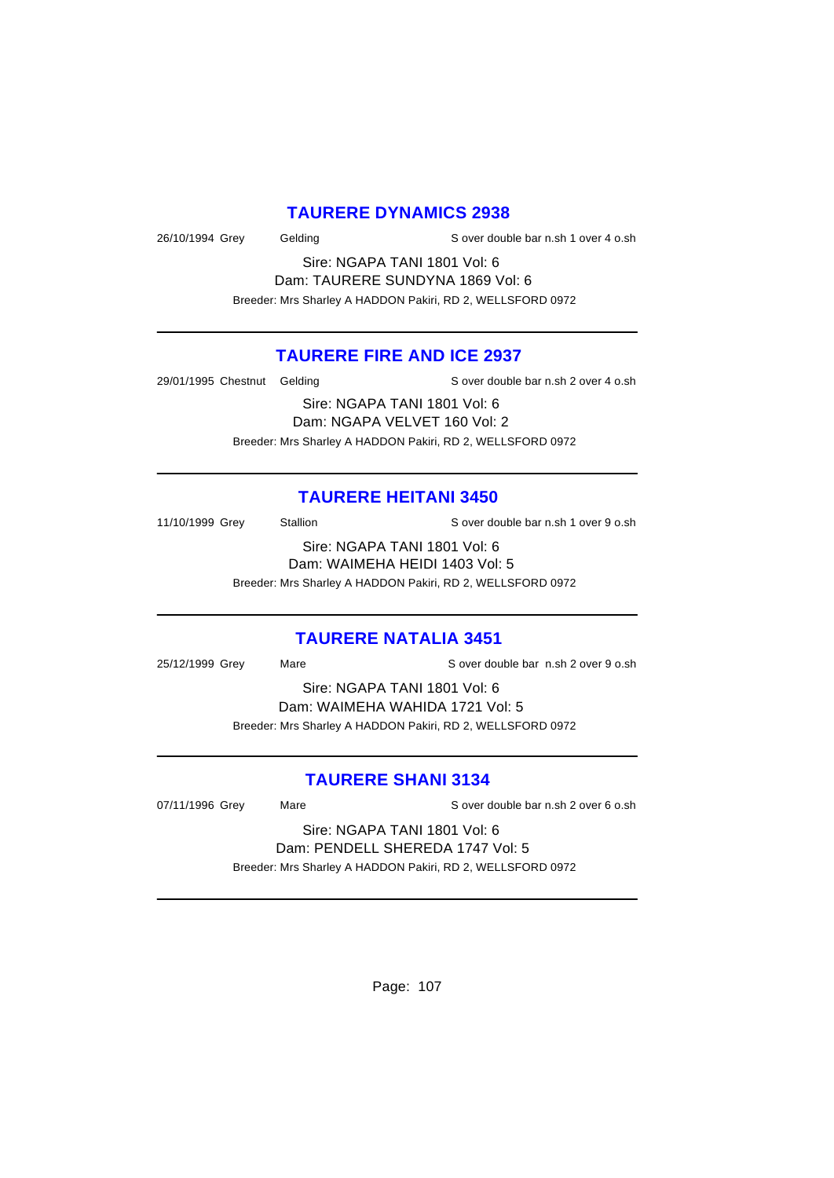## TAURERE DYNAMICS 2938

26/10/1994 Grey Gelding S over double bar n.sh 1 over 4 o.sh

Sire: NGAPA TANI 1801 Vol: 6
Dam: TAURERE SUNDYNA 1869 Vol: 6
Breeder: Mrs Sharley A HADDON Pakiri, RD 2, WELLSFORD 0972

---

## TAURERE FIRE AND ICE 2937

29/01/1995 Chestnut Gelding S over double bar n.sh 2 over 4 o.sh

Sire: NGAPA TANI 1801 Vol: 6
Dam: NGAPA VELVET 160 Vol: 2
Breeder: Mrs Sharley A HADDON Pakiri, RD 2, WELLSFORD 0972

---

## TAURERE HEITANI 3450

11/10/1999 Grey Stallion S over double bar n.sh 1 over 9 o.sh

Sire: NGAPA TANI 1801 Vol: 6
Dam: WAIMEHA HEIDI 1403 Vol: 5
Breeder: Mrs Sharley A HADDON Pakiri, RD 2, WELLSFORD 0972

---

## TAURERE NATALIA 3451

25/12/1999 Grey Mare S over double bar n.sh 2 over 9 o.sh

Sire: NGAPA TANI 1801 Vol: 6
Dam: WAIMEHA WAHIDA 1721 Vol: 5
Breeder: Mrs Sharley A HADDON Pakiri, RD 2, WELLSFORD 0972

---

## TAURERE SHANI 3134

07/11/1996 Grey Mare S over double bar n.sh 2 over 6 o.sh

Sire: NGAPA TANI 1801 Vol: 6
Dam: PENDELL SHEREDA 1747 Vol: 5
Breeder: Mrs Sharley A HADDON Pakiri, RD 2, WELLSFORD 0972

---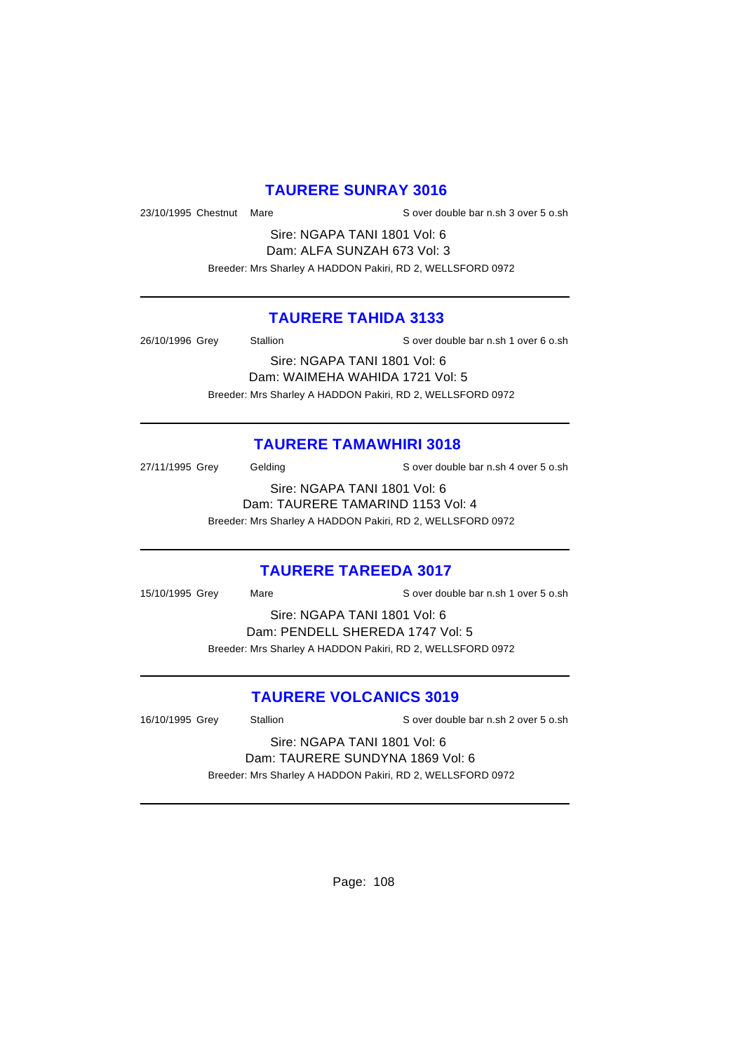## TAURERE SUNRAY 3016

23/10/1995 Chestnut Mare S over double bar n.sh 3 over 5 o.sh

Sire: NGAPA TANI 1801 Vol: 6
Dam: ALFA SUNZAH 673 Vol: 3
Breeder: Mrs Sharley A HADDON Pakiri, RD 2, WELLSFORD 0972

---

## TAURERE TAHIDA 3133

26/10/1996 Grey Stallion S over double bar n.sh 1 over 6 o.sh

Sire: NGAPA TANI 1801 Vol: 6
Dam: WAIMEHA WAHIDA 1721 Vol: 5
Breeder: Mrs Sharley A HADDON Pakiri, RD 2, WELLSFORD 0972

---

## TAURERE TAMAWHIRI 3018

27/11/1995 Grey Gelding S over double bar n.sh 4 over 5 o.sh

Sire: NGAPA TANI 1801 Vol: 6
Dam: TAURERE TAMARIND 1153 Vol: 4
Breeder: Mrs Sharley A HADDON Pakiri, RD 2, WELLSFORD 0972

---

## TAURERE TAREEDA 3017

15/10/1995 Grey Mare S over double bar n.sh 1 over 5 o.sh

Sire: NGAPA TANI 1801 Vol: 6
Dam: PENDELL SHEREDA 1747 Vol: 5
Breeder: Mrs Sharley A HADDON Pakiri, RD 2, WELLSFORD 0972

---

## TAURERE VOLCANICS 3019

16/10/1995 Grey Stallion S over double bar n.sh 2 over 5 o.sh

Sire: NGAPA TANI 1801 Vol: 6
Dam: TAURERE SUNDYNA 1869 Vol: 6
Breeder: Mrs Sharley A HADDON Pakiri, RD 2, WELLSFORD 0972

---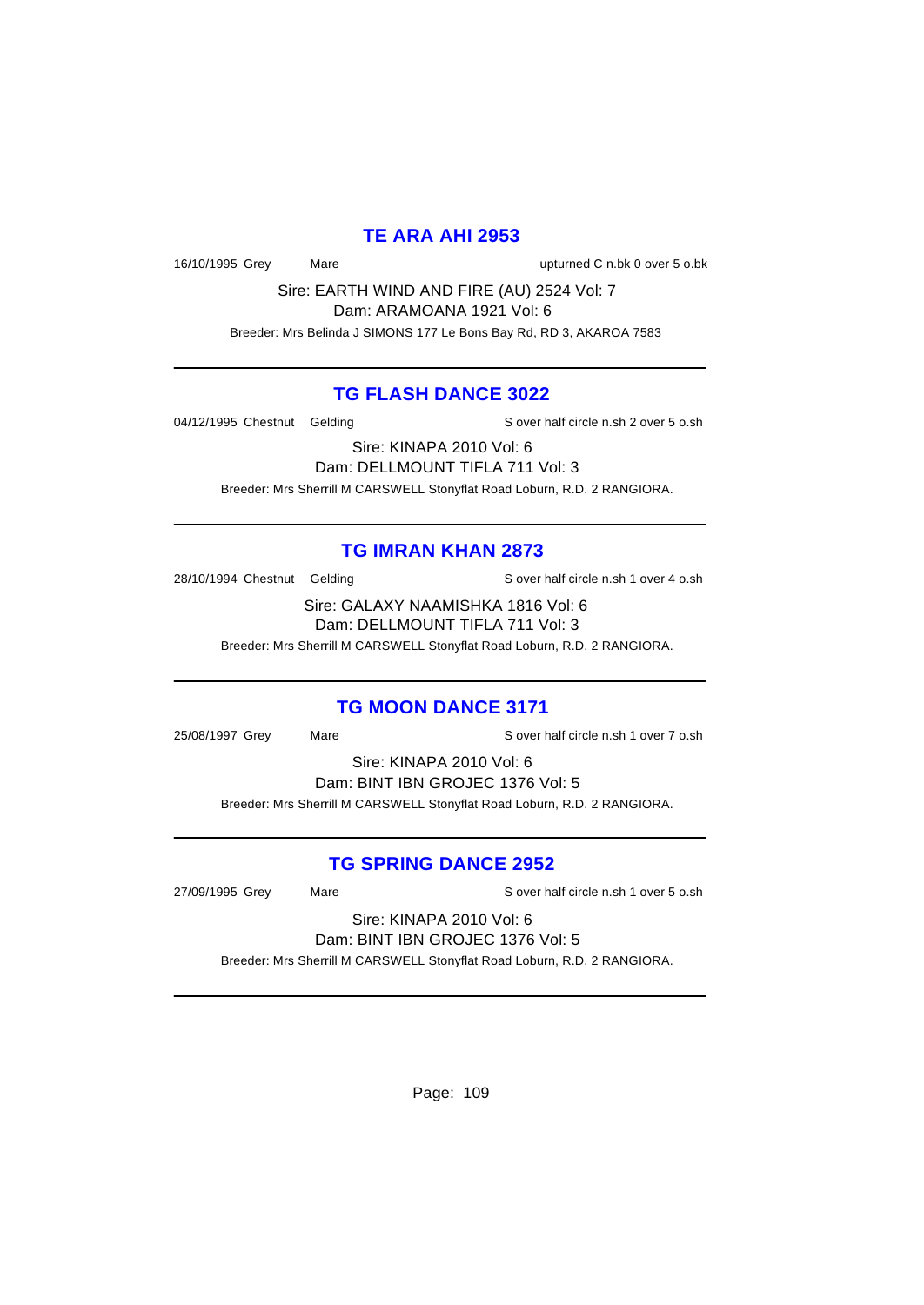## TE ARA AHI 2953

16/10/1995 Grey Mare upturned C n.bk 0 over 5 o.bk

Sire: EARTH WIND AND FIRE (AU) 2524 Vol: 7
Dam: ARAMOANA 1921 Vol: 6
Breeder: Mrs Belinda J SIMONS 177 Le Bons Bay Rd, RD 3, AKAROA 7583

---

## TG FLASH DANCE 3022

04/12/1995 Chestnut Gelding S over half circle n.sh 2 over 5 o.sh

Sire: KINAPA 2010 Vol: 6
Dam: DELLMOUNT TIFLA 711 Vol: 3
Breeder: Mrs Sherrill M CARSWELL Stonyflat Road Loburn, R.D. 2 RANGIORA.

---

## TG IMRAN KHAN 2873

28/10/1994 Chestnut Gelding S over half circle n.sh 1 over 4 o.sh

Sire: GALAXY NAAMISHKA 1816 Vol: 6
Dam: DELLMOUNT TIFLA 711 Vol: 3
Breeder: Mrs Sherrill M CARSWELL Stonyflat Road Loburn, R.D. 2 RANGIORA.

---

## TG MOON DANCE 3171

25/08/1997 Grey Mare S over half circle n.sh 1 over 7 o.sh

Sire: KINAPA 2010 Vol: 6
Dam: BINT IBN GROJEC 1376 Vol: 5
Breeder: Mrs Sherrill M CARSWELL Stonyflat Road Loburn, R.D. 2 RANGIORA.

---

## TG SPRING DANCE 2952

27/09/1995 Grey Mare S over half circle n.sh 1 over 5 o.sh

Sire: KINAPA 2010 Vol: 6
Dam: BINT IBN GROJEC 1376 Vol: 5
Breeder: Mrs Sherrill M CARSWELL Stonyflat Road Loburn, R.D. 2 RANGIORA.

---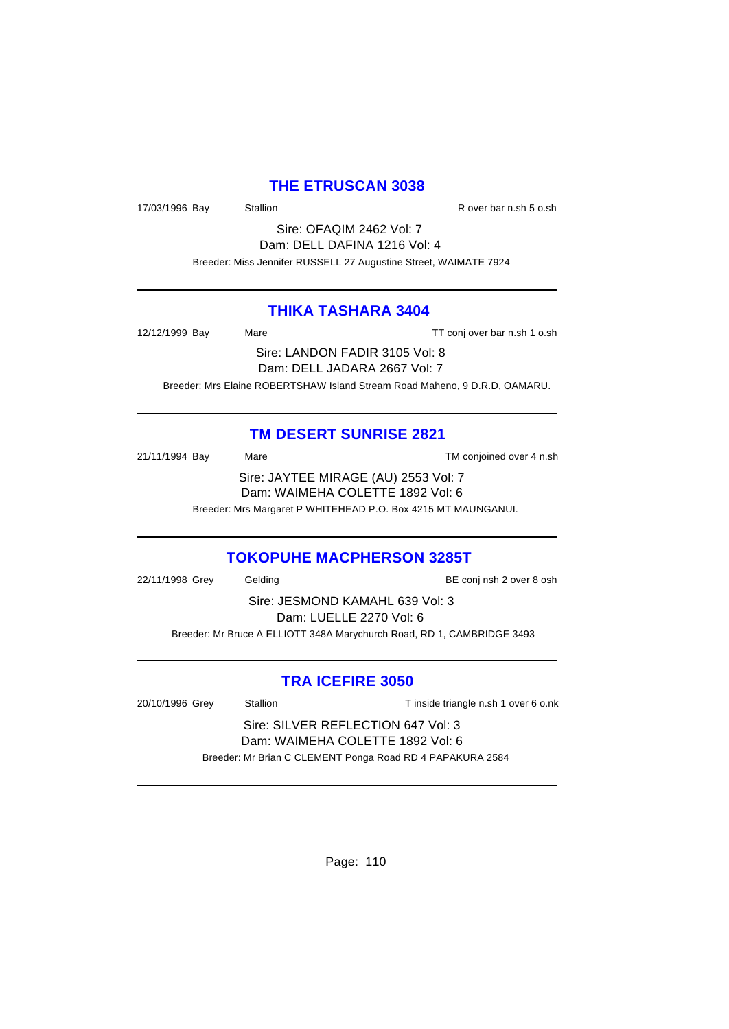## THE ETRUSCAN 3038

17/03/1996 Bay Stallion R over bar n.sh 5 o.sh

Sire: OFAQIM 2462 Vol: 7
Dam: DELL DAFINA 1216 Vol: 4

Breeder: Miss Jennifer RUSSELL 27 Augustine Street, WAIMATE 7924

---

## THIKA TASHARA 3404

12/12/1999 Bay Mare TT conj over bar n.sh 1 o.sh

Sire: LANDON FADIR 3105 Vol: 8
Dam: DELL JADARA 2667 Vol: 7

Breeder: Mrs Elaine ROBERTSHAW Island Stream Road Maheno, 9 D.R.D, OAMARU.

---

## TM DESERT SUNRISE 2821

21/11/1994 Bay Mare TM conjoined over 4 n.sh

Sire: JAYTEE MIRAGE (AU) 2553 Vol: 7
Dam: WAIMEHA COLETTE 1892 Vol: 6

Breeder: Mrs Margaret P WHITEHEAD P.O. Box 4215 MT MAUNGANUI.

---

## TOKOPUHE MACPHERSON 3285T

22/11/1998 Grey Gelding BE conj nsh 2 over 8 osh

Sire: JESMOND KAMAHL 639 Vol: 3
Dam: LUELLE 2270 Vol: 6

Breeder: Mr Bruce A ELLIOTT 348A Marychurch Road, RD 1, CAMBRIDGE 3493

---

## TRA ICEFIRE 3050

20/10/1996 Grey Stallion T inside triangle n.sh 1 over 6 o.nk

Sire: SILVER REFLECTION 647 Vol: 3
Dam: WAIMEHA COLETTE 1892 Vol: 6

Breeder: Mr Brian C CLEMENT Ponga Road RD 4 PAPAKURA 2584

---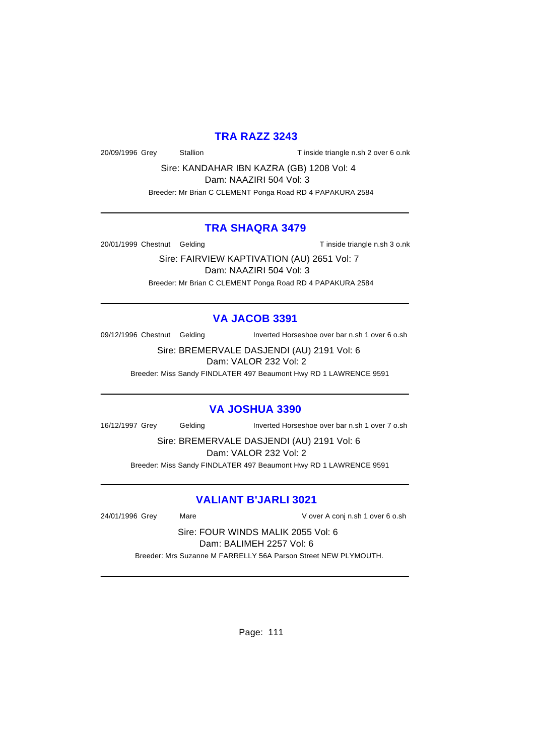## TRA RAZZ 3243

20/09/1996 Grey Stallion T inside triangle n.sh 2 over 6 o.nk

Sire: KANDAHAR IBN KAZRA (GB) 1208 Vol: 4
Dam: NAAZIRI 504 Vol: 3
Breeder: Mr Brian C CLEMENT Ponga Road RD 4 PAPAKURA 2584

---

## TRA SHAQRA 3479

20/01/1999 Chestnut Gelding T inside triangle n.sh 3 o.nk

Sire: FAIRVIEW KAPTIVATION (AU) 2651 Vol: 7
Dam: NAAZIRI 504 Vol: 3
Breeder: Mr Brian C CLEMENT Ponga Road RD 4 PAPAKURA 2584

---

## VA JACOB 3391

09/12/1996 Chestnut Gelding Inverted Horseshoe over bar n.sh 1 over 6 o.sh

Sire: BREMERVALE DASJENDI (AU) 2191 Vol: 6
Dam: VALOR 232 Vol: 2
Breeder: Miss Sandy FINDLATER 497 Beaumont Hwy RD 1 LAWRENCE 9591

---

## VA JOSHUA 3390

16/12/1997 Grey Gelding Inverted Horseshoe over bar n.sh 1 over 7 o.sh

Sire: BREMERVALE DASJENDI (AU) 2191 Vol: 6
Dam: VALOR 232 Vol: 2
Breeder: Miss Sandy FINDLATER 497 Beaumont Hwy RD 1 LAWRENCE 9591

---

## VALIANT B'JARLI 3021

24/01/1996 Grey Mare V over A conj n.sh 1 over 6 o.sh

Sire: FOUR WINDS MALIK 2055 Vol: 6
Dam: BALIMEH 2257 Vol: 6
Breeder: Mrs Suzanne M FARRELLY 56A Parson Street NEW PLYMOUTH.

---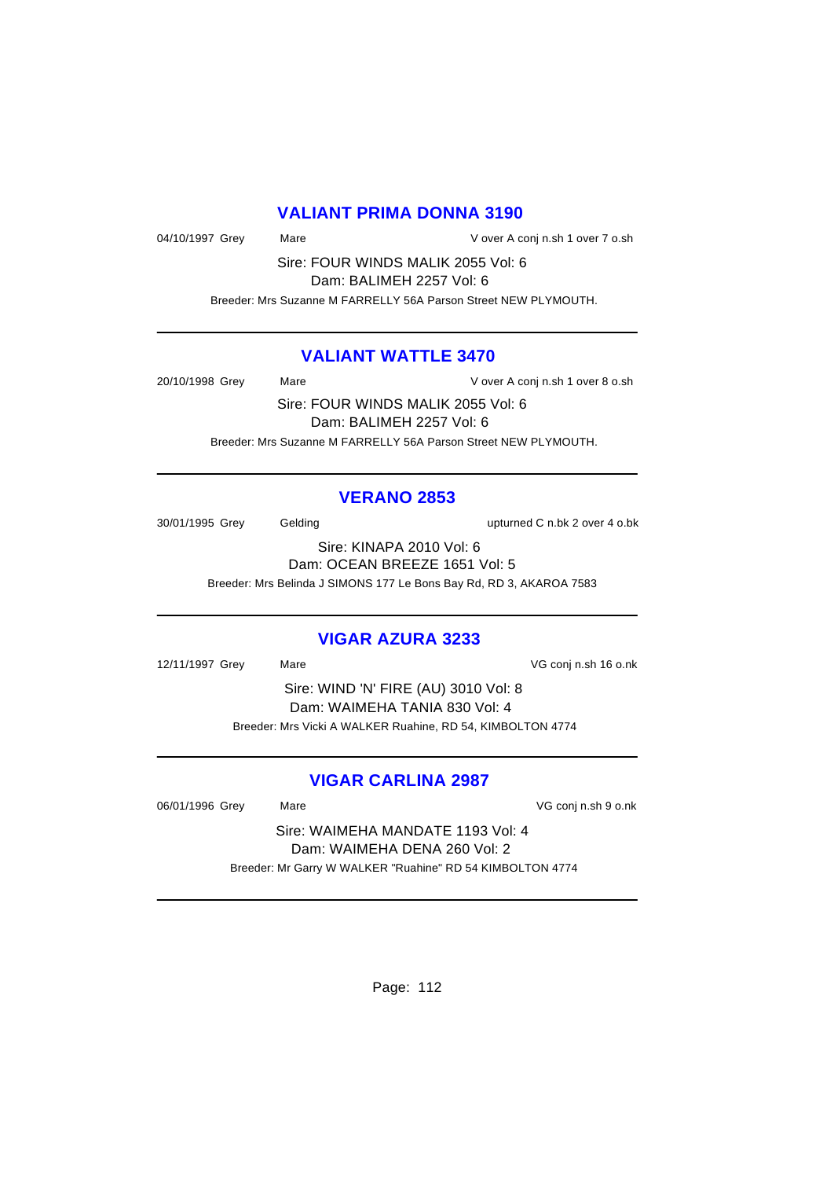## VALIANT PRIMA DONNA 3190

04/10/1997 Grey Mare V over A conj n.sh 1 over 7 o.sh

Sire: FOUR WINDS MALIK 2055 Vol: 6
Dam: BALIMEH 2257 Vol: 6

Breeder: Mrs Suzanne M FARRELLY 56A Parson Street NEW PLYMOUTH.

---

## VALIANT WATTLE 3470

20/10/1998 Grey Mare V over A conj n.sh 1 over 8 o.sh

Sire: FOUR WINDS MALIK 2055 Vol: 6
Dam: BALIMEH 2257 Vol: 6

Breeder: Mrs Suzanne M FARRELLY 56A Parson Street NEW PLYMOUTH.

---

## VERANO 2853

30/01/1995 Grey Gelding upturned C n.bk 2 over 4 o.bk

Sire: KINAPA 2010 Vol: 6
Dam: OCEAN BREEZE 1651 Vol: 5

Breeder: Mrs Belinda J SIMONS 177 Le Bons Bay Rd, RD 3, AKAROA 7583

---

## VIGAR AZURA 3233

12/11/1997 Grey Mare VG conj n.sh 16 o.nk

Sire: WIND 'N' FIRE (AU) 3010 Vol: 8
Dam: WAIMEHA TANIA 830 Vol: 4

Breeder: Mrs Vicki A WALKER Ruahine, RD 54, KIMBOLTON 4774

---

## VIGAR CARLINA 2987

06/01/1996 Grey Mare VG conj n.sh 9 o.nk

Sire: WAIMEHA MANDATE 1193 Vol: 4
Dam: WAIMEHA DENA 260 Vol: 2

Breeder: Mr Garry W WALKER "Ruahine" RD 54 KIMBOLTON 4774

---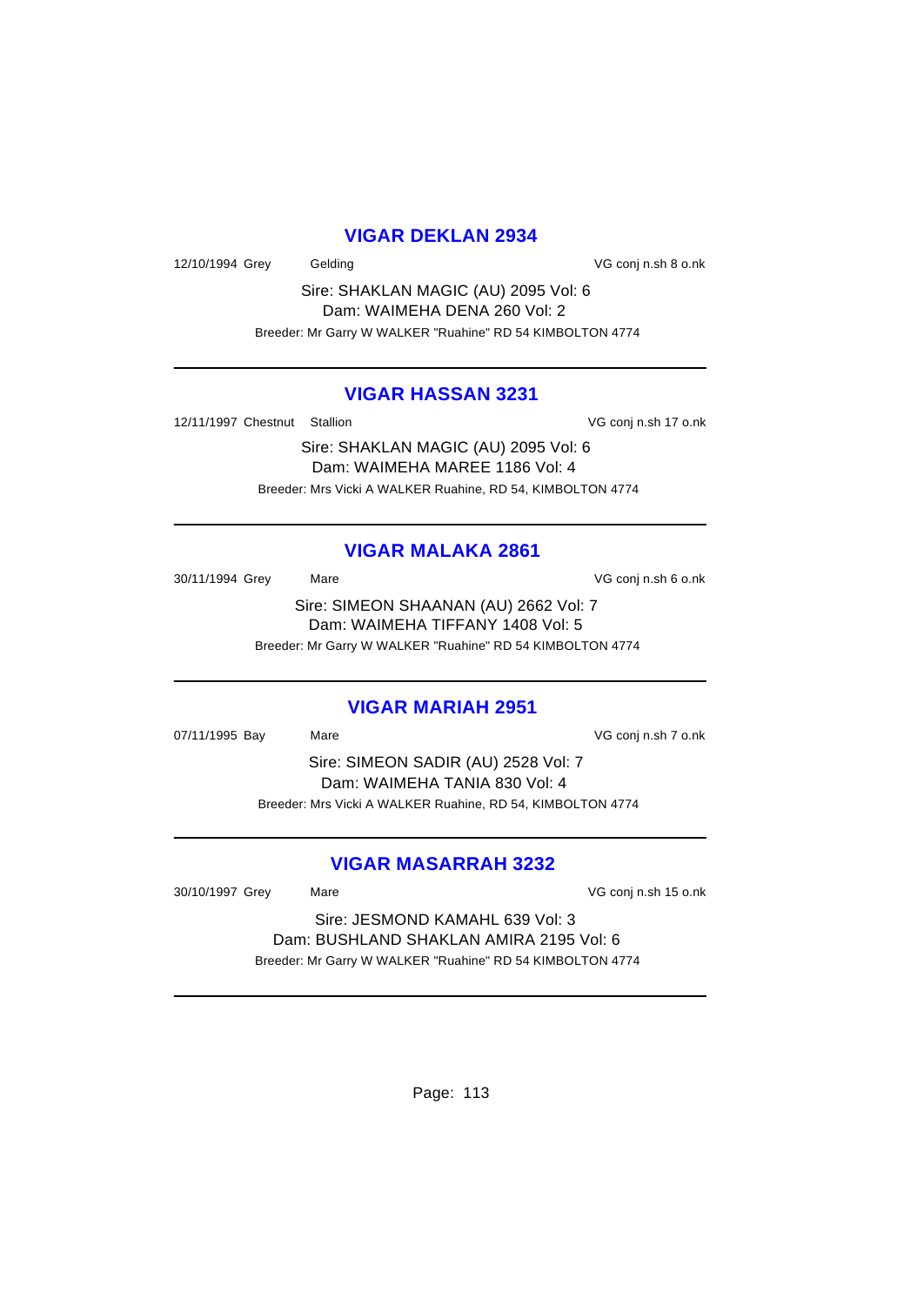## VIGAR DEKLAN 2934

12/10/1994 Grey Gelding VG conj n.sh 8 o.nk

Sire: SHAKLAN MAGIC (AU) 2095 Vol: 6
Dam: WAIMEHA DENA 260 Vol: 2

Breeder: Mr Garry W WALKER "Ruahine" RD 54 KIMBOLTON 4774

---

## VIGAR HASSAN 3231

12/11/1997 Chestnut Stallion VG conj n.sh 17 o.nk

Sire: SHAKLAN MAGIC (AU) 2095 Vol: 6
Dam: WAIMEHA MAREE 1186 Vol: 4

Breeder: Mrs Vicki A WALKER Ruahine, RD 54, KIMBOLTON 4774

---

## VIGAR MALAKA 2861

30/11/1994 Grey Mare VG conj n.sh 6 o.nk

Sire: SIMEON SHAANAN (AU) 2662 Vol: 7
Dam: WAIMEHA TIFFANY 1408 Vol: 5

Breeder: Mr Garry W WALKER "Ruahine" RD 54 KIMBOLTON 4774

---

## VIGAR MARIAH 2951

07/11/1995 Bay Mare VG conj n.sh 7 o.nk

Sire: SIMEON SADIR (AU) 2528 Vol: 7
Dam: WAIMEHA TANIA 830 Vol: 4

Breeder: Mrs Vicki A WALKER Ruahine, RD 54, KIMBOLTON 4774

---

## VIGAR MASARRAH 3232

30/10/1997 Grey Mare VG conj n.sh 15 o.nk

Sire: JESMOND KAMAHL 639 Vol: 3
Dam: BUSHLAND SHAKLAN AMIRA 2195 Vol: 6

Breeder: Mr Garry W WALKER "Ruahine" RD 54 KIMBOLTON 4774

---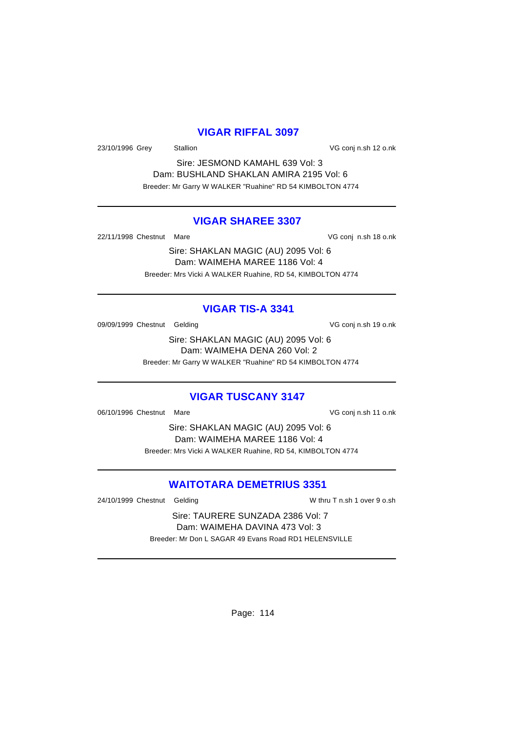## VIGAR RIFFAL 3097

23/10/1996 Grey Stallion VG conj n.sh 12 o.nk

Sire: JESMOND KAMAHL 639 Vol: 3
Dam: BUSHLAND SHAKLAN AMIRA 2195 Vol: 6
Breeder: Mr Garry W WALKER "Ruahine" RD 54 KIMBOLTON 4774

---

## VIGAR SHAREE 3307

22/11/1998 Chestnut Mare VG conj n.sh 18 o.nk

Sire: SHAKLAN MAGIC (AU) 2095 Vol: 6
Dam: WAIMEHA MAREE 1186 Vol: 4
Breeder: Mrs Vicki A WALKER Ruahine, RD 54, KIMBOLTON 4774

---

## VIGAR TIS-A 3341

09/09/1999 Chestnut Gelding VG conj n.sh 19 o.nk

Sire: SHAKLAN MAGIC (AU) 2095 Vol: 6
Dam: WAIMEHA DENA 260 Vol: 2
Breeder: Mr Garry W WALKER "Ruahine" RD 54 KIMBOLTON 4774

---

## VIGAR TUSCANY 3147

06/10/1996 Chestnut Mare VG conj n.sh 11 o.nk

Sire: SHAKLAN MAGIC (AU) 2095 Vol: 6
Dam: WAIMEHA MAREE 1186 Vol: 4
Breeder: Mrs Vicki A WALKER Ruahine, RD 54, KIMBOLTON 4774

---

## WAITOTARA DEMETRIUS 3351

24/10/1999 Chestnut Gelding W thru T n.sh 1 over 9 o.sh

Sire: TAURERE SUNZADA 2386 Vol: 7
Dam: WAIMEHA DAVINA 473 Vol: 3
Breeder: Mr Don L SAGAR 49 Evans Road RD1 HELENSVILLE

---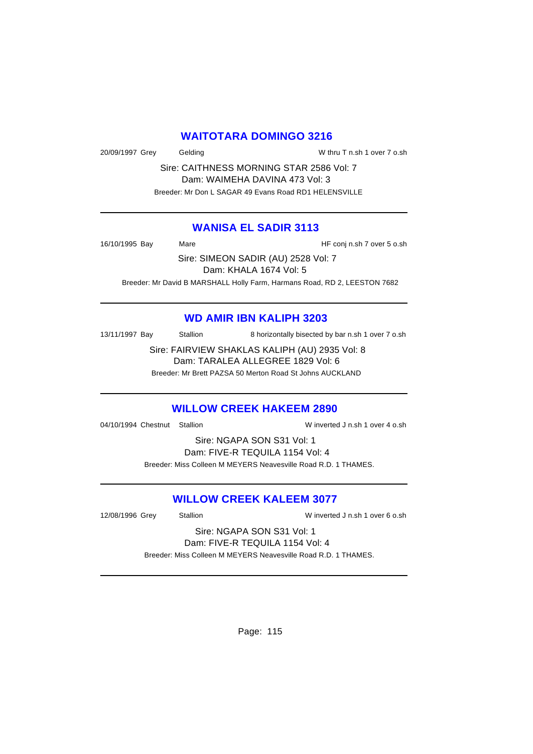## WAITOTARA DOMINGO 3216

20/09/1997 Grey Gelding W thru T n.sh 1 over 7 o.sh

Sire: CAITHNESS MORNING STAR 2586 Vol: 7
Dam: WAIMEHA DAVINA 473 Vol: 3
Breeder: Mr Don L SAGAR 49 Evans Road RD1 HELENSVILLE

---

## WANISA EL SADIR 3113

16/10/1995 Bay Mare HF conj n.sh 7 over 5 o.sh

Sire: SIMEON SADIR (AU) 2528 Vol: 7
Dam: KHALA 1674 Vol: 5
Breeder: Mr David B MARSHALL Holly Farm, Harmans Road, RD 2, LEESTON 7682

---

## WD AMIR IBN KALIPH 3203

13/11/1997 Bay Stallion 8 horizontally bisected by bar n.sh 1 over 7 o.sh

Sire: FAIRVIEW SHAKLAS KALIPH (AU) 2935 Vol: 8
Dam: TARALEA ALLEGREE 1829 Vol: 6
Breeder: Mr Brett PAZSA 50 Merton Road St Johns AUCKLAND

---

## WILLOW CREEK HAKEEM 2890

04/10/1994 Chestnut Stallion W inverted J n.sh 1 over 4 o.sh

Sire: NGAPA SON S31 Vol: 1
Dam: FIVE-R TEQUILA 1154 Vol: 4
Breeder: Miss Colleen M MEYERS Neavesville Road R.D. 1 THAMES.

---

## WILLOW CREEK KALEEM 3077

12/08/1996 Grey Stallion W inverted J n.sh 1 over 6 o.sh

Sire: NGAPA SON S31 Vol: 1
Dam: FIVE-R TEQUILA 1154 Vol: 4
Breeder: Miss Colleen M MEYERS Neavesville Road R.D. 1 THAMES.

---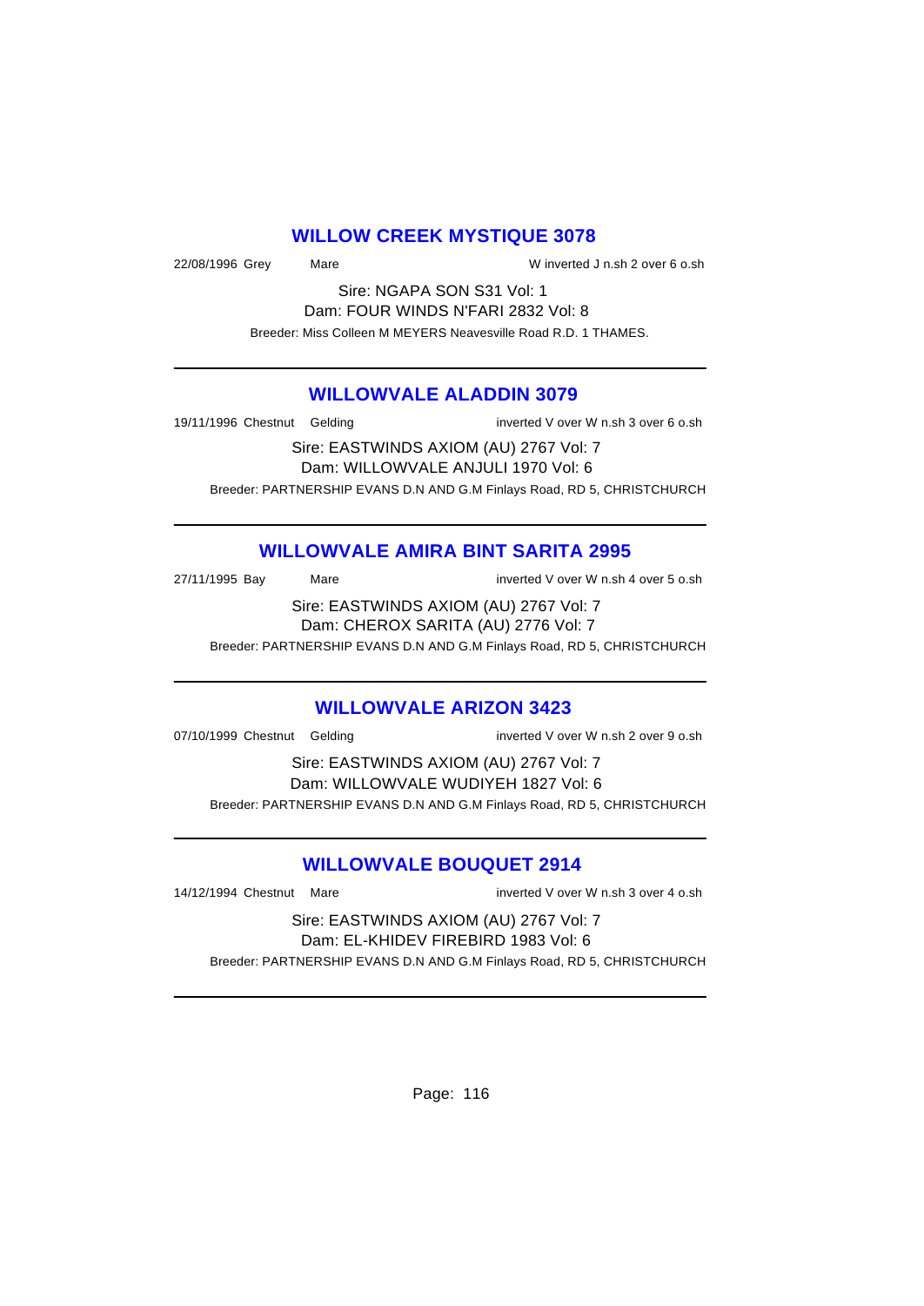## WILLOW CREEK MYSTIQUE 3078

22/08/1996 Grey Mare W inverted J n.sh 2 over 6 o.sh

Sire: NGAPA SON S31 Vol: 1
Dam: FOUR WINDS N'FARI 2832 Vol: 8

Breeder: Miss Colleen M MEYERS Neavesville Road R.D. 1 THAMES.

---

## WILLOWVALE ALADDIN 3079

19/11/1996 Chestnut Gelding inverted V over W n.sh 3 over 6 o.sh

Sire: EASTWINDS AXIOM (AU) 2767 Vol: 7
Dam: WILLOWVALE ANJULI 1970 Vol: 6

Breeder: PARTNERSHIP EVANS D.N AND G.M Finlays Road, RD 5, CHRISTCHURCH

---

## WILLOWVALE AMIRA BINT SARITA 2995

27/11/1995 Bay Mare inverted V over W n.sh 4 over 5 o.sh

Sire: EASTWINDS AXIOM (AU) 2767 Vol: 7
Dam: CHEROX SARITA (AU) 2776 Vol: 7

Breeder: PARTNERSHIP EVANS D.N AND G.M Finlays Road, RD 5, CHRISTCHURCH

---

## WILLOWVALE ARIZON 3423

07/10/1999 Chestnut Gelding inverted V over W n.sh 2 over 9 o.sh

Sire: EASTWINDS AXIOM (AU) 2767 Vol: 7
Dam: WILLOWVALE WUDIYEH 1827 Vol: 6

Breeder: PARTNERSHIP EVANS D.N AND G.M Finlays Road, RD 5, CHRISTCHURCH

---

## WILLOWVALE BOUQUET 2914

14/12/1994 Chestnut Mare inverted V over W n.sh 3 over 4 o.sh

Sire: EASTWINDS AXIOM (AU) 2767 Vol: 7
Dam: EL-KHIDEV FIREBIRD 1983 Vol: 6

Breeder: PARTNERSHIP EVANS D.N AND G.M Finlays Road, RD 5, CHRISTCHURCH

---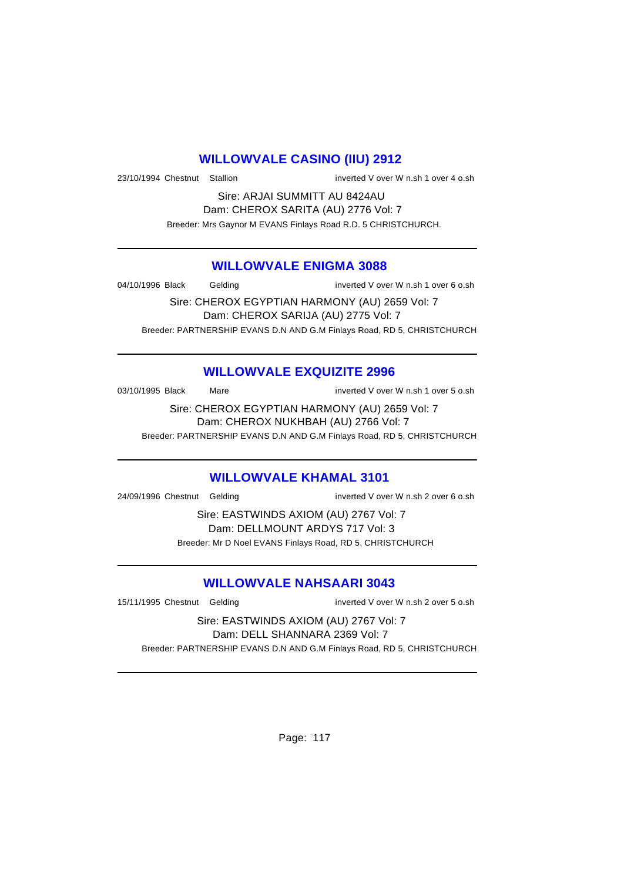## WILLOWVALE CASINO (IIU) 2912

23/10/1994 Chestnut Stallion inverted V over W n.sh 1 over 4 o.sh

Sire: ARJAI SUMMITT AU 8424AU
Dam: CHEROX SARITA (AU) 2776 Vol: 7
Breeder: Mrs Gaynor M EVANS Finlays Road R.D. 5 CHRISTCHURCH.

---

## WILLOWVALE ENIGMA 3088

04/10/1996 Black Gelding inverted V over W n.sh 1 over 6 o.sh

Sire: CHEROX EGYPTIAN HARMONY (AU) 2659 Vol: 7
Dam: CHEROX SARIJA (AU) 2775 Vol: 7
Breeder: PARTNERSHIP EVANS D.N AND G.M Finlays Road, RD 5, CHRISTCHURCH

---

## WILLOWVALE EXQUIZITE 2996

03/10/1995 Black Mare inverted V over W n.sh 1 over 5 o.sh

Sire: CHEROX EGYPTIAN HARMONY (AU) 2659 Vol: 7
Dam: CHEROX NUKHBAH (AU) 2766 Vol: 7
Breeder: PARTNERSHIP EVANS D.N AND G.M Finlays Road, RD 5, CHRISTCHURCH

---

## WILLOWVALE KHAMAL 3101

24/09/1996 Chestnut Gelding inverted V over W n.sh 2 over 6 o.sh

Sire: EASTWINDS AXIOM (AU) 2767 Vol: 7
Dam: DELLMOUNT ARDYS 717 Vol: 3
Breeder: Mr D Noel EVANS Finlays Road, RD 5, CHRISTCHURCH

---

## WILLOWVALE NAHSAARI 3043

15/11/1995 Chestnut Gelding inverted V over W n.sh 2 over 5 o.sh

Sire: EASTWINDS AXIOM (AU) 2767 Vol: 7
Dam: DELL SHANNARA 2369 Vol: 7
Breeder: PARTNERSHIP EVANS D.N AND G.M Finlays Road, RD 5, CHRISTCHURCH

---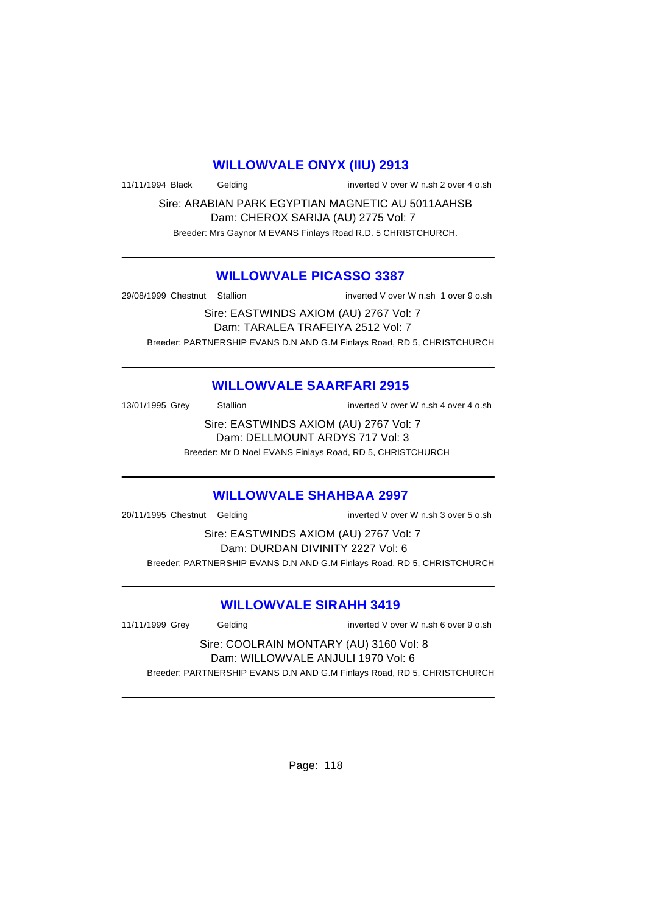## WILLOWVALE ONYX (IIU) 2913

11/11/1994 Black Gelding inverted V over W n.sh 2 over 4 o.sh

Sire: ARABIAN PARK EGYPTIAN MAGNETIC AU 5011AAHSB
Dam: CHEROX SARIJA (AU) 2775 Vol: 7
Breeder: Mrs Gaynor M EVANS Finlays Road R.D. 5 CHRISTCHURCH.

---

## WILLOWVALE PICASSO 3387

29/08/1999 Chestnut Stallion inverted V over W n.sh 1 over 9 o.sh

Sire: EASTWINDS AXIOM (AU) 2767 Vol: 7
Dam: TARALEA TRAFEIYA 2512 Vol: 7
Breeder: PARTNERSHIP EVANS D.N AND G.M Finlays Road, RD 5, CHRISTCHURCH

---

## WILLOWVALE SAARFARI 2915

13/01/1995 Grey Stallion inverted V over W n.sh 4 over 4 o.sh

Sire: EASTWINDS AXIOM (AU) 2767 Vol: 7
Dam: DELLMOUNT ARDYS 717 Vol: 3
Breeder: Mr D Noel EVANS Finlays Road, RD 5, CHRISTCHURCH

---

## WILLOWVALE SHAHBAA 2997

20/11/1995 Chestnut Gelding inverted V over W n.sh 3 over 5 o.sh

Sire: EASTWINDS AXIOM (AU) 2767 Vol: 7
Dam: DURDAN DIVINITY 2227 Vol: 6
Breeder: PARTNERSHIP EVANS D.N AND G.M Finlays Road, RD 5, CHRISTCHURCH

---

## WILLOWVALE SIRAHH 3419

11/11/1999 Grey Gelding inverted V over W n.sh 6 over 9 o.sh

Sire: COOLRAIN MONTARY (AU) 3160 Vol: 8
Dam: WILLOWVALE ANJULI 1970 Vol: 6
Breeder: PARTNERSHIP EVANS D.N AND G.M Finlays Road, RD 5, CHRISTCHURCH

---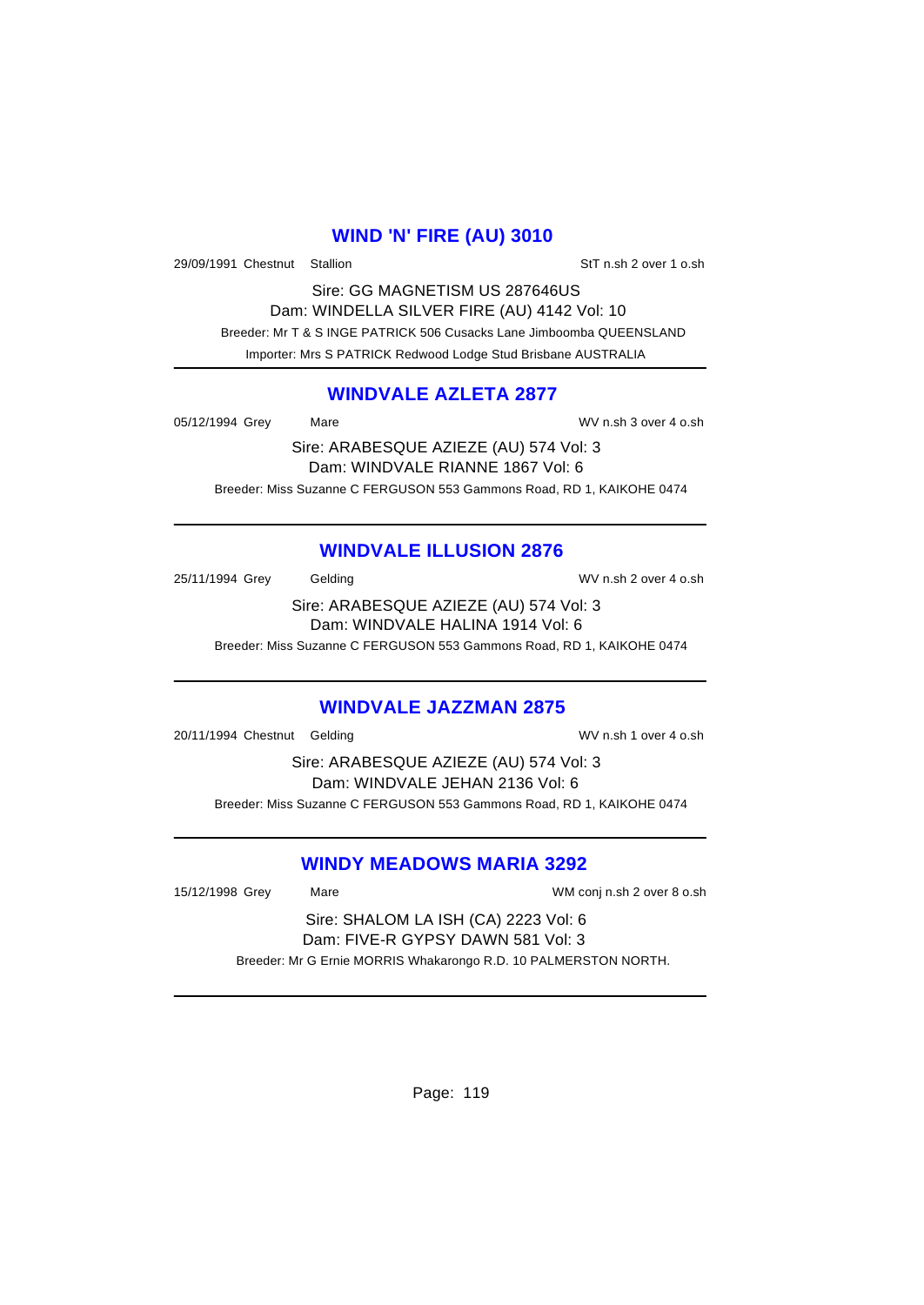## WIND 'N' FIRE (AU) 3010

29/09/1991 Chestnut Stallion StT n.sh 2 over 1 o.sh

Sire: GG MAGNETISM US 287646US
Dam: WINDELLA SILVER FIRE (AU) 4142 Vol: 10
Breeder: Mr T & S INGE PATRICK 506 Cusacks Lane Jimboomba QUEENSLAND
Importer: Mrs S PATRICK Redwood Lodge Stud Brisbane AUSTRALIA

---

## WINDVALE AZLETA 2877

05/12/1994 Grey Mare WV n.sh 3 over 4 o.sh

Sire: ARABESQUE AZIEZE (AU) 574 Vol: 3
Dam: WINDVALE RIANNE 1867 Vol: 6
Breeder: Miss Suzanne C FERGUSON 553 Gammons Road, RD 1, KAIKOHE 0474

---

## WINDVALE ILLUSION 2876

25/11/1994 Grey Gelding WV n.sh 2 over 4 o.sh

Sire: ARABESQUE AZIEZE (AU) 574 Vol: 3
Dam: WINDVALE HALINA 1914 Vol: 6
Breeder: Miss Suzanne C FERGUSON 553 Gammons Road, RD 1, KAIKOHE 0474

---

## WINDVALE JAZZMAN 2875

20/11/1994 Chestnut Gelding WV n.sh 1 over 4 o.sh

Sire: ARABESQUE AZIEZE (AU) 574 Vol: 3
Dam: WINDVALE JEHAN 2136 Vol: 6
Breeder: Miss Suzanne C FERGUSON 553 Gammons Road, RD 1, KAIKOHE 0474

---

## WINDY MEADOWS MARIA 3292

15/12/1998 Grey Mare WM conj n.sh 2 over 8 o.sh

Sire: SHALOM LA ISH (CA) 2223 Vol: 6
Dam: FIVE-R GYPSY DAWN 581 Vol: 3
Breeder: Mr G Ernie MORRIS Whakarongo R.D. 10 PALMERSTON NORTH.

---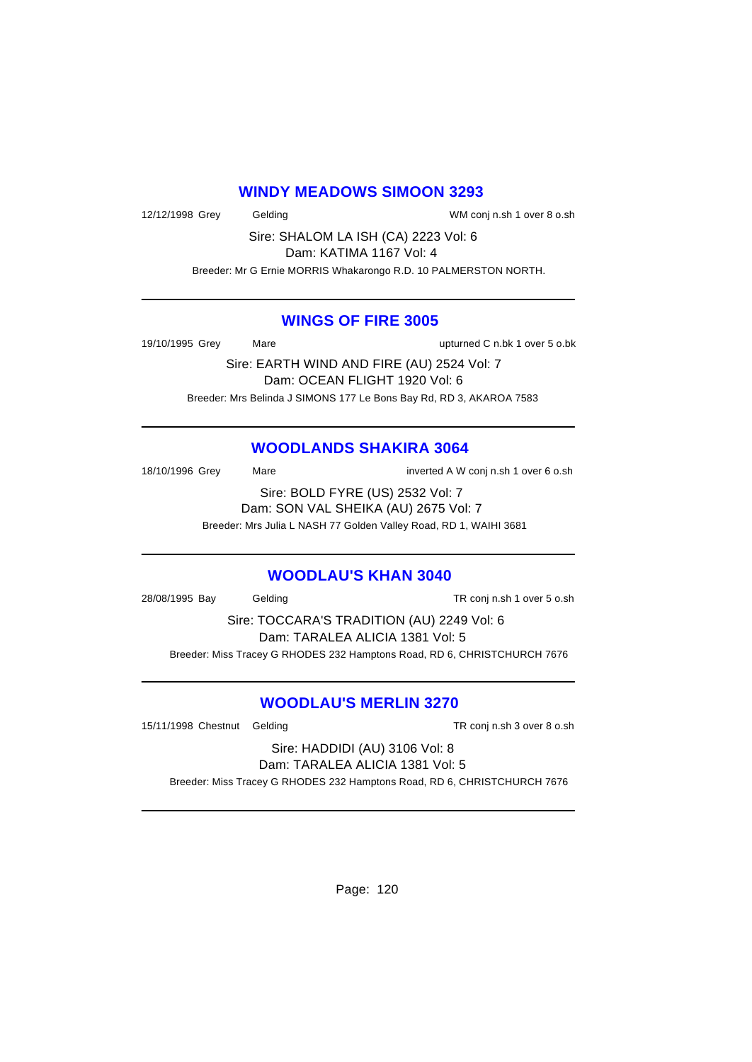## WINDY MEADOWS SIMOON 3293

12/12/1998 Grey Gelding WM conj n.sh 1 over 8 o.sh

Sire: SHALOM LA ISH (CA) 2223 Vol: 6
Dam: KATIMA 1167 Vol: 4

Breeder: Mr G Ernie MORRIS Whakarongo R.D. 10 PALMERSTON NORTH.

---

## WINGS OF FIRE 3005

19/10/1995 Grey Mare upturned C n.bk 1 over 5 o.bk

Sire: EARTH WIND AND FIRE (AU) 2524 Vol: 7
Dam: OCEAN FLIGHT 1920 Vol: 6

Breeder: Mrs Belinda J SIMONS 177 Le Bons Bay Rd, RD 3, AKAROA 7583

---

## WOODLANDS SHAKIRA 3064

18/10/1996 Grey Mare inverted A W conj n.sh 1 over 6 o.sh

Sire: BOLD FYRE (US) 2532 Vol: 7
Dam: SON VAL SHEIKA (AU) 2675 Vol: 7

Breeder: Mrs Julia L NASH 77 Golden Valley Road, RD 1, WAIHI 3681

---

## WOODLAU'S KHAN 3040

28/08/1995 Bay Gelding TR conj n.sh 1 over 5 o.sh

Sire: TOCCARA'S TRADITION (AU) 2249 Vol: 6
Dam: TARALEA ALICIA 1381 Vol: 5

Breeder: Miss Tracey G RHODES 232 Hamptons Road, RD 6, CHRISTCHURCH 7676

---

## WOODLAU'S MERLIN 3270

15/11/1998 Chestnut Gelding TR conj n.sh 3 over 8 o.sh

Sire: HADDIDI (AU) 3106 Vol: 8
Dam: TARALEA ALICIA 1381 Vol: 5

Breeder: Miss Tracey G RHODES 232 Hamptons Road, RD 6, CHRISTCHURCH 7676

---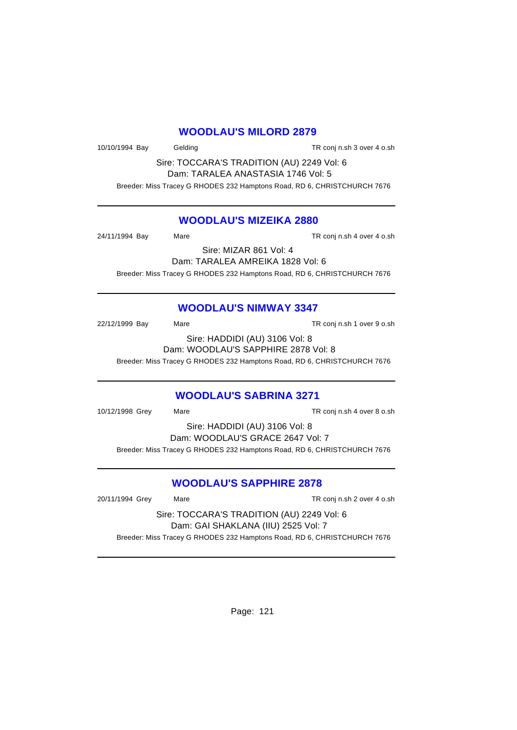## WOODLAU'S MILORD 2879

10/10/1994 Bay Gelding TR conj n.sh 3 over 4 o.sh

Sire: TOCCARA'S TRADITION (AU) 2249 Vol: 6

Dam: TARALEA ANASTASIA 1746 Vol: 5

Breeder: Miss Tracey G RHODES 232 Hamptons Road, RD 6, CHRISTCHURCH 7676

---

## WOODLAU'S MIZEIKA 2880

24/11/1994 Bay Mare TR conj n.sh 4 over 4 o.sh

Sire: MIZAR 861 Vol: 4

Dam: TARALEA AMREIKA 1828 Vol: 6

Breeder: Miss Tracey G RHODES 232 Hamptons Road, RD 6, CHRISTCHURCH 7676

---

## WOODLAU'S NIMWAY 3347

22/12/1999 Bay Mare TR conj n.sh 1 over 9 o.sh

Sire: HADDIDI (AU) 3106 Vol: 8

Dam: WOODLAU'S SAPPHIRE 2878 Vol: 8

Breeder: Miss Tracey G RHODES 232 Hamptons Road, RD 6, CHRISTCHURCH 7676

---

## WOODLAU'S SABRINA 3271

10/12/1998 Grey Mare TR conj n.sh 4 over 8 o.sh

Sire: HADDIDI (AU) 3106 Vol: 8

Dam: WOODLAU'S GRACE 2647 Vol: 7

Breeder: Miss Tracey G RHODES 232 Hamptons Road, RD 6, CHRISTCHURCH 7676

---

## WOODLAU'S SAPPHIRE 2878

20/11/1994 Grey Mare TR conj n.sh 2 over 4 o.sh

Sire: TOCCARA'S TRADITION (AU) 2249 Vol: 6

Dam: GAI SHAKLANA (IIU) 2525 Vol: 7

Breeder: Miss Tracey G RHODES 232 Hamptons Road, RD 6, CHRISTCHURCH 7676

---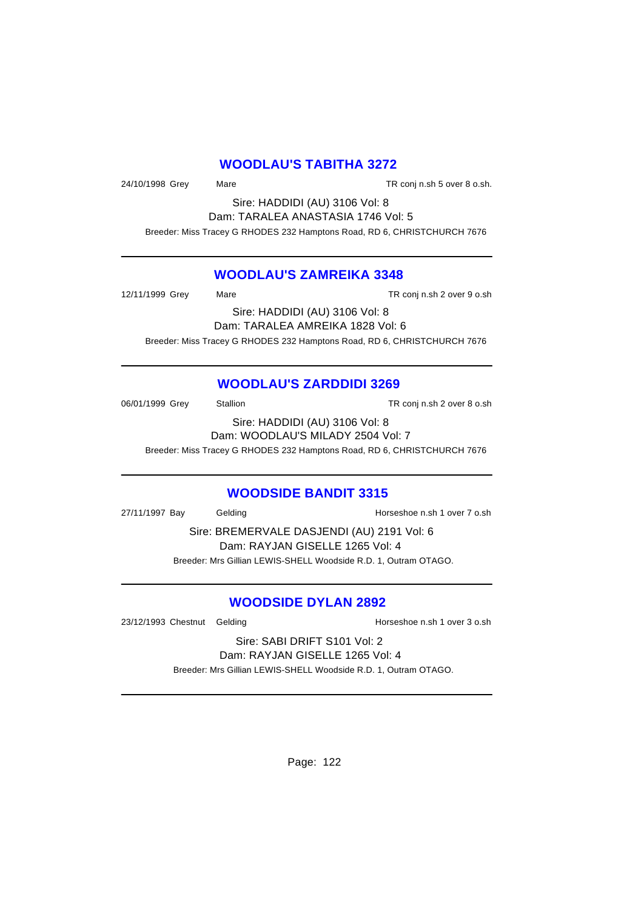## WOODLAU'S TABITHA 3272

24/10/1998 Grey Mare TR conj n.sh 5 over 8 o.sh.

Sire: HADDIDI (AU) 3106 Vol: 8
Dam: TARALEA ANASTASIA 1746 Vol: 5

Breeder: Miss Tracey G RHODES 232 Hamptons Road, RD 6, CHRISTCHURCH 7676

---

## WOODLAU'S ZAMREIKA 3348

12/11/1999 Grey Mare TR conj n.sh 2 over 9 o.sh

Sire: HADDIDI (AU) 3106 Vol: 8
Dam: TARALEA AMREIKA 1828 Vol: 6

Breeder: Miss Tracey G RHODES 232 Hamptons Road, RD 6, CHRISTCHURCH 7676

---

## WOODLAU'S ZARDDIDI 3269

06/01/1999 Grey Stallion TR conj n.sh 2 over 8 o.sh

Sire: HADDIDI (AU) 3106 Vol: 8
Dam: WOODLAU'S MILADY 2504 Vol: 7

Breeder: Miss Tracey G RHODES 232 Hamptons Road, RD 6, CHRISTCHURCH 7676

---

## WOODSIDE BANDIT 3315

27/11/1997 Bay Gelding Horseshoe n.sh 1 over 7 o.sh

Sire: BREMERVALE DASJENDI (AU) 2191 Vol: 6
Dam: RAYJAN GISELLE 1265 Vol: 4

Breeder: Mrs Gillian LEWIS-SHELL Woodside R.D. 1, Outram OTAGO.

---

## WOODSIDE DYLAN 2892

23/12/1993 Chestnut Gelding Horseshoe n.sh 1 over 3 o.sh

Sire: SABI DRIFT S101 Vol: 2
Dam: RAYJAN GISELLE 1265 Vol: 4

Breeder: Mrs Gillian LEWIS-SHELL Woodside R.D. 1, Outram OTAGO.

---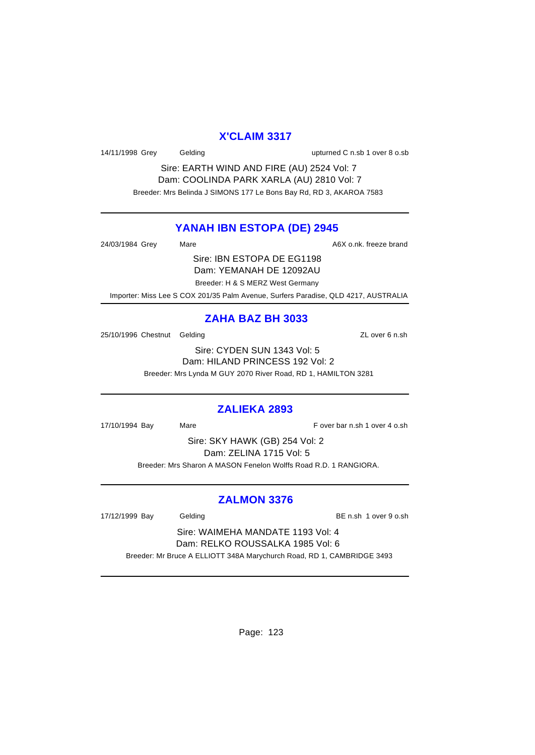## X'CLAIM 3317

14/11/1998 Grey Gelding upturned C n.sb 1 over 8 o.sb

Sire: EARTH WIND AND FIRE (AU) 2524 Vol: 7
Dam: COOLINDA PARK XARLA (AU) 2810 Vol: 7
Breeder: Mrs Belinda J SIMONS 177 Le Bons Bay Rd, RD 3, AKAROA 7583

---

## YANAH IBN ESTOPA (DE) 2945

24/03/1984 Grey Mare A6X o.nk. freeze brand

Sire: IBN ESTOPA DE EG1198
Dam: YEMANAH DE 12092AU
Breeder: H & S MERZ West Germany
Importer: Miss Lee S COX 201/35 Palm Avenue, Surfers Paradise, QLD 4217, AUSTRALIA

---

## ZAHA BAZ BH 3033

25/10/1996 Chestnut Gelding ZL over 6 n.sh

Sire: CYDEN SUN 1343 Vol: 5
Dam: HILAND PRINCESS 192 Vol: 2
Breeder: Mrs Lynda M GUY 2070 River Road, RD 1, HAMILTON 3281

---

## ZALIEKA 2893

17/10/1994 Bay Mare F over bar n.sh 1 over 4 o.sh

Sire: SKY HAWK (GB) 254 Vol: 2
Dam: ZELINA 1715 Vol: 5
Breeder: Mrs Sharon A MASON Fenelon Wolffs Road R.D. 1 RANGIORA.

---

## ZALMON 3376

17/12/1999 Bay Gelding BE n.sh 1 over 9 o.sh

Sire: WAIMEHA MANDATE 1193 Vol: 4
Dam: RELKO ROUSSALKA 1985 Vol: 6
Breeder: Mr Bruce A ELLIOTT 348A Marychurch Road, RD 1, CAMBRIDGE 3493

---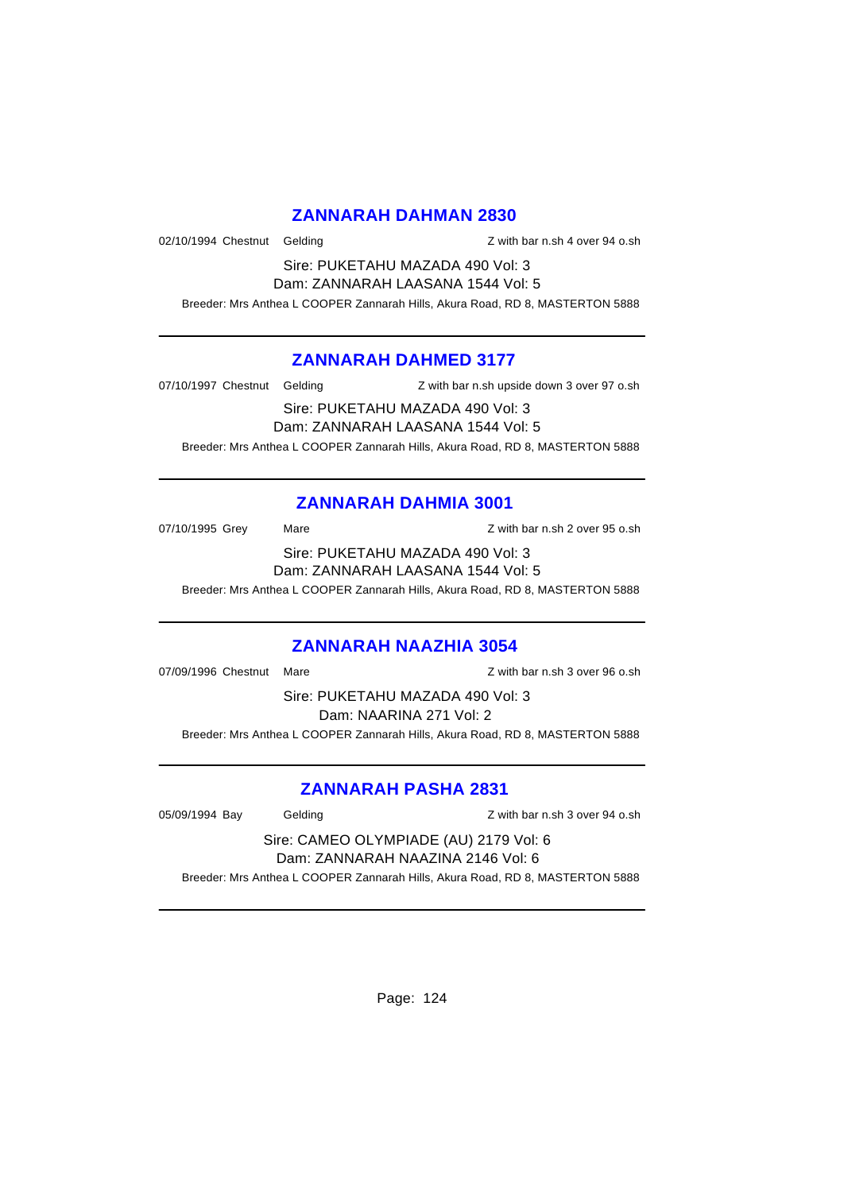## ZANNARAH DAHMAN 2830

02/10/1994 Chestnut Gelding Z with bar n.sh 4 over 94 o.sh

Sire: PUKETAHU MAZADA 490 Vol: 3
Dam: ZANNARAH LAASANA 1544 Vol: 5
Breeder: Mrs Anthea L COOPER Zannarah Hills, Akura Road, RD 8, MASTERTON 5888

---

## ZANNARAH DAHMED 3177

07/10/1997 Chestnut Gelding Z with bar n.sh upside down 3 over 97 o.sh

Sire: PUKETAHU MAZADA 490 Vol: 3
Dam: ZANNARAH LAASANA 1544 Vol: 5
Breeder: Mrs Anthea L COOPER Zannarah Hills, Akura Road, RD 8, MASTERTON 5888

---

## ZANNARAH DAHMIA 3001

07/10/1995 Grey Mare Z with bar n.sh 2 over 95 o.sh

Sire: PUKETAHU MAZADA 490 Vol: 3
Dam: ZANNARAH LAASANA 1544 Vol: 5
Breeder: Mrs Anthea L COOPER Zannarah Hills, Akura Road, RD 8, MASTERTON 5888

---

## ZANNARAH NAAZHIA 3054

07/09/1996 Chestnut Mare Z with bar n.sh 3 over 96 o.sh

Sire: PUKETAHU MAZADA 490 Vol: 3
Dam: NAARINA 271 Vol: 2
Breeder: Mrs Anthea L COOPER Zannarah Hills, Akura Road, RD 8, MASTERTON 5888

---

## ZANNARAH PASHA 2831

05/09/1994 Bay Gelding Z with bar n.sh 3 over 94 o.sh

Sire: CAMEO OLYMPIADE (AU) 2179 Vol: 6
Dam: ZANNARAH NAAZINA 2146 Vol: 6
Breeder: Mrs Anthea L COOPER Zannarah Hills, Akura Road, RD 8, MASTERTON 5888

---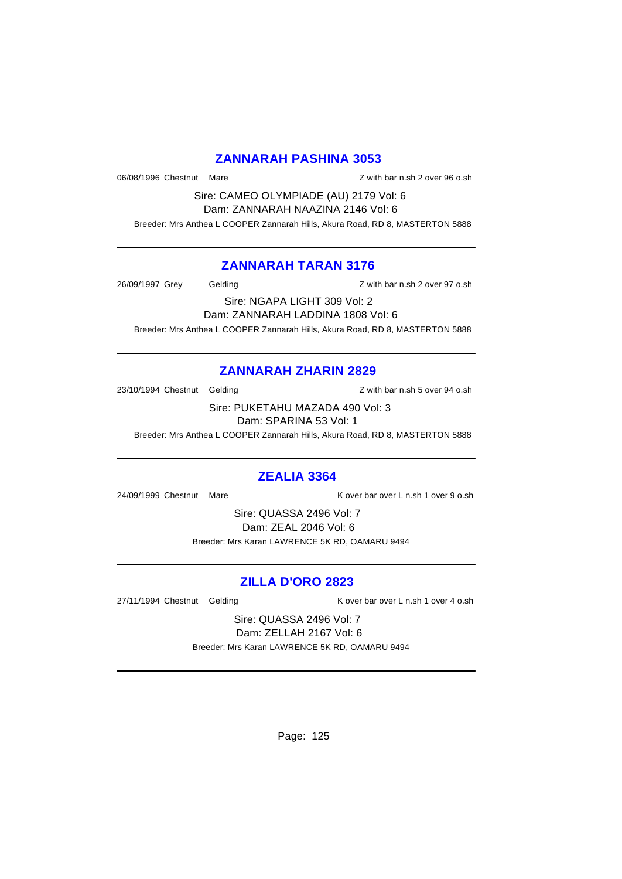## ZANNARAH PASHINA 3053

06/08/1996 Chestnut Mare Z with bar n.sh 2 over 96 o.sh

Sire: CAMEO OLYMPIADE (AU) 2179 Vol: 6
Dam: ZANNARAH NAAZINA 2146 Vol: 6

Breeder: Mrs Anthea L COOPER Zannarah Hills, Akura Road, RD 8, MASTERTON 5888

---

## ZANNARAH TARAN 3176

26/09/1997 Grey Gelding Z with bar n.sh 2 over 97 o.sh

Sire: NGAPA LIGHT 309 Vol: 2
Dam: ZANNARAH LADDINA 1808 Vol: 6

Breeder: Mrs Anthea L COOPER Zannarah Hills, Akura Road, RD 8, MASTERTON 5888

---

## ZANNARAH ZHARIN 2829

23/10/1994 Chestnut Gelding Z with bar n.sh 5 over 94 o.sh

Sire: PUKETAHU MAZADA 490 Vol: 3
Dam: SPARINA 53 Vol: 1

Breeder: Mrs Anthea L COOPER Zannarah Hills, Akura Road, RD 8, MASTERTON 5888

---

## ZEALIA 3364

24/09/1999 Chestnut Mare K over bar over L n.sh 1 over 9 o.sh

Sire: QUASSA 2496 Vol: 7
Dam: ZEAL 2046 Vol: 6

Breeder: Mrs Karan LAWRENCE 5K RD, OAMARU 9494

---

## ZILLA D'ORO 2823

27/11/1994 Chestnut Gelding K over bar over L n.sh 1 over 4 o.sh

Sire: QUASSA 2496 Vol: 7
Dam: ZELLAH 2167 Vol: 6

Breeder: Mrs Karan LAWRENCE 5K RD, OAMARU 9494

---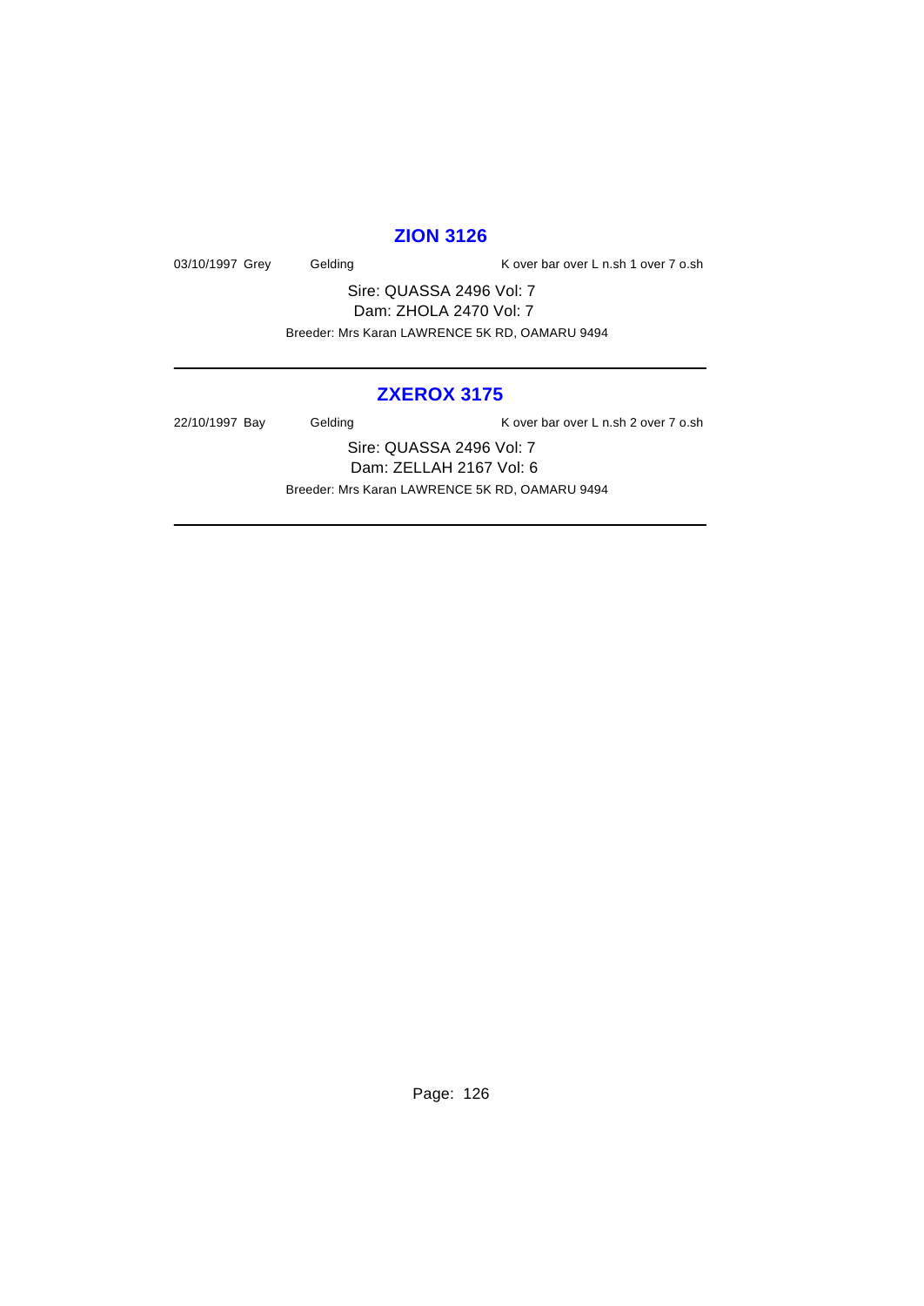## ZION 3126

03/10/1997 Grey Gelding K over bar over L n.sh 1 over 7 o.sh

Sire: QUASSA 2496 Vol: 7

Dam: ZHOLA 2470 Vol: 7

Breeder: Mrs Karan LAWRENCE 5K RD, OAMARU 9494

---

## ZXEROX 3175

22/10/1997 Bay Gelding K over bar over L n.sh 2 over 7 o.sh

Sire: QUASSA 2496 Vol: 7

Dam: ZELLAH 2167 Vol: 6

Breeder: Mrs Karan LAWRENCE 5K RD, OAMARU 9494

---